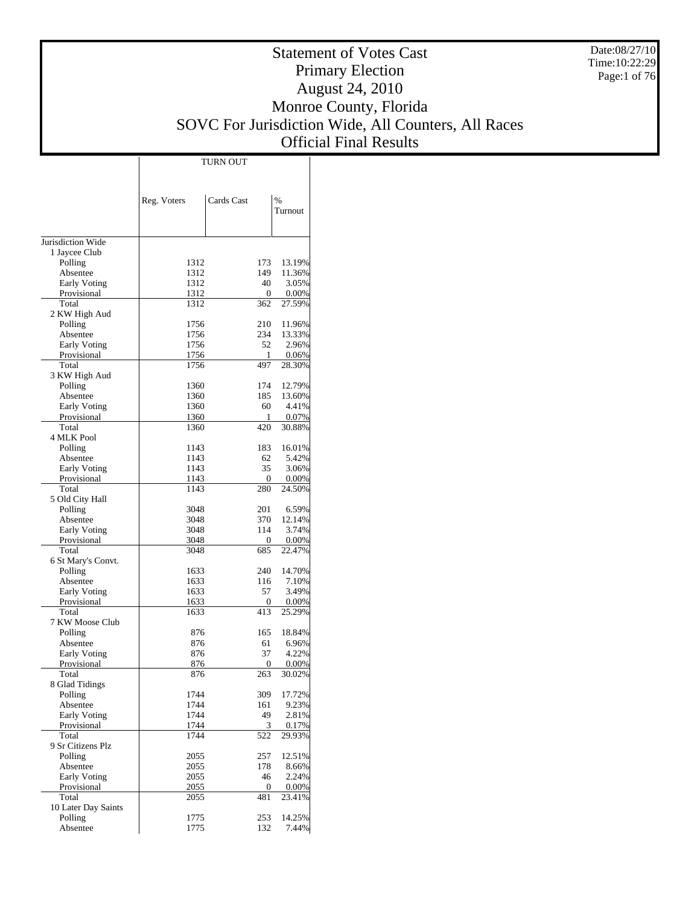# Statement of Votes Cast
# Primary Election
# August 24, 2010
# Monroe County, Florida
# SOVC For Jurisdiction Wide, All Counters, All Races
# Official Final Results

Date:08/27/10
Time:10:22:29

| | TURN OUT | | |
|---|---|---|---|
| | Reg. Voters | Cards Cast | % Turnout |
| Jurisdiction Wide | | | |
| 1 Jaycee Club | | | |
| Polling | 1312 | 173 | 13.19% |
| Absentee | 1312 | 149 | 11.36% |
| Early Voting | 1312 | 40 | 3.05% |
| Provisional | 1312 | 0 | 0.00% |
| Total | 1312 | 362 | 27.59% |
| 2 KW High Aud | | | |
| Polling | 1756 | 210 | 11.96% |
| Absentee | 1756 | 234 | 13.33% |
| Early Voting | 1756 | 52 | 2.96% |
| Provisional | 1756 | 1 | 0.06% |
| Total | 1756 | 497 | 28.30% |
| 3 KW High Aud | | | |
| Polling | 1360 | 174 | 12.79% |
| Absentee | 1360 | 185 | 13.60% |
| Early Voting | 1360 | 60 | 4.41% |
| Provisional | 1360 | 1 | 0.07% |
| Total | 1360 | 420 | 30.88% |
| 4 MLK Pool | | | |
| Polling | 1143 | 183 | 16.01% |
| Absentee | 1143 | 62 | 5.42% |
| Early Voting | 1143 | 35 | 3.06% |
| Provisional | 1143 | 0 | 0.00% |
| Total | 1143 | 280 | 24.50% |
| 5 Old City Hall | | | |
| Polling | 3048 | 201 | 6.59% |
| Absentee | 3048 | 370 | 12.14% |
| Early Voting | 3048 | 114 | 3.74% |
| Provisional | 3048 | 0 | 0.00% |
| Total | 3048 | 685 | 22.47% |
| 6 St Mary's Convt. | | | |
| Polling | 1633 | 240 | 14.70% |
| Absentee | 1633 | 116 | 7.10% |
| Early Voting | 1633 | 57 | 3.49% |
| Provisional | 1633 | 0 | 0.00% |
| Total | 1633 | 413 | 25.29% |
| 7 KW Moose Club | | | |
| Polling | 876 | 165 | 18.84% |
| Absentee | 876 | 61 | 6.96% |
| Early Voting | 876 | 37 | 4.22% |
| Provisional | 876 | 0 | 0.00% |
| Total | 876 | 263 | 30.02% |
| 8 Glad Tidings | | | |
| Polling | 1744 | 309 | 17.72% |
| Absentee | 1744 | 161 | 9.23% |
| Early Voting | 1744 | 49 | 2.81% |
| Provisional | 1744 | 3 | 0.17% |
| Total | 1744 | 522 | 29.93% |
| 9 Sr Citizens Plz | | | |
| Polling | 2055 | 257 | 12.51% |
| Absentee | 2055 | 178 | 8.66% |
| Early Voting | 2055 | 46 | 2.24% |
| Provisional | 2055 | 0 | 0.00% |
| Total | 2055 | 481 | 23.41% |
| 10 Later Day Saints | | | |
| Polling | 1775 | 253 | 14.25% |
| Absentee | 1775 | 132 | 7.44% |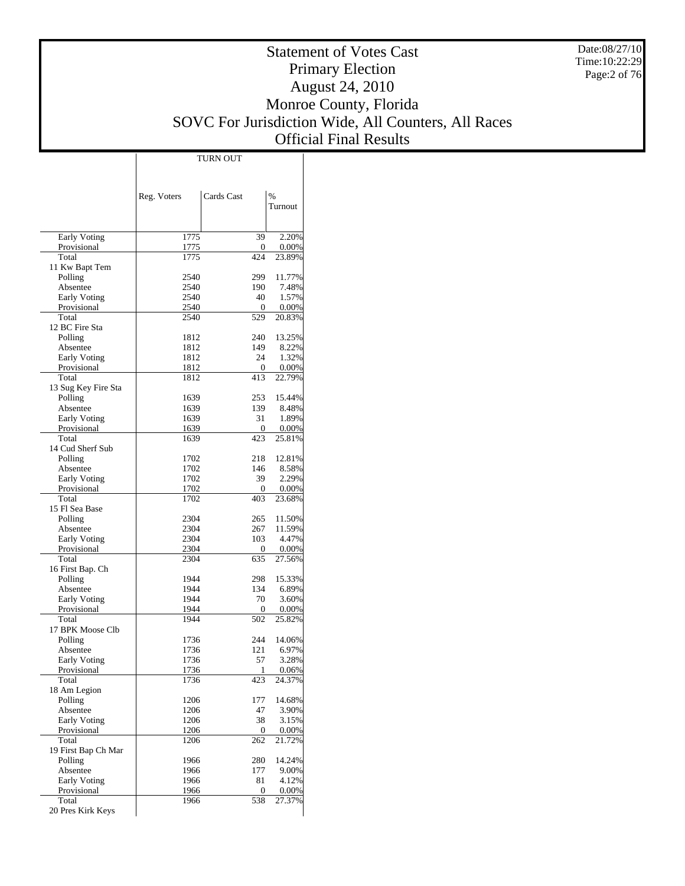# Statement of Votes Cast
## Primary Election
## August 24, 2010
## Monroe County, Florida
## SOVC For Jurisdiction Wide, All Counters, All Races
## Official Final Results

Date:08/27/10
Time:10:22:29

| | TURN OUT | | |
|---|---|---|---|
| | Reg. Voters | Cards Cast | % Turnout |
| Early Voting | 1775 | 39 | 2.20% |
| Provisional | 1775 | 0 | 0.00% |
| Total | 1775 | 424 | 23.89% |
| 11 Kw Bapt Tem | | | |
| Polling | 2540 | 299 | 11.77% |
| Absentee | 2540 | 190 | 7.48% |
| Early Voting | 2540 | 40 | 1.57% |
| Provisional | 2540 | 0 | 0.00% |
| Total | 2540 | 529 | 20.83% |
| 12 BC Fire Sta | | | |
| Polling | 1812 | 240 | 13.25% |
| Absentee | 1812 | 149 | 8.22% |
| Early Voting | 1812 | 24 | 1.32% |
| Provisional | 1812 | 0 | 0.00% |
| Total | 1812 | 413 | 22.79% |
| 13 Sug Key Fire Sta | | | |
| Polling | 1639 | 253 | 15.44% |
| Absentee | 1639 | 139 | 8.48% |
| Early Voting | 1639 | 31 | 1.89% |
| Provisional | 1639 | 0 | 0.00% |
| Total | 1639 | 423 | 25.81% |
| 14 Cud Sherf Sub | | | |
| Polling | 1702 | 218 | 12.81% |
| Absentee | 1702 | 146 | 8.58% |
| Early Voting | 1702 | 39 | 2.29% |
| Provisional | 1702 | 0 | 0.00% |
| Total | 1702 | 403 | 23.68% |
| 15 Fl Sea Base | | | |
| Polling | 2304 | 265 | 11.50% |
| Absentee | 2304 | 267 | 11.59% |
| Early Voting | 2304 | 103 | 4.47% |
| Provisional | 2304 | 0 | 0.00% |
| Total | 2304 | 635 | 27.56% |
| 16 First Bap. Ch | | | |
| Polling | 1944 | 298 | 15.33% |
| Absentee | 1944 | 134 | 6.89% |
| Early Voting | 1944 | 70 | 3.60% |
| Provisional | 1944 | 0 | 0.00% |
| Total | 1944 | 502 | 25.82% |
| 17 BPK Moose Clb | | | |
| Polling | 1736 | 244 | 14.06% |
| Absentee | 1736 | 121 | 6.97% |
| Early Voting | 1736 | 57 | 3.28% |
| Provisional | 1736 | 1 | 0.06% |
| Total | 1736 | 423 | 24.37% |
| 18 Am Legion | | | |
| Polling | 1206 | 177 | 14.68% |
| Absentee | 1206 | 47 | 3.90% |
| Early Voting | 1206 | 38 | 3.15% |
| Provisional | 1206 | 0 | 0.00% |
| Total | 1206 | 262 | 21.72% |
| 19 First Bap Ch Mar | | | |
| Polling | 1966 | 280 | 14.24% |
| Absentee | 1966 | 177 | 9.00% |
| Early Voting | 1966 | 81 | 4.12% |
| Provisional | 1966 | 0 | 0.00% |
| Total | 1966 | 538 | 27.37% |
| 20 Pres Kirk Keys | | | |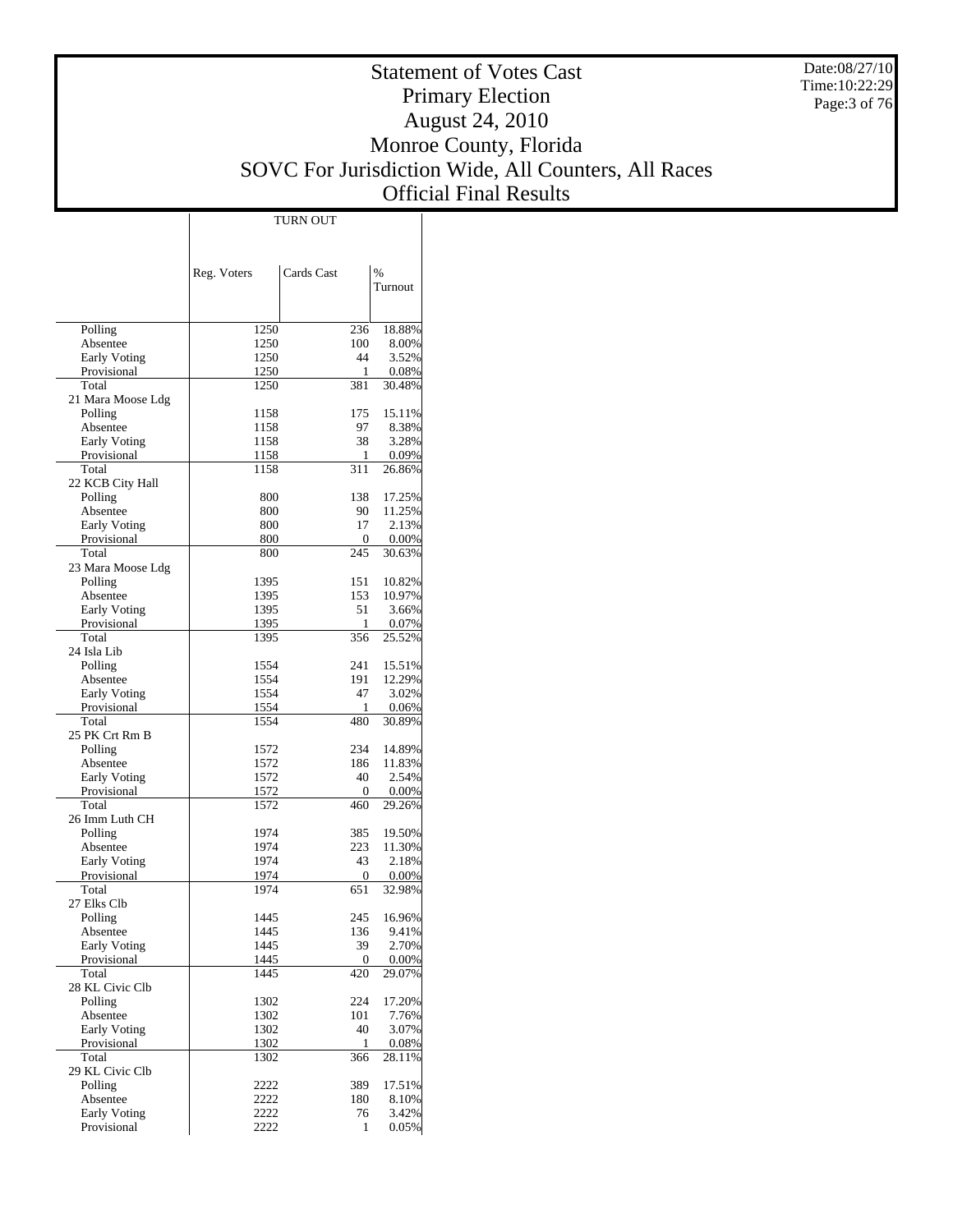# Statement of Votes Cast
## Primary Election
## August 24, 2010
## Monroe County, Florida
## SOVC For Jurisdiction Wide, All Counters, All Races
## Official Final Results

Date:08/27/10
Time:10:22:29

| | TURN OUT | | |
|---|---|---|---|
| | Reg. Voters | Cards Cast | % Turnout |
| Polling | 1250 | 236 | 18.88% |
| Absentee | 1250 | 100 | 8.00% |
| Early Voting | 1250 | 44 | 3.52% |
| Provisional | 1250 | 1 | 0.08% |
| Total | 1250 | 381 | 30.48% |
| 21 Mara Moose Ldg | | | |
| Polling | 1158 | 175 | 15.11% |
| Absentee | 1158 | 97 | 8.38% |
| Early Voting | 1158 | 38 | 3.28% |
| Provisional | 1158 | 1 | 0.09% |
| Total | 1158 | 311 | 26.86% |
| 22 KCB City Hall | | | |
| Polling | 800 | 138 | 17.25% |
| Absentee | 800 | 90 | 11.25% |
| Early Voting | 800 | 17 | 2.13% |
| Provisional | 800 | 0 | 0.00% |
| Total | 800 | 245 | 30.63% |
| 23 Mara Moose Ldg | | | |
| Polling | 1395 | 151 | 10.82% |
| Absentee | 1395 | 153 | 10.97% |
| Early Voting | 1395 | 51 | 3.66% |
| Provisional | 1395 | 1 | 0.07% |
| Total | 1395 | 356 | 25.52% |
| 24 Isla Lib | | | |
| Polling | 1554 | 241 | 15.51% |
| Absentee | 1554 | 191 | 12.29% |
| Early Voting | 1554 | 47 | 3.02% |
| Provisional | 1554 | 1 | 0.06% |
| Total | 1554 | 480 | 30.89% |
| 25 PK Crt Rm B | | | |
| Polling | 1572 | 234 | 14.89% |
| Absentee | 1572 | 186 | 11.83% |
| Early Voting | 1572 | 40 | 2.54% |
| Provisional | 1572 | 0 | 0.00% |
| Total | 1572 | 460 | 29.26% |
| 26 Imm Luth CH | | | |
| Polling | 1974 | 385 | 19.50% |
| Absentee | 1974 | 223 | 11.30% |
| Early Voting | 1974 | 43 | 2.18% |
| Provisional | 1974 | 0 | 0.00% |
| Total | 1974 | 651 | 32.98% |
| 27 Elks Clb | | | |
| Polling | 1445 | 245 | 16.96% |
| Absentee | 1445 | 136 | 9.41% |
| Early Voting | 1445 | 39 | 2.70% |
| Provisional | 1445 | 0 | 0.00% |
| Total | 1445 | 420 | 29.07% |
| 28 KL Civic Clb | | | |
| Polling | 1302 | 224 | 17.20% |
| Absentee | 1302 | 101 | 7.76% |
| Early Voting | 1302 | 40 | 3.07% |
| Provisional | 1302 | 1 | 0.08% |
| Total | 1302 | 366 | 28.11% |
| 29 KL Civic Clb | | | |
| Polling | 2222 | 389 | 17.51% |
| Absentee | 2222 | 180 | 8.10% |
| Early Voting | 2222 | 76 | 3.42% |
| Provisional | 2222 | 1 | 0.05% |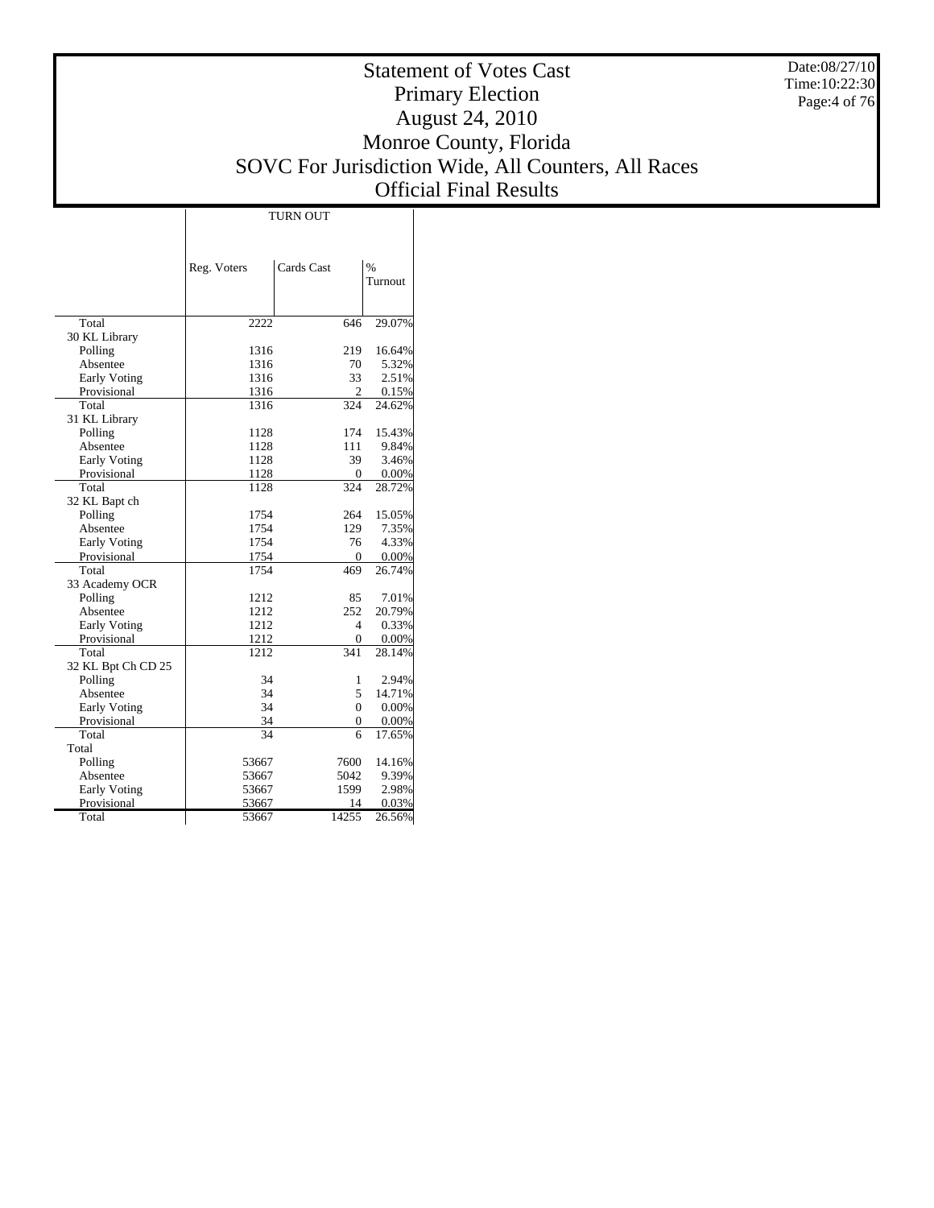# Statement of Votes Cast
# Primary Election
# August 24, 2010
# Monroe County, Florida
# SOVC For Jurisdiction Wide, All Counters, All Races
# Official Final Results

Date:08/27/10
Time:10:22:30

| | TURN OUT | | |
|---|---|---|---|
| | Reg. Voters | Cards Cast | % Turnout |
| Total | 2222 | 646 | 29.07% |
| 30 KL Library | | | |
| Polling | 1316 | 219 | 16.64% |
| Absentee | 1316 | 70 | 5.32% |
| Early Voting | 1316 | 33 | 2.51% |
| Provisional | 1316 | 2 | 0.15% |
| Total | 1316 | 324 | 24.62% |
| 31 KL Library | | | |
| Polling | 1128 | 174 | 15.43% |
| Absentee | 1128 | 111 | 9.84% |
| Early Voting | 1128 | 39 | 3.46% |
| Provisional | 1128 | 0 | 0.00% |
| Total | 1128 | 324 | 28.72% |
| 32 KL Bapt ch | | | |
| Polling | 1754 | 264 | 15.05% |
| Absentee | 1754 | 129 | 7.35% |
| Early Voting | 1754 | 76 | 4.33% |
| Provisional | 1754 | 0 | 0.00% |
| Total | 1754 | 469 | 26.74% |
| 33 Academy OCR | | | |
| Polling | 1212 | 85 | 7.01% |
| Absentee | 1212 | 252 | 20.79% |
| Early Voting | 1212 | 4 | 0.33% |
| Provisional | 1212 | 0 | 0.00% |
| Total | 1212 | 341 | 28.14% |
| 32 KL Bpt Ch CD 25 | | | |
| Polling | 34 | 1 | 2.94% |
| Absentee | 34 | 5 | 14.71% |
| Early Voting | 34 | 0 | 0.00% |
| Provisional | 34 | 0 | 0.00% |
| Total | 34 | 6 | 17.65% |
| Total | | | |
| Polling | 53667 | 7600 | 14.16% |
| Absentee | 53667 | 5042 | 9.39% |
| Early Voting | 53667 | 1599 | 2.98% |
| Provisional | 53667 | 14 | 0.03% |
| Total | 53667 | 14255 | 26.56% |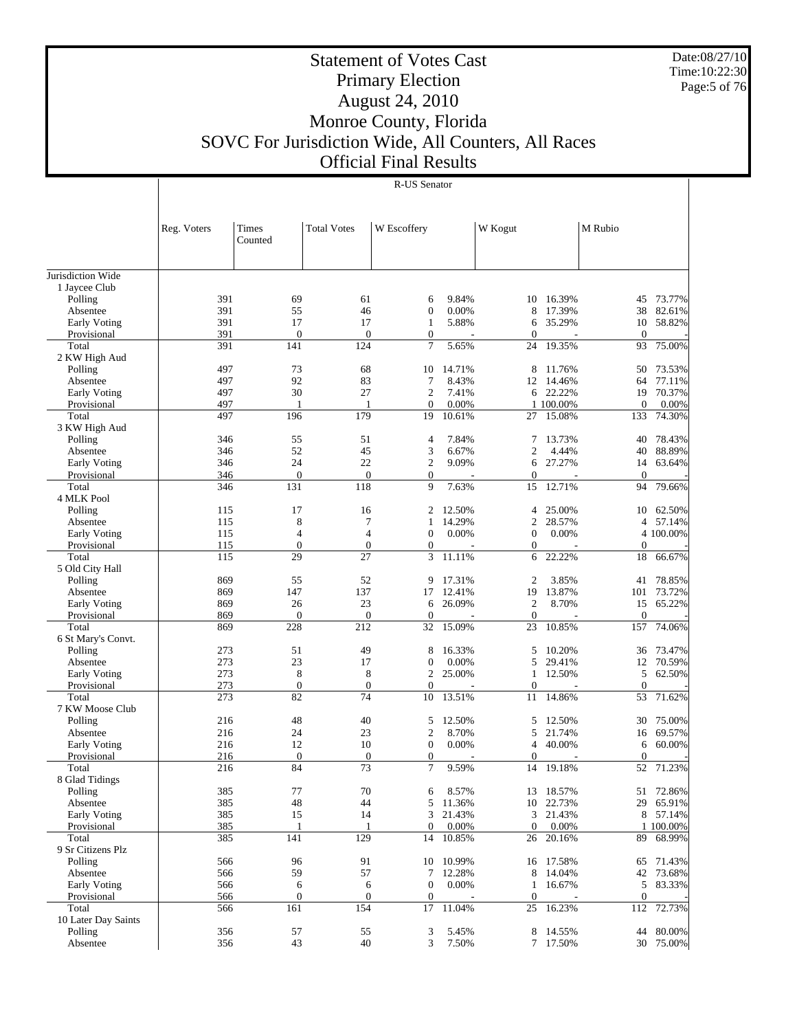# Statement of Votes Cast
## Primary Election
## August 24, 2010
## Monroe County, Florida
## SOVC For Jurisdiction Wide, All Counters, All Races
## Official Final Results

Date:08/27/10
Time:10:22:30

**R-US Senator**

| | Reg. Voters | Times Counted | Total Votes | W Escoffery | | W Kogut | | M Rubio | |
|---|---|---|---|---|---|---|---|---|---|
| Jurisdiction Wide | | | | | | | | | |
| 1 Jaycee Club | | | | | | | | | |
| Polling | 391 | 69 | 61 | 6 | 9.84% | 10 | 16.39% | 45 | 73.77% |
| Absentee | 391 | 55 | 46 | 0 | 0.00% | 8 | 17.39% | 38 | 82.61% |
| Early Voting | 391 | 17 | 17 | 1 | 5.88% | 6 | 35.29% | 10 | 58.82% |
| Provisional | 391 | 0 | 0 | 0 | - | 0 | - | 0 | - |
| Total | 391 | 141 | 124 | 7 | 5.65% | 24 | 19.35% | 93 | 75.00% |
| 2 KW High Aud | | | | | | | | | |
| Polling | 497 | 73 | 68 | 10 | 14.71% | 8 | 11.76% | 50 | 73.53% |
| Absentee | 497 | 92 | 83 | 7 | 8.43% | 12 | 14.46% | 64 | 77.11% |
| Early Voting | 497 | 30 | 27 | 2 | 7.41% | 6 | 22.22% | 19 | 70.37% |
| Provisional | 497 | 1 | 1 | 0 | 0.00% | 1 | 100.00% | 0 | 0.00% |
| Total | 497 | 196 | 179 | 19 | 10.61% | 27 | 15.08% | 133 | 74.30% |
| 3 KW High Aud | | | | | | | | | |
| Polling | 346 | 55 | 51 | 4 | 7.84% | 7 | 13.73% | 40 | 78.43% |
| Absentee | 346 | 52 | 45 | 3 | 6.67% | 2 | 4.44% | 40 | 88.89% |
| Early Voting | 346 | 24 | 22 | 2 | 9.09% | 6 | 27.27% | 14 | 63.64% |
| Provisional | 346 | 0 | 0 | 0 | - | 0 | - | 0 | - |
| Total | 346 | 131 | 118 | 9 | 7.63% | 15 | 12.71% | 94 | 79.66% |
| 4 MLK Pool | | | | | | | | | |
| Polling | 115 | 17 | 16 | 2 | 12.50% | 4 | 25.00% | 10 | 62.50% |
| Absentee | 115 | 8 | 7 | 1 | 14.29% | 2 | 28.57% | 4 | 57.14% |
| Early Voting | 115 | 4 | 4 | 0 | 0.00% | 0 | 0.00% | 4 | 100.00% |
| Provisional | 115 | 0 | 0 | 0 | - | 0 | - | 0 | - |
| Total | 115 | 29 | 27 | 3 | 11.11% | 6 | 22.22% | 18 | 66.67% |
| 5 Old City Hall | | | | | | | | | |
| Polling | 869 | 55 | 52 | 9 | 17.31% | 2 | 3.85% | 41 | 78.85% |
| Absentee | 869 | 147 | 137 | 17 | 12.41% | 19 | 13.87% | 101 | 73.72% |
| Early Voting | 869 | 26 | 23 | 6 | 26.09% | 2 | 8.70% | 15 | 65.22% |
| Provisional | 869 | 0 | 0 | 0 | - | 0 | - | 0 | - |
| Total | 869 | 228 | 212 | 32 | 15.09% | 23 | 10.85% | 157 | 74.06% |
| 6 St Mary's Convt. | | | | | | | | | |
| Polling | 273 | 51 | 49 | 8 | 16.33% | 5 | 10.20% | 36 | 73.47% |
| Absentee | 273 | 23 | 17 | 0 | 0.00% | 5 | 29.41% | 12 | 70.59% |
| Early Voting | 273 | 8 | 8 | 2 | 25.00% | 1 | 12.50% | 5 | 62.50% |
| Provisional | 273 | 0 | 0 | 0 | - | 0 | - | 0 | - |
| Total | 273 | 82 | 74 | 10 | 13.51% | 11 | 14.86% | 53 | 71.62% |
| 7 KW Moose Club | | | | | | | | | |
| Polling | 216 | 48 | 40 | 5 | 12.50% | 5 | 12.50% | 30 | 75.00% |
| Absentee | 216 | 24 | 23 | 2 | 8.70% | 5 | 21.74% | 16 | 69.57% |
| Early Voting | 216 | 12 | 10 | 0 | 0.00% | 4 | 40.00% | 6 | 60.00% |
| Provisional | 216 | 0 | 0 | 0 | - | 0 | - | 0 | - |
| Total | 216 | 84 | 73 | 7 | 9.59% | 14 | 19.18% | 52 | 71.23% |
| 8 Glad Tidings | | | | | | | | | |
| Polling | 385 | 77 | 70 | 6 | 8.57% | 13 | 18.57% | 51 | 72.86% |
| Absentee | 385 | 48 | 44 | 5 | 11.36% | 10 | 22.73% | 29 | 65.91% |
| Early Voting | 385 | 15 | 14 | 3 | 21.43% | 3 | 21.43% | 8 | 57.14% |
| Provisional | 385 | 1 | 1 | 0 | 0.00% | 0 | 0.00% | 1 | 100.00% |
| Total | 385 | 141 | 129 | 14 | 10.85% | 26 | 20.16% | 89 | 68.99% |
| 9 Sr Citizens Plz | | | | | | | | | |
| Polling | 566 | 96 | 91 | 10 | 10.99% | 16 | 17.58% | 65 | 71.43% |
| Absentee | 566 | 59 | 57 | 7 | 12.28% | 8 | 14.04% | 42 | 73.68% |
| Early Voting | 566 | 6 | 6 | 0 | 0.00% | 1 | 16.67% | 5 | 83.33% |
| Provisional | 566 | 0 | 0 | 0 | - | 0 | - | 0 | - |
| Total | 566 | 161 | 154 | 17 | 11.04% | 25 | 16.23% | 112 | 72.73% |
| 10 Later Day Saints | | | | | | | | | |
| Polling | 356 | 57 | 55 | 3 | 5.45% | 8 | 14.55% | 44 | 80.00% |
| Absentee | 356 | 43 | 40 | 3 | 7.50% | 7 | 17.50% | 30 | 75.00% |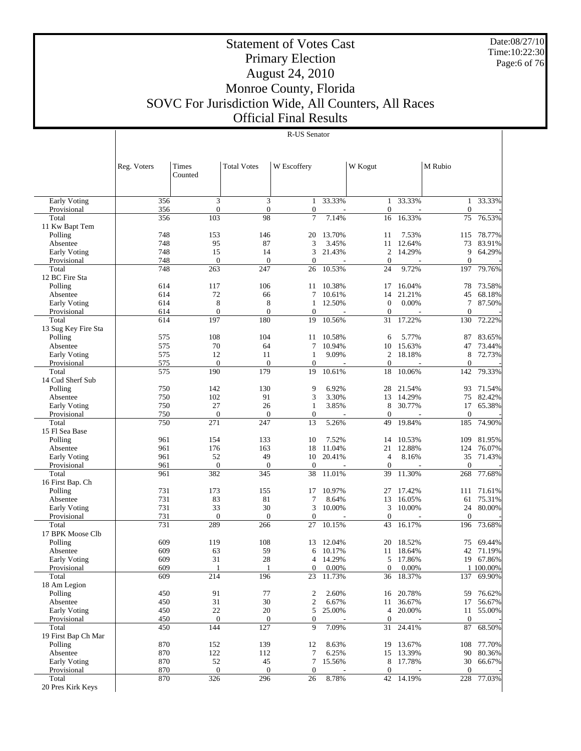# Statement of Votes Cast
# Primary Election
# August 24, 2010
# Monroe County, Florida
# SOVC For Jurisdiction Wide, All Counters, All Races
# Official Final Results

Date:08/27/10
Time:10:22:30

**R-US Senator**

| | Reg. Voters | Times Counted | Total Votes | W Escoffery | | W Kogut | | M Rubio | |
|---|---|---|---|---|---|---|---|---|---|
| Early Voting | 356 | 3 | 3 | 1 | 33.33% | 1 | 33.33% | 1 | 33.33% |
| Provisional | 356 | 0 | 0 | 0 | - | 0 | - | 0 | - |
| Total | 356 | 103 | 98 | 7 | 7.14% | 16 | 16.33% | 75 | 76.53% |
| 11 Kw Bapt Tem | | | | | | | | | |
| Polling | 748 | 153 | 146 | 20 | 13.70% | 11 | 7.53% | 115 | 78.77% |
| Absentee | 748 | 95 | 87 | 3 | 3.45% | 11 | 12.64% | 73 | 83.91% |
| Early Voting | 748 | 15 | 14 | 3 | 21.43% | 2 | 14.29% | 9 | 64.29% |
| Provisional | 748 | 0 | 0 | 0 | - | 0 | - | 0 | - |
| Total | 748 | 263 | 247 | 26 | 10.53% | 24 | 9.72% | 197 | 79.76% |
| 12 BC Fire Sta | | | | | | | | | |
| Polling | 614 | 117 | 106 | 11 | 10.38% | 17 | 16.04% | 78 | 73.58% |
| Absentee | 614 | 72 | 66 | 7 | 10.61% | 14 | 21.21% | 45 | 68.18% |
| Early Voting | 614 | 8 | 8 | 1 | 12.50% | 0 | 0.00% | 7 | 87.50% |
| Provisional | 614 | 0 | 0 | 0 | - | 0 | - | 0 | - |
| Total | 614 | 197 | 180 | 19 | 10.56% | 31 | 17.22% | 130 | 72.22% |
| 13 Sug Key Fire Sta | | | | | | | | | |
| Polling | 575 | 108 | 104 | 11 | 10.58% | 6 | 5.77% | 87 | 83.65% |
| Absentee | 575 | 70 | 64 | 7 | 10.94% | 10 | 15.63% | 47 | 73.44% |
| Early Voting | 575 | 12 | 11 | 1 | 9.09% | 2 | 18.18% | 8 | 72.73% |
| Provisional | 575 | 0 | 0 | 0 | - | 0 | - | 0 | - |
| Total | 575 | 190 | 179 | 19 | 10.61% | 18 | 10.06% | 142 | 79.33% |
| 14 Cud Sherf Sub | | | | | | | | | |
| Polling | 750 | 142 | 130 | 9 | 6.92% | 28 | 21.54% | 93 | 71.54% |
| Absentee | 750 | 102 | 91 | 3 | 3.30% | 13 | 14.29% | 75 | 82.42% |
| Early Voting | 750 | 27 | 26 | 1 | 3.85% | 8 | 30.77% | 17 | 65.38% |
| Provisional | 750 | 0 | 0 | 0 | - | 0 | - | 0 | - |
| Total | 750 | 271 | 247 | 13 | 5.26% | 49 | 19.84% | 185 | 74.90% |
| 15 Fl Sea Base | | | | | | | | | |
| Polling | 961 | 154 | 133 | 10 | 7.52% | 14 | 10.53% | 109 | 81.95% |
| Absentee | 961 | 176 | 163 | 18 | 11.04% | 21 | 12.88% | 124 | 76.07% |
| Early Voting | 961 | 52 | 49 | 10 | 20.41% | 4 | 8.16% | 35 | 71.43% |
| Provisional | 961 | 0 | 0 | 0 | - | 0 | - | 0 | - |
| Total | 961 | 382 | 345 | 38 | 11.01% | 39 | 11.30% | 268 | 77.68% |
| 16 First Bap. Ch | | | | | | | | | |
| Polling | 731 | 173 | 155 | 17 | 10.97% | 27 | 17.42% | 111 | 71.61% |
| Absentee | 731 | 83 | 81 | 7 | 8.64% | 13 | 16.05% | 61 | 75.31% |
| Early Voting | 731 | 33 | 30 | 3 | 10.00% | 3 | 10.00% | 24 | 80.00% |
| Provisional | 731 | 0 | 0 | 0 | - | 0 | - | 0 | - |
| Total | 731 | 289 | 266 | 27 | 10.15% | 43 | 16.17% | 196 | 73.68% |
| 17 BPK Moose Clb | | | | | | | | | |
| Polling | 609 | 119 | 108 | 13 | 12.04% | 20 | 18.52% | 75 | 69.44% |
| Absentee | 609 | 63 | 59 | 6 | 10.17% | 11 | 18.64% | 42 | 71.19% |
| Early Voting | 609 | 31 | 28 | 4 | 14.29% | 5 | 17.86% | 19 | 67.86% |
| Provisional | 609 | 1 | 1 | 0 | 0.00% | 0 | 0.00% | 1 | 100.00% |
| Total | 609 | 214 | 196 | 23 | 11.73% | 36 | 18.37% | 137 | 69.90% |
| 18 Am Legion | | | | | | | | | |
| Polling | 450 | 91 | 77 | 2 | 2.60% | 16 | 20.78% | 59 | 76.62% |
| Absentee | 450 | 31 | 30 | 2 | 6.67% | 11 | 36.67% | 17 | 56.67% |
| Early Voting | 450 | 22 | 20 | 5 | 25.00% | 4 | 20.00% | 11 | 55.00% |
| Provisional | 450 | 0 | 0 | 0 | - | 0 | - | 0 | - |
| Total | 450 | 144 | 127 | 9 | 7.09% | 31 | 24.41% | 87 | 68.50% |
| 19 First Bap Ch Mar | | | | | | | | | |
| Polling | 870 | 152 | 139 | 12 | 8.63% | 19 | 13.67% | 108 | 77.70% |
| Absentee | 870 | 122 | 112 | 7 | 6.25% | 15 | 13.39% | 90 | 80.36% |
| Early Voting | 870 | 52 | 45 | 7 | 15.56% | 8 | 17.78% | 30 | 66.67% |
| Provisional | 870 | 0 | 0 | 0 | - | 0 | - | 0 | - |
| Total | 870 | 326 | 296 | 26 | 8.78% | 42 | 14.19% | 228 | 77.03% |
| 20 Pres Kirk Keys | | | | | | | | | |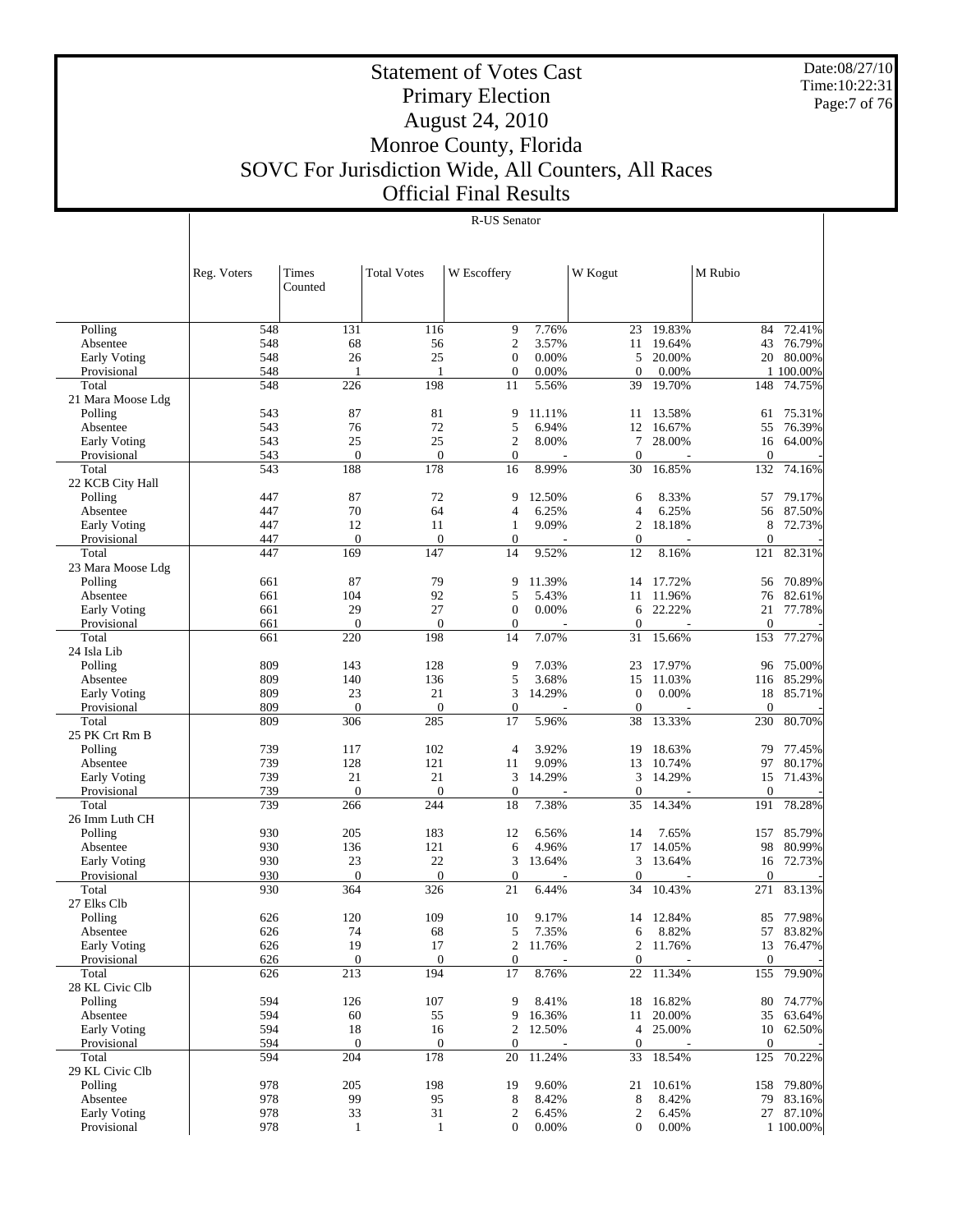# Statement of Votes Cast
## Primary Election
## August 24, 2010
## Monroe County, Florida
## SOVC For Jurisdiction Wide, All Counters, All Races
## Official Final Results

Date:08/27/10
Time:10:22:31

R-US Senator

| | Reg. Voters | Times Counted | Total Votes | W Escoffery | | W Kogut | | M Rubio | |
|---|---|---|---|---|---|---|---|---|---|
| Polling | 548 | 131 | 116 | 9 | 7.76% | 23 | 19.83% | 84 | 72.41% |
| Absentee | 548 | 68 | 56 | 2 | 3.57% | 11 | 19.64% | 43 | 76.79% |
| Early Voting | 548 | 26 | 25 | 0 | 0.00% | 5 | 20.00% | 20 | 80.00% |
| Provisional | 548 | 1 | 1 | 0 | 0.00% | 0 | 0.00% | 1 | 100.00% |
| Total | 548 | 226 | 198 | 11 | 5.56% | 39 | 19.70% | 148 | 74.75% |
| 21 Mara Moose Ldg | | | | | | | | | |
| Polling | 543 | 87 | 81 | 9 | 11.11% | 11 | 13.58% | 61 | 75.31% |
| Absentee | 543 | 76 | 72 | 5 | 6.94% | 12 | 16.67% | 55 | 76.39% |
| Early Voting | 543 | 25 | 25 | 2 | 8.00% | 7 | 28.00% | 16 | 64.00% |
| Provisional | 543 | 0 | 0 | 0 | - | 0 | - | 0 | - |
| Total | 543 | 188 | 178 | 16 | 8.99% | 30 | 16.85% | 132 | 74.16% |
| 22 KCB City Hall | | | | | | | | | |
| Polling | 447 | 87 | 72 | 9 | 12.50% | 6 | 8.33% | 57 | 79.17% |
| Absentee | 447 | 70 | 64 | 4 | 6.25% | 4 | 6.25% | 56 | 87.50% |
| Early Voting | 447 | 12 | 11 | 1 | 9.09% | 2 | 18.18% | 8 | 72.73% |
| Provisional | 447 | 0 | 0 | 0 | - | 0 | - | 0 | - |
| Total | 447 | 169 | 147 | 14 | 9.52% | 12 | 8.16% | 121 | 82.31% |
| 23 Mara Moose Ldg | | | | | | | | | |
| Polling | 661 | 87 | 79 | 9 | 11.39% | 14 | 17.72% | 56 | 70.89% |
| Absentee | 661 | 104 | 92 | 5 | 5.43% | 11 | 11.96% | 76 | 82.61% |
| Early Voting | 661 | 29 | 27 | 0 | 0.00% | 6 | 22.22% | 21 | 77.78% |
| Provisional | 661 | 0 | 0 | 0 | - | 0 | - | 0 | - |
| Total | 661 | 220 | 198 | 14 | 7.07% | 31 | 15.66% | 153 | 77.27% |
| 24 Isla Lib | | | | | | | | | |
| Polling | 809 | 143 | 128 | 9 | 7.03% | 23 | 17.97% | 96 | 75.00% |
| Absentee | 809 | 140 | 136 | 5 | 3.68% | 15 | 11.03% | 116 | 85.29% |
| Early Voting | 809 | 23 | 21 | 3 | 14.29% | 0 | 0.00% | 18 | 85.71% |
| Provisional | 809 | 0 | 0 | 0 | - | 0 | - | 0 | - |
| Total | 809 | 306 | 285 | 17 | 5.96% | 38 | 13.33% | 230 | 80.70% |
| 25 PK Crt Rm B | | | | | | | | | |
| Polling | 739 | 117 | 102 | 4 | 3.92% | 19 | 18.63% | 79 | 77.45% |
| Absentee | 739 | 128 | 121 | 11 | 9.09% | 13 | 10.74% | 97 | 80.17% |
| Early Voting | 739 | 21 | 21 | 3 | 14.29% | 3 | 14.29% | 15 | 71.43% |
| Provisional | 739 | 0 | 0 | 0 | - | 0 | - | 0 | - |
| Total | 739 | 266 | 244 | 18 | 7.38% | 35 | 14.34% | 191 | 78.28% |
| 26 Imm Luth CH | | | | | | | | | |
| Polling | 930 | 205 | 183 | 12 | 6.56% | 14 | 7.65% | 157 | 85.79% |
| Absentee | 930 | 136 | 121 | 6 | 4.96% | 17 | 14.05% | 98 | 80.99% |
| Early Voting | 930 | 23 | 22 | 3 | 13.64% | 3 | 13.64% | 16 | 72.73% |
| Provisional | 930 | 0 | 0 | 0 | - | 0 | - | 0 | - |
| Total | 930 | 364 | 326 | 21 | 6.44% | 34 | 10.43% | 271 | 83.13% |
| 27 Elks Clb | | | | | | | | | |
| Polling | 626 | 120 | 109 | 10 | 9.17% | 14 | 12.84% | 85 | 77.98% |
| Absentee | 626 | 74 | 68 | 5 | 7.35% | 6 | 8.82% | 57 | 83.82% |
| Early Voting | 626 | 19 | 17 | 2 | 11.76% | 2 | 11.76% | 13 | 76.47% |
| Provisional | 626 | 0 | 0 | 0 | - | 0 | - | 0 | - |
| Total | 626 | 213 | 194 | 17 | 8.76% | 22 | 11.34% | 155 | 79.90% |
| 28 KL Civic Clb | | | | | | | | | |
| Polling | 594 | 126 | 107 | 9 | 8.41% | 18 | 16.82% | 80 | 74.77% |
| Absentee | 594 | 60 | 55 | 9 | 16.36% | 11 | 20.00% | 35 | 63.64% |
| Early Voting | 594 | 18 | 16 | 2 | 12.50% | 4 | 25.00% | 10 | 62.50% |
| Provisional | 594 | 0 | 0 | 0 | - | 0 | - | 0 | - |
| Total | 594 | 204 | 178 | 20 | 11.24% | 33 | 18.54% | 125 | 70.22% |
| 29 KL Civic Clb | | | | | | | | | |
| Polling | 978 | 205 | 198 | 19 | 9.60% | 21 | 10.61% | 158 | 79.80% |
| Absentee | 978 | 99 | 95 | 8 | 8.42% | 8 | 8.42% | 79 | 83.16% |
| Early Voting | 978 | 33 | 31 | 2 | 6.45% | 2 | 6.45% | 27 | 87.10% |
| Provisional | 978 | 1 | 1 | 0 | 0.00% | 0 | 0.00% | 1 | 100.00% |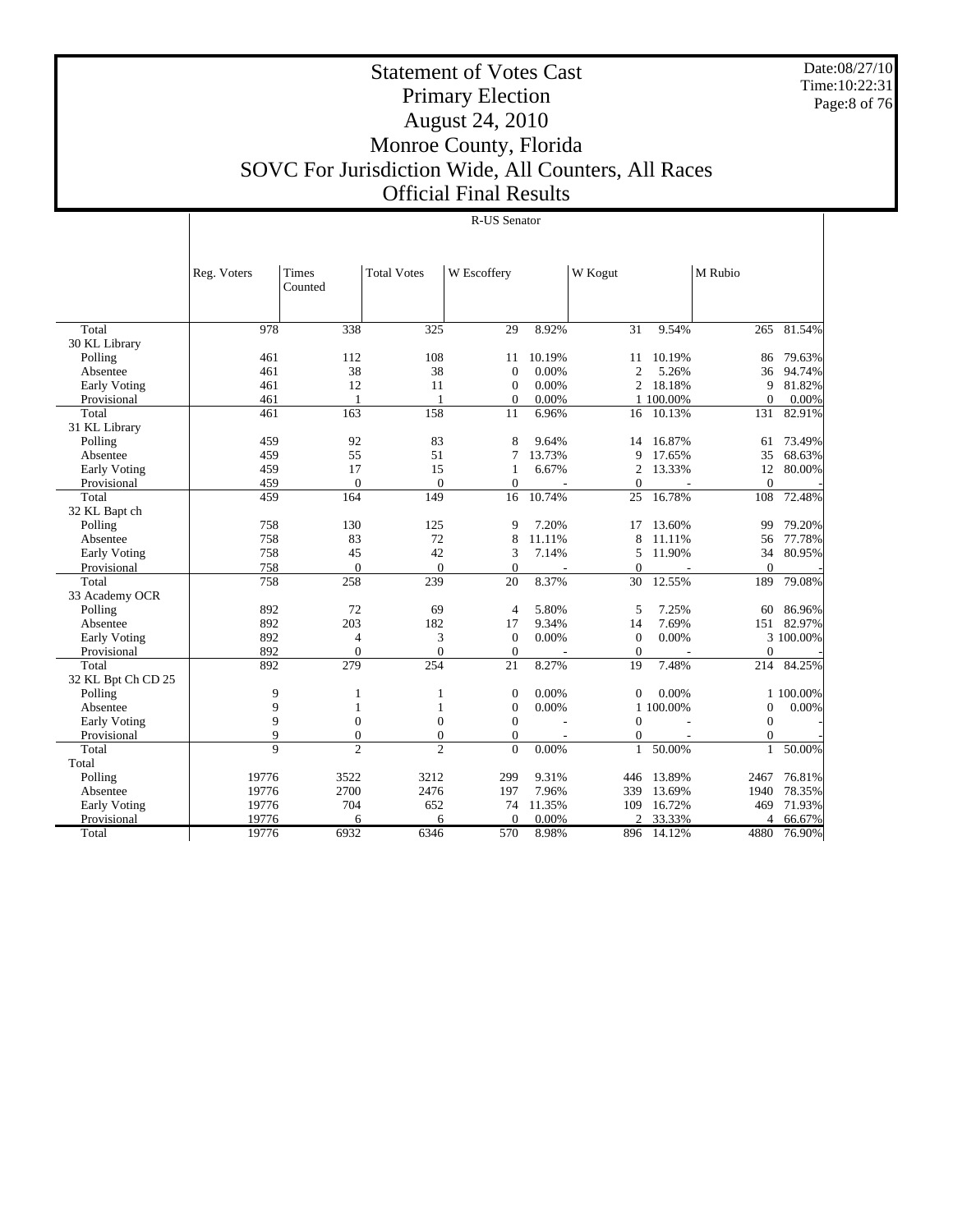# Statement of Votes Cast
## Primary Election
## August 24, 2010
## Monroe County, Florida
## SOVC For Jurisdiction Wide, All Counters, All Races
## Official Final Results

Date:08/27/10
Time:10:22:31

| | R-US Senator | | | | | | | | |
|---|---|---|---|---|---|---|---|---|---|
| | Reg. Voters | Times Counted | Total Votes | W Escoffery | | W Kogut | | M Rubio | |
| Total | 978 | 338 | 325 | 29 | 8.92% | 31 | 9.54% | 265 | 81.54% |
| 30 KL Library | | | | | | | | | |
| Polling | 461 | 112 | 108 | 11 | 10.19% | 11 | 10.19% | 86 | 79.63% |
| Absentee | 461 | 38 | 38 | 0 | 0.00% | 2 | 5.26% | 36 | 94.74% |
| Early Voting | 461 | 12 | 11 | 0 | 0.00% | 2 | 18.18% | 9 | 81.82% |
| Provisional | 461 | 1 | 1 | 0 | 0.00% | 1 | 100.00% | 0 | 0.00% |
| Total | 461 | 163 | 158 | 11 | 6.96% | 16 | 10.13% | 131 | 82.91% |
| 31 KL Library | | | | | | | | | |
| Polling | 459 | 92 | 83 | 8 | 9.64% | 14 | 16.87% | 61 | 73.49% |
| Absentee | 459 | 55 | 51 | 7 | 13.73% | 9 | 17.65% | 35 | 68.63% |
| Early Voting | 459 | 17 | 15 | 1 | 6.67% | 2 | 13.33% | 12 | 80.00% |
| Provisional | 459 | 0 | 0 | 0 | - | 0 | - | 0 | - |
| Total | 459 | 164 | 149 | 16 | 10.74% | 25 | 16.78% | 108 | 72.48% |
| 32 KL Bapt ch | | | | | | | | | |
| Polling | 758 | 130 | 125 | 9 | 7.20% | 17 | 13.60% | 99 | 79.20% |
| Absentee | 758 | 83 | 72 | 8 | 11.11% | 8 | 11.11% | 56 | 77.78% |
| Early Voting | 758 | 45 | 42 | 3 | 7.14% | 5 | 11.90% | 34 | 80.95% |
| Provisional | 758 | 0 | 0 | 0 | - | 0 | - | 0 | - |
| Total | 758 | 258 | 239 | 20 | 8.37% | 30 | 12.55% | 189 | 79.08% |
| 33 Academy OCR | | | | | | | | | |
| Polling | 892 | 72 | 69 | 4 | 5.80% | 5 | 7.25% | 60 | 86.96% |
| Absentee | 892 | 203 | 182 | 17 | 9.34% | 14 | 7.69% | 151 | 82.97% |
| Early Voting | 892 | 4 | 3 | 0 | 0.00% | 0 | 0.00% | 3 | 100.00% |
| Provisional | 892 | 0 | 0 | 0 | - | 0 | - | 0 | - |
| Total | 892 | 279 | 254 | 21 | 8.27% | 19 | 7.48% | 214 | 84.25% |
| 32 KL Bpt Ch CD 25 | | | | | | | | | |
| Polling | 9 | 1 | 1 | 0 | 0.00% | 0 | 0.00% | 1 | 100.00% |
| Absentee | 9 | 1 | 1 | 0 | 0.00% | 1 | 100.00% | 0 | 0.00% |
| Early Voting | 9 | 0 | 0 | 0 | - | 0 | - | 0 | - |
| Provisional | 9 | 0 | 0 | 0 | - | 0 | - | 0 | - |
| Total | 9 | 2 | 2 | 0 | 0.00% | 1 | 50.00% | 1 | 50.00% |
| Total | | | | | | | | | |
| Polling | 19776 | 3522 | 3212 | 299 | 9.31% | 446 | 13.89% | 2467 | 76.81% |
| Absentee | 19776 | 2700 | 2476 | 197 | 7.96% | 339 | 13.69% | 1940 | 78.35% |
| Early Voting | 19776 | 704 | 652 | 74 | 11.35% | 109 | 16.72% | 469 | 71.93% |
| Provisional | 19776 | 6 | 6 | 0 | 0.00% | 2 | 33.33% | 4 | 66.67% |
| Total | 19776 | 6932 | 6346 | 570 | 8.98% | 896 | 14.12% | 4880 | 76.90% |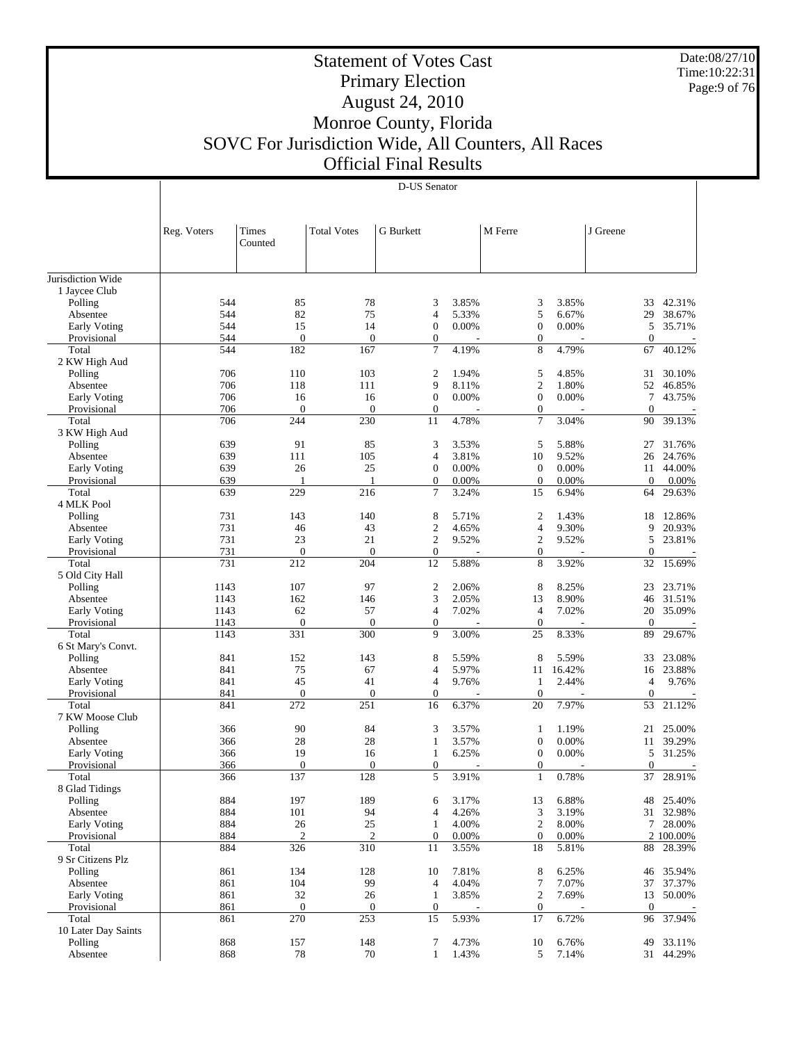# Statement of Votes Cast
## Primary Election
## August 24, 2010
## Monroe County, Florida
## SOVC For Jurisdiction Wide, All Counters, All Races
## Official Final Results

Date:08/27/10
Time:10:22:31

**D-US Senator**

| | Reg. Voters | Times Counted | Total Votes | G Burkett | | M Ferre | | J Greene | |
|---|---|---|---|---|---|---|---|---|---|
| Jurisdiction Wide | | | | | | | | | |
| 1 Jaycee Club | | | | | | | | | |
| Polling | 544 | 85 | 78 | 3 | 3.85% | 3 | 3.85% | 33 | 42.31% |
| Absentee | 544 | 82 | 75 | 4 | 5.33% | 5 | 6.67% | 29 | 38.67% |
| Early Voting | 544 | 15 | 14 | 0 | 0.00% | 0 | 0.00% | 5 | 35.71% |
| Provisional | 544 | 0 | 0 | 0 | - | 0 | - | 0 | - |
| Total | 544 | 182 | 167 | 7 | 4.19% | 8 | 4.79% | 67 | 40.12% |
| 2 KW High Aud | | | | | | | | | |
| Polling | 706 | 110 | 103 | 2 | 1.94% | 5 | 4.85% | 31 | 30.10% |
| Absentee | 706 | 118 | 111 | 9 | 8.11% | 2 | 1.80% | 52 | 46.85% |
| Early Voting | 706 | 16 | 16 | 0 | 0.00% | 0 | 0.00% | 7 | 43.75% |
| Provisional | 706 | 0 | 0 | 0 | - | 0 | - | 0 | - |
| Total | 706 | 244 | 230 | 11 | 4.78% | 7 | 3.04% | 90 | 39.13% |
| 3 KW High Aud | | | | | | | | | |
| Polling | 639 | 91 | 85 | 3 | 3.53% | 5 | 5.88% | 27 | 31.76% |
| Absentee | 639 | 111 | 105 | 4 | 3.81% | 10 | 9.52% | 26 | 24.76% |
| Early Voting | 639 | 26 | 25 | 0 | 0.00% | 0 | 0.00% | 11 | 44.00% |
| Provisional | 639 | 1 | 1 | 0 | 0.00% | 0 | 0.00% | 0 | 0.00% |
| Total | 639 | 229 | 216 | 7 | 3.24% | 15 | 6.94% | 64 | 29.63% |
| 4 MLK Pool | | | | | | | | | |
| Polling | 731 | 143 | 140 | 8 | 5.71% | 2 | 1.43% | 18 | 12.86% |
| Absentee | 731 | 46 | 43 | 2 | 4.65% | 4 | 9.30% | 9 | 20.93% |
| Early Voting | 731 | 23 | 21 | 2 | 9.52% | 2 | 9.52% | 5 | 23.81% |
| Provisional | 731 | 0 | 0 | 0 | - | 0 | - | 0 | - |
| Total | 731 | 212 | 204 | 12 | 5.88% | 8 | 3.92% | 32 | 15.69% |
| 5 Old City Hall | | | | | | | | | |
| Polling | 1143 | 107 | 97 | 2 | 2.06% | 8 | 8.25% | 23 | 23.71% |
| Absentee | 1143 | 162 | 146 | 3 | 2.05% | 13 | 8.90% | 46 | 31.51% |
| Early Voting | 1143 | 62 | 57 | 4 | 7.02% | 4 | 7.02% | 20 | 35.09% |
| Provisional | 1143 | 0 | 0 | 0 | - | 0 | - | 0 | - |
| Total | 1143 | 331 | 300 | 9 | 3.00% | 25 | 8.33% | 89 | 29.67% |
| 6 St Mary's Convt. | | | | | | | | | |
| Polling | 841 | 152 | 143 | 8 | 5.59% | 8 | 5.59% | 33 | 23.08% |
| Absentee | 841 | 75 | 67 | 4 | 5.97% | 11 | 16.42% | 16 | 23.88% |
| Early Voting | 841 | 45 | 41 | 4 | 9.76% | 1 | 2.44% | 4 | 9.76% |
| Provisional | 841 | 0 | 0 | 0 | - | 0 | - | 0 | - |
| Total | 841 | 272 | 251 | 16 | 6.37% | 20 | 7.97% | 53 | 21.12% |
| 7 KW Moose Club | | | | | | | | | |
| Polling | 366 | 90 | 84 | 3 | 3.57% | 1 | 1.19% | 21 | 25.00% |
| Absentee | 366 | 28 | 28 | 1 | 3.57% | 0 | 0.00% | 11 | 39.29% |
| Early Voting | 366 | 19 | 16 | 1 | 6.25% | 0 | 0.00% | 5 | 31.25% |
| Provisional | 366 | 0 | 0 | 0 | - | 0 | - | 0 | - |
| Total | 366 | 137 | 128 | 5 | 3.91% | 1 | 0.78% | 37 | 28.91% |
| 8 Glad Tidings | | | | | | | | | |
| Polling | 884 | 197 | 189 | 6 | 3.17% | 13 | 6.88% | 48 | 25.40% |
| Absentee | 884 | 101 | 94 | 4 | 4.26% | 3 | 3.19% | 31 | 32.98% |
| Early Voting | 884 | 26 | 25 | 1 | 4.00% | 2 | 8.00% | 7 | 28.00% |
| Provisional | 884 | 2 | 2 | 0 | 0.00% | 0 | 0.00% | 2 | 100.00% |
| Total | 884 | 326 | 310 | 11 | 3.55% | 18 | 5.81% | 88 | 28.39% |
| 9 Sr Citizens Plz | | | | | | | | | |
| Polling | 861 | 134 | 128 | 10 | 7.81% | 8 | 6.25% | 46 | 35.94% |
| Absentee | 861 | 104 | 99 | 4 | 4.04% | 7 | 7.07% | 37 | 37.37% |
| Early Voting | 861 | 32 | 26 | 1 | 3.85% | 2 | 7.69% | 13 | 50.00% |
| Provisional | 861 | 0 | 0 | 0 | - | 0 | - | 0 | - |
| Total | 861 | 270 | 253 | 15 | 5.93% | 17 | 6.72% | 96 | 37.94% |
| 10 Later Day Saints | | | | | | | | | |
| Polling | 868 | 157 | 148 | 7 | 4.73% | 10 | 6.76% | 49 | 33.11% |
| Absentee | 868 | 78 | 70 | 1 | 1.43% | 5 | 7.14% | 31 | 44.29% |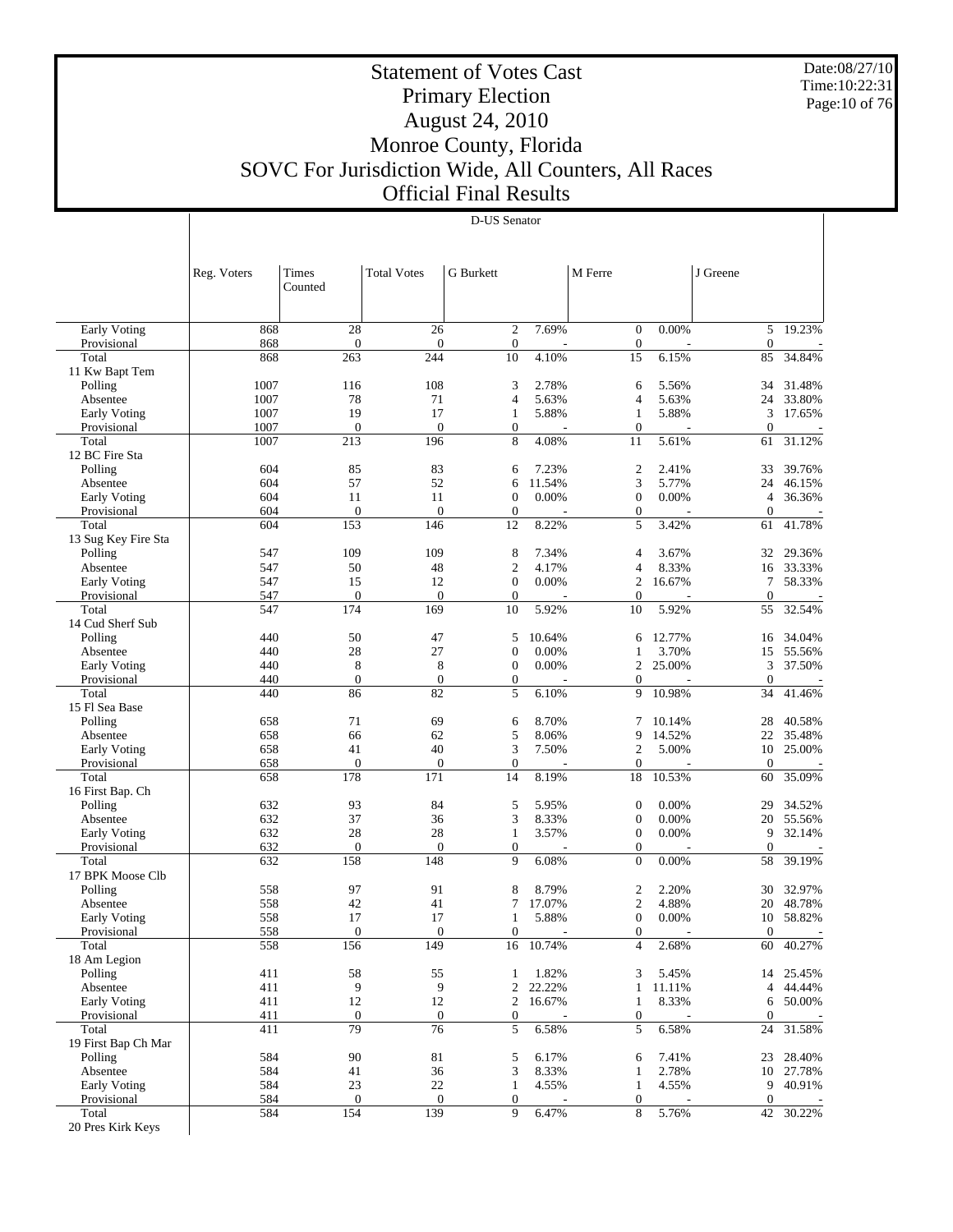# Statement of Votes Cast
## Primary Election
## August 24, 2010
## Monroe County, Florida
## SOVC For Jurisdiction Wide, All Counters, All Races
## Official Final Results

Date:08/27/10
Time:10:22:31

D-US Senator

| | Reg. Voters | Times Counted | Total Votes | G Burkett | | M Ferre | | J Greene | |
|---|---|---|---|---|---|---|---|---|---|
| Early Voting | 868 | 28 | 26 | 2 | 7.69% | 0 | 0.00% | 5 | 19.23% |
| Provisional | 868 | 0 | 0 | 0 | - | 0 | - | 0 | - |
| Total | 868 | 263 | 244 | 10 | 4.10% | 15 | 6.15% | 85 | 34.84% |
| 11 Kw Bapt Tem | | | | | | | | | |
| Polling | 1007 | 116 | 108 | 3 | 2.78% | 6 | 5.56% | 34 | 31.48% |
| Absentee | 1007 | 78 | 71 | 4 | 5.63% | 4 | 5.63% | 24 | 33.80% |
| Early Voting | 1007 | 19 | 17 | 1 | 5.88% | 1 | 5.88% | 3 | 17.65% |
| Provisional | 1007 | 0 | 0 | 0 | - | 0 | - | 0 | - |
| Total | 1007 | 213 | 196 | 8 | 4.08% | 11 | 5.61% | 61 | 31.12% |
| 12 BC Fire Sta | | | | | | | | | |
| Polling | 604 | 85 | 83 | 6 | 7.23% | 2 | 2.41% | 33 | 39.76% |
| Absentee | 604 | 57 | 52 | 6 | 11.54% | 3 | 5.77% | 24 | 46.15% |
| Early Voting | 604 | 11 | 11 | 0 | 0.00% | 0 | 0.00% | 4 | 36.36% |
| Provisional | 604 | 0 | 0 | 0 | - | 0 | - | 0 | - |
| Total | 604 | 153 | 146 | 12 | 8.22% | 5 | 3.42% | 61 | 41.78% |
| 13 Sug Key Fire Sta | | | | | | | | | |
| Polling | 547 | 109 | 109 | 8 | 7.34% | 4 | 3.67% | 32 | 29.36% |
| Absentee | 547 | 50 | 48 | 2 | 4.17% | 4 | 8.33% | 16 | 33.33% |
| Early Voting | 547 | 15 | 12 | 0 | 0.00% | 2 | 16.67% | 7 | 58.33% |
| Provisional | 547 | 0 | 0 | 0 | - | 0 | - | 0 | - |
| Total | 547 | 174 | 169 | 10 | 5.92% | 10 | 5.92% | 55 | 32.54% |
| 14 Cud Sherf Sub | | | | | | | | | |
| Polling | 440 | 50 | 47 | 5 | 10.64% | 6 | 12.77% | 16 | 34.04% |
| Absentee | 440 | 28 | 27 | 0 | 0.00% | 1 | 3.70% | 15 | 55.56% |
| Early Voting | 440 | 8 | 8 | 0 | 0.00% | 2 | 25.00% | 3 | 37.50% |
| Provisional | 440 | 0 | 0 | 0 | - | 0 | - | 0 | - |
| Total | 440 | 86 | 82 | 5 | 6.10% | 9 | 10.98% | 34 | 41.46% |
| 15 Fl Sea Base | | | | | | | | | |
| Polling | 658 | 71 | 69 | 6 | 8.70% | 7 | 10.14% | 28 | 40.58% |
| Absentee | 658 | 66 | 62 | 5 | 8.06% | 9 | 14.52% | 22 | 35.48% |
| Early Voting | 658 | 41 | 40 | 3 | 7.50% | 2 | 5.00% | 10 | 25.00% |
| Provisional | 658 | 0 | 0 | 0 | - | 0 | - | 0 | - |
| Total | 658 | 178 | 171 | 14 | 8.19% | 18 | 10.53% | 60 | 35.09% |
| 16 First Bap. Ch | | | | | | | | | |
| Polling | 632 | 93 | 84 | 5 | 5.95% | 0 | 0.00% | 29 | 34.52% |
| Absentee | 632 | 37 | 36 | 3 | 8.33% | 0 | 0.00% | 20 | 55.56% |
| Early Voting | 632 | 28 | 28 | 1 | 3.57% | 0 | 0.00% | 9 | 32.14% |
| Provisional | 632 | 0 | 0 | 0 | - | 0 | - | 0 | - |
| Total | 632 | 158 | 148 | 9 | 6.08% | 0 | 0.00% | 58 | 39.19% |
| 17 BPK Moose Clb | | | | | | | | | |
| Polling | 558 | 97 | 91 | 8 | 8.79% | 2 | 2.20% | 30 | 32.97% |
| Absentee | 558 | 42 | 41 | 7 | 17.07% | 2 | 4.88% | 20 | 48.78% |
| Early Voting | 558 | 17 | 17 | 1 | 5.88% | 0 | 0.00% | 10 | 58.82% |
| Provisional | 558 | 0 | 0 | 0 | - | 0 | - | 0 | - |
| Total | 558 | 156 | 149 | 16 | 10.74% | 4 | 2.68% | 60 | 40.27% |
| 18 Am Legion | | | | | | | | | |
| Polling | 411 | 58 | 55 | 1 | 1.82% | 3 | 5.45% | 14 | 25.45% |
| Absentee | 411 | 9 | 9 | 2 | 22.22% | 1 | 11.11% | 4 | 44.44% |
| Early Voting | 411 | 12 | 12 | 2 | 16.67% | 1 | 8.33% | 6 | 50.00% |
| Provisional | 411 | 0 | 0 | 0 | - | 0 | - | 0 | - |
| Total | 411 | 79 | 76 | 5 | 6.58% | 5 | 6.58% | 24 | 31.58% |
| 19 First Bap Ch Mar | | | | | | | | | |
| Polling | 584 | 90 | 81 | 5 | 6.17% | 6 | 7.41% | 23 | 28.40% |
| Absentee | 584 | 41 | 36 | 3 | 8.33% | 1 | 2.78% | 10 | 27.78% |
| Early Voting | 584 | 23 | 22 | 1 | 4.55% | 1 | 4.55% | 9 | 40.91% |
| Provisional | 584 | 0 | 0 | 0 | - | 0 | - | 0 | - |
| Total | 584 | 154 | 139 | 9 | 6.47% | 8 | 5.76% | 42 | 30.22% |
| 20 Pres Kirk Keys | | | | | | | | | |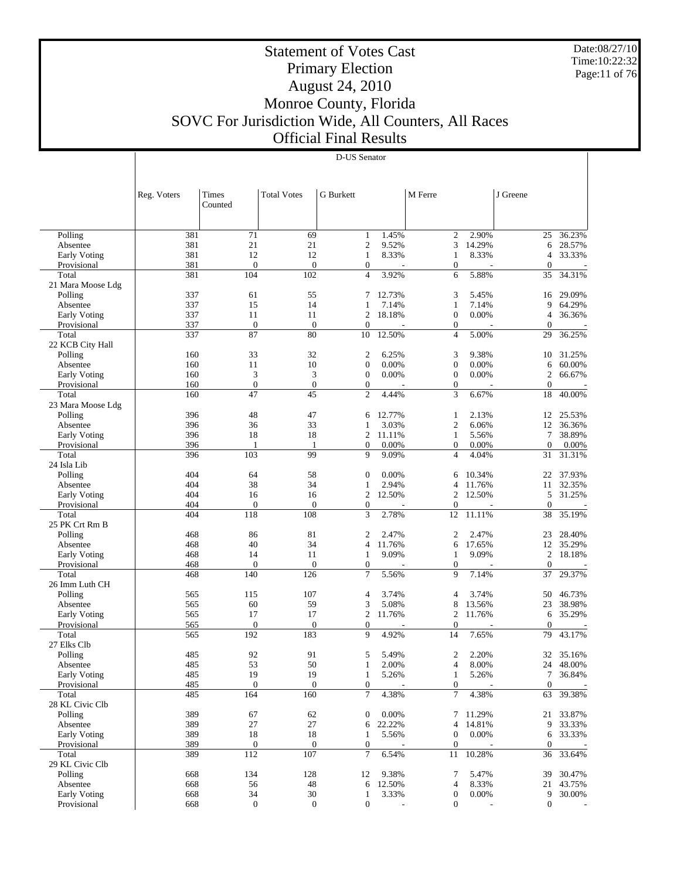# Statement of Votes Cast
## Primary Election
## August 24, 2010
## Monroe County, Florida
## SOVC For Jurisdiction Wide, All Counters, All Races
## Official Final Results

Date:08/27/10
Time:10:22:32

D-US Senator

| | Reg. Voters | Times Counted | Total Votes | G Burkett | | M Ferre | | J Greene | |
|---|---|---|---|---|---|---|---|---|---|
| Polling | 381 | 71 | 69 | 1 | 1.45% | 2 | 2.90% | 25 | 36.23% |
| Absentee | 381 | 21 | 21 | 2 | 9.52% | 3 | 14.29% | 6 | 28.57% |
| Early Voting | 381 | 12 | 12 | 1 | 8.33% | 1 | 8.33% | 4 | 33.33% |
| Provisional | 381 | 0 | 0 | 0 | - | 0 | - | 0 | - |
| Total | 381 | 104 | 102 | 4 | 3.92% | 6 | 5.88% | 35 | 34.31% |
| 21 Mara Moose Ldg | | | | | | | | | |
| Polling | 337 | 61 | 55 | 7 | 12.73% | 3 | 5.45% | 16 | 29.09% |
| Absentee | 337 | 15 | 14 | 1 | 7.14% | 1 | 7.14% | 9 | 64.29% |
| Early Voting | 337 | 11 | 11 | 2 | 18.18% | 0 | 0.00% | 4 | 36.36% |
| Provisional | 337 | 0 | 0 | 0 | - | 0 | - | 0 | - |
| Total | 337 | 87 | 80 | 10 | 12.50% | 4 | 5.00% | 29 | 36.25% |
| 22 KCB City Hall | | | | | | | | | |
| Polling | 160 | 33 | 32 | 2 | 6.25% | 3 | 9.38% | 10 | 31.25% |
| Absentee | 160 | 11 | 10 | 0 | 0.00% | 0 | 0.00% | 6 | 60.00% |
| Early Voting | 160 | 3 | 3 | 0 | 0.00% | 0 | 0.00% | 2 | 66.67% |
| Provisional | 160 | 0 | 0 | 0 | - | 0 | - | 0 | - |
| Total | 160 | 47 | 45 | 2 | 4.44% | 3 | 6.67% | 18 | 40.00% |
| 23 Mara Moose Ldg | | | | | | | | | |
| Polling | 396 | 48 | 47 | 6 | 12.77% | 1 | 2.13% | 12 | 25.53% |
| Absentee | 396 | 36 | 33 | 1 | 3.03% | 2 | 6.06% | 12 | 36.36% |
| Early Voting | 396 | 18 | 18 | 2 | 11.11% | 1 | 5.56% | 7 | 38.89% |
| Provisional | 396 | 1 | 1 | 0 | 0.00% | 0 | 0.00% | 0 | 0.00% |
| Total | 396 | 103 | 99 | 9 | 9.09% | 4 | 4.04% | 31 | 31.31% |
| 24 Isla Lib | | | | | | | | | |
| Polling | 404 | 64 | 58 | 0 | 0.00% | 6 | 10.34% | 22 | 37.93% |
| Absentee | 404 | 38 | 34 | 1 | 2.94% | 4 | 11.76% | 11 | 32.35% |
| Early Voting | 404 | 16 | 16 | 2 | 12.50% | 2 | 12.50% | 5 | 31.25% |
| Provisional | 404 | 0 | 0 | 0 | - | 0 | - | 0 | - |
| Total | 404 | 118 | 108 | 3 | 2.78% | 12 | 11.11% | 38 | 35.19% |
| 25 PK Crt Rm B | | | | | | | | | |
| Polling | 468 | 86 | 81 | 2 | 2.47% | 2 | 2.47% | 23 | 28.40% |
| Absentee | 468 | 40 | 34 | 4 | 11.76% | 6 | 17.65% | 12 | 35.29% |
| Early Voting | 468 | 14 | 11 | 1 | 9.09% | 1 | 9.09% | 2 | 18.18% |
| Provisional | 468 | 0 | 0 | 0 | - | 0 | - | 0 | - |
| Total | 468 | 140 | 126 | 7 | 5.56% | 9 | 7.14% | 37 | 29.37% |
| 26 Imm Luth CH | | | | | | | | | |
| Polling | 565 | 115 | 107 | 4 | 3.74% | 4 | 3.74% | 50 | 46.73% |
| Absentee | 565 | 60 | 59 | 3 | 5.08% | 8 | 13.56% | 23 | 38.98% |
| Early Voting | 565 | 17 | 17 | 2 | 11.76% | 2 | 11.76% | 6 | 35.29% |
| Provisional | 565 | 0 | 0 | 0 | - | 0 | - | 0 | - |
| Total | 565 | 192 | 183 | 9 | 4.92% | 14 | 7.65% | 79 | 43.17% |
| 27 Elks Clb | | | | | | | | | |
| Polling | 485 | 92 | 91 | 5 | 5.49% | 2 | 2.20% | 32 | 35.16% |
| Absentee | 485 | 53 | 50 | 1 | 2.00% | 4 | 8.00% | 24 | 48.00% |
| Early Voting | 485 | 19 | 19 | 1 | 5.26% | 1 | 5.26% | 7 | 36.84% |
| Provisional | 485 | 0 | 0 | 0 | - | 0 | - | 0 | - |
| Total | 485 | 164 | 160 | 7 | 4.38% | 7 | 4.38% | 63 | 39.38% |
| 28 KL Civic Clb | | | | | | | | | |
| Polling | 389 | 67 | 62 | 0 | 0.00% | 7 | 11.29% | 21 | 33.87% |
| Absentee | 389 | 27 | 27 | 6 | 22.22% | 4 | 14.81% | 9 | 33.33% |
| Early Voting | 389 | 18 | 18 | 1 | 5.56% | 0 | 0.00% | 6 | 33.33% |
| Provisional | 389 | 0 | 0 | 0 | - | 0 | - | 0 | - |
| Total | 389 | 112 | 107 | 7 | 6.54% | 11 | 10.28% | 36 | 33.64% |
| 29 KL Civic Clb | | | | | | | | | |
| Polling | 668 | 134 | 128 | 12 | 9.38% | 7 | 5.47% | 39 | 30.47% |
| Absentee | 668 | 56 | 48 | 6 | 12.50% | 4 | 8.33% | 21 | 43.75% |
| Early Voting | 668 | 34 | 30 | 1 | 3.33% | 0 | 0.00% | 9 | 30.00% |
| Provisional | 668 | 0 | 0 | 0 | - | 0 | - | 0 | - |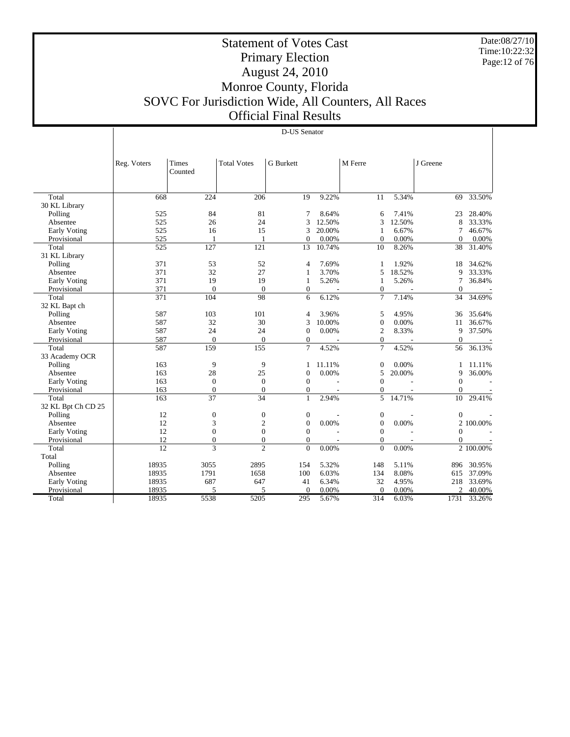# Statement of Votes Cast
## Primary Election
## August 24, 2010
## Monroe County, Florida
## SOVC For Jurisdiction Wide, All Counters, All Races
## Official Final Results

Date:08/27/10
Time:10:22:32

D-US Senator

| | Reg. Voters | Times Counted | Total Votes | G Burkett | | M Ferre | | J Greene | |
|---|---|---|---|---|---|---|---|---|---|
| Total | 668 | 224 | 206 | 19 | 9.22% | 11 | 5.34% | 69 | 33.50% |
| 30 KL Library | | | | | | | | | |
| Polling | 525 | 84 | 81 | 7 | 8.64% | 6 | 7.41% | 23 | 28.40% |
| Absentee | 525 | 26 | 24 | 3 | 12.50% | 3 | 12.50% | 8 | 33.33% |
| Early Voting | 525 | 16 | 15 | 3 | 20.00% | 1 | 6.67% | 7 | 46.67% |
| Provisional | 525 | 1 | 1 | 0 | 0.00% | 0 | 0.00% | 0 | 0.00% |
| Total | 525 | 127 | 121 | 13 | 10.74% | 10 | 8.26% | 38 | 31.40% |
| 31 KL Library | | | | | | | | | |
| Polling | 371 | 53 | 52 | 4 | 7.69% | 1 | 1.92% | 18 | 34.62% |
| Absentee | 371 | 32 | 27 | 1 | 3.70% | 5 | 18.52% | 9 | 33.33% |
| Early Voting | 371 | 19 | 19 | 1 | 5.26% | 1 | 5.26% | 7 | 36.84% |
| Provisional | 371 | 0 | 0 | 0 | - | 0 | - | 0 | - |
| Total | 371 | 104 | 98 | 6 | 6.12% | 7 | 7.14% | 34 | 34.69% |
| 32 KL Bapt ch | | | | | | | | | |
| Polling | 587 | 103 | 101 | 4 | 3.96% | 5 | 4.95% | 36 | 35.64% |
| Absentee | 587 | 32 | 30 | 3 | 10.00% | 0 | 0.00% | 11 | 36.67% |
| Early Voting | 587 | 24 | 24 | 0 | 0.00% | 2 | 8.33% | 9 | 37.50% |
| Provisional | 587 | 0 | 0 | 0 | - | 0 | - | 0 | - |
| Total | 587 | 159 | 155 | 7 | 4.52% | 7 | 4.52% | 56 | 36.13% |
| 33 Academy OCR | | | | | | | | | |
| Polling | 163 | 9 | 9 | 1 | 11.11% | 0 | 0.00% | 1 | 11.11% |
| Absentee | 163 | 28 | 25 | 0 | 0.00% | 5 | 20.00% | 9 | 36.00% |
| Early Voting | 163 | 0 | 0 | 0 | - | 0 | - | 0 | - |
| Provisional | 163 | 0 | 0 | 0 | - | 0 | - | 0 | - |
| Total | 163 | 37 | 34 | 1 | 2.94% | 5 | 14.71% | 10 | 29.41% |
| 32 KL Bpt Ch CD 25 | | | | | | | | | |
| Polling | 12 | 0 | 0 | 0 | - | 0 | - | 0 | - |
| Absentee | 12 | 3 | 2 | 0 | 0.00% | 0 | 0.00% | 2 | 100.00% |
| Early Voting | 12 | 0 | 0 | 0 | - | 0 | - | 0 | - |
| Provisional | 12 | 0 | 0 | 0 | - | 0 | - | 0 | - |
| Total | 12 | 3 | 2 | 0 | 0.00% | 0 | 0.00% | 2 | 100.00% |
| Total | | | | | | | | | |
| Polling | 18935 | 3055 | 2895 | 154 | 5.32% | 148 | 5.11% | 896 | 30.95% |
| Absentee | 18935 | 1791 | 1658 | 100 | 6.03% | 134 | 8.08% | 615 | 37.09% |
| Early Voting | 18935 | 687 | 647 | 41 | 6.34% | 32 | 4.95% | 218 | 33.69% |
| Provisional | 18935 | 5 | 5 | 0 | 0.00% | 0 | 0.00% | 2 | 40.00% |
| Total | 18935 | 5538 | 5205 | 295 | 5.67% | 314 | 6.03% | 1731 | 33.26% |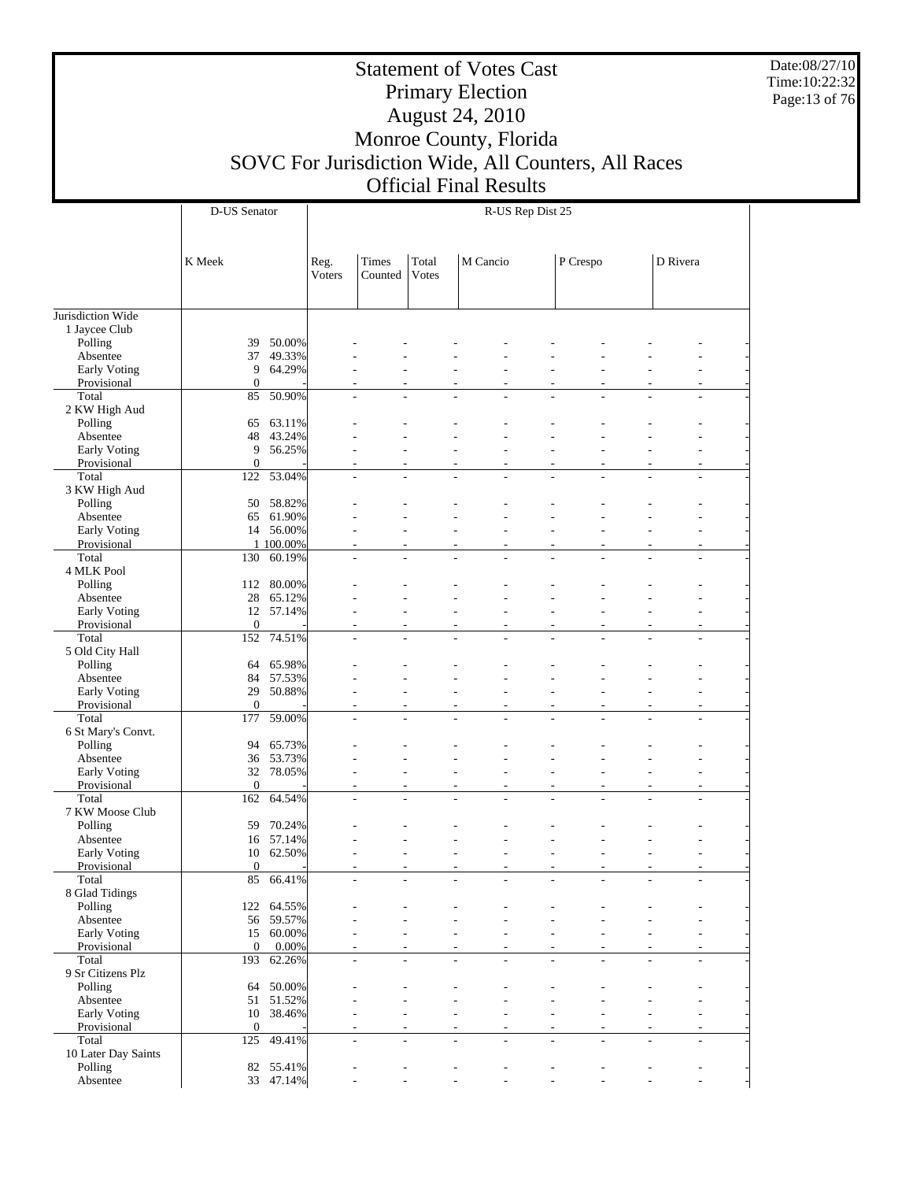# Statement of Votes Cast
## Primary Election
## August 24, 2010
## Monroe County, Florida
## SOVC For Jurisdiction Wide, All Counters, All Races
## Official Final Results

Date:08/27/10
Time:10:22:32

| | D-US Senator | | R-US Rep Dist 25 | | | | | | | | | |
|---|---|---|---|---|---|---|---|---|---|---|---|---|
| | K Meek | | Reg. Voters | Times Counted | Total Votes | M Cancio | | P Crespo | | D Rivera | | |
| Jurisdiction Wide | | | | | | | | | | | | |
| 1 Jaycee Club | | | | | | | | | | | | |
| Polling | 39 | 50.00% | - | - | - | - | - | - | - | - | - | - |
| Absentee | 37 | 49.33% | - | - | - | - | - | - | - | - | - | - |
| Early Voting | 9 | 64.29% | - | - | - | - | - | - | - | - | - | - |
| Provisional | 0 | - | - | - | - | - | - | - | - | - | - | - |
| Total | 85 | 50.90% | - | - | - | - | - | - | - | - | - | - |
| 2 KW High Aud | | | | | | | | | | | | |
| Polling | 65 | 63.11% | - | - | - | - | - | - | - | - | - | - |
| Absentee | 48 | 43.24% | - | - | - | - | - | - | - | - | - | - |
| Early Voting | 9 | 56.25% | - | - | - | - | - | - | - | - | - | - |
| Provisional | 0 | - | - | - | - | - | - | - | - | - | - | - |
| Total | 122 | 53.04% | - | - | - | - | - | - | - | - | - | - |
| 3 KW High Aud | | | | | | | | | | | | |
| Polling | 50 | 58.82% | - | - | - | - | - | - | - | - | - | - |
| Absentee | 65 | 61.90% | - | - | - | - | - | - | - | - | - | - |
| Early Voting | 14 | 56.00% | - | - | - | - | - | - | - | - | - | - |
| Provisional | 1 | 100.00% | - | - | - | - | - | - | - | - | - | - |
| Total | 130 | 60.19% | - | - | - | - | - | - | - | - | - | - |
| 4 MLK Pool | | | | | | | | | | | | |
| Polling | 112 | 80.00% | - | - | - | - | - | - | - | - | - | - |
| Absentee | 28 | 65.12% | - | - | - | - | - | - | - | - | - | - |
| Early Voting | 12 | 57.14% | - | - | - | - | - | - | - | - | - | - |
| Provisional | 0 | - | - | - | - | - | - | - | - | - | - | - |
| Total | 152 | 74.51% | - | - | - | - | - | - | - | - | - | - |
| 5 Old City Hall | | | | | | | | | | | | |
| Polling | 64 | 65.98% | - | - | - | - | - | - | - | - | - | - |
| Absentee | 84 | 57.53% | - | - | - | - | - | - | - | - | - | - |
| Early Voting | 29 | 50.88% | - | - | - | - | - | - | - | - | - | - |
| Provisional | 0 | - | - | - | - | - | - | - | - | - | - | - |
| Total | 177 | 59.00% | - | - | - | - | - | - | - | - | - | - |
| 6 St Mary's Convt. | | | | | | | | | | | | |
| Polling | 94 | 65.73% | - | - | - | - | - | - | - | - | - | - |
| Absentee | 36 | 53.73% | - | - | - | - | - | - | - | - | - | - |
| Early Voting | 32 | 78.05% | - | - | - | - | - | - | - | - | - | - |
| Provisional | 0 | - | - | - | - | - | - | - | - | - | - | - |
| Total | 162 | 64.54% | - | - | - | - | - | - | - | - | - | - |
| 7 KW Moose Club | | | | | | | | | | | | |
| Polling | 59 | 70.24% | - | - | - | - | - | - | - | - | - | - |
| Absentee | 16 | 57.14% | - | - | - | - | - | - | - | - | - | - |
| Early Voting | 10 | 62.50% | - | - | - | - | - | - | - | - | - | - |
| Provisional | 0 | - | - | - | - | - | - | - | - | - | - | - |
| Total | 85 | 66.41% | - | - | - | - | - | - | - | - | - | - |
| 8 Glad Tidings | | | | | | | | | | | | |
| Polling | 122 | 64.55% | - | - | - | - | - | - | - | - | - | - |
| Absentee | 56 | 59.57% | - | - | - | - | - | - | - | - | - | - |
| Early Voting | 15 | 60.00% | - | - | - | - | - | - | - | - | - | - |
| Provisional | 0 | 0.00% | - | - | - | - | - | - | - | - | - | - |
| Total | 193 | 62.26% | - | - | - | - | - | - | - | - | - | - |
| 9 Sr Citizens Plz | | | | | | | | | | | | |
| Polling | 64 | 50.00% | - | - | - | - | - | - | - | - | - | - |
| Absentee | 51 | 51.52% | - | - | - | - | - | - | - | - | - | - |
| Early Voting | 10 | 38.46% | - | - | - | - | - | - | - | - | - | - |
| Provisional | 0 | - | - | - | - | - | - | - | - | - | - | - |
| Total | 125 | 49.41% | - | - | - | - | - | - | - | - | - | - |
| 10 Later Day Saints | | | | | | | | | | | | |
| Polling | 82 | 55.41% | - | - | - | - | - | - | - | - | - | - |
| Absentee | 33 | 47.14% | - | - | - | - | - | - | - | - | - | - |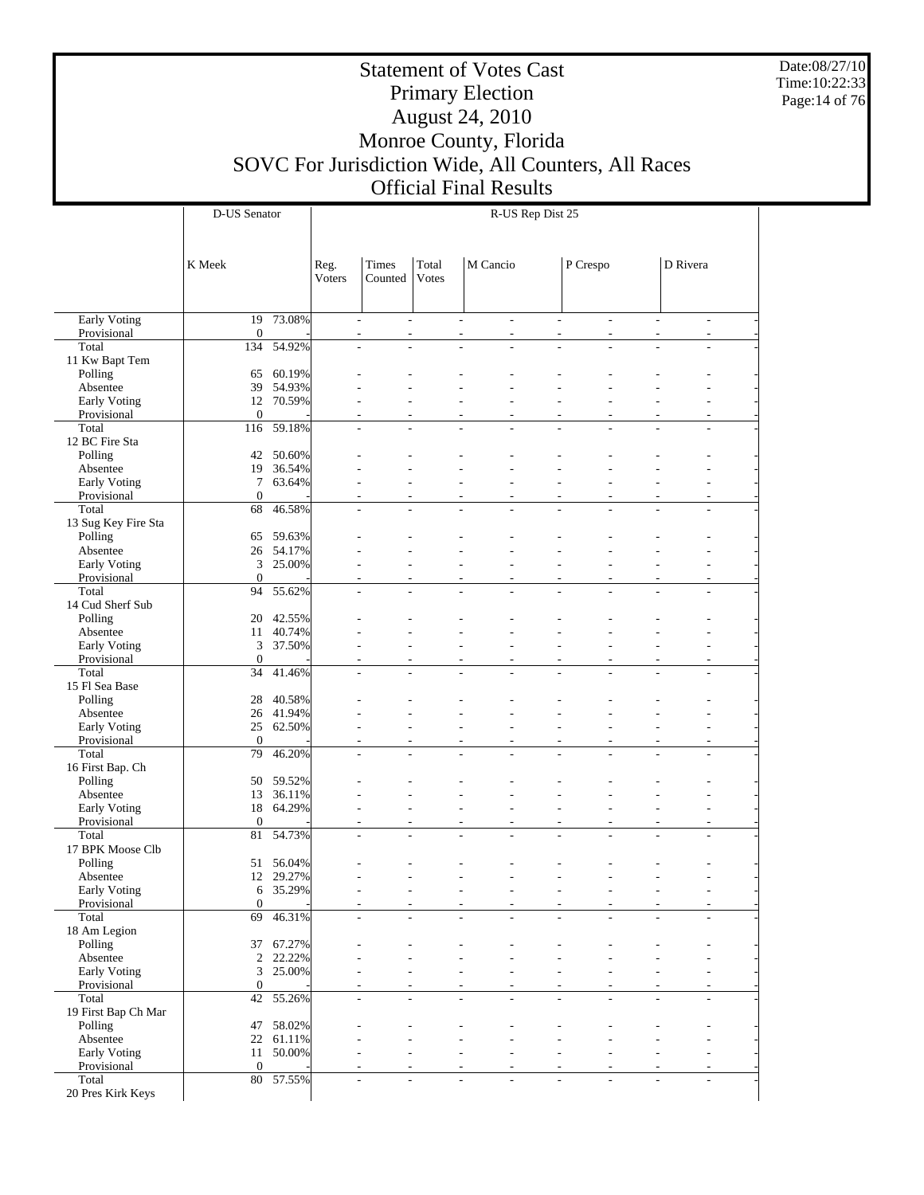# Statement of Votes Cast
# Primary Election
# August 24, 2010
# Monroe County, Florida
# SOVC For Jurisdiction Wide, All Counters, All Races
# Official Final Results

Date:08/27/10
Time:10:22:33

| | D-US Senator | | R-US Rep Dist 25 | | | | | | | | |
|---|---|---|---|---|---|---|---|---|---|---|---|
| | K Meek | | Reg. Voters | Times Counted | Total Votes | M Cancio | | P Crespo | | D Rivera | |
| Early Voting | 19 | 73.08% | - | - | - | - | - | - | - | - | - |
| Provisional | 0 | - | - | - | - | - | - | - | - | - | - |
| Total | 134 | 54.92% | - | - | - | - | - | - | - | - | - |
| 11 Kw Bapt Tem | | | | | | | | | | | |
| Polling | 65 | 60.19% | - | - | - | - | - | - | - | - | - |
| Absentee | 39 | 54.93% | - | - | - | - | - | - | - | - | - |
| Early Voting | 12 | 70.59% | - | - | - | - | - | - | - | - | - |
| Provisional | 0 | - | - | - | - | - | - | - | - | - | - |
| Total | 116 | 59.18% | - | - | - | - | - | - | - | - | - |
| 12 BC Fire Sta | | | | | | | | | | | |
| Polling | 42 | 50.60% | - | - | - | - | - | - | - | - | - |
| Absentee | 19 | 36.54% | - | - | - | - | - | - | - | - | - |
| Early Voting | 7 | 63.64% | - | - | - | - | - | - | - | - | - |
| Provisional | 0 | - | - | - | - | - | - | - | - | - | - |
| Total | 68 | 46.58% | - | - | - | - | - | - | - | - | - |
| 13 Sug Key Fire Sta | | | | | | | | | | | |
| Polling | 65 | 59.63% | - | - | - | - | - | - | - | - | - |
| Absentee | 26 | 54.17% | - | - | - | - | - | - | - | - | - |
| Early Voting | 3 | 25.00% | - | - | - | - | - | - | - | - | - |
| Provisional | 0 | - | - | - | - | - | - | - | - | - | - |
| Total | 94 | 55.62% | - | - | - | - | - | - | - | - | - |
| 14 Cud Sherf Sub | | | | | | | | | | | |
| Polling | 20 | 42.55% | - | - | - | - | - | - | - | - | - |
| Absentee | 11 | 40.74% | - | - | - | - | - | - | - | - | - |
| Early Voting | 3 | 37.50% | - | - | - | - | - | - | - | - | - |
| Provisional | 0 | - | - | - | - | - | - | - | - | - | - |
| Total | 34 | 41.46% | - | - | - | - | - | - | - | - | - |
| 15 Fl Sea Base | | | | | | | | | | | |
| Polling | 28 | 40.58% | - | - | - | - | - | - | - | - | - |
| Absentee | 26 | 41.94% | - | - | - | - | - | - | - | - | - |
| Early Voting | 25 | 62.50% | - | - | - | - | - | - | - | - | - |
| Provisional | 0 | - | - | - | - | - | - | - | - | - | - |
| Total | 79 | 46.20% | - | - | - | - | - | - | - | - | - |
| 16 First Bap. Ch | | | | | | | | | | | |
| Polling | 50 | 59.52% | - | - | - | - | - | - | - | - | - |
| Absentee | 13 | 36.11% | - | - | - | - | - | - | - | - | - |
| Early Voting | 18 | 64.29% | - | - | - | - | - | - | - | - | - |
| Provisional | 0 | - | - | - | - | - | - | - | - | - | - |
| Total | 81 | 54.73% | - | - | - | - | - | - | - | - | - |
| 17 BPK Moose Clb | | | | | | | | | | | |
| Polling | 51 | 56.04% | - | - | - | - | - | - | - | - | - |
| Absentee | 12 | 29.27% | - | - | - | - | - | - | - | - | - |
| Early Voting | 6 | 35.29% | - | - | - | - | - | - | - | - | - |
| Provisional | 0 | - | - | - | - | - | - | - | - | - | - |
| Total | 69 | 46.31% | - | - | - | - | - | - | - | - | - |
| 18 Am Legion | | | | | | | | | | | |
| Polling | 37 | 67.27% | - | - | - | - | - | - | - | - | - |
| Absentee | 2 | 22.22% | - | - | - | - | - | - | - | - | - |
| Early Voting | 3 | 25.00% | - | - | - | - | - | - | - | - | - |
| Provisional | 0 | - | - | - | - | - | - | - | - | - | - |
| Total | 42 | 55.26% | - | - | - | - | - | - | - | - | - |
| 19 First Bap Ch Mar | | | | | | | | | | | |
| Polling | 47 | 58.02% | - | - | - | - | - | - | - | - | - |
| Absentee | 22 | 61.11% | - | - | - | - | - | - | - | - | - |
| Early Voting | 11 | 50.00% | - | - | - | - | - | - | - | - | - |
| Provisional | 0 | - | - | - | - | - | - | - | - | - | - |
| Total | 80 | 57.55% | - | - | - | - | - | - | - | - | - |
| 20 Pres Kirk Keys | | | | | | | | | | | |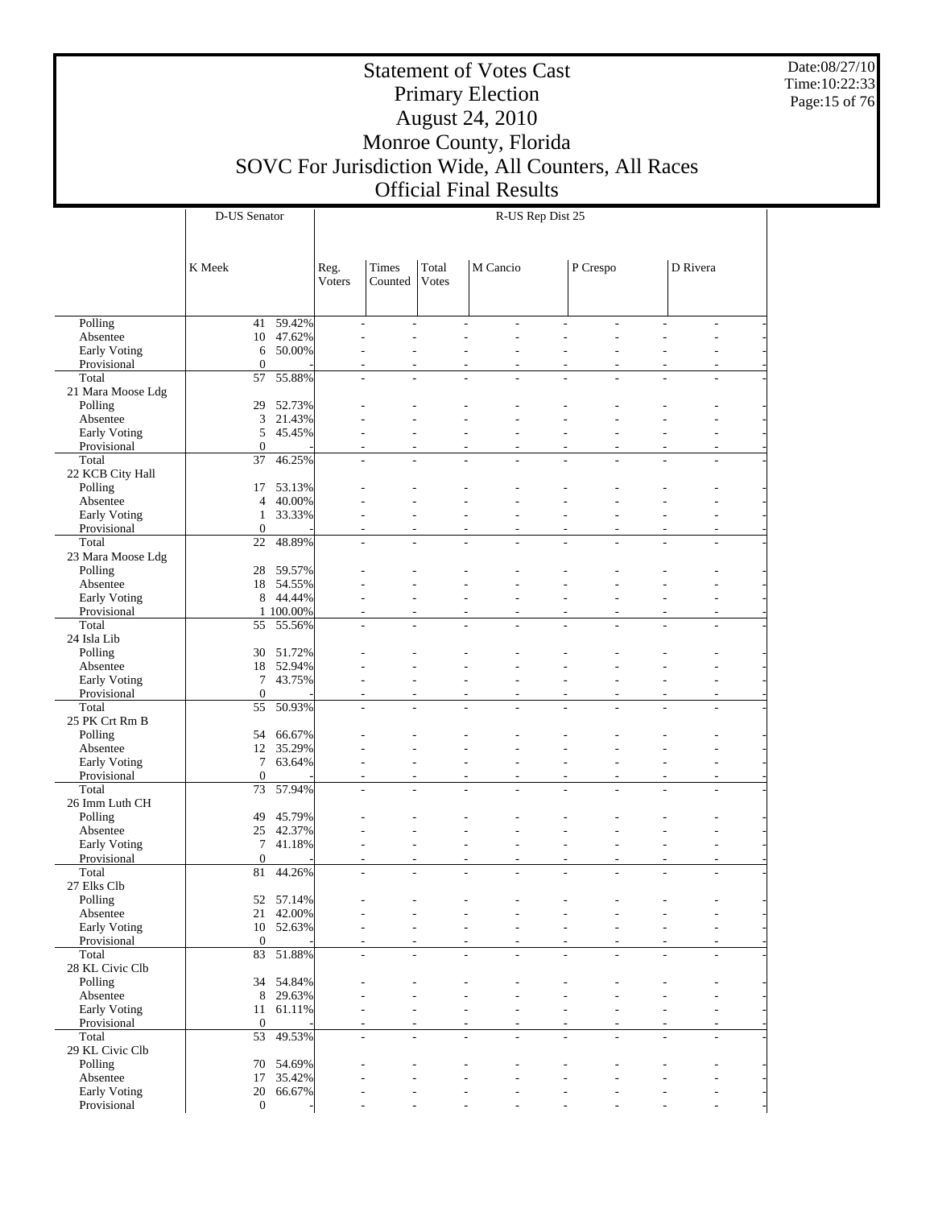# Statement of Votes Cast
## Primary Election
## August 24, 2010
## Monroe County, Florida
## SOVC For Jurisdiction Wide, All Counters, All Races
## Official Final Results

Date:08/27/10
Time:10:22:33

| | D-US Senator | | R-US Rep Dist 25 | | | | | | | | | | |
|---|---|---|---|---|---|---|---|---|---|---|---|---|---|
| | K Meek | | Reg. Voters | Times Counted | Total Votes | M Cancio | | P Crespo | | D Rivera | | | |
| Polling | 41 | 59.42% | - | - | - | - | - | - | - | - | - |
| Absentee | 10 | 47.62% | - | - | - | - | - | - | - | - | - |
| Early Voting | 6 | 50.00% | - | - | - | - | - | - | - | - | - |
| Provisional | 0 | - | - | - | - | - | - | - | - | - | - |
| Total | 57 | 55.88% | - | - | - | - | - | - | - | - | - |
| 21 Mara Moose Ldg | | | | | | | | | | | |
| Polling | 29 | 52.73% | - | - | - | - | - | - | - | - | - |
| Absentee | 3 | 21.43% | - | - | - | - | - | - | - | - | - |
| Early Voting | 5 | 45.45% | - | - | - | - | - | - | - | - | - |
| Provisional | 0 | - | - | - | - | - | - | - | - | - | - |
| Total | 37 | 46.25% | - | - | - | - | - | - | - | - | - |
| 22 KCB City Hall | | | | | | | | | | | |
| Polling | 17 | 53.13% | - | - | - | - | - | - | - | - | - |
| Absentee | 4 | 40.00% | - | - | - | - | - | - | - | - | - |
| Early Voting | 1 | 33.33% | - | - | - | - | - | - | - | - | - |
| Provisional | 0 | - | - | - | - | - | - | - | - | - | - |
| Total | 22 | 48.89% | - | - | - | - | - | - | - | - | - |
| 23 Mara Moose Ldg | | | | | | | | | | | |
| Polling | 28 | 59.57% | - | - | - | - | - | - | - | - | - |
| Absentee | 18 | 54.55% | - | - | - | - | - | - | - | - | - |
| Early Voting | 8 | 44.44% | - | - | - | - | - | - | - | - | - |
| Provisional | 1 | 100.00% | - | - | - | - | - | - | - | - | - |
| Total | 55 | 55.56% | - | - | - | - | - | - | - | - | - |
| 24 Isla Lib | | | | | | | | | | | |
| Polling | 30 | 51.72% | - | - | - | - | - | - | - | - | - |
| Absentee | 18 | 52.94% | - | - | - | - | - | - | - | - | - |
| Early Voting | 7 | 43.75% | - | - | - | - | - | - | - | - | - |
| Provisional | 0 | - | - | - | - | - | - | - | - | - | - |
| Total | 55 | 50.93% | - | - | - | - | - | - | - | - | - |
| 25 PK Crt Rm B | | | | | | | | | | | |
| Polling | 54 | 66.67% | - | - | - | - | - | - | - | - | - |
| Absentee | 12 | 35.29% | - | - | - | - | - | - | - | - | - |
| Early Voting | 7 | 63.64% | - | - | - | - | - | - | - | - | - |
| Provisional | 0 | - | - | - | - | - | - | - | - | - | - |
| Total | 73 | 57.94% | - | - | - | - | - | - | - | - | - |
| 26 Imm Luth CH | | | | | | | | | | | |
| Polling | 49 | 45.79% | - | - | - | - | - | - | - | - | - |
| Absentee | 25 | 42.37% | - | - | - | - | - | - | - | - | - |
| Early Voting | 7 | 41.18% | - | - | - | - | - | - | - | - | - |
| Provisional | 0 | - | - | - | - | - | - | - | - | - | - |
| Total | 81 | 44.26% | - | - | - | - | - | - | - | - | - |
| 27 Elks Clb | | | | | | | | | | | |
| Polling | 52 | 57.14% | - | - | - | - | - | - | - | - | - |
| Absentee | 21 | 42.00% | - | - | - | - | - | - | - | - | - |
| Early Voting | 10 | 52.63% | - | - | - | - | - | - | - | - | - |
| Provisional | 0 | - | - | - | - | - | - | - | - | - | - |
| Total | 83 | 51.88% | - | - | - | - | - | - | - | - | - |
| 28 KL Civic Clb | | | | | | | | | | | |
| Polling | 34 | 54.84% | - | - | - | - | - | - | - | - | - |
| Absentee | 8 | 29.63% | - | - | - | - | - | - | - | - | - |
| Early Voting | 11 | 61.11% | - | - | - | - | - | - | - | - | - |
| Provisional | 0 | - | - | - | - | - | - | - | - | - | - |
| Total | 53 | 49.53% | - | - | - | - | - | - | - | - | - |
| 29 KL Civic Clb | | | | | | | | | | | |
| Polling | 70 | 54.69% | - | - | - | - | - | - | - | - | - |
| Absentee | 17 | 35.42% | - | - | - | - | - | - | - | - | - |
| Early Voting | 20 | 66.67% | - | - | - | - | - | - | - | - | - |
| Provisional | 0 | - | - | - | - | - | - | - | - | - | - |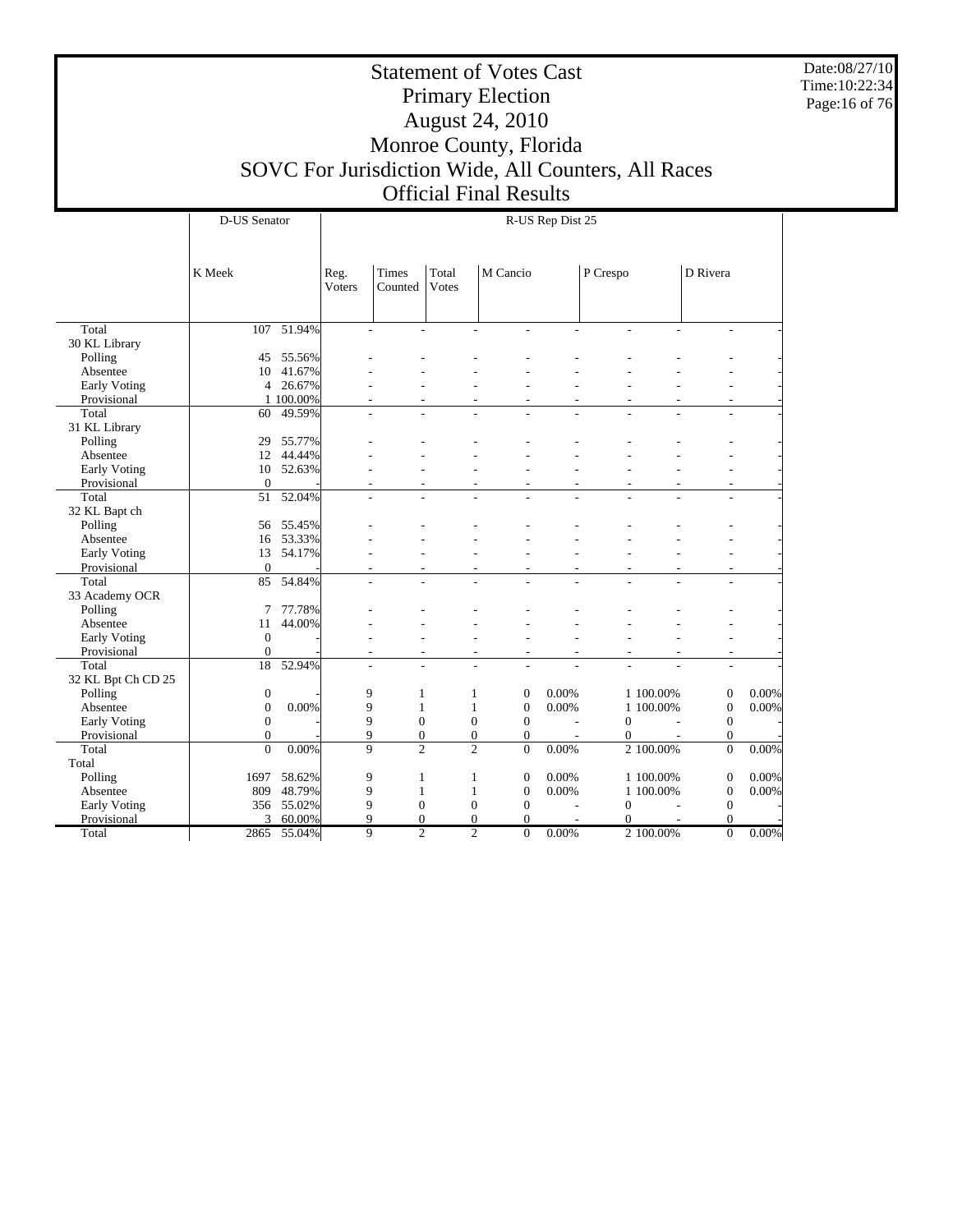# Statement of Votes Cast
## Primary Election
## August 24, 2010
## Monroe County, Florida
## SOVC For Jurisdiction Wide, All Counters, All Races
## Official Final Results

Date:08/27/10
Time:10:22:34

| | D-US Senator | | R-US Rep Dist 25 | | | | | | | | |
|---|---|---|---|---|---|---|---|---|---|---|---|
| | K Meek | | Reg. Voters | Times Counted | Total Votes | M Cancio | | P Crespo | | D Rivera | |
| Total | 107 | 51.94% | - | - | - | - | - | - | - | - | - |
| 30 KL Library | | | | | | | | | | | |
| Polling | 45 | 55.56% | - | - | - | - | - | - | - | - | - |
| Absentee | 10 | 41.67% | - | - | - | - | - | - | - | - | - |
| Early Voting | 4 | 26.67% | - | - | - | - | - | - | - | - | - |
| Provisional | 1 | 100.00% | - | - | - | - | - | - | - | - | - |
| Total | 60 | 49.59% | - | - | - | - | - | - | - | - | - |
| 31 KL Library | | | | | | | | | | | |
| Polling | 29 | 55.77% | - | - | - | - | - | - | - | - | - |
| Absentee | 12 | 44.44% | - | - | - | - | - | - | - | - | - |
| Early Voting | 10 | 52.63% | - | - | - | - | - | - | - | - | - |
| Provisional | 0 | - | - | - | - | - | - | - | - | - | - |
| Total | 51 | 52.04% | - | - | - | - | - | - | - | - | - |
| 32 KL Bapt ch | | | | | | | | | | | |
| Polling | 56 | 55.45% | - | - | - | - | - | - | - | - | - |
| Absentee | 16 | 53.33% | - | - | - | - | - | - | - | - | - |
| Early Voting | 13 | 54.17% | - | - | - | - | - | - | - | - | - |
| Provisional | 0 | - | - | - | - | - | - | - | - | - | - |
| Total | 85 | 54.84% | - | - | - | - | - | - | - | - | - |
| 33 Academy OCR | | | | | | | | | | | |
| Polling | 7 | 77.78% | - | - | - | - | - | - | - | - | - |
| Absentee | 11 | 44.00% | - | - | - | - | - | - | - | - | - |
| Early Voting | 0 | - | - | - | - | - | - | - | - | - | - |
| Provisional | 0 | - | - | - | - | - | - | - | - | - | - |
| Total | 18 | 52.94% | - | - | - | - | - | - | - | - | - |
| 32 KL Bpt Ch CD 25 | | | | | | | | | | | |
| Polling | 0 | - | 9 | 1 | 1 | 0 | 0.00% | 1 | 100.00% | 0 | 0.00% |
| Absentee | 0 | 0.00% | 9 | 1 | 1 | 0 | 0.00% | 1 | 100.00% | 0 | 0.00% |
| Early Voting | 0 | - | 9 | 0 | 0 | 0 | - | 0 | - | 0 | - |
| Provisional | 0 | - | 9 | 0 | 0 | 0 | - | 0 | - | 0 | - |
| Total | 0 | 0.00% | 9 | 2 | 2 | 0 | 0.00% | 2 | 100.00% | 0 | 0.00% |
| Total | | | | | | | | | | | |
| Polling | 1697 | 58.62% | 9 | 1 | 1 | 0 | 0.00% | 1 | 100.00% | 0 | 0.00% |
| Absentee | 809 | 48.79% | 9 | 1 | 1 | 0 | 0.00% | 1 | 100.00% | 0 | 0.00% |
| Early Voting | 356 | 55.02% | 9 | 0 | 0 | 0 | - | 0 | - | 0 | - |
| Provisional | 3 | 60.00% | 9 | 0 | 0 | 0 | - | 0 | - | 0 | - |
| Total | 2865 | 55.04% | 9 | 2 | 2 | 0 | 0.00% | 2 | 100.00% | 0 | 0.00% |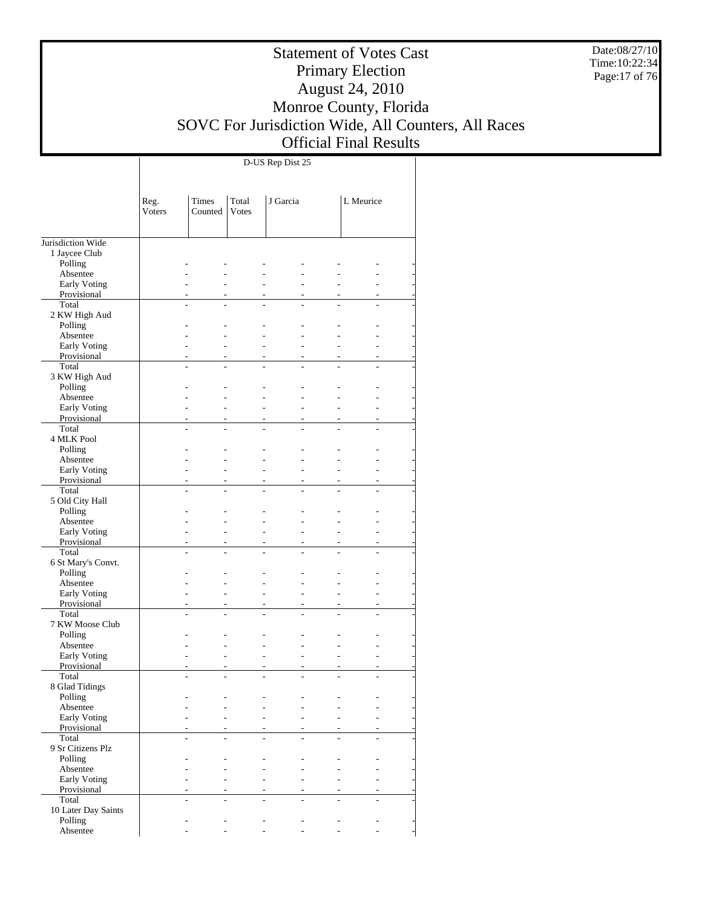# Statement of Votes Cast
# Primary Election
# August 24, 2010
# Monroe County, Florida
# SOVC For Jurisdiction Wide, All Counters, All Races
# Official Final Results

| | D-US Rep Dist 25 | | | | | | |
|---|---|---|---|---|---|---|---|
| | Reg. Voters | Times Counted | Total Votes | J Garcia | | L Meurice | |
| Jurisdiction Wide | | | | | | | |
| 1 Jaycee Club | | | | | | | |
| Polling | - | - | - | - | - | - | - |
| Absentee | - | - | - | - | - | - | - |
| Early Voting | - | - | - | - | - | - | - |
| Provisional | - | - | - | - | - | - | - |
| Total | - | - | - | - | - | - | - |
| 2 KW High Aud | | | | | | | |
| Polling | - | - | - | - | - | - | - |
| Absentee | - | - | - | - | - | - | - |
| Early Voting | - | - | - | - | - | - | - |
| Provisional | - | - | - | - | - | - | - |
| Total | - | - | - | - | - | - | - |
| 3 KW High Aud | | | | | | | |
| Polling | - | - | - | - | - | - | - |
| Absentee | - | - | - | - | - | - | - |
| Early Voting | - | - | - | - | - | - | - |
| Provisional | - | - | - | - | - | - | - |
| Total | - | - | - | - | - | - | - |
| 4 MLK Pool | | | | | | | |
| Polling | - | - | - | - | - | - | - |
| Absentee | - | - | - | - | - | - | - |
| Early Voting | - | - | - | - | - | - | - |
| Provisional | - | - | - | - | - | - | - |
| Total | - | - | - | - | - | - | - |
| 5 Old City Hall | | | | | | | |
| Polling | - | - | - | - | - | - | - |
| Absentee | - | - | - | - | - | - | - |
| Early Voting | - | - | - | - | - | - | - |
| Provisional | - | - | - | - | - | - | - |
| Total | - | - | - | - | - | - | - |
| 6 St Mary's Convt. | | | | | | | |
| Polling | - | - | - | - | - | - | - |
| Absentee | - | - | - | - | - | - | - |
| Early Voting | - | - | - | - | - | - | - |
| Provisional | - | - | - | - | - | - | - |
| Total | - | - | - | - | - | - | - |
| 7 KW Moose Club | | | | | | | |
| Polling | - | - | - | - | - | - | - |
| Absentee | - | - | - | - | - | - | - |
| Early Voting | - | - | - | - | - | - | - |
| Provisional | - | - | - | - | - | - | - |
| Total | - | - | - | - | - | - | - |
| 8 Glad Tidings | | | | | | | |
| Polling | - | - | - | - | - | - | - |
| Absentee | - | - | - | - | - | - | - |
| Early Voting | - | - | - | - | - | - | - |
| Provisional | - | - | - | - | - | - | - |
| Total | - | - | - | - | - | - | - |
| 9 Sr Citizens Plz | | | | | | | |
| Polling | - | - | - | - | - | - | - |
| Absentee | - | - | - | - | - | - | - |
| Early Voting | - | - | - | - | - | - | - |
| Provisional | - | - | - | - | - | - | - |
| Total | - | - | - | - | - | - | - |
| 10 Later Day Saints | | | | | | | |
| Polling | - | - | - | - | - | - | - |
| Absentee | - | - | - | - | - | - | - |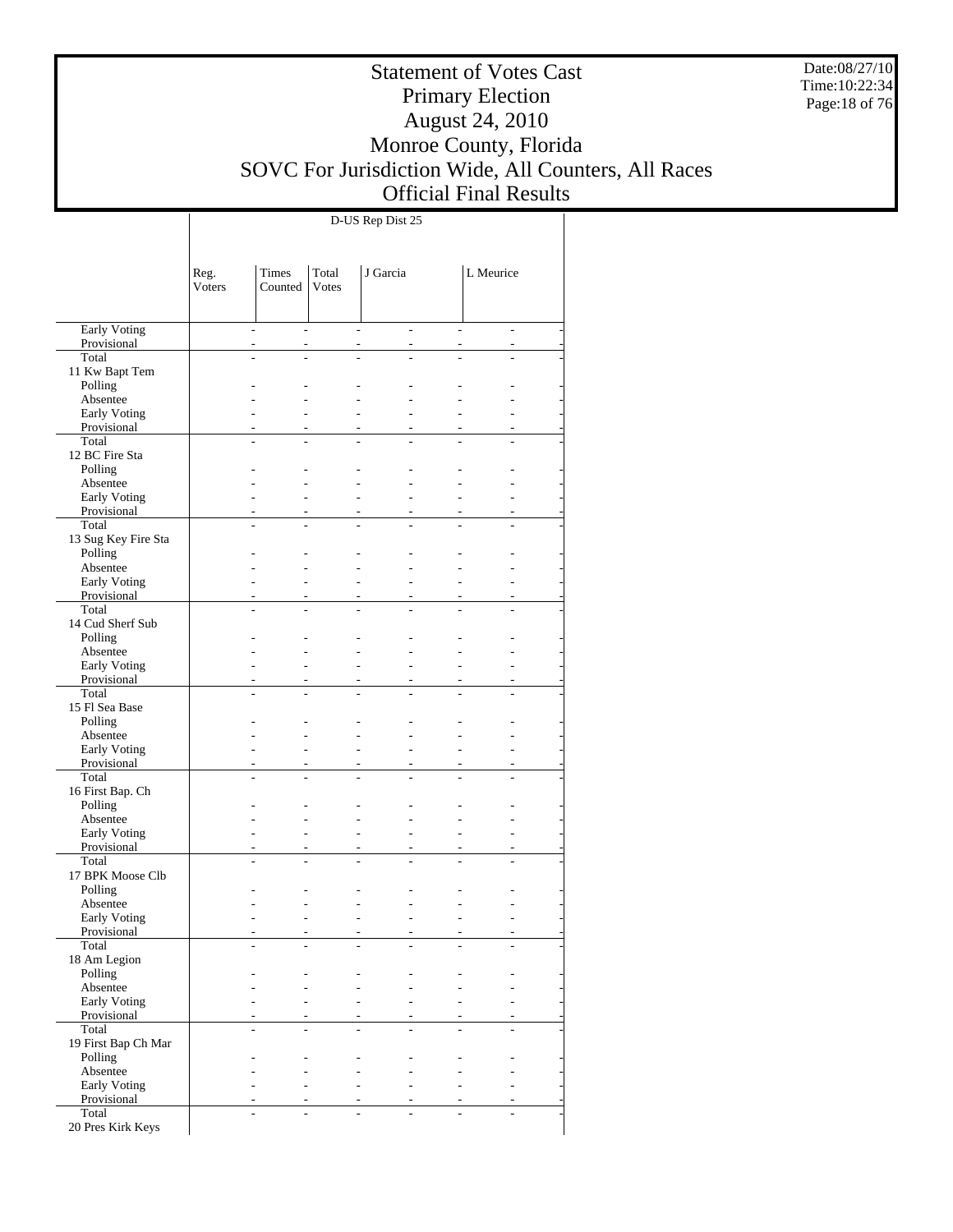# Statement of Votes Cast
# Primary Election
# August 24, 2010
# Monroe County, Florida
# SOVC For Jurisdiction Wide, All Counters, All Races
# Official Final Results

Date:08/27/10
Time:10:22:34

| | D-US Rep Dist 25 | | | | | | | |
|---|---|---|---|---|---|---|---|---|
| | Reg. Voters | Times Counted | Total Votes | J Garcia | | L Meurice | | |
| Early Voting | | - | - | - | - | - | - | - |
| Provisional | | - | - | - | - | - | - | - |
| Total | | - | - | - | - | - | - | - |
| 11 Kw Bapt Tem | | | | | | | | |
| Polling | | - | - | - | - | - | - | - |
| Absentee | | - | - | - | - | - | - | - |
| Early Voting | | - | - | - | - | - | - | - |
| Provisional | | - | - | - | - | - | - | - |
| Total | | - | - | - | - | - | - | - |
| 12 BC Fire Sta | | | | | | | | |
| Polling | | - | - | - | - | - | - | - |
| Absentee | | - | - | - | - | - | - | - |
| Early Voting | | - | - | - | - | - | - | - |
| Provisional | | - | - | - | - | - | - | - |
| Total | | - | - | - | - | - | - | - |
| 13 Sug Key Fire Sta | | | | | | | | |
| Polling | | - | - | - | - | - | - | - |
| Absentee | | - | - | - | - | - | - | - |
| Early Voting | | - | - | - | - | - | - | - |
| Provisional | | - | - | - | - | - | - | - |
| Total | | - | - | - | - | - | - | - |
| 14 Cud Sherf Sub | | | | | | | | |
| Polling | | - | - | - | - | - | - | - |
| Absentee | | - | - | - | - | - | - | - |
| Early Voting | | - | - | - | - | - | - | - |
| Provisional | | - | - | - | - | - | - | - |
| Total | | - | - | - | - | - | - | - |
| 15 Fl Sea Base | | | | | | | | |
| Polling | | - | - | - | - | - | - | - |
| Absentee | | - | - | - | - | - | - | - |
| Early Voting | | - | - | - | - | - | - | - |
| Provisional | | - | - | - | - | - | - | - |
| Total | | - | - | - | - | - | - | - |
| 16 First Bap. Ch | | | | | | | | |
| Polling | | - | - | - | - | - | - | - |
| Absentee | | - | - | - | - | - | - | - |
| Early Voting | | - | - | - | - | - | - | - |
| Provisional | | - | - | - | - | - | - | - |
| Total | | - | - | - | - | - | - | - |
| 17 BPK Moose Clb | | | | | | | | |
| Polling | | - | - | - | - | - | - | - |
| Absentee | | - | - | - | - | - | - | - |
| Early Voting | | - | - | - | - | - | - | - |
| Provisional | | - | - | - | - | - | - | - |
| Total | | - | - | - | - | - | - | - |
| 18 Am Legion | | | | | | | | |
| Polling | | - | - | - | - | - | - | - |
| Absentee | | - | - | - | - | - | - | - |
| Early Voting | | - | - | - | - | - | - | - |
| Provisional | | - | - | - | - | - | - | - |
| Total | | - | - | - | - | - | - | - |
| 19 First Bap Ch Mar | | | | | | | | |
| Polling | | - | - | - | - | - | - | - |
| Absentee | | - | - | - | - | - | - | - |
| Early Voting | | - | - | - | - | - | - | - |
| Provisional | | - | - | - | - | - | - | - |
| Total | | - | - | - | - | - | - | - |
| 20 Pres Kirk Keys | | | | | | | | |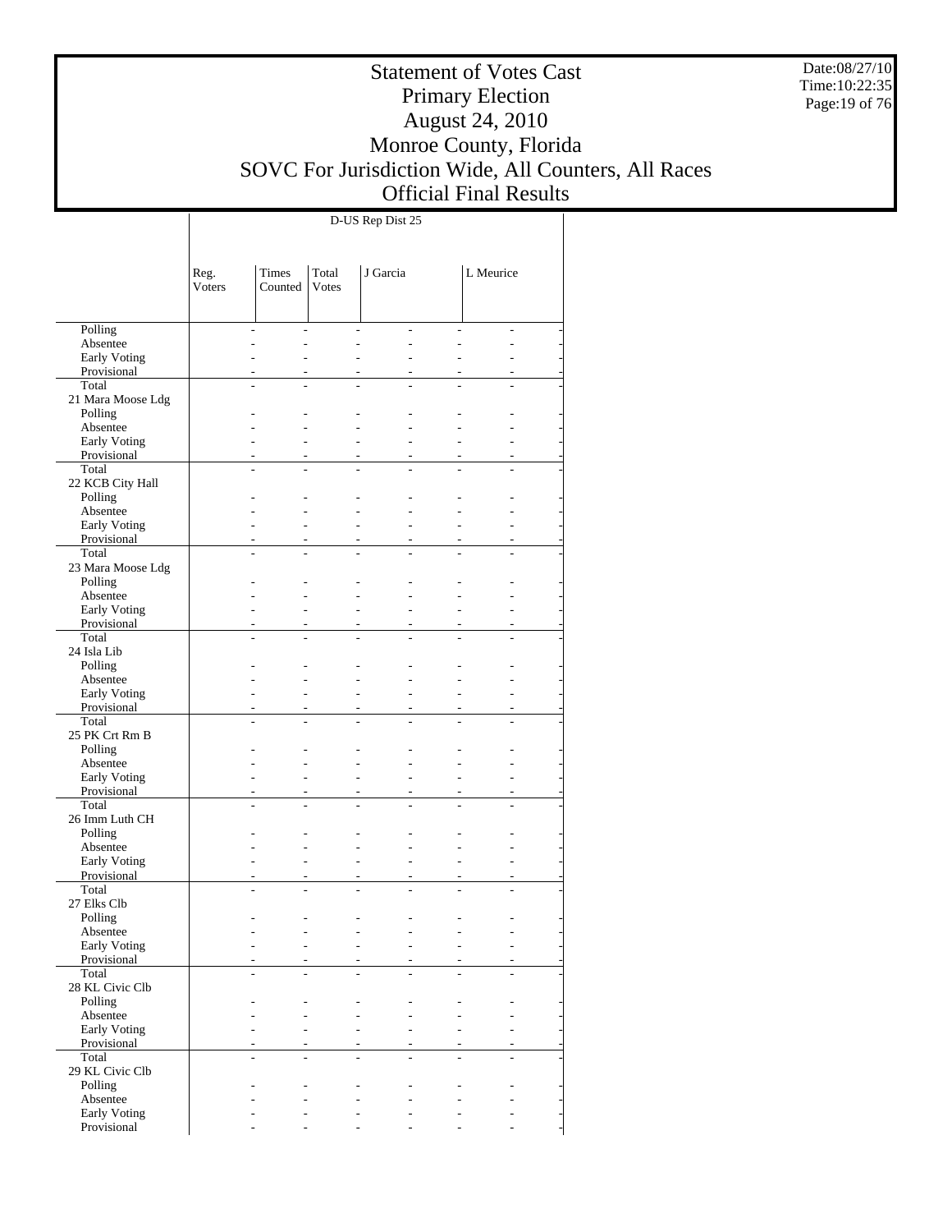# Statement of Votes Cast
## Primary Election
## August 24, 2010
## Monroe County, Florida
## SOVC For Jurisdiction Wide, All Counters, All Races
## Official Final Results

Date:08/27/10
Time:10:22:35

| | D-US Rep Dist 25 | | | | | | | |
|---|---|---|---|---|---|---|---|---|
| | Reg. Voters | Times Counted | Total Votes | J Garcia | | L Meurice | | |
| Polling | - | - | - | - | - | - | - | - |
| Absentee | - | - | - | - | - | - | - | - |
| Early Voting | - | - | - | - | - | - | - | - |
| Provisional | - | - | - | - | - | - | - | - |
| Total | - | - | - | - | - | - | - | - |
| 21 Mara Moose Ldg | | | | | | | | |
| Polling | - | - | - | - | - | - | - | - |
| Absentee | - | - | - | - | - | - | - | - |
| Early Voting | - | - | - | - | - | - | - | - |
| Provisional | - | - | - | - | - | - | - | - |
| Total | - | - | - | - | - | - | - | - |
| 22 KCB City Hall | | | | | | | | |
| Polling | - | - | - | - | - | - | - | - |
| Absentee | - | - | - | - | - | - | - | - |
| Early Voting | - | - | - | - | - | - | - | - |
| Provisional | - | - | - | - | - | - | - | - |
| Total | - | - | - | - | - | - | - | - |
| 23 Mara Moose Ldg | | | | | | | | |
| Polling | - | - | - | - | - | - | - | - |
| Absentee | - | - | - | - | - | - | - | - |
| Early Voting | - | - | - | - | - | - | - | - |
| Provisional | - | - | - | - | - | - | - | - |
| Total | - | - | - | - | - | - | - | - |
| 24 Isla Lib | | | | | | | | |
| Polling | - | - | - | - | - | - | - | - |
| Absentee | - | - | - | - | - | - | - | - |
| Early Voting | - | - | - | - | - | - | - | - |
| Provisional | - | - | - | - | - | - | - | - |
| Total | - | - | - | - | - | - | - | - |
| 25 PK Crt Rm B | | | | | | | | |
| Polling | - | - | - | - | - | - | - | - |
| Absentee | - | - | - | - | - | - | - | - |
| Early Voting | - | - | - | - | - | - | - | - |
| Provisional | - | - | - | - | - | - | - | - |
| Total | - | - | - | - | - | - | - | - |
| 26 Imm Luth CH | | | | | | | | |
| Polling | - | - | - | - | - | - | - | - |
| Absentee | - | - | - | - | - | - | - | - |
| Early Voting | - | - | - | - | - | - | - | - |
| Provisional | - | - | - | - | - | - | - | - |
| Total | - | - | - | - | - | - | - | - |
| 27 Elks Clb | | | | | | | | |
| Polling | - | - | - | - | - | - | - | - |
| Absentee | - | - | - | - | - | - | - | - |
| Early Voting | - | - | - | - | - | - | - | - |
| Provisional | - | - | - | - | - | - | - | - |
| Total | - | - | - | - | - | - | - | - |
| 28 KL Civic Clb | | | | | | | | |
| Polling | - | - | - | - | - | - | - | - |
| Absentee | - | - | - | - | - | - | - | - |
| Early Voting | - | - | - | - | - | - | - | - |
| Provisional | - | - | - | - | - | - | - | - |
| Total | - | - | - | - | - | - | - | - |
| 29 KL Civic Clb | | | | | | | | |
| Polling | - | - | - | - | - | - | - | - |
| Absentee | - | - | - | - | - | - | - | - |
| Early Voting | - | - | - | - | - | - | - | - |
| Provisional | - | - | - | - | - | - | - | - |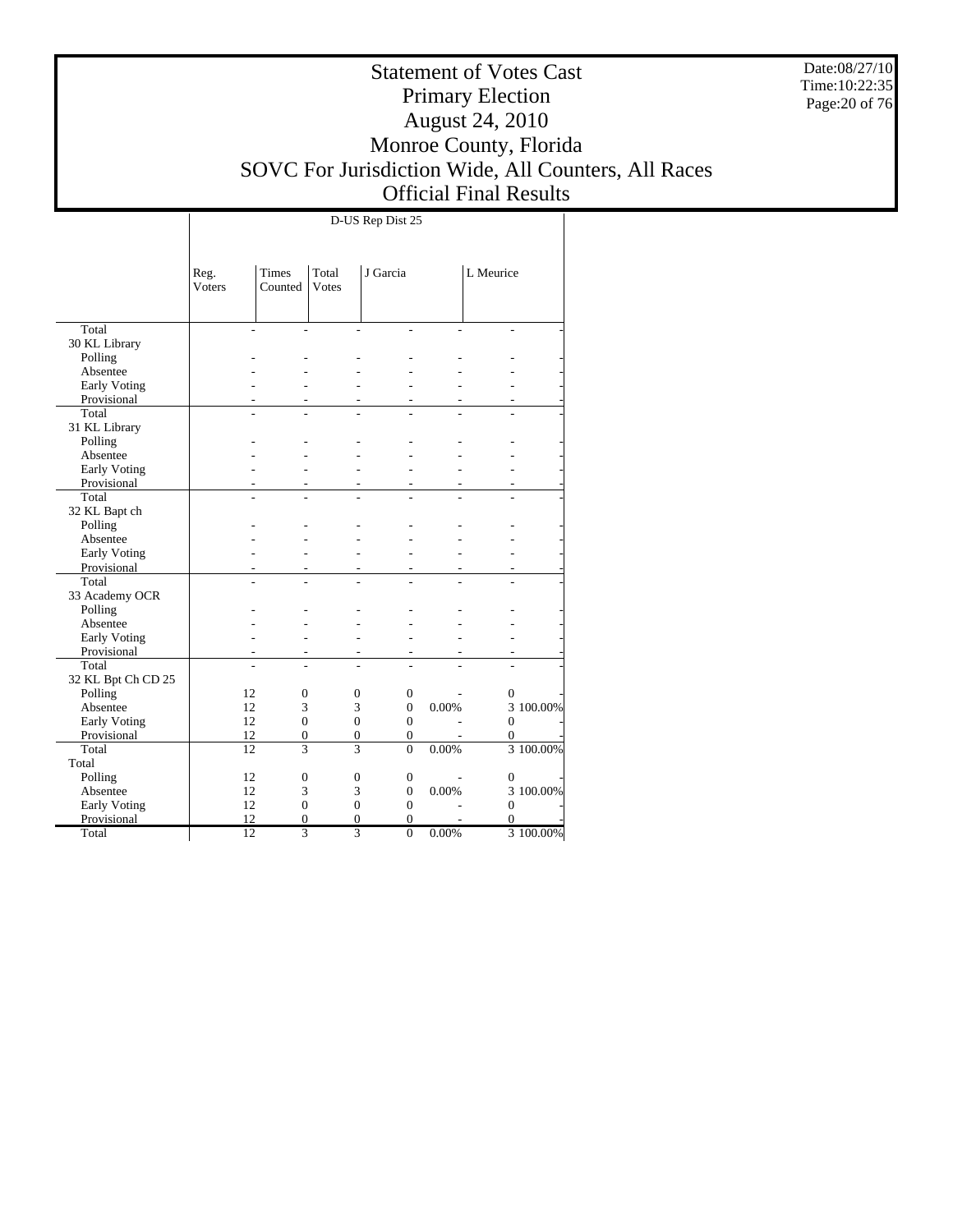# Statement of Votes Cast
# Primary Election
# August 24, 2010
# Monroe County, Florida
# SOVC For Jurisdiction Wide, All Counters, All Races
# Official Final Results

Date:08/27/10
Time:10:22:35

| | D-US Rep Dist 25 | | | | | | |
|---|---|---|---|---|---|---|---|
| | Reg. Voters | Times Counted | Total Votes | J Garcia | | L Meurice | |
| Total | - | - | - | - | - | - | - |
| 30 KL Library | | | | | | | |
| Polling | - | - | - | - | - | - | - |
| Absentee | - | - | - | - | - | - | - |
| Early Voting | - | - | - | - | - | - | - |
| Provisional | - | - | - | - | - | - | - |
| Total | - | - | - | - | - | - | - |
| 31 KL Library | | | | | | | |
| Polling | - | - | - | - | - | - | - |
| Absentee | - | - | - | - | - | - | - |
| Early Voting | - | - | - | - | - | - | - |
| Provisional | - | - | - | - | - | - | - |
| Total | - | - | - | - | - | - | - |
| 32 KL Bapt ch | | | | | | | |
| Polling | - | - | - | - | - | - | - |
| Absentee | - | - | - | - | - | - | - |
| Early Voting | - | - | - | - | - | - | - |
| Provisional | - | - | - | - | - | - | - |
| Total | - | - | - | - | - | - | - |
| 33 Academy OCR | | | | | | | |
| Polling | - | - | - | - | - | - | - |
| Absentee | - | - | - | - | - | - | - |
| Early Voting | - | - | - | - | - | - | - |
| Provisional | - | - | - | - | - | - | - |
| Total | - | - | - | - | - | - | - |
| 32 KL Bpt Ch CD 25 | | | | | | | |
| Polling | 12 | 0 | 0 | 0 | - | 0 | - |
| Absentee | 12 | 3 | 3 | 0 | 0.00% | 3 | 100.00% |
| Early Voting | 12 | 0 | 0 | 0 | - | 0 | - |
| Provisional | 12 | 0 | 0 | 0 | - | 0 | - |
| Total | 12 | 3 | 3 | 0 | 0.00% | 3 | 100.00% |
| Total | | | | | | | |
| Polling | 12 | 0 | 0 | 0 | - | 0 | - |
| Absentee | 12 | 3 | 3 | 0 | 0.00% | 3 | 100.00% |
| Early Voting | 12 | 0 | 0 | 0 | - | 0 | - |
| Provisional | 12 | 0 | 0 | 0 | - | 0 | - |
| Total | 12 | 3 | 3 | 0 | 0.00% | 3 | 100.00% |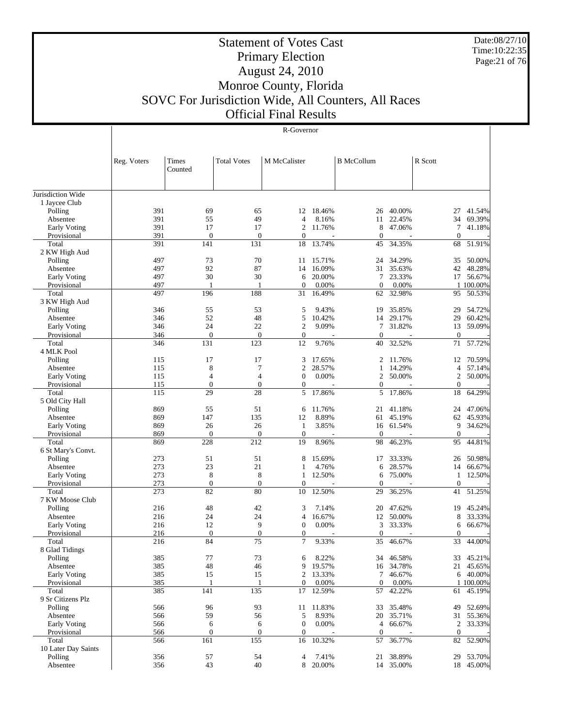# Statement of Votes Cast
## Primary Election
## August 24, 2010
## Monroe County, Florida
## SOVC For Jurisdiction Wide, All Counters, All Races
## Official Final Results

Date:08/27/10
Time:10:22:35

R-Governor

| | Reg. Voters | Times Counted | Total Votes | M McCalister | | B McCollum | | R Scott | |
|---|---|---|---|---|---|---|---|---|---|
| Jurisdiction Wide | | | | | | | | | |
| 1 Jaycee Club | | | | | | | | | |
| Polling | 391 | 69 | 65 | 12 | 18.46% | 26 | 40.00% | 27 | 41.54% |
| Absentee | 391 | 55 | 49 | 4 | 8.16% | 11 | 22.45% | 34 | 69.39% |
| Early Voting | 391 | 17 | 17 | 2 | 11.76% | 8 | 47.06% | 7 | 41.18% |
| Provisional | 391 | 0 | 0 | 0 | - | 0 | - | 0 | - |
| Total | 391 | 141 | 131 | 18 | 13.74% | 45 | 34.35% | 68 | 51.91% |
| 2 KW High Aud | | | | | | | | | |
| Polling | 497 | 73 | 70 | 11 | 15.71% | 24 | 34.29% | 35 | 50.00% |
| Absentee | 497 | 92 | 87 | 14 | 16.09% | 31 | 35.63% | 42 | 48.28% |
| Early Voting | 497 | 30 | 30 | 6 | 20.00% | 7 | 23.33% | 17 | 56.67% |
| Provisional | 497 | 1 | 1 | 0 | 0.00% | 0 | 0.00% | 1 | 100.00% |
| Total | 497 | 196 | 188 | 31 | 16.49% | 62 | 32.98% | 95 | 50.53% |
| 3 KW High Aud | | | | | | | | | |
| Polling | 346 | 55 | 53 | 5 | 9.43% | 19 | 35.85% | 29 | 54.72% |
| Absentee | 346 | 52 | 48 | 5 | 10.42% | 14 | 29.17% | 29 | 60.42% |
| Early Voting | 346 | 24 | 22 | 2 | 9.09% | 7 | 31.82% | 13 | 59.09% |
| Provisional | 346 | 0 | 0 | 0 | - | 0 | - | 0 | - |
| Total | 346 | 131 | 123 | 12 | 9.76% | 40 | 32.52% | 71 | 57.72% |
| 4 MLK Pool | | | | | | | | | |
| Polling | 115 | 17 | 17 | 3 | 17.65% | 2 | 11.76% | 12 | 70.59% |
| Absentee | 115 | 8 | 7 | 2 | 28.57% | 1 | 14.29% | 4 | 57.14% |
| Early Voting | 115 | 4 | 4 | 0 | 0.00% | 2 | 50.00% | 2 | 50.00% |
| Provisional | 115 | 0 | 0 | 0 | - | 0 | - | 0 | - |
| Total | 115 | 29 | 28 | 5 | 17.86% | 5 | 17.86% | 18 | 64.29% |
| 5 Old City Hall | | | | | | | | | |
| Polling | 869 | 55 | 51 | 6 | 11.76% | 21 | 41.18% | 24 | 47.06% |
| Absentee | 869 | 147 | 135 | 12 | 8.89% | 61 | 45.19% | 62 | 45.93% |
| Early Voting | 869 | 26 | 26 | 1 | 3.85% | 16 | 61.54% | 9 | 34.62% |
| Provisional | 869 | 0 | 0 | 0 | - | 0 | - | 0 | - |
| Total | 869 | 228 | 212 | 19 | 8.96% | 98 | 46.23% | 95 | 44.81% |
| 6 St Mary's Convt. | | | | | | | | | |
| Polling | 273 | 51 | 51 | 8 | 15.69% | 17 | 33.33% | 26 | 50.98% |
| Absentee | 273 | 23 | 21 | 1 | 4.76% | 6 | 28.57% | 14 | 66.67% |
| Early Voting | 273 | 8 | 8 | 1 | 12.50% | 6 | 75.00% | 1 | 12.50% |
| Provisional | 273 | 0 | 0 | 0 | - | 0 | - | 0 | - |
| Total | 273 | 82 | 80 | 10 | 12.50% | 29 | 36.25% | 41 | 51.25% |
| 7 KW Moose Club | | | | | | | | | |
| Polling | 216 | 48 | 42 | 3 | 7.14% | 20 | 47.62% | 19 | 45.24% |
| Absentee | 216 | 24 | 24 | 4 | 16.67% | 12 | 50.00% | 8 | 33.33% |
| Early Voting | 216 | 12 | 9 | 0 | 0.00% | 3 | 33.33% | 6 | 66.67% |
| Provisional | 216 | 0 | 0 | 0 | - | 0 | - | 0 | - |
| Total | 216 | 84 | 75 | 7 | 9.33% | 35 | 46.67% | 33 | 44.00% |
| 8 Glad Tidings | | | | | | | | | |
| Polling | 385 | 77 | 73 | 6 | 8.22% | 34 | 46.58% | 33 | 45.21% |
| Absentee | 385 | 48 | 46 | 9 | 19.57% | 16 | 34.78% | 21 | 45.65% |
| Early Voting | 385 | 15 | 15 | 2 | 13.33% | 7 | 46.67% | 6 | 40.00% |
| Provisional | 385 | 1 | 1 | 0 | 0.00% | 0 | 0.00% | 1 | 100.00% |
| Total | 385 | 141 | 135 | 17 | 12.59% | 57 | 42.22% | 61 | 45.19% |
| 9 Sr Citizens Plz | | | | | | | | | |
| Polling | 566 | 96 | 93 | 11 | 11.83% | 33 | 35.48% | 49 | 52.69% |
| Absentee | 566 | 59 | 56 | 5 | 8.93% | 20 | 35.71% | 31 | 55.36% |
| Early Voting | 566 | 6 | 6 | 0 | 0.00% | 4 | 66.67% | 2 | 33.33% |
| Provisional | 566 | 0 | 0 | 0 | - | 0 | - | 0 | - |
| Total | 566 | 161 | 155 | 16 | 10.32% | 57 | 36.77% | 82 | 52.90% |
| 10 Later Day Saints | | | | | | | | | |
| Polling | 356 | 57 | 54 | 4 | 7.41% | 21 | 38.89% | 29 | 53.70% |
| Absentee | 356 | 43 | 40 | 8 | 20.00% | 14 | 35.00% | 18 | 45.00% |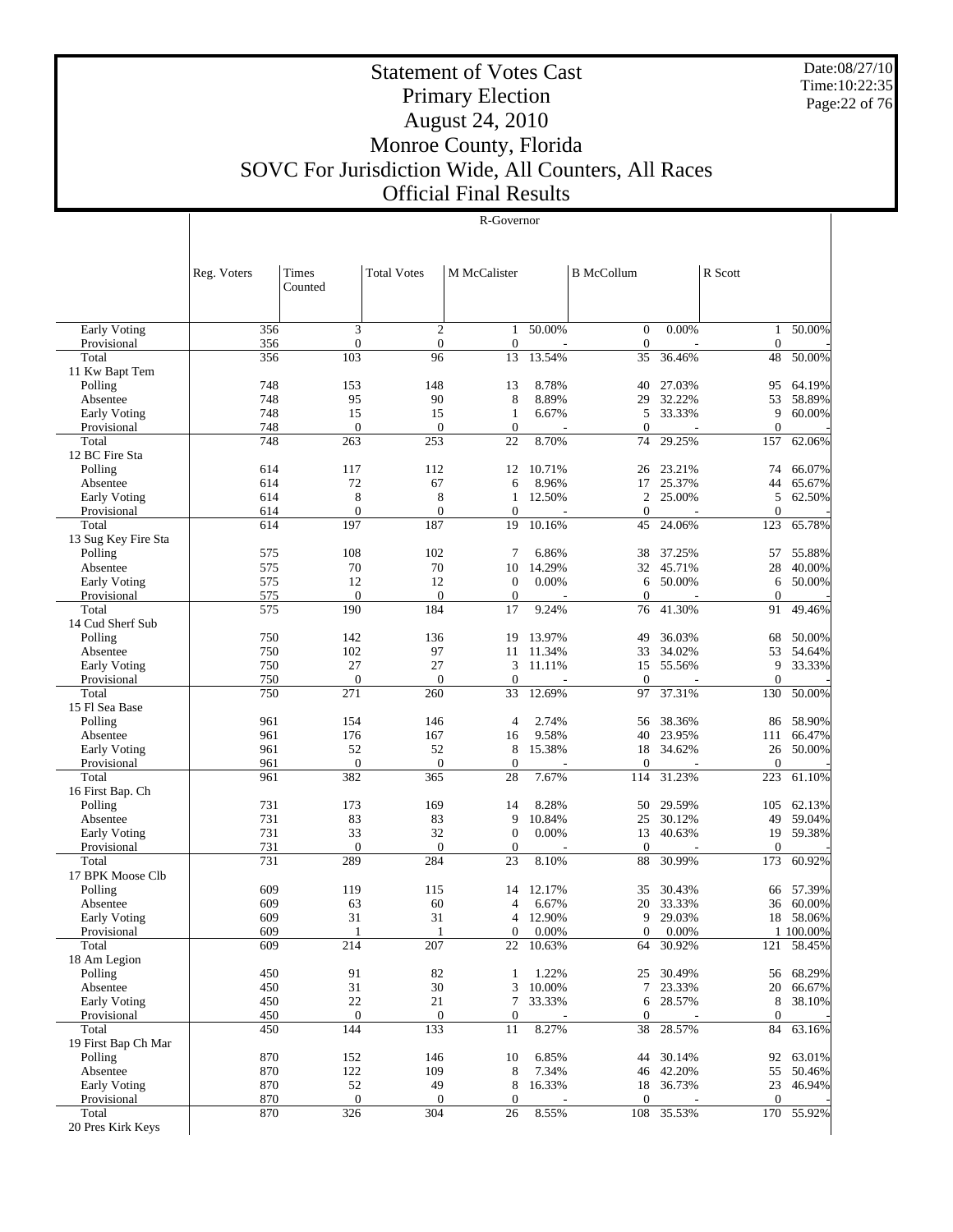# Statement of Votes Cast
## Primary Election
## August 24, 2010
## Monroe County, Florida
## SOVC For Jurisdiction Wide, All Counters, All Races
## Official Final Results

Date:08/27/10
Time:10:22:35

R-Governor

| | Reg. Voters | Times Counted | Total Votes | M McCalister | | B McCollum | | R Scott | |
|---|---|---|---|---|---|---|---|---|---|
| Early Voting | 356 | 3 | 2 | 1 | 50.00% | 0 | 0.00% | 1 | 50.00% |
| Provisional | 356 | 0 | 0 | 0 | - | 0 | - | 0 | - |
| Total | 356 | 103 | 96 | 13 | 13.54% | 35 | 36.46% | 48 | 50.00% |
| 11 Kw Bapt Tem | | | | | | | | | |
| Polling | 748 | 153 | 148 | 13 | 8.78% | 40 | 27.03% | 95 | 64.19% |
| Absentee | 748 | 95 | 90 | 8 | 8.89% | 29 | 32.22% | 53 | 58.89% |
| Early Voting | 748 | 15 | 15 | 1 | 6.67% | 5 | 33.33% | 9 | 60.00% |
| Provisional | 748 | 0 | 0 | 0 | - | 0 | - | 0 | - |
| Total | 748 | 263 | 253 | 22 | 8.70% | 74 | 29.25% | 157 | 62.06% |
| 12 BC Fire Sta | | | | | | | | | |
| Polling | 614 | 117 | 112 | 12 | 10.71% | 26 | 23.21% | 74 | 66.07% |
| Absentee | 614 | 72 | 67 | 6 | 8.96% | 17 | 25.37% | 44 | 65.67% |
| Early Voting | 614 | 8 | 8 | 1 | 12.50% | 2 | 25.00% | 5 | 62.50% |
| Provisional | 614 | 0 | 0 | 0 | - | 0 | - | 0 | - |
| Total | 614 | 197 | 187 | 19 | 10.16% | 45 | 24.06% | 123 | 65.78% |
| 13 Sug Key Fire Sta | | | | | | | | | |
| Polling | 575 | 108 | 102 | 7 | 6.86% | 38 | 37.25% | 57 | 55.88% |
| Absentee | 575 | 70 | 70 | 10 | 14.29% | 32 | 45.71% | 28 | 40.00% |
| Early Voting | 575 | 12 | 12 | 0 | 0.00% | 6 | 50.00% | 6 | 50.00% |
| Provisional | 575 | 0 | 0 | 0 | - | 0 | - | 0 | - |
| Total | 575 | 190 | 184 | 17 | 9.24% | 76 | 41.30% | 91 | 49.46% |
| 14 Cud Sherf Sub | | | | | | | | | |
| Polling | 750 | 142 | 136 | 19 | 13.97% | 49 | 36.03% | 68 | 50.00% |
| Absentee | 750 | 102 | 97 | 11 | 11.34% | 33 | 34.02% | 53 | 54.64% |
| Early Voting | 750 | 27 | 27 | 3 | 11.11% | 15 | 55.56% | 9 | 33.33% |
| Provisional | 750 | 0 | 0 | 0 | - | 0 | - | 0 | - |
| Total | 750 | 271 | 260 | 33 | 12.69% | 97 | 37.31% | 130 | 50.00% |
| 15 Fl Sea Base | | | | | | | | | |
| Polling | 961 | 154 | 146 | 4 | 2.74% | 56 | 38.36% | 86 | 58.90% |
| Absentee | 961 | 176 | 167 | 16 | 9.58% | 40 | 23.95% | 111 | 66.47% |
| Early Voting | 961 | 52 | 52 | 8 | 15.38% | 18 | 34.62% | 26 | 50.00% |
| Provisional | 961 | 0 | 0 | 0 | - | 0 | - | 0 | - |
| Total | 961 | 382 | 365 | 28 | 7.67% | 114 | 31.23% | 223 | 61.10% |
| 16 First Bap. Ch | | | | | | | | | |
| Polling | 731 | 173 | 169 | 14 | 8.28% | 50 | 29.59% | 105 | 62.13% |
| Absentee | 731 | 83 | 83 | 9 | 10.84% | 25 | 30.12% | 49 | 59.04% |
| Early Voting | 731 | 33 | 32 | 0 | 0.00% | 13 | 40.63% | 19 | 59.38% |
| Provisional | 731 | 0 | 0 | 0 | - | 0 | - | 0 | - |
| Total | 731 | 289 | 284 | 23 | 8.10% | 88 | 30.99% | 173 | 60.92% |
| 17 BPK Moose Clb | | | | | | | | | |
| Polling | 609 | 119 | 115 | 14 | 12.17% | 35 | 30.43% | 66 | 57.39% |
| Absentee | 609 | 63 | 60 | 4 | 6.67% | 20 | 33.33% | 36 | 60.00% |
| Early Voting | 609 | 31 | 31 | 4 | 12.90% | 9 | 29.03% | 18 | 58.06% |
| Provisional | 609 | 1 | 1 | 0 | 0.00% | 0 | 0.00% | 1 | 100.00% |
| Total | 609 | 214 | 207 | 22 | 10.63% | 64 | 30.92% | 121 | 58.45% |
| 18 Am Legion | | | | | | | | | |
| Polling | 450 | 91 | 82 | 1 | 1.22% | 25 | 30.49% | 56 | 68.29% |
| Absentee | 450 | 31 | 30 | 3 | 10.00% | 7 | 23.33% | 20 | 66.67% |
| Early Voting | 450 | 22 | 21 | 7 | 33.33% | 6 | 28.57% | 8 | 38.10% |
| Provisional | 450 | 0 | 0 | 0 | - | 0 | - | 0 | - |
| Total | 450 | 144 | 133 | 11 | 8.27% | 38 | 28.57% | 84 | 63.16% |
| 19 First Bap Ch Mar | | | | | | | | | |
| Polling | 870 | 152 | 146 | 10 | 6.85% | 44 | 30.14% | 92 | 63.01% |
| Absentee | 870 | 122 | 109 | 8 | 7.34% | 46 | 42.20% | 55 | 50.46% |
| Early Voting | 870 | 52 | 49 | 8 | 16.33% | 18 | 36.73% | 23 | 46.94% |
| Provisional | 870 | 0 | 0 | 0 | - | 0 | - | 0 | - |
| Total | 870 | 326 | 304 | 26 | 8.55% | 108 | 35.53% | 170 | 55.92% |
| 20 Pres Kirk Keys | | | | | | | | | |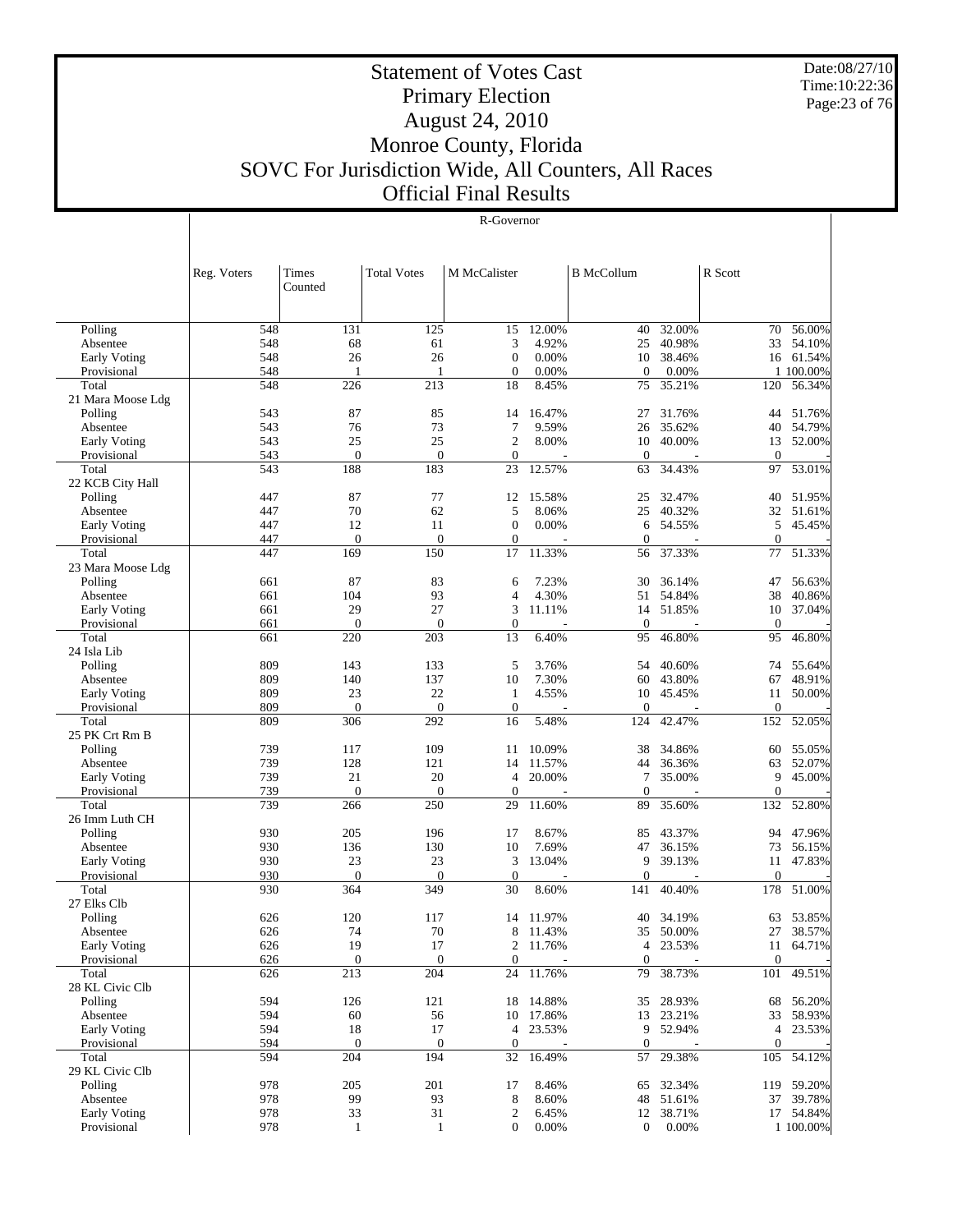# Statement of Votes Cast
## Primary Election
## August 24, 2010
## Monroe County, Florida
## SOVC For Jurisdiction Wide, All Counters, All Races
## Official Final Results

Date:08/27/10
Time:10:22:36

R-Governor

| | Reg. Voters | Times Counted | Total Votes | M McCalister | | B McCollum | | R Scott | |
|---|---|---|---|---|---|---|---|---|---|
| Polling | 548 | 131 | 125 | 15 | 12.00% | 40 | 32.00% | 70 | 56.00% |
| Absentee | 548 | 68 | 61 | 3 | 4.92% | 25 | 40.98% | 33 | 54.10% |
| Early Voting | 548 | 26 | 26 | 0 | 0.00% | 10 | 38.46% | 16 | 61.54% |
| Provisional | 548 | 1 | 1 | 0 | 0.00% | 0 | 0.00% | 1 | 100.00% |
| Total | 548 | 226 | 213 | 18 | 8.45% | 75 | 35.21% | 120 | 56.34% |
| 21 Mara Moose Ldg | | | | | | | | | |
| Polling | 543 | 87 | 85 | 14 | 16.47% | 27 | 31.76% | 44 | 51.76% |
| Absentee | 543 | 76 | 73 | 7 | 9.59% | 26 | 35.62% | 40 | 54.79% |
| Early Voting | 543 | 25 | 25 | 2 | 8.00% | 10 | 40.00% | 13 | 52.00% |
| Provisional | 543 | 0 | 0 | 0 | - | 0 | - | 0 | - |
| Total | 543 | 188 | 183 | 23 | 12.57% | 63 | 34.43% | 97 | 53.01% |
| 22 KCB City Hall | | | | | | | | | |
| Polling | 447 | 87 | 77 | 12 | 15.58% | 25 | 32.47% | 40 | 51.95% |
| Absentee | 447 | 70 | 62 | 5 | 8.06% | 25 | 40.32% | 32 | 51.61% |
| Early Voting | 447 | 12 | 11 | 0 | 0.00% | 6 | 54.55% | 5 | 45.45% |
| Provisional | 447 | 0 | 0 | 0 | - | 0 | - | 0 | - |
| Total | 447 | 169 | 150 | 17 | 11.33% | 56 | 37.33% | 77 | 51.33% |
| 23 Mara Moose Ldg | | | | | | | | | |
| Polling | 661 | 87 | 83 | 6 | 7.23% | 30 | 36.14% | 47 | 56.63% |
| Absentee | 661 | 104 | 93 | 4 | 4.30% | 51 | 54.84% | 38 | 40.86% |
| Early Voting | 661 | 29 | 27 | 3 | 11.11% | 14 | 51.85% | 10 | 37.04% |
| Provisional | 661 | 0 | 0 | 0 | - | 0 | - | 0 | - |
| Total | 661 | 220 | 203 | 13 | 6.40% | 95 | 46.80% | 95 | 46.80% |
| 24 Isla Lib | | | | | | | | | |
| Polling | 809 | 143 | 133 | 5 | 3.76% | 54 | 40.60% | 74 | 55.64% |
| Absentee | 809 | 140 | 137 | 10 | 7.30% | 60 | 43.80% | 67 | 48.91% |
| Early Voting | 809 | 23 | 22 | 1 | 4.55% | 10 | 45.45% | 11 | 50.00% |
| Provisional | 809 | 0 | 0 | 0 | - | 0 | - | 0 | - |
| Total | 809 | 306 | 292 | 16 | 5.48% | 124 | 42.47% | 152 | 52.05% |
| 25 PK Crt Rm B | | | | | | | | | |
| Polling | 739 | 117 | 109 | 11 | 10.09% | 38 | 34.86% | 60 | 55.05% |
| Absentee | 739 | 128 | 121 | 14 | 11.57% | 44 | 36.36% | 63 | 52.07% |
| Early Voting | 739 | 21 | 20 | 4 | 20.00% | 7 | 35.00% | 9 | 45.00% |
| Provisional | 739 | 0 | 0 | 0 | - | 0 | - | 0 | - |
| Total | 739 | 266 | 250 | 29 | 11.60% | 89 | 35.60% | 132 | 52.80% |
| 26 Imm Luth CH | | | | | | | | | |
| Polling | 930 | 205 | 196 | 17 | 8.67% | 85 | 43.37% | 94 | 47.96% |
| Absentee | 930 | 136 | 130 | 10 | 7.69% | 47 | 36.15% | 73 | 56.15% |
| Early Voting | 930 | 23 | 23 | 3 | 13.04% | 9 | 39.13% | 11 | 47.83% |
| Provisional | 930 | 0 | 0 | 0 | - | 0 | - | 0 | - |
| Total | 930 | 364 | 349 | 30 | 8.60% | 141 | 40.40% | 178 | 51.00% |
| 27 Elks Clb | | | | | | | | | |
| Polling | 626 | 120 | 117 | 14 | 11.97% | 40 | 34.19% | 63 | 53.85% |
| Absentee | 626 | 74 | 70 | 8 | 11.43% | 35 | 50.00% | 27 | 38.57% |
| Early Voting | 626 | 19 | 17 | 2 | 11.76% | 4 | 23.53% | 11 | 64.71% |
| Provisional | 626 | 0 | 0 | 0 | - | 0 | - | 0 | - |
| Total | 626 | 213 | 204 | 24 | 11.76% | 79 | 38.73% | 101 | 49.51% |
| 28 KL Civic Clb | | | | | | | | | |
| Polling | 594 | 126 | 121 | 18 | 14.88% | 35 | 28.93% | 68 | 56.20% |
| Absentee | 594 | 60 | 56 | 10 | 17.86% | 13 | 23.21% | 33 | 58.93% |
| Early Voting | 594 | 18 | 17 | 4 | 23.53% | 9 | 52.94% | 4 | 23.53% |
| Provisional | 594 | 0 | 0 | 0 | - | 0 | - | 0 | - |
| Total | 594 | 204 | 194 | 32 | 16.49% | 57 | 29.38% | 105 | 54.12% |
| 29 KL Civic Clb | | | | | | | | | |
| Polling | 978 | 205 | 201 | 17 | 8.46% | 65 | 32.34% | 119 | 59.20% |
| Absentee | 978 | 99 | 93 | 8 | 8.60% | 48 | 51.61% | 37 | 39.78% |
| Early Voting | 978 | 33 | 31 | 2 | 6.45% | 12 | 38.71% | 17 | 54.84% |
| Provisional | 978 | 1 | 1 | 0 | 0.00% | 0 | 0.00% | 1 | 100.00% |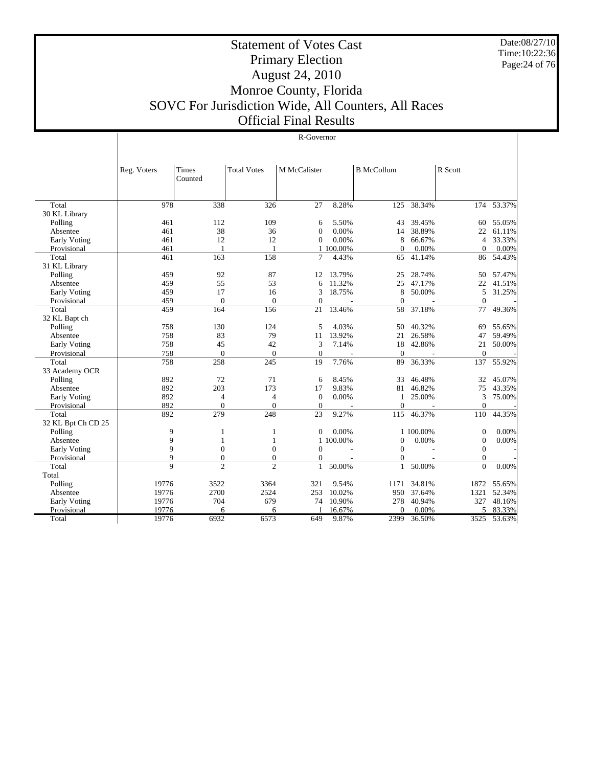# Statement of Votes Cast
## Primary Election
## August 24, 2010
## Monroe County, Florida
## SOVC For Jurisdiction Wide, All Counters, All Races
## Official Final Results

Date:08/27/10
Time:10:22:36

| | R-Governor | | | | | | | | |
|---|---|---|---|---|---|---|---|---|---|
| | Reg. Voters | Times Counted | Total Votes | M McCalister | | B McCollum | | R Scott | |
| Total | 978 | 338 | 326 | 27 | 8.28% | 125 | 38.34% | 174 | 53.37% |
| 30 KL Library | | | | | | | | | |
| Polling | 461 | 112 | 109 | 6 | 5.50% | 43 | 39.45% | 60 | 55.05% |
| Absentee | 461 | 38 | 36 | 0 | 0.00% | 14 | 38.89% | 22 | 61.11% |
| Early Voting | 461 | 12 | 12 | 0 | 0.00% | 8 | 66.67% | 4 | 33.33% |
| Provisional | 461 | 1 | 1 | 1 | 100.00% | 0 | 0.00% | 0 | 0.00% |
| Total | 461 | 163 | 158 | 7 | 4.43% | 65 | 41.14% | 86 | 54.43% |
| 31 KL Library | | | | | | | | | |
| Polling | 459 | 92 | 87 | 12 | 13.79% | 25 | 28.74% | 50 | 57.47% |
| Absentee | 459 | 55 | 53 | 6 | 11.32% | 25 | 47.17% | 22 | 41.51% |
| Early Voting | 459 | 17 | 16 | 3 | 18.75% | 8 | 50.00% | 5 | 31.25% |
| Provisional | 459 | 0 | 0 | 0 | - | 0 | - | 0 | - |
| Total | 459 | 164 | 156 | 21 | 13.46% | 58 | 37.18% | 77 | 49.36% |
| 32 KL Bapt ch | | | | | | | | | |
| Polling | 758 | 130 | 124 | 5 | 4.03% | 50 | 40.32% | 69 | 55.65% |
| Absentee | 758 | 83 | 79 | 11 | 13.92% | 21 | 26.58% | 47 | 59.49% |
| Early Voting | 758 | 45 | 42 | 3 | 7.14% | 18 | 42.86% | 21 | 50.00% |
| Provisional | 758 | 0 | 0 | 0 | - | 0 | - | 0 | - |
| Total | 758 | 258 | 245 | 19 | 7.76% | 89 | 36.33% | 137 | 55.92% |
| 33 Academy OCR | | | | | | | | | |
| Polling | 892 | 72 | 71 | 6 | 8.45% | 33 | 46.48% | 32 | 45.07% |
| Absentee | 892 | 203 | 173 | 17 | 9.83% | 81 | 46.82% | 75 | 43.35% |
| Early Voting | 892 | 4 | 4 | 0 | 0.00% | 1 | 25.00% | 3 | 75.00% |
| Provisional | 892 | 0 | 0 | 0 | - | 0 | - | 0 | - |
| Total | 892 | 279 | 248 | 23 | 9.27% | 115 | 46.37% | 110 | 44.35% |
| 32 KL Bpt Ch CD 25 | | | | | | | | | |
| Polling | 9 | 1 | 1 | 0 | 0.00% | 1 | 100.00% | 0 | 0.00% |
| Absentee | 9 | 1 | 1 | 1 | 100.00% | 0 | 0.00% | 0 | 0.00% |
| Early Voting | 9 | 0 | 0 | 0 | - | 0 | - | 0 | - |
| Provisional | 9 | 0 | 0 | 0 | - | 0 | - | 0 | - |
| Total | 9 | 2 | 2 | 1 | 50.00% | 1 | 50.00% | 0 | 0.00% |
| Total | | | | | | | | | |
| Polling | 19776 | 3522 | 3364 | 321 | 9.54% | 1171 | 34.81% | 1872 | 55.65% |
| Absentee | 19776 | 2700 | 2524 | 253 | 10.02% | 950 | 37.64% | 1321 | 52.34% |
| Early Voting | 19776 | 704 | 679 | 74 | 10.90% | 278 | 40.94% | 327 | 48.16% |
| Provisional | 19776 | 6 | 6 | 1 | 16.67% | 0 | 0.00% | 5 | 83.33% |
| Total | 19776 | 6932 | 6573 | 649 | 9.87% | 2399 | 36.50% | 3525 | 53.63% |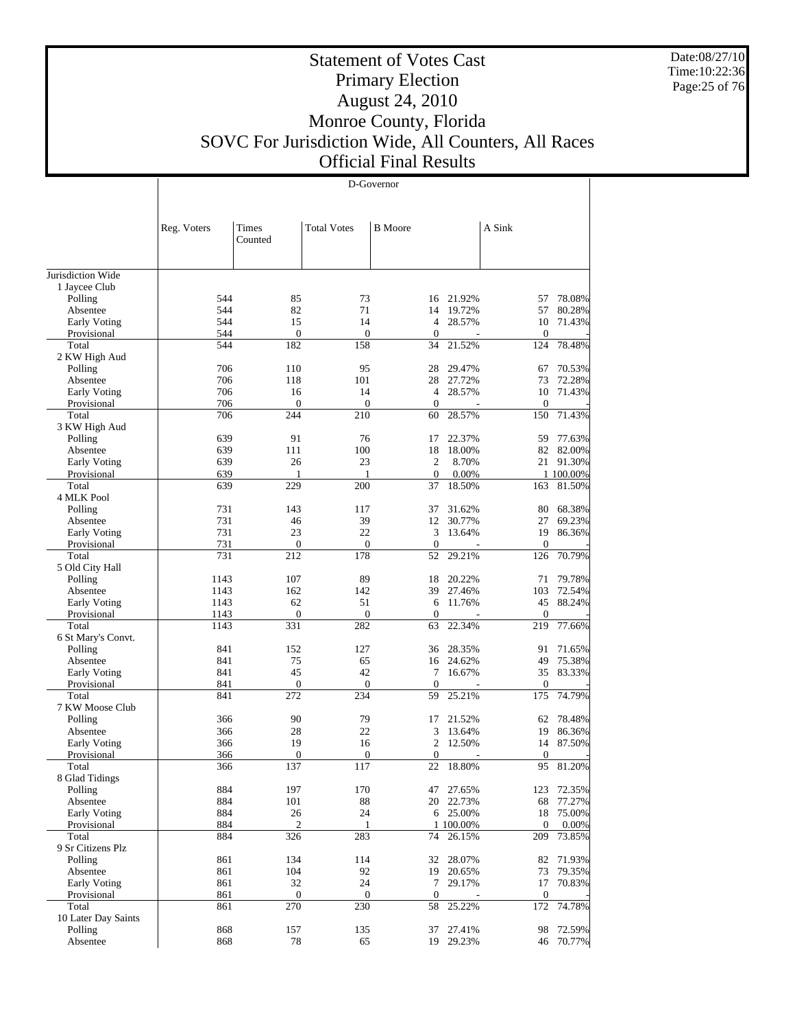# Statement of Votes Cast
## Primary Election
## August 24, 2010
## Monroe County, Florida
## SOVC For Jurisdiction Wide, All Counters, All Races
## Official Final Results

Date:08/27/10
Time:10:22:36

D-Governor

| | Reg. Voters | Times Counted | Total Votes | B Moore | | A Sink | |
|---|---|---|---|---|---|---|---|
| Jurisdiction Wide | | | | | | | |
| 1 Jaycee Club | | | | | | | |
| Polling | 544 | 85 | 73 | 16 | 21.92% | 57 | 78.08% |
| Absentee | 544 | 82 | 71 | 14 | 19.72% | 57 | 80.28% |
| Early Voting | 544 | 15 | 14 | 4 | 28.57% | 10 | 71.43% |
| Provisional | 544 | 0 | 0 | 0 | - | 0 | - |
| Total | 544 | 182 | 158 | 34 | 21.52% | 124 | 78.48% |
| 2 KW High Aud | | | | | | | |
| Polling | 706 | 110 | 95 | 28 | 29.47% | 67 | 70.53% |
| Absentee | 706 | 118 | 101 | 28 | 27.72% | 73 | 72.28% |
| Early Voting | 706 | 16 | 14 | 4 | 28.57% | 10 | 71.43% |
| Provisional | 706 | 0 | 0 | 0 | - | 0 | - |
| Total | 706 | 244 | 210 | 60 | 28.57% | 150 | 71.43% |
| 3 KW High Aud | | | | | | | |
| Polling | 639 | 91 | 76 | 17 | 22.37% | 59 | 77.63% |
| Absentee | 639 | 111 | 100 | 18 | 18.00% | 82 | 82.00% |
| Early Voting | 639 | 26 | 23 | 2 | 8.70% | 21 | 91.30% |
| Provisional | 639 | 1 | 1 | 0 | 0.00% | 1 | 100.00% |
| Total | 639 | 229 | 200 | 37 | 18.50% | 163 | 81.50% |
| 4 MLK Pool | | | | | | | |
| Polling | 731 | 143 | 117 | 37 | 31.62% | 80 | 68.38% |
| Absentee | 731 | 46 | 39 | 12 | 30.77% | 27 | 69.23% |
| Early Voting | 731 | 23 | 22 | 3 | 13.64% | 19 | 86.36% |
| Provisional | 731 | 0 | 0 | 0 | - | 0 | - |
| Total | 731 | 212 | 178 | 52 | 29.21% | 126 | 70.79% |
| 5 Old City Hall | | | | | | | |
| Polling | 1143 | 107 | 89 | 18 | 20.22% | 71 | 79.78% |
| Absentee | 1143 | 162 | 142 | 39 | 27.46% | 103 | 72.54% |
| Early Voting | 1143 | 62 | 51 | 6 | 11.76% | 45 | 88.24% |
| Provisional | 1143 | 0 | 0 | 0 | - | 0 | - |
| Total | 1143 | 331 | 282 | 63 | 22.34% | 219 | 77.66% |
| 6 St Mary's Convt. | | | | | | | |
| Polling | 841 | 152 | 127 | 36 | 28.35% | 91 | 71.65% |
| Absentee | 841 | 75 | 65 | 16 | 24.62% | 49 | 75.38% |
| Early Voting | 841 | 45 | 42 | 7 | 16.67% | 35 | 83.33% |
| Provisional | 841 | 0 | 0 | 0 | - | 0 | - |
| Total | 841 | 272 | 234 | 59 | 25.21% | 175 | 74.79% |
| 7 KW Moose Club | | | | | | | |
| Polling | 366 | 90 | 79 | 17 | 21.52% | 62 | 78.48% |
| Absentee | 366 | 28 | 22 | 3 | 13.64% | 19 | 86.36% |
| Early Voting | 366 | 19 | 16 | 2 | 12.50% | 14 | 87.50% |
| Provisional | 366 | 0 | 0 | 0 | - | 0 | - |
| Total | 366 | 137 | 117 | 22 | 18.80% | 95 | 81.20% |
| 8 Glad Tidings | | | | | | | |
| Polling | 884 | 197 | 170 | 47 | 27.65% | 123 | 72.35% |
| Absentee | 884 | 101 | 88 | 20 | 22.73% | 68 | 77.27% |
| Early Voting | 884 | 26 | 24 | 6 | 25.00% | 18 | 75.00% |
| Provisional | 884 | 2 | 1 | 1 | 100.00% | 0 | 0.00% |
| Total | 884 | 326 | 283 | 74 | 26.15% | 209 | 73.85% |
| 9 Sr Citizens Plz | | | | | | | |
| Polling | 861 | 134 | 114 | 32 | 28.07% | 82 | 71.93% |
| Absentee | 861 | 104 | 92 | 19 | 20.65% | 73 | 79.35% |
| Early Voting | 861 | 32 | 24 | 7 | 29.17% | 17 | 70.83% |
| Provisional | 861 | 0 | 0 | 0 | - | 0 | - |
| Total | 861 | 270 | 230 | 58 | 25.22% | 172 | 74.78% |
| 10 Later Day Saints | | | | | | | |
| Polling | 868 | 157 | 135 | 37 | 27.41% | 98 | 72.59% |
| Absentee | 868 | 78 | 65 | 19 | 29.23% | 46 | 70.77% |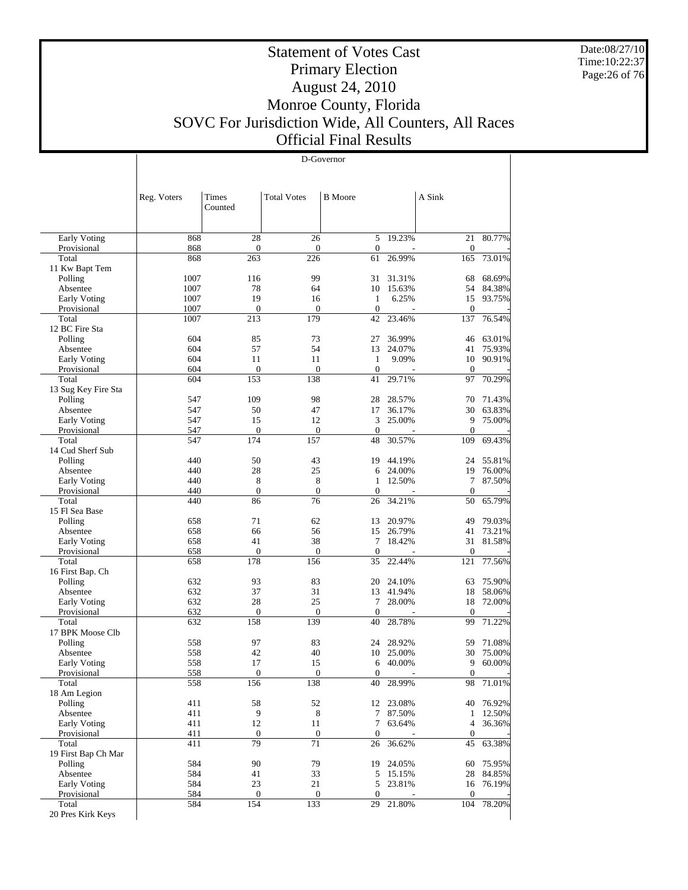# Statement of Votes Cast
## Primary Election
## August 24, 2010
## Monroe County, Florida
## SOVC For Jurisdiction Wide, All Counters, All Races
## Official Final Results

Date:08/27/10
Time:10:22:37

D-Governor

| | Reg. Voters | Times Counted | Total Votes | B Moore | | A Sink | |
|---|---|---|---|---|---|---|---|
| Early Voting | 868 | 28 | 26 | 5 | 19.23% | 21 | 80.77% |
| Provisional | 868 | 0 | 0 | 0 | - | 0 | - |
| Total | 868 | 263 | 226 | 61 | 26.99% | 165 | 73.01% |
| 11 Kw Bapt Tem | | | | | | | |
| Polling | 1007 | 116 | 99 | 31 | 31.31% | 68 | 68.69% |
| Absentee | 1007 | 78 | 64 | 10 | 15.63% | 54 | 84.38% |
| Early Voting | 1007 | 19 | 16 | 1 | 6.25% | 15 | 93.75% |
| Provisional | 1007 | 0 | 0 | 0 | - | 0 | - |
| Total | 1007 | 213 | 179 | 42 | 23.46% | 137 | 76.54% |
| 12 BC Fire Sta | | | | | | | |
| Polling | 604 | 85 | 73 | 27 | 36.99% | 46 | 63.01% |
| Absentee | 604 | 57 | 54 | 13 | 24.07% | 41 | 75.93% |
| Early Voting | 604 | 11 | 11 | 1 | 9.09% | 10 | 90.91% |
| Provisional | 604 | 0 | 0 | 0 | - | 0 | - |
| Total | 604 | 153 | 138 | 41 | 29.71% | 97 | 70.29% |
| 13 Sug Key Fire Sta | | | | | | | |
| Polling | 547 | 109 | 98 | 28 | 28.57% | 70 | 71.43% |
| Absentee | 547 | 50 | 47 | 17 | 36.17% | 30 | 63.83% |
| Early Voting | 547 | 15 | 12 | 3 | 25.00% | 9 | 75.00% |
| Provisional | 547 | 0 | 0 | 0 | - | 0 | - |
| Total | 547 | 174 | 157 | 48 | 30.57% | 109 | 69.43% |
| 14 Cud Sherf Sub | | | | | | | |
| Polling | 440 | 50 | 43 | 19 | 44.19% | 24 | 55.81% |
| Absentee | 440 | 28 | 25 | 6 | 24.00% | 19 | 76.00% |
| Early Voting | 440 | 8 | 8 | 1 | 12.50% | 7 | 87.50% |
| Provisional | 440 | 0 | 0 | 0 | - | 0 | - |
| Total | 440 | 86 | 76 | 26 | 34.21% | 50 | 65.79% |
| 15 Fl Sea Base | | | | | | | |
| Polling | 658 | 71 | 62 | 13 | 20.97% | 49 | 79.03% |
| Absentee | 658 | 66 | 56 | 15 | 26.79% | 41 | 73.21% |
| Early Voting | 658 | 41 | 38 | 7 | 18.42% | 31 | 81.58% |
| Provisional | 658 | 0 | 0 | 0 | - | 0 | - |
| Total | 658 | 178 | 156 | 35 | 22.44% | 121 | 77.56% |
| 16 First Bap. Ch | | | | | | | |
| Polling | 632 | 93 | 83 | 20 | 24.10% | 63 | 75.90% |
| Absentee | 632 | 37 | 31 | 13 | 41.94% | 18 | 58.06% |
| Early Voting | 632 | 28 | 25 | 7 | 28.00% | 18 | 72.00% |
| Provisional | 632 | 0 | 0 | 0 | - | 0 | - |
| Total | 632 | 158 | 139 | 40 | 28.78% | 99 | 71.22% |
| 17 BPK Moose Clb | | | | | | | |
| Polling | 558 | 97 | 83 | 24 | 28.92% | 59 | 71.08% |
| Absentee | 558 | 42 | 40 | 10 | 25.00% | 30 | 75.00% |
| Early Voting | 558 | 17 | 15 | 6 | 40.00% | 9 | 60.00% |
| Provisional | 558 | 0 | 0 | 0 | - | 0 | - |
| Total | 558 | 156 | 138 | 40 | 28.99% | 98 | 71.01% |
| 18 Am Legion | | | | | | | |
| Polling | 411 | 58 | 52 | 12 | 23.08% | 40 | 76.92% |
| Absentee | 411 | 9 | 8 | 7 | 87.50% | 1 | 12.50% |
| Early Voting | 411 | 12 | 11 | 7 | 63.64% | 4 | 36.36% |
| Provisional | 411 | 0 | 0 | 0 | - | 0 | - |
| Total | 411 | 79 | 71 | 26 | 36.62% | 45 | 63.38% |
| 19 First Bap Ch Mar | | | | | | | |
| Polling | 584 | 90 | 79 | 19 | 24.05% | 60 | 75.95% |
| Absentee | 584 | 41 | 33 | 5 | 15.15% | 28 | 84.85% |
| Early Voting | 584 | 23 | 21 | 5 | 23.81% | 16 | 76.19% |
| Provisional | 584 | 0 | 0 | 0 | - | 0 | - |
| Total | 584 | 154 | 133 | 29 | 21.80% | 104 | 78.20% |
| 20 Pres Kirk Keys | | | | | | | |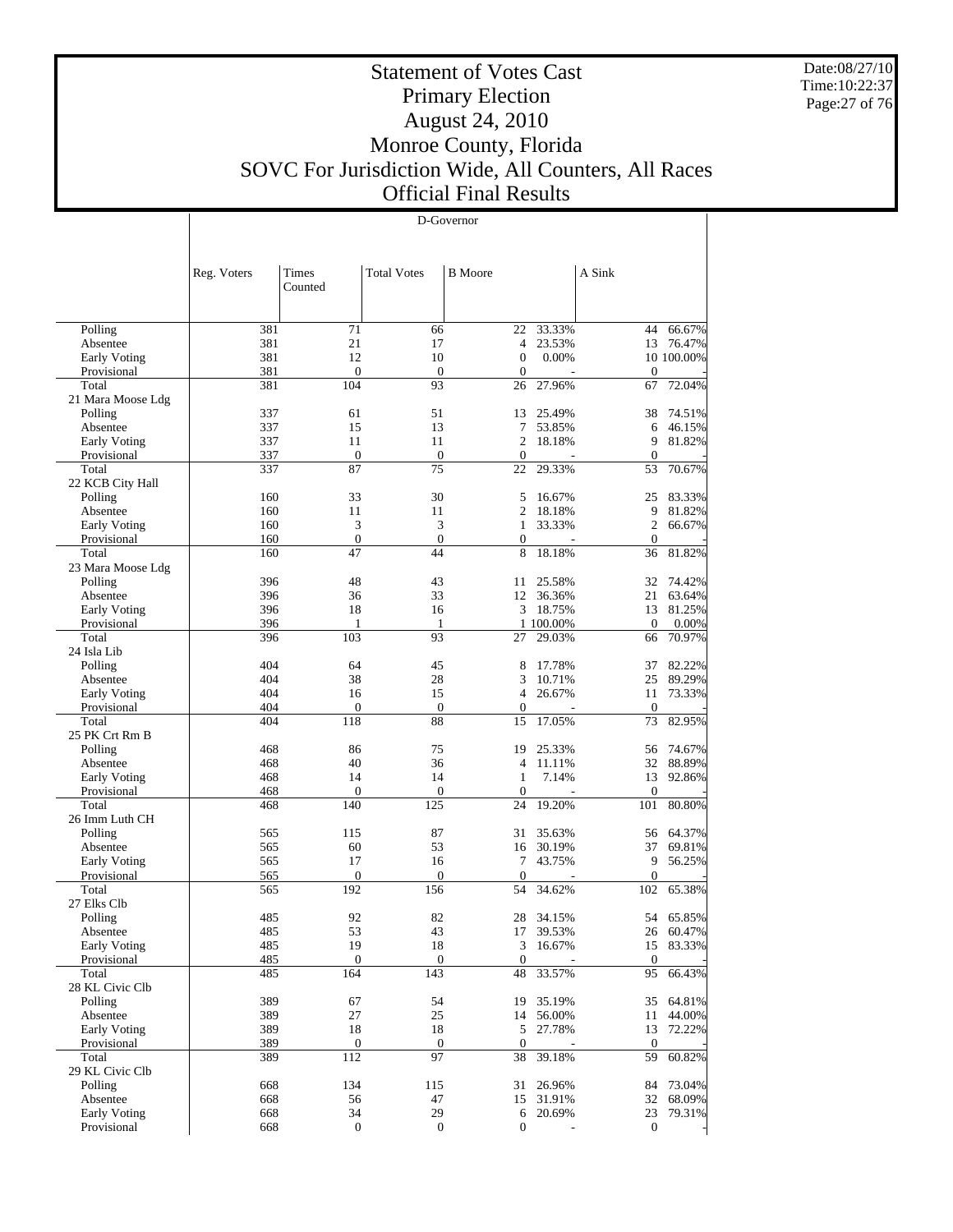# Statement of Votes Cast
## Primary Election
## August 24, 2010
## Monroe County, Florida
## SOVC For Jurisdiction Wide, All Counters, All Races
## Official Final Results

Date:08/27/10
Time:10:22:37

D-Governor

| | Reg. Voters | Times Counted | Total Votes | B Moore | | A Sink | |
|---|---|---|---|---|---|---|---|
| Polling | 381 | 71 | 66 | 22 | 33.33% | 44 | 66.67% |
| Absentee | 381 | 21 | 17 | 4 | 23.53% | 13 | 76.47% |
| Early Voting | 381 | 12 | 10 | 0 | 0.00% | 10 | 100.00% |
| Provisional | 381 | 0 | 0 | 0 | - | 0 | - |
| Total | 381 | 104 | 93 | 26 | 27.96% | 67 | 72.04% |
| 21 Mara Moose Ldg | | | | | | | |
| Polling | 337 | 61 | 51 | 13 | 25.49% | 38 | 74.51% |
| Absentee | 337 | 15 | 13 | 7 | 53.85% | 6 | 46.15% |
| Early Voting | 337 | 11 | 11 | 2 | 18.18% | 9 | 81.82% |
| Provisional | 337 | 0 | 0 | 0 | - | 0 | - |
| Total | 337 | 87 | 75 | 22 | 29.33% | 53 | 70.67% |
| 22 KCB City Hall | | | | | | | |
| Polling | 160 | 33 | 30 | 5 | 16.67% | 25 | 83.33% |
| Absentee | 160 | 11 | 11 | 2 | 18.18% | 9 | 81.82% |
| Early Voting | 160 | 3 | 3 | 1 | 33.33% | 2 | 66.67% |
| Provisional | 160 | 0 | 0 | 0 | - | 0 | - |
| Total | 160 | 47 | 44 | 8 | 18.18% | 36 | 81.82% |
| 23 Mara Moose Ldg | | | | | | | |
| Polling | 396 | 48 | 43 | 11 | 25.58% | 32 | 74.42% |
| Absentee | 396 | 36 | 33 | 12 | 36.36% | 21 | 63.64% |
| Early Voting | 396 | 18 | 16 | 3 | 18.75% | 13 | 81.25% |
| Provisional | 396 | 1 | 1 | 1 | 100.00% | 0 | 0.00% |
| Total | 396 | 103 | 93 | 27 | 29.03% | 66 | 70.97% |
| 24 Isla Lib | | | | | | | |
| Polling | 404 | 64 | 45 | 8 | 17.78% | 37 | 82.22% |
| Absentee | 404 | 38 | 28 | 3 | 10.71% | 25 | 89.29% |
| Early Voting | 404 | 16 | 15 | 4 | 26.67% | 11 | 73.33% |
| Provisional | 404 | 0 | 0 | 0 | - | 0 | - |
| Total | 404 | 118 | 88 | 15 | 17.05% | 73 | 82.95% |
| 25 PK Crt Rm B | | | | | | | |
| Polling | 468 | 86 | 75 | 19 | 25.33% | 56 | 74.67% |
| Absentee | 468 | 40 | 36 | 4 | 11.11% | 32 | 88.89% |
| Early Voting | 468 | 14 | 14 | 1 | 7.14% | 13 | 92.86% |
| Provisional | 468 | 0 | 0 | 0 | - | 0 | - |
| Total | 468 | 140 | 125 | 24 | 19.20% | 101 | 80.80% |
| 26 Imm Luth CH | | | | | | | |
| Polling | 565 | 115 | 87 | 31 | 35.63% | 56 | 64.37% |
| Absentee | 565 | 60 | 53 | 16 | 30.19% | 37 | 69.81% |
| Early Voting | 565 | 17 | 16 | 7 | 43.75% | 9 | 56.25% |
| Provisional | 565 | 0 | 0 | 0 | - | 0 | - |
| Total | 565 | 192 | 156 | 54 | 34.62% | 102 | 65.38% |
| 27 Elks Clb | | | | | | | |
| Polling | 485 | 92 | 82 | 28 | 34.15% | 54 | 65.85% |
| Absentee | 485 | 53 | 43 | 17 | 39.53% | 26 | 60.47% |
| Early Voting | 485 | 19 | 18 | 3 | 16.67% | 15 | 83.33% |
| Provisional | 485 | 0 | 0 | 0 | - | 0 | - |
| Total | 485 | 164 | 143 | 48 | 33.57% | 95 | 66.43% |
| 28 KL Civic Clb | | | | | | | |
| Polling | 389 | 67 | 54 | 19 | 35.19% | 35 | 64.81% |
| Absentee | 389 | 27 | 25 | 14 | 56.00% | 11 | 44.00% |
| Early Voting | 389 | 18 | 18 | 5 | 27.78% | 13 | 72.22% |
| Provisional | 389 | 0 | 0 | 0 | - | 0 | - |
| Total | 389 | 112 | 97 | 38 | 39.18% | 59 | 60.82% |
| 29 KL Civic Clb | | | | | | | |
| Polling | 668 | 134 | 115 | 31 | 26.96% | 84 | 73.04% |
| Absentee | 668 | 56 | 47 | 15 | 31.91% | 32 | 68.09% |
| Early Voting | 668 | 34 | 29 | 6 | 20.69% | 23 | 79.31% |
| Provisional | 668 | 0 | 0 | 0 | - | 0 | - |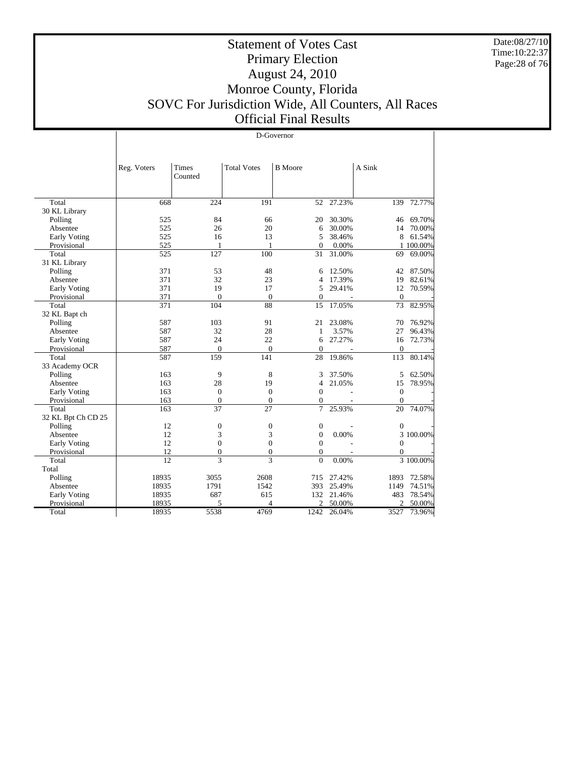# Statement of Votes Cast
# Primary Election
# August 24, 2010
# Monroe County, Florida
# SOVC For Jurisdiction Wide, All Counters, All Races
# Official Final Results

Date:08/27/10
Time:10:22:37

D-Governor

| | Reg. Voters | Times Counted | Total Votes | B Moore | | A Sink | |
|---|---|---|---|---|---|---|---|
| Total | 668 | 224 | 191 | 52 | 27.23% | 139 | 72.77% |
| 30 KL Library | | | | | | | |
| Polling | 525 | 84 | 66 | 20 | 30.30% | 46 | 69.70% |
| Absentee | 525 | 26 | 20 | 6 | 30.00% | 14 | 70.00% |
| Early Voting | 525 | 16 | 13 | 5 | 38.46% | 8 | 61.54% |
| Provisional | 525 | 1 | 1 | 0 | 0.00% | 1 | 100.00% |
| Total | 525 | 127 | 100 | 31 | 31.00% | 69 | 69.00% |
| 31 KL Library | | | | | | | |
| Polling | 371 | 53 | 48 | 6 | 12.50% | 42 | 87.50% |
| Absentee | 371 | 32 | 23 | 4 | 17.39% | 19 | 82.61% |
| Early Voting | 371 | 19 | 17 | 5 | 29.41% | 12 | 70.59% |
| Provisional | 371 | 0 | 0 | 0 | - | 0 | - |
| Total | 371 | 104 | 88 | 15 | 17.05% | 73 | 82.95% |
| 32 KL Bapt ch | | | | | | | |
| Polling | 587 | 103 | 91 | 21 | 23.08% | 70 | 76.92% |
| Absentee | 587 | 32 | 28 | 1 | 3.57% | 27 | 96.43% |
| Early Voting | 587 | 24 | 22 | 6 | 27.27% | 16 | 72.73% |
| Provisional | 587 | 0 | 0 | 0 | - | 0 | - |
| Total | 587 | 159 | 141 | 28 | 19.86% | 113 | 80.14% |
| 33 Academy OCR | | | | | | | |
| Polling | 163 | 9 | 8 | 3 | 37.50% | 5 | 62.50% |
| Absentee | 163 | 28 | 19 | 4 | 21.05% | 15 | 78.95% |
| Early Voting | 163 | 0 | 0 | 0 | - | 0 | - |
| Provisional | 163 | 0 | 0 | 0 | - | 0 | - |
| Total | 163 | 37 | 27 | 7 | 25.93% | 20 | 74.07% |
| 32 KL Bpt Ch CD 25 | | | | | | | |
| Polling | 12 | 0 | 0 | 0 | - | 0 | - |
| Absentee | 12 | 3 | 3 | 0 | 0.00% | 3 | 100.00% |
| Early Voting | 12 | 0 | 0 | 0 | - | 0 | - |
| Provisional | 12 | 0 | 0 | 0 | - | 0 | - |
| Total | 12 | 3 | 3 | 0 | 0.00% | 3 | 100.00% |
| Total | | | | | | | |
| Polling | 18935 | 3055 | 2608 | 715 | 27.42% | 1893 | 72.58% |
| Absentee | 18935 | 1791 | 1542 | 393 | 25.49% | 1149 | 74.51% |
| Early Voting | 18935 | 687 | 615 | 132 | 21.46% | 483 | 78.54% |
| Provisional | 18935 | 5 | 4 | 2 | 50.00% | 2 | 50.00% |
| Total | 18935 | 5538 | 4769 | 1242 | 26.04% | 3527 | 73.96% |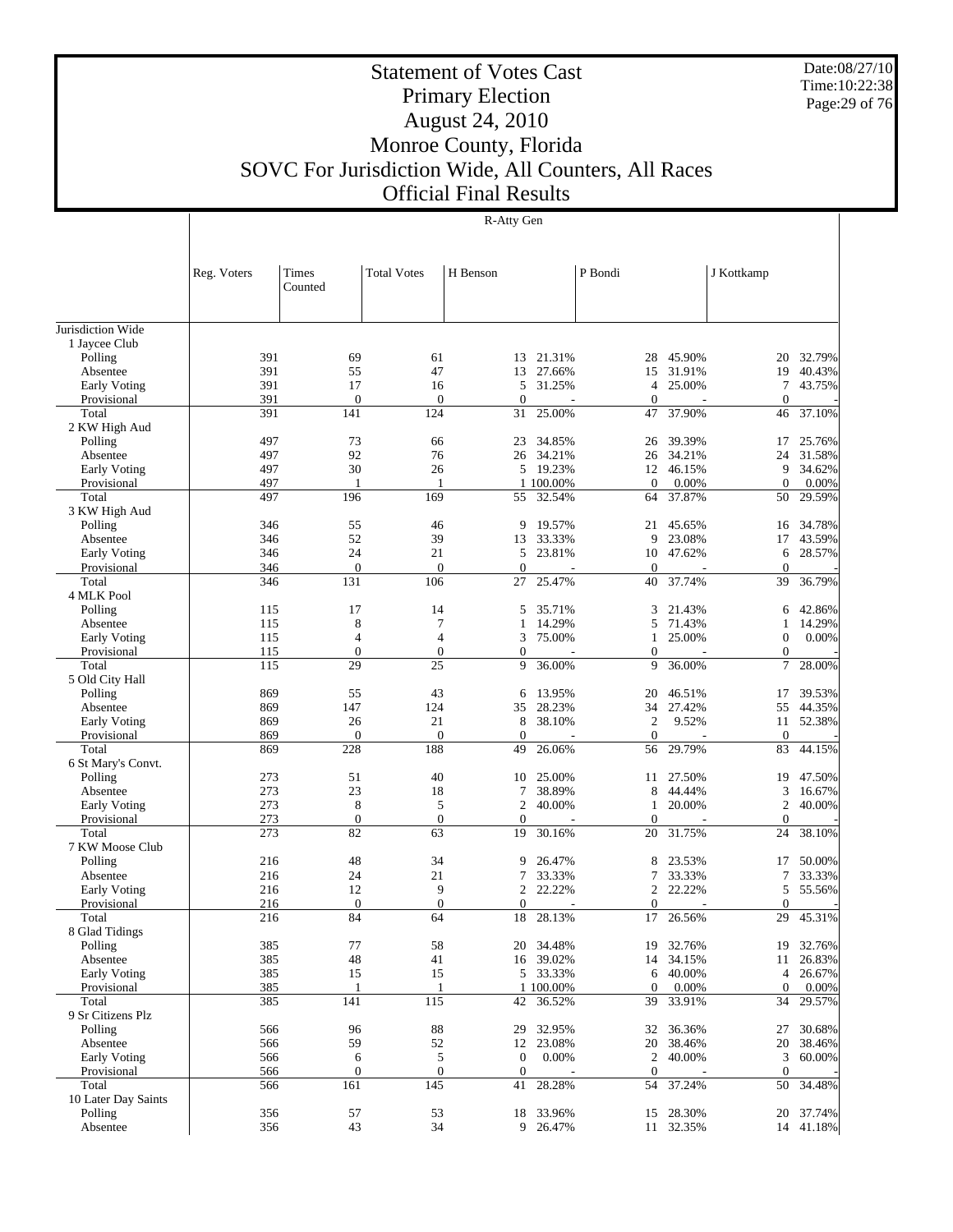# Statement of Votes Cast
## Primary Election
## August 24, 2010
## Monroe County, Florida
## SOVC For Jurisdiction Wide, All Counters, All Races
## Official Final Results

Date:08/27/10
Time:10:22:38

R-Atty Gen

| | Reg. Voters | Times Counted | Total Votes | H Benson | | P Bondi | | J Kottkamp | |
|---|---|---|---|---|---|---|---|---|---|
| Jurisdiction Wide | | | | | | | | | |
| 1 Jaycee Club | | | | | | | | | |
| Polling | 391 | 69 | 61 | 13 | 21.31% | 28 | 45.90% | 20 | 32.79% |
| Absentee | 391 | 55 | 47 | 13 | 27.66% | 15 | 31.91% | 19 | 40.43% |
| Early Voting | 391 | 17 | 16 | 5 | 31.25% | 4 | 25.00% | 7 | 43.75% |
| Provisional | 391 | 0 | 0 | 0 | - | 0 | - | 0 | - |
| Total | 391 | 141 | 124 | 31 | 25.00% | 47 | 37.90% | 46 | 37.10% |
| 2 KW High Aud | | | | | | | | | |
| Polling | 497 | 73 | 66 | 23 | 34.85% | 26 | 39.39% | 17 | 25.76% |
| Absentee | 497 | 92 | 76 | 26 | 34.21% | 26 | 34.21% | 24 | 31.58% |
| Early Voting | 497 | 30 | 26 | 5 | 19.23% | 12 | 46.15% | 9 | 34.62% |
| Provisional | 497 | 1 | 1 | 1 | 100.00% | 0 | 0.00% | 0 | 0.00% |
| Total | 497 | 196 | 169 | 55 | 32.54% | 64 | 37.87% | 50 | 29.59% |
| 3 KW High Aud | | | | | | | | | |
| Polling | 346 | 55 | 46 | 9 | 19.57% | 21 | 45.65% | 16 | 34.78% |
| Absentee | 346 | 52 | 39 | 13 | 33.33% | 9 | 23.08% | 17 | 43.59% |
| Early Voting | 346 | 24 | 21 | 5 | 23.81% | 10 | 47.62% | 6 | 28.57% |
| Provisional | 346 | 0 | 0 | 0 | - | 0 | - | 0 | - |
| Total | 346 | 131 | 106 | 27 | 25.47% | 40 | 37.74% | 39 | 36.79% |
| 4 MLK Pool | | | | | | | | | |
| Polling | 115 | 17 | 14 | 5 | 35.71% | 3 | 21.43% | 6 | 42.86% |
| Absentee | 115 | 8 | 7 | 1 | 14.29% | 5 | 71.43% | 1 | 14.29% |
| Early Voting | 115 | 4 | 4 | 3 | 75.00% | 1 | 25.00% | 0 | 0.00% |
| Provisional | 115 | 0 | 0 | 0 | - | 0 | - | 0 | - |
| Total | 115 | 29 | 25 | 9 | 36.00% | 9 | 36.00% | 7 | 28.00% |
| 5 Old City Hall | | | | | | | | | |
| Polling | 869 | 55 | 43 | 6 | 13.95% | 20 | 46.51% | 17 | 39.53% |
| Absentee | 869 | 147 | 124 | 35 | 28.23% | 34 | 27.42% | 55 | 44.35% |
| Early Voting | 869 | 26 | 21 | 8 | 38.10% | 2 | 9.52% | 11 | 52.38% |
| Provisional | 869 | 0 | 0 | 0 | - | 0 | - | 0 | - |
| Total | 869 | 228 | 188 | 49 | 26.06% | 56 | 29.79% | 83 | 44.15% |
| 6 St Mary's Convt. | | | | | | | | | |
| Polling | 273 | 51 | 40 | 10 | 25.00% | 11 | 27.50% | 19 | 47.50% |
| Absentee | 273 | 23 | 18 | 7 | 38.89% | 8 | 44.44% | 3 | 16.67% |
| Early Voting | 273 | 8 | 5 | 2 | 40.00% | 1 | 20.00% | 2 | 40.00% |
| Provisional | 273 | 0 | 0 | 0 | - | 0 | - | 0 | - |
| Total | 273 | 82 | 63 | 19 | 30.16% | 20 | 31.75% | 24 | 38.10% |
| 7 KW Moose Club | | | | | | | | | |
| Polling | 216 | 48 | 34 | 9 | 26.47% | 8 | 23.53% | 17 | 50.00% |
| Absentee | 216 | 24 | 21 | 7 | 33.33% | 7 | 33.33% | 7 | 33.33% |
| Early Voting | 216 | 12 | 9 | 2 | 22.22% | 2 | 22.22% | 5 | 55.56% |
| Provisional | 216 | 0 | 0 | 0 | - | 0 | - | 0 | - |
| Total | 216 | 84 | 64 | 18 | 28.13% | 17 | 26.56% | 29 | 45.31% |
| 8 Glad Tidings | | | | | | | | | |
| Polling | 385 | 77 | 58 | 20 | 34.48% | 19 | 32.76% | 19 | 32.76% |
| Absentee | 385 | 48 | 41 | 16 | 39.02% | 14 | 34.15% | 11 | 26.83% |
| Early Voting | 385 | 15 | 15 | 5 | 33.33% | 6 | 40.00% | 4 | 26.67% |
| Provisional | 385 | 1 | 1 | 1 | 100.00% | 0 | 0.00% | 0 | 0.00% |
| Total | 385 | 141 | 115 | 42 | 36.52% | 39 | 33.91% | 34 | 29.57% |
| 9 Sr Citizens Plz | | | | | | | | | |
| Polling | 566 | 96 | 88 | 29 | 32.95% | 32 | 36.36% | 27 | 30.68% |
| Absentee | 566 | 59 | 52 | 12 | 23.08% | 20 | 38.46% | 20 | 38.46% |
| Early Voting | 566 | 6 | 5 | 0 | 0.00% | 2 | 40.00% | 3 | 60.00% |
| Provisional | 566 | 0 | 0 | 0 | - | 0 | - | 0 | - |
| Total | 566 | 161 | 145 | 41 | 28.28% | 54 | 37.24% | 50 | 34.48% |
| 10 Later Day Saints | | | | | | | | | |
| Polling | 356 | 57 | 53 | 18 | 33.96% | 15 | 28.30% | 20 | 37.74% |
| Absentee | 356 | 43 | 34 | 9 | 26.47% | 11 | 32.35% | 14 | 41.18% |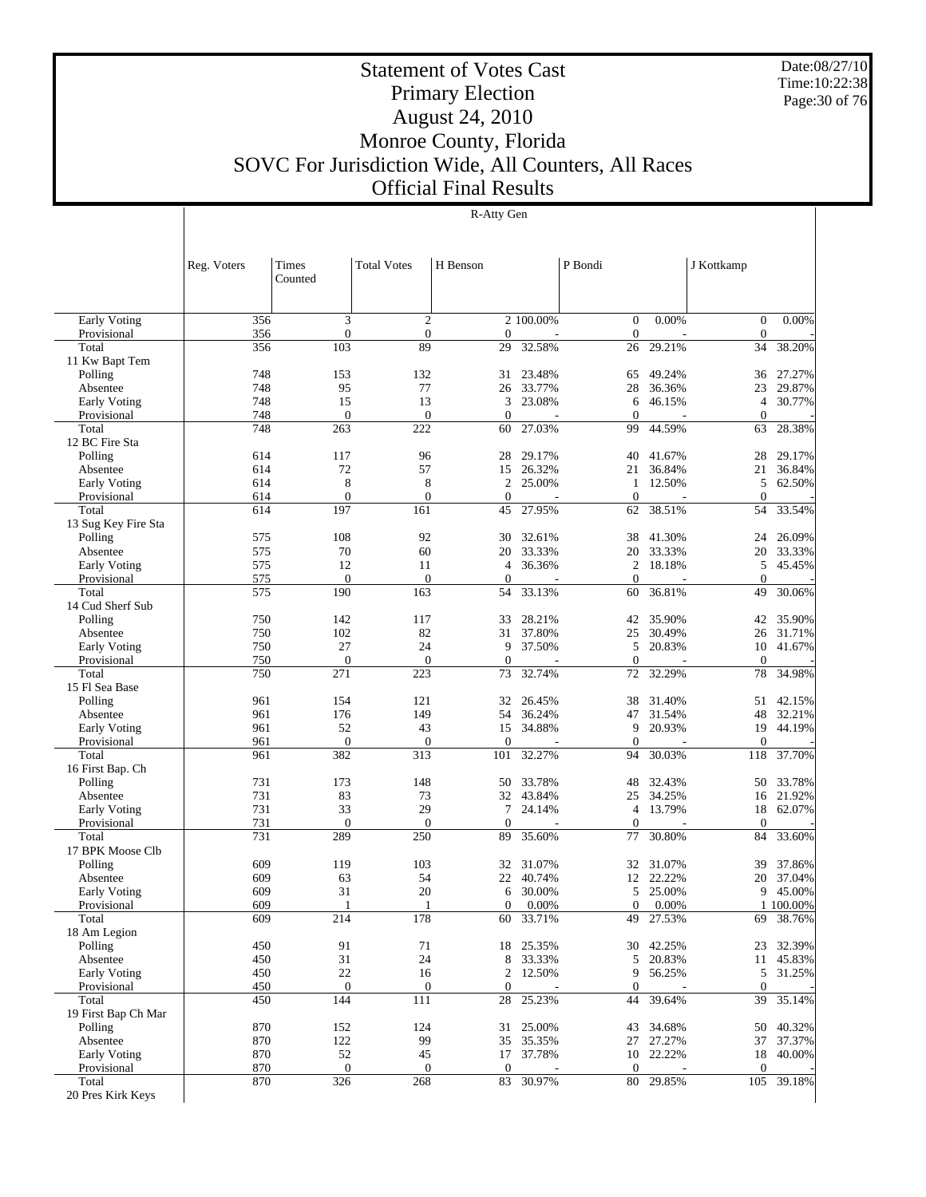# Statement of Votes Cast
# Primary Election
# August 24, 2010
# Monroe County, Florida
# SOVC For Jurisdiction Wide, All Counters, All Races
# Official Final Results

Date:08/27/10
Time:10:22:38

R-Atty Gen

| | Reg. Voters | Times Counted | Total Votes | H Benson | | P Bondi | | J Kottkamp | |
|---|---|---|---|---|---|---|---|---|---|
| Early Voting | 356 | 3 | 2 | 2 | 100.00% | 0 | 0.00% | 0 | 0.00% |
| Provisional | 356 | 0 | 0 | 0 | - | 0 | - | 0 | - |
| Total | 356 | 103 | 89 | 29 | 32.58% | 26 | 29.21% | 34 | 38.20% |
| 11 Kw Bapt Tem | | | | | | | | | |
| Polling | 748 | 153 | 132 | 31 | 23.48% | 65 | 49.24% | 36 | 27.27% |
| Absentee | 748 | 95 | 77 | 26 | 33.77% | 28 | 36.36% | 23 | 29.87% |
| Early Voting | 748 | 15 | 13 | 3 | 23.08% | 6 | 46.15% | 4 | 30.77% |
| Provisional | 748 | 0 | 0 | 0 | - | 0 | - | 0 | - |
| Total | 748 | 263 | 222 | 60 | 27.03% | 99 | 44.59% | 63 | 28.38% |
| 12 BC Fire Sta | | | | | | | | | |
| Polling | 614 | 117 | 96 | 28 | 29.17% | 40 | 41.67% | 28 | 29.17% |
| Absentee | 614 | 72 | 57 | 15 | 26.32% | 21 | 36.84% | 21 | 36.84% |
| Early Voting | 614 | 8 | 8 | 2 | 25.00% | 1 | 12.50% | 5 | 62.50% |
| Provisional | 614 | 0 | 0 | 0 | - | 0 | - | 0 | - |
| Total | 614 | 197 | 161 | 45 | 27.95% | 62 | 38.51% | 54 | 33.54% |
| 13 Sug Key Fire Sta | | | | | | | | | |
| Polling | 575 | 108 | 92 | 30 | 32.61% | 38 | 41.30% | 24 | 26.09% |
| Absentee | 575 | 70 | 60 | 20 | 33.33% | 20 | 33.33% | 20 | 33.33% |
| Early Voting | 575 | 12 | 11 | 4 | 36.36% | 2 | 18.18% | 5 | 45.45% |
| Provisional | 575 | 0 | 0 | 0 | - | 0 | - | 0 | - |
| Total | 575 | 190 | 163 | 54 | 33.13% | 60 | 36.81% | 49 | 30.06% |
| 14 Cud Sherf Sub | | | | | | | | | |
| Polling | 750 | 142 | 117 | 33 | 28.21% | 42 | 35.90% | 42 | 35.90% |
| Absentee | 750 | 102 | 82 | 31 | 37.80% | 25 | 30.49% | 26 | 31.71% |
| Early Voting | 750 | 27 | 24 | 9 | 37.50% | 5 | 20.83% | 10 | 41.67% |
| Provisional | 750 | 0 | 0 | 0 | - | 0 | - | 0 | - |
| Total | 750 | 271 | 223 | 73 | 32.74% | 72 | 32.29% | 78 | 34.98% |
| 15 Fl Sea Base | | | | | | | | | |
| Polling | 961 | 154 | 121 | 32 | 26.45% | 38 | 31.40% | 51 | 42.15% |
| Absentee | 961 | 176 | 149 | 54 | 36.24% | 47 | 31.54% | 48 | 32.21% |
| Early Voting | 961 | 52 | 43 | 15 | 34.88% | 9 | 20.93% | 19 | 44.19% |
| Provisional | 961 | 0 | 0 | 0 | - | 0 | - | 0 | - |
| Total | 961 | 382 | 313 | 101 | 32.27% | 94 | 30.03% | 118 | 37.70% |
| 16 First Bap. Ch | | | | | | | | | |
| Polling | 731 | 173 | 148 | 50 | 33.78% | 48 | 32.43% | 50 | 33.78% |
| Absentee | 731 | 83 | 73 | 32 | 43.84% | 25 | 34.25% | 16 | 21.92% |
| Early Voting | 731 | 33 | 29 | 7 | 24.14% | 4 | 13.79% | 18 | 62.07% |
| Provisional | 731 | 0 | 0 | 0 | - | 0 | - | 0 | - |
| Total | 731 | 289 | 250 | 89 | 35.60% | 77 | 30.80% | 84 | 33.60% |
| 17 BPK Moose Clb | | | | | | | | | |
| Polling | 609 | 119 | 103 | 32 | 31.07% | 32 | 31.07% | 39 | 37.86% |
| Absentee | 609 | 63 | 54 | 22 | 40.74% | 12 | 22.22% | 20 | 37.04% |
| Early Voting | 609 | 31 | 20 | 6 | 30.00% | 5 | 25.00% | 9 | 45.00% |
| Provisional | 609 | 1 | 1 | 0 | 0.00% | 0 | 0.00% | 1 | 100.00% |
| Total | 609 | 214 | 178 | 60 | 33.71% | 49 | 27.53% | 69 | 38.76% |
| 18 Am Legion | | | | | | | | | |
| Polling | 450 | 91 | 71 | 18 | 25.35% | 30 | 42.25% | 23 | 32.39% |
| Absentee | 450 | 31 | 24 | 8 | 33.33% | 5 | 20.83% | 11 | 45.83% |
| Early Voting | 450 | 22 | 16 | 2 | 12.50% | 9 | 56.25% | 5 | 31.25% |
| Provisional | 450 | 0 | 0 | 0 | - | 0 | - | 0 | - |
| Total | 450 | 144 | 111 | 28 | 25.23% | 44 | 39.64% | 39 | 35.14% |
| 19 First Bap Ch Mar | | | | | | | | | |
| Polling | 870 | 152 | 124 | 31 | 25.00% | 43 | 34.68% | 50 | 40.32% |
| Absentee | 870 | 122 | 99 | 35 | 35.35% | 27 | 27.27% | 37 | 37.37% |
| Early Voting | 870 | 52 | 45 | 17 | 37.78% | 10 | 22.22% | 18 | 40.00% |
| Provisional | 870 | 0 | 0 | 0 | - | 0 | - | 0 | - |
| Total | 870 | 326 | 268 | 83 | 30.97% | 80 | 29.85% | 105 | 39.18% |
| 20 Pres Kirk Keys | | | | | | | | | |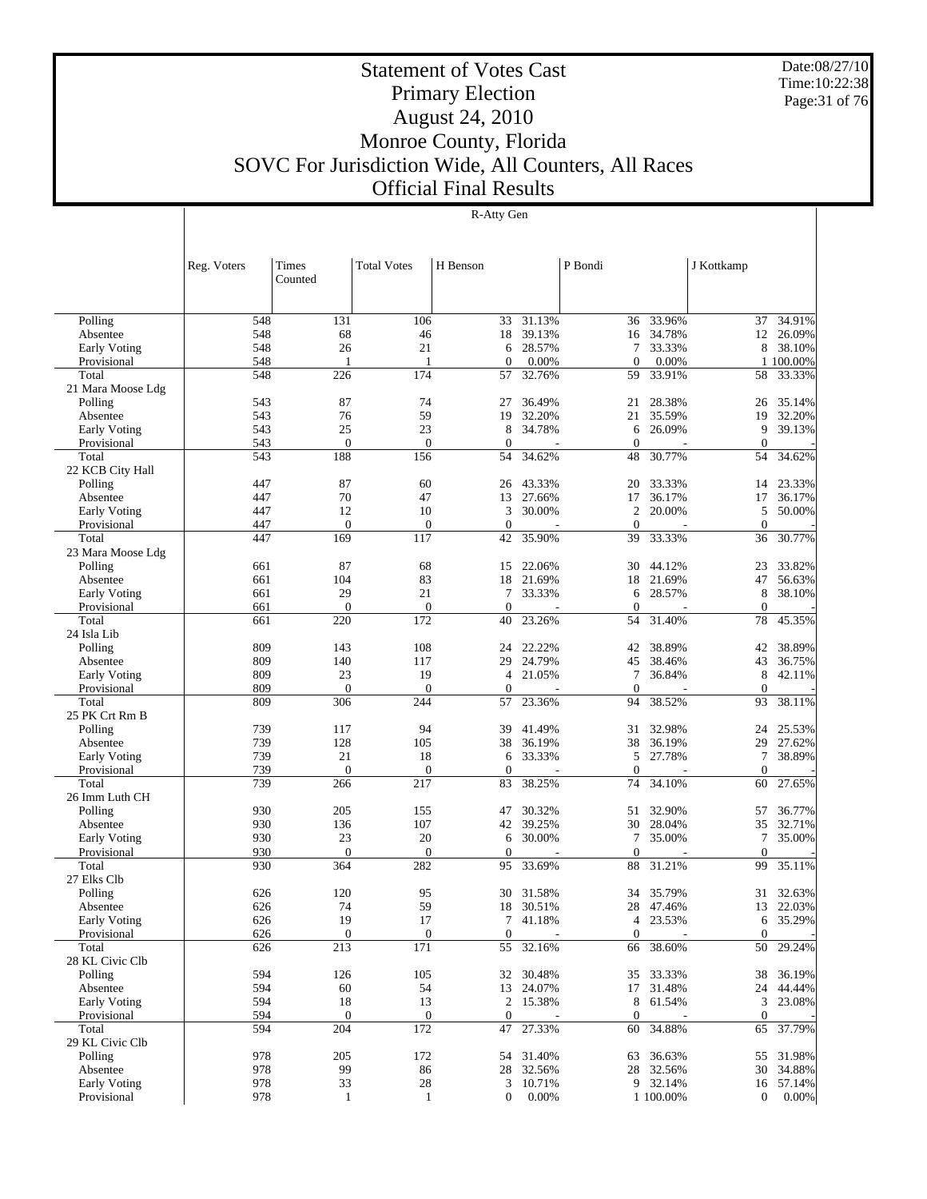# Statement of Votes Cast
## Primary Election
## August 24, 2010
## Monroe County, Florida
## SOVC For Jurisdiction Wide, All Counters, All Races
## Official Final Results

Date:08/27/10
Time:10:22:38

R-Atty Gen

| | Reg. Voters | Times Counted | Total Votes | H Benson | | P Bondi | | J Kottkamp | |
|---|---|---|---|---|---|---|---|---|---|
| Polling | 548 | 131 | 106 | 33 | 31.13% | 36 | 33.96% | 37 | 34.91% |
| Absentee | 548 | 68 | 46 | 18 | 39.13% | 16 | 34.78% | 12 | 26.09% |
| Early Voting | 548 | 26 | 21 | 6 | 28.57% | 7 | 33.33% | 8 | 38.10% |
| Provisional | 548 | 1 | 1 | 0 | 0.00% | 0 | 0.00% | 1 | 100.00% |
| Total | 548 | 226 | 174 | 57 | 32.76% | 59 | 33.91% | 58 | 33.33% |
| 21 Mara Moose Ldg | | | | | | | | | |
| Polling | 543 | 87 | 74 | 27 | 36.49% | 21 | 28.38% | 26 | 35.14% |
| Absentee | 543 | 76 | 59 | 19 | 32.20% | 21 | 35.59% | 19 | 32.20% |
| Early Voting | 543 | 25 | 23 | 8 | 34.78% | 6 | 26.09% | 9 | 39.13% |
| Provisional | 543 | 0 | 0 | 0 | - | 0 | - | 0 | - |
| Total | 543 | 188 | 156 | 54 | 34.62% | 48 | 30.77% | 54 | 34.62% |
| 22 KCB City Hall | | | | | | | | | |
| Polling | 447 | 87 | 60 | 26 | 43.33% | 20 | 33.33% | 14 | 23.33% |
| Absentee | 447 | 70 | 47 | 13 | 27.66% | 17 | 36.17% | 17 | 36.17% |
| Early Voting | 447 | 12 | 10 | 3 | 30.00% | 2 | 20.00% | 5 | 50.00% |
| Provisional | 447 | 0 | 0 | 0 | - | 0 | - | 0 | - |
| Total | 447 | 169 | 117 | 42 | 35.90% | 39 | 33.33% | 36 | 30.77% |
| 23 Mara Moose Ldg | | | | | | | | | |
| Polling | 661 | 87 | 68 | 15 | 22.06% | 30 | 44.12% | 23 | 33.82% |
| Absentee | 661 | 104 | 83 | 18 | 21.69% | 18 | 21.69% | 47 | 56.63% |
| Early Voting | 661 | 29 | 21 | 7 | 33.33% | 6 | 28.57% | 8 | 38.10% |
| Provisional | 661 | 0 | 0 | 0 | - | 0 | - | 0 | - |
| Total | 661 | 220 | 172 | 40 | 23.26% | 54 | 31.40% | 78 | 45.35% |
| 24 Isla Lib | | | | | | | | | |
| Polling | 809 | 143 | 108 | 24 | 22.22% | 42 | 38.89% | 42 | 38.89% |
| Absentee | 809 | 140 | 117 | 29 | 24.79% | 45 | 38.46% | 43 | 36.75% |
| Early Voting | 809 | 23 | 19 | 4 | 21.05% | 7 | 36.84% | 8 | 42.11% |
| Provisional | 809 | 0 | 0 | 0 | - | 0 | - | 0 | - |
| Total | 809 | 306 | 244 | 57 | 23.36% | 94 | 38.52% | 93 | 38.11% |
| 25 PK Crt Rm B | | | | | | | | | |
| Polling | 739 | 117 | 94 | 39 | 41.49% | 31 | 32.98% | 24 | 25.53% |
| Absentee | 739 | 128 | 105 | 38 | 36.19% | 38 | 36.19% | 29 | 27.62% |
| Early Voting | 739 | 21 | 18 | 6 | 33.33% | 5 | 27.78% | 7 | 38.89% |
| Provisional | 739 | 0 | 0 | 0 | - | 0 | - | 0 | - |
| Total | 739 | 266 | 217 | 83 | 38.25% | 74 | 34.10% | 60 | 27.65% |
| 26 Imm Luth CH | | | | | | | | | |
| Polling | 930 | 205 | 155 | 47 | 30.32% | 51 | 32.90% | 57 | 36.77% |
| Absentee | 930 | 136 | 107 | 42 | 39.25% | 30 | 28.04% | 35 | 32.71% |
| Early Voting | 930 | 23 | 20 | 6 | 30.00% | 7 | 35.00% | 7 | 35.00% |
| Provisional | 930 | 0 | 0 | 0 | - | 0 | - | 0 | - |
| Total | 930 | 364 | 282 | 95 | 33.69% | 88 | 31.21% | 99 | 35.11% |
| 27 Elks Clb | | | | | | | | | |
| Polling | 626 | 120 | 95 | 30 | 31.58% | 34 | 35.79% | 31 | 32.63% |
| Absentee | 626 | 74 | 59 | 18 | 30.51% | 28 | 47.46% | 13 | 22.03% |
| Early Voting | 626 | 19 | 17 | 7 | 41.18% | 4 | 23.53% | 6 | 35.29% |
| Provisional | 626 | 0 | 0 | 0 | - | 0 | - | 0 | - |
| Total | 626 | 213 | 171 | 55 | 32.16% | 66 | 38.60% | 50 | 29.24% |
| 28 KL Civic Clb | | | | | | | | | |
| Polling | 594 | 126 | 105 | 32 | 30.48% | 35 | 33.33% | 38 | 36.19% |
| Absentee | 594 | 60 | 54 | 13 | 24.07% | 17 | 31.48% | 24 | 44.44% |
| Early Voting | 594 | 18 | 13 | 2 | 15.38% | 8 | 61.54% | 3 | 23.08% |
| Provisional | 594 | 0 | 0 | 0 | - | 0 | - | 0 | - |
| Total | 594 | 204 | 172 | 47 | 27.33% | 60 | 34.88% | 65 | 37.79% |
| 29 KL Civic Clb | | | | | | | | | |
| Polling | 978 | 205 | 172 | 54 | 31.40% | 63 | 36.63% | 55 | 31.98% |
| Absentee | 978 | 99 | 86 | 28 | 32.56% | 28 | 32.56% | 30 | 34.88% |
| Early Voting | 978 | 33 | 28 | 3 | 10.71% | 9 | 32.14% | 16 | 57.14% |
| Provisional | 978 | 1 | 1 | 0 | 0.00% | 1 | 100.00% | 0 | 0.00% |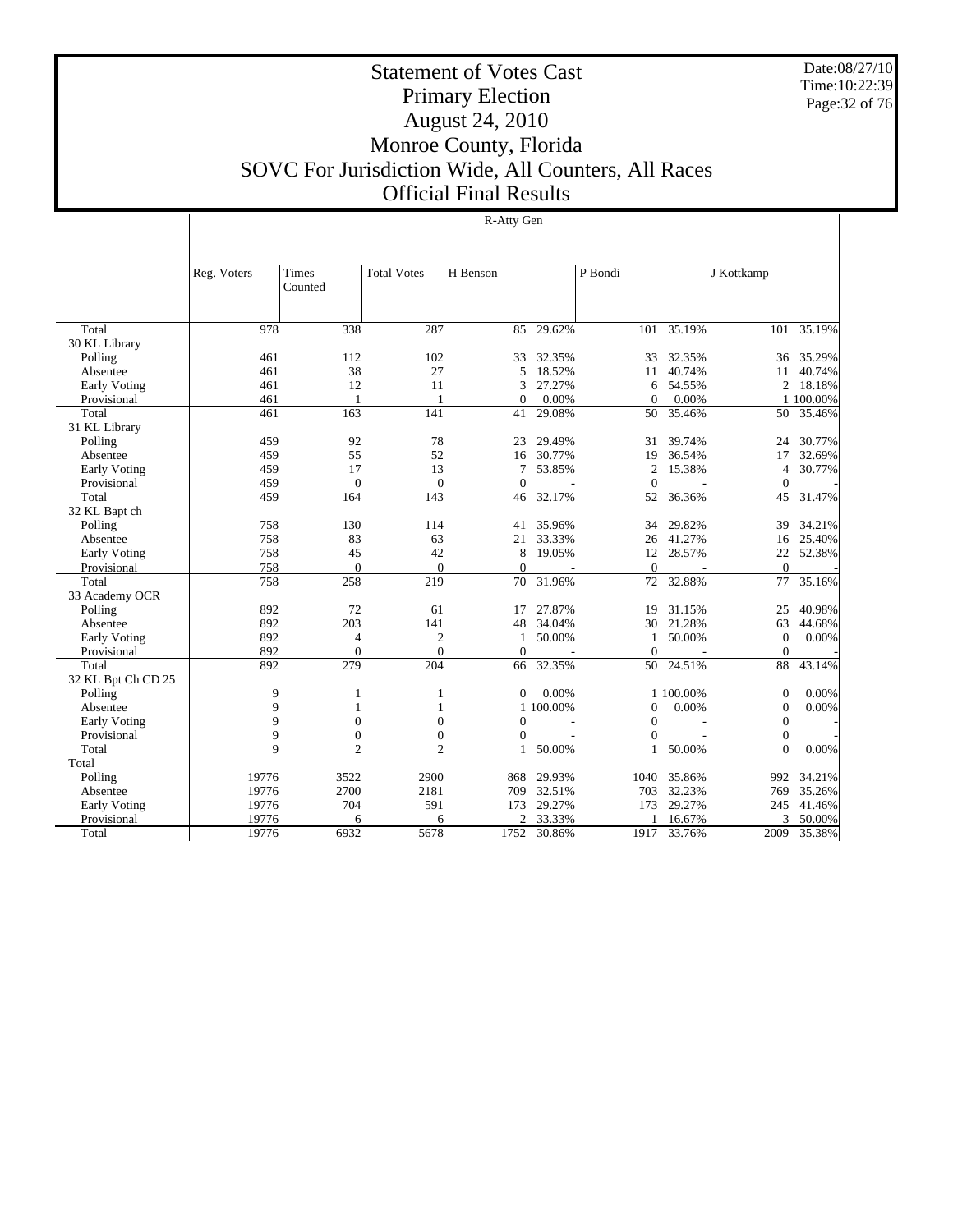# Statement of Votes Cast
## Primary Election
## August 24, 2010
## Monroe County, Florida
## SOVC For Jurisdiction Wide, All Counters, All Races
## Official Final Results

Date:08/27/10
Time:10:22:39

R-Atty Gen

| | Reg. Voters | Times Counted | Total Votes | H Benson | | P Bondi | | J Kottkamp | |
|---|---|---|---|---|---|---|---|---|---|
| Total | 978 | 338 | 287 | 85 | 29.62% | 101 | 35.19% | 101 | 35.19% |
| 30 KL Library | | | | | | | | | |
| Polling | 461 | 112 | 102 | 33 | 32.35% | 33 | 32.35% | 36 | 35.29% |
| Absentee | 461 | 38 | 27 | 5 | 18.52% | 11 | 40.74% | 11 | 40.74% |
| Early Voting | 461 | 12 | 11 | 3 | 27.27% | 6 | 54.55% | 2 | 18.18% |
| Provisional | 461 | 1 | 1 | 0 | 0.00% | 0 | 0.00% | 1 | 100.00% |
| Total | 461 | 163 | 141 | 41 | 29.08% | 50 | 35.46% | 50 | 35.46% |
| 31 KL Library | | | | | | | | | |
| Polling | 459 | 92 | 78 | 23 | 29.49% | 31 | 39.74% | 24 | 30.77% |
| Absentee | 459 | 55 | 52 | 16 | 30.77% | 19 | 36.54% | 17 | 32.69% |
| Early Voting | 459 | 17 | 13 | 7 | 53.85% | 2 | 15.38% | 4 | 30.77% |
| Provisional | 459 | 0 | 0 | 0 | - | 0 | - | 0 | - |
| Total | 459 | 164 | 143 | 46 | 32.17% | 52 | 36.36% | 45 | 31.47% |
| 32 KL Bapt ch | | | | | | | | | |
| Polling | 758 | 130 | 114 | 41 | 35.96% | 34 | 29.82% | 39 | 34.21% |
| Absentee | 758 | 83 | 63 | 21 | 33.33% | 26 | 41.27% | 16 | 25.40% |
| Early Voting | 758 | 45 | 42 | 8 | 19.05% | 12 | 28.57% | 22 | 52.38% |
| Provisional | 758 | 0 | 0 | 0 | - | 0 | - | 0 | - |
| Total | 758 | 258 | 219 | 70 | 31.96% | 72 | 32.88% | 77 | 35.16% |
| 33 Academy OCR | | | | | | | | | |
| Polling | 892 | 72 | 61 | 17 | 27.87% | 19 | 31.15% | 25 | 40.98% |
| Absentee | 892 | 203 | 141 | 48 | 34.04% | 30 | 21.28% | 63 | 44.68% |
| Early Voting | 892 | 4 | 2 | 1 | 50.00% | 1 | 50.00% | 0 | 0.00% |
| Provisional | 892 | 0 | 0 | 0 | - | 0 | - | 0 | - |
| Total | 892 | 279 | 204 | 66 | 32.35% | 50 | 24.51% | 88 | 43.14% |
| 32 KL Bpt Ch CD 25 | | | | | | | | | |
| Polling | 9 | 1 | 1 | 0 | 0.00% | 1 | 100.00% | 0 | 0.00% |
| Absentee | 9 | 1 | 1 | 1 | 100.00% | 0 | 0.00% | 0 | 0.00% |
| Early Voting | 9 | 0 | 0 | 0 | - | 0 | - | 0 | - |
| Provisional | 9 | 0 | 0 | 0 | - | 0 | - | 0 | - |
| Total | 9 | 2 | 2 | 1 | 50.00% | 1 | 50.00% | 0 | 0.00% |
| Total | | | | | | | | | |
| Polling | 19776 | 3522 | 2900 | 868 | 29.93% | 1040 | 35.86% | 992 | 34.21% |
| Absentee | 19776 | 2700 | 2181 | 709 | 32.51% | 703 | 32.23% | 769 | 35.26% |
| Early Voting | 19776 | 704 | 591 | 173 | 29.27% | 173 | 29.27% | 245 | 41.46% |
| Provisional | 19776 | 6 | 6 | 2 | 33.33% | 1 | 16.67% | 3 | 50.00% |
| Total | 19776 | 6932 | 5678 | 1752 | 30.86% | 1917 | 33.76% | 2009 | 35.38% |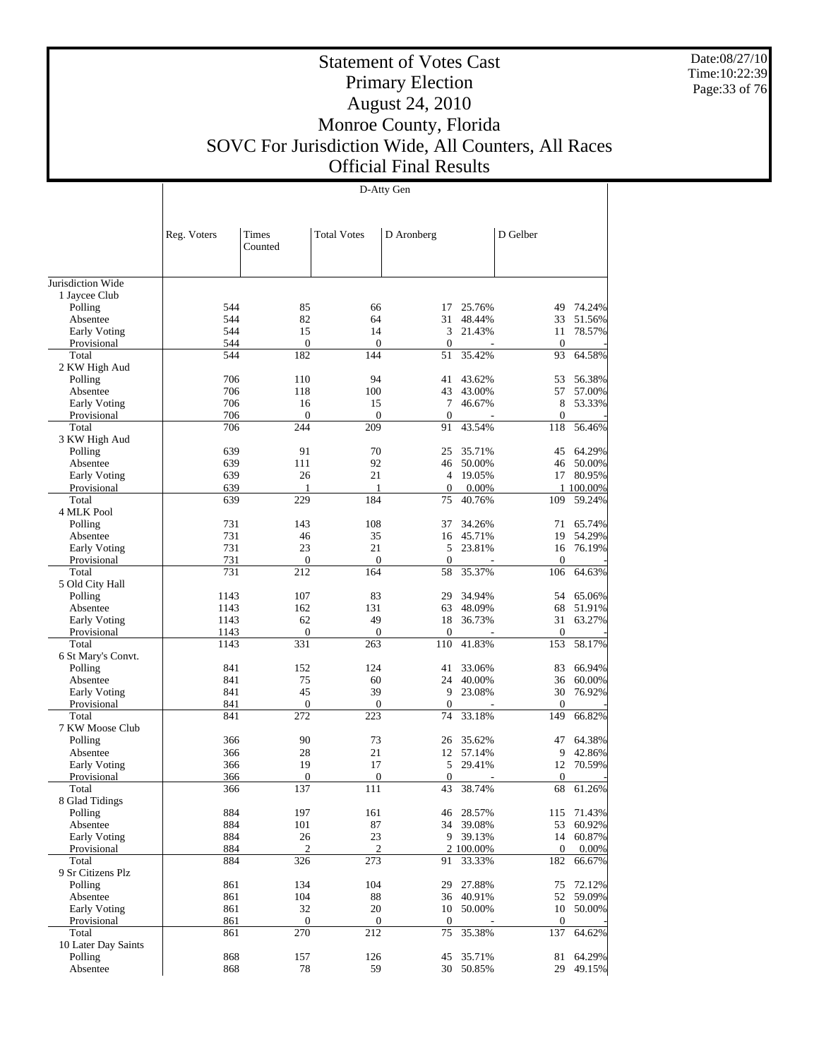# Statement of Votes Cast
## Primary Election
## August 24, 2010
## Monroe County, Florida
## SOVC For Jurisdiction Wide, All Counters, All Races
## Official Final Results

Date:08/27/10
Time:10:22:39

D-Atty Gen

| | Reg. Voters | Times Counted | Total Votes | D Aronberg | | D Gelber | |
|---|---|---|---|---|---|---|---|
| Jurisdiction Wide | | | | | | | |
| 1 Jaycee Club | | | | | | | |
| Polling | 544 | 85 | 66 | 17 | 25.76% | 49 | 74.24% |
| Absentee | 544 | 82 | 64 | 31 | 48.44% | 33 | 51.56% |
| Early Voting | 544 | 15 | 14 | 3 | 21.43% | 11 | 78.57% |
| Provisional | 544 | 0 | 0 | 0 | - | 0 | - |
| Total | 544 | 182 | 144 | 51 | 35.42% | 93 | 64.58% |
| 2 KW High Aud | | | | | | | |
| Polling | 706 | 110 | 94 | 41 | 43.62% | 53 | 56.38% |
| Absentee | 706 | 118 | 100 | 43 | 43.00% | 57 | 57.00% |
| Early Voting | 706 | 16 | 15 | 7 | 46.67% | 8 | 53.33% |
| Provisional | 706 | 0 | 0 | 0 | - | 0 | - |
| Total | 706 | 244 | 209 | 91 | 43.54% | 118 | 56.46% |
| 3 KW High Aud | | | | | | | |
| Polling | 639 | 91 | 70 | 25 | 35.71% | 45 | 64.29% |
| Absentee | 639 | 111 | 92 | 46 | 50.00% | 46 | 50.00% |
| Early Voting | 639 | 26 | 21 | 4 | 19.05% | 17 | 80.95% |
| Provisional | 639 | 1 | 1 | 0 | 0.00% | 1 | 100.00% |
| Total | 639 | 229 | 184 | 75 | 40.76% | 109 | 59.24% |
| 4 MLK Pool | | | | | | | |
| Polling | 731 | 143 | 108 | 37 | 34.26% | 71 | 65.74% |
| Absentee | 731 | 46 | 35 | 16 | 45.71% | 19 | 54.29% |
| Early Voting | 731 | 23 | 21 | 5 | 23.81% | 16 | 76.19% |
| Provisional | 731 | 0 | 0 | 0 | - | 0 | - |
| Total | 731 | 212 | 164 | 58 | 35.37% | 106 | 64.63% |
| 5 Old City Hall | | | | | | | |
| Polling | 1143 | 107 | 83 | 29 | 34.94% | 54 | 65.06% |
| Absentee | 1143 | 162 | 131 | 63 | 48.09% | 68 | 51.91% |
| Early Voting | 1143 | 62 | 49 | 18 | 36.73% | 31 | 63.27% |
| Provisional | 1143 | 0 | 0 | 0 | - | 0 | - |
| Total | 1143 | 331 | 263 | 110 | 41.83% | 153 | 58.17% |
| 6 St Mary's Convt. | | | | | | | |
| Polling | 841 | 152 | 124 | 41 | 33.06% | 83 | 66.94% |
| Absentee | 841 | 75 | 60 | 24 | 40.00% | 36 | 60.00% |
| Early Voting | 841 | 45 | 39 | 9 | 23.08% | 30 | 76.92% |
| Provisional | 841 | 0 | 0 | 0 | - | 0 | - |
| Total | 841 | 272 | 223 | 74 | 33.18% | 149 | 66.82% |
| 7 KW Moose Club | | | | | | | |
| Polling | 366 | 90 | 73 | 26 | 35.62% | 47 | 64.38% |
| Absentee | 366 | 28 | 21 | 12 | 57.14% | 9 | 42.86% |
| Early Voting | 366 | 19 | 17 | 5 | 29.41% | 12 | 70.59% |
| Provisional | 366 | 0 | 0 | 0 | - | 0 | - |
| Total | 366 | 137 | 111 | 43 | 38.74% | 68 | 61.26% |
| 8 Glad Tidings | | | | | | | |
| Polling | 884 | 197 | 161 | 46 | 28.57% | 115 | 71.43% |
| Absentee | 884 | 101 | 87 | 34 | 39.08% | 53 | 60.92% |
| Early Voting | 884 | 26 | 23 | 9 | 39.13% | 14 | 60.87% |
| Provisional | 884 | 2 | 2 | 2 | 100.00% | 0 | 0.00% |
| Total | 884 | 326 | 273 | 91 | 33.33% | 182 | 66.67% |
| 9 Sr Citizens Plz | | | | | | | |
| Polling | 861 | 134 | 104 | 29 | 27.88% | 75 | 72.12% |
| Absentee | 861 | 104 | 88 | 36 | 40.91% | 52 | 59.09% |
| Early Voting | 861 | 32 | 20 | 10 | 50.00% | 10 | 50.00% |
| Provisional | 861 | 0 | 0 | 0 | - | 0 | - |
| Total | 861 | 270 | 212 | 75 | 35.38% | 137 | 64.62% |
| 10 Later Day Saints | | | | | | | |
| Polling | 868 | 157 | 126 | 45 | 35.71% | 81 | 64.29% |
| Absentee | 868 | 78 | 59 | 30 | 50.85% | 29 | 49.15% |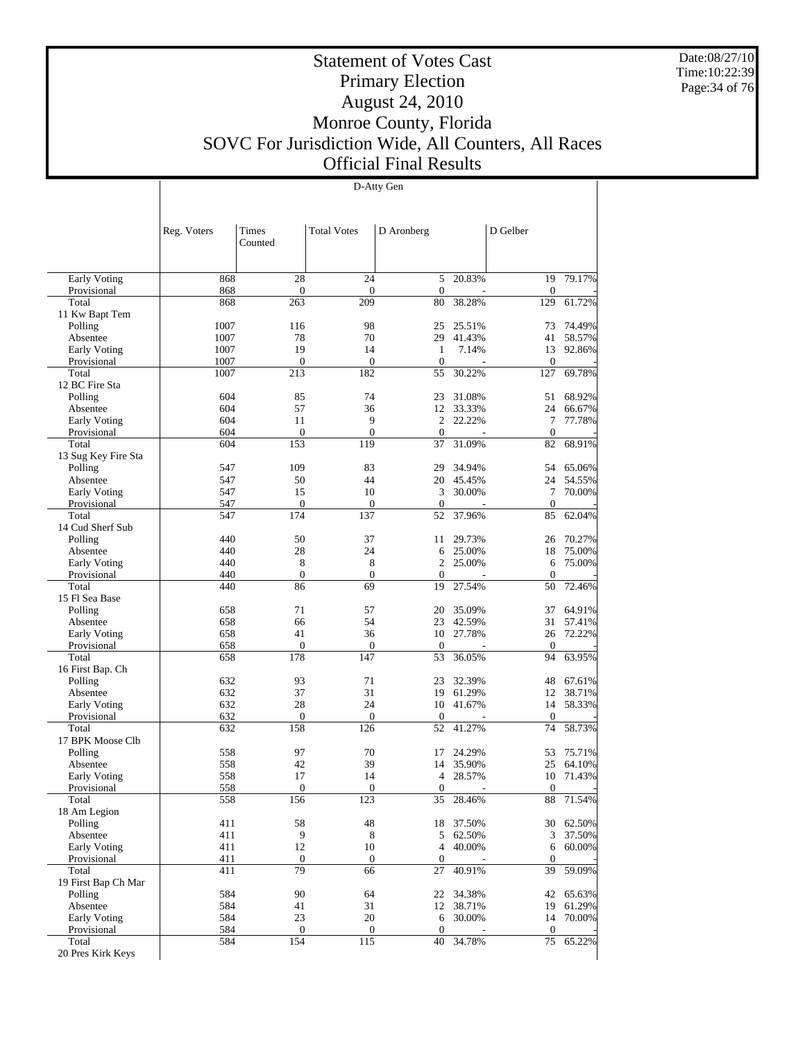# Statement of Votes Cast
# Primary Election
# August 24, 2010
# Monroe County, Florida
# SOVC For Jurisdiction Wide, All Counters, All Races
# Official Final Results

Date:08/27/10
Time:10:22:39

D-Atty Gen

| | Reg. Voters | Times Counted | Total Votes | D Aronberg | | D Gelber | |
|---|---|---|---|---|---|---|---|
| Early Voting | 868 | 28 | 24 | 5 | 20.83% | 19 | 79.17% |
| Provisional | 868 | 0 | 0 | 0 | - | 0 | - |
| Total | 868 | 263 | 209 | 80 | 38.28% | 129 | 61.72% |
| 11 Kw Bapt Tem | | | | | | | |
| Polling | 1007 | 116 | 98 | 25 | 25.51% | 73 | 74.49% |
| Absentee | 1007 | 78 | 70 | 29 | 41.43% | 41 | 58.57% |
| Early Voting | 1007 | 19 | 14 | 1 | 7.14% | 13 | 92.86% |
| Provisional | 1007 | 0 | 0 | 0 | - | 0 | - |
| Total | 1007 | 213 | 182 | 55 | 30.22% | 127 | 69.78% |
| 12 BC Fire Sta | | | | | | | |
| Polling | 604 | 85 | 74 | 23 | 31.08% | 51 | 68.92% |
| Absentee | 604 | 57 | 36 | 12 | 33.33% | 24 | 66.67% |
| Early Voting | 604 | 11 | 9 | 2 | 22.22% | 7 | 77.78% |
| Provisional | 604 | 0 | 0 | 0 | - | 0 | - |
| Total | 604 | 153 | 119 | 37 | 31.09% | 82 | 68.91% |
| 13 Sug Key Fire Sta | | | | | | | |
| Polling | 547 | 109 | 83 | 29 | 34.94% | 54 | 65.06% |
| Absentee | 547 | 50 | 44 | 20 | 45.45% | 24 | 54.55% |
| Early Voting | 547 | 15 | 10 | 3 | 30.00% | 7 | 70.00% |
| Provisional | 547 | 0 | 0 | 0 | - | 0 | - |
| Total | 547 | 174 | 137 | 52 | 37.96% | 85 | 62.04% |
| 14 Cud Sherf Sub | | | | | | | |
| Polling | 440 | 50 | 37 | 11 | 29.73% | 26 | 70.27% |
| Absentee | 440 | 28 | 24 | 6 | 25.00% | 18 | 75.00% |
| Early Voting | 440 | 8 | 8 | 2 | 25.00% | 6 | 75.00% |
| Provisional | 440 | 0 | 0 | 0 | - | 0 | - |
| Total | 440 | 86 | 69 | 19 | 27.54% | 50 | 72.46% |
| 15 Fl Sea Base | | | | | | | |
| Polling | 658 | 71 | 57 | 20 | 35.09% | 37 | 64.91% |
| Absentee | 658 | 66 | 54 | 23 | 42.59% | 31 | 57.41% |
| Early Voting | 658 | 41 | 36 | 10 | 27.78% | 26 | 72.22% |
| Provisional | 658 | 0 | 0 | 0 | - | 0 | - |
| Total | 658 | 178 | 147 | 53 | 36.05% | 94 | 63.95% |
| 16 First Bap. Ch | | | | | | | |
| Polling | 632 | 93 | 71 | 23 | 32.39% | 48 | 67.61% |
| Absentee | 632 | 37 | 31 | 19 | 61.29% | 12 | 38.71% |
| Early Voting | 632 | 28 | 24 | 10 | 41.67% | 14 | 58.33% |
| Provisional | 632 | 0 | 0 | 0 | - | 0 | - |
| Total | 632 | 158 | 126 | 52 | 41.27% | 74 | 58.73% |
| 17 BPK Moose Clb | | | | | | | |
| Polling | 558 | 97 | 70 | 17 | 24.29% | 53 | 75.71% |
| Absentee | 558 | 42 | 39 | 14 | 35.90% | 25 | 64.10% |
| Early Voting | 558 | 17 | 14 | 4 | 28.57% | 10 | 71.43% |
| Provisional | 558 | 0 | 0 | 0 | - | 0 | - |
| Total | 558 | 156 | 123 | 35 | 28.46% | 88 | 71.54% |
| 18 Am Legion | | | | | | | |
| Polling | 411 | 58 | 48 | 18 | 37.50% | 30 | 62.50% |
| Absentee | 411 | 9 | 8 | 5 | 62.50% | 3 | 37.50% |
| Early Voting | 411 | 12 | 10 | 4 | 40.00% | 6 | 60.00% |
| Provisional | 411 | 0 | 0 | 0 | - | 0 | - |
| Total | 411 | 79 | 66 | 27 | 40.91% | 39 | 59.09% |
| 19 First Bap Ch Mar | | | | | | | |
| Polling | 584 | 90 | 64 | 22 | 34.38% | 42 | 65.63% |
| Absentee | 584 | 41 | 31 | 12 | 38.71% | 19 | 61.29% |
| Early Voting | 584 | 23 | 20 | 6 | 30.00% | 14 | 70.00% |
| Provisional | 584 | 0 | 0 | 0 | - | 0 | - |
| Total | 584 | 154 | 115 | 40 | 34.78% | 75 | 65.22% |
| 20 Pres Kirk Keys | | | | | | | |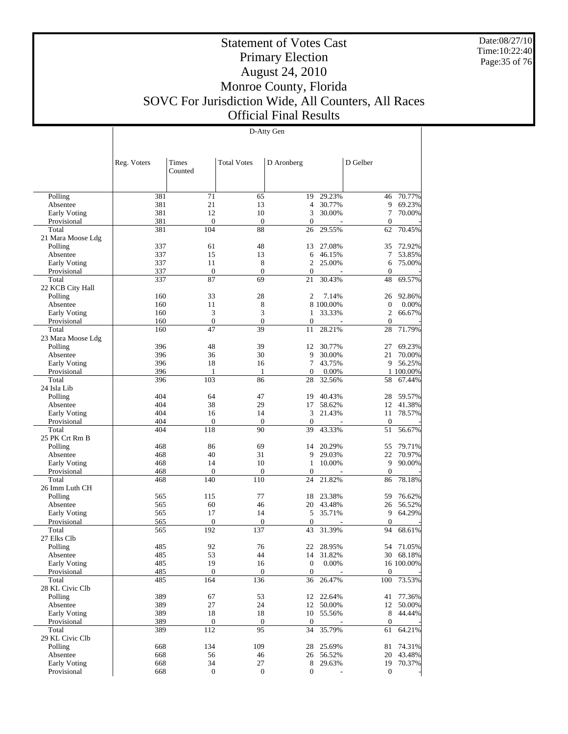# Statement of Votes Cast
# Primary Election
# August 24, 2010
# Monroe County, Florida
# SOVC For Jurisdiction Wide, All Counters, All Races
# Official Final Results

Date:08/27/10
Time:10:22:40

D-Atty Gen

| | Reg. Voters | Times Counted | Total Votes | D Aronberg | | D Gelber | |
|---|---|---|---|---|---|---|---|
| Polling | 381 | 71 | 65 | 19 | 29.23% | 46 | 70.77% |
| Absentee | 381 | 21 | 13 | 4 | 30.77% | 9 | 69.23% |
| Early Voting | 381 | 12 | 10 | 3 | 30.00% | 7 | 70.00% |
| Provisional | 381 | 0 | 0 | 0 | - | 0 | - |
| Total | 381 | 104 | 88 | 26 | 29.55% | 62 | 70.45% |
| 21 Mara Moose Ldg | | | | | | | |
| Polling | 337 | 61 | 48 | 13 | 27.08% | 35 | 72.92% |
| Absentee | 337 | 15 | 13 | 6 | 46.15% | 7 | 53.85% |
| Early Voting | 337 | 11 | 8 | 2 | 25.00% | 6 | 75.00% |
| Provisional | 337 | 0 | 0 | 0 | - | 0 | - |
| Total | 337 | 87 | 69 | 21 | 30.43% | 48 | 69.57% |
| 22 KCB City Hall | | | | | | | |
| Polling | 160 | 33 | 28 | 2 | 7.14% | 26 | 92.86% |
| Absentee | 160 | 11 | 8 | 8 | 100.00% | 0 | 0.00% |
| Early Voting | 160 | 3 | 3 | 1 | 33.33% | 2 | 66.67% |
| Provisional | 160 | 0 | 0 | 0 | - | 0 | - |
| Total | 160 | 47 | 39 | 11 | 28.21% | 28 | 71.79% |
| 23 Mara Moose Ldg | | | | | | | |
| Polling | 396 | 48 | 39 | 12 | 30.77% | 27 | 69.23% |
| Absentee | 396 | 36 | 30 | 9 | 30.00% | 21 | 70.00% |
| Early Voting | 396 | 18 | 16 | 7 | 43.75% | 9 | 56.25% |
| Provisional | 396 | 1 | 1 | 0 | 0.00% | 1 | 100.00% |
| Total | 396 | 103 | 86 | 28 | 32.56% | 58 | 67.44% |
| 24 Isla Lib | | | | | | | |
| Polling | 404 | 64 | 47 | 19 | 40.43% | 28 | 59.57% |
| Absentee | 404 | 38 | 29 | 17 | 58.62% | 12 | 41.38% |
| Early Voting | 404 | 16 | 14 | 3 | 21.43% | 11 | 78.57% |
| Provisional | 404 | 0 | 0 | 0 | - | 0 | - |
| Total | 404 | 118 | 90 | 39 | 43.33% | 51 | 56.67% |
| 25 PK Crt Rm B | | | | | | | |
| Polling | 468 | 86 | 69 | 14 | 20.29% | 55 | 79.71% |
| Absentee | 468 | 40 | 31 | 9 | 29.03% | 22 | 70.97% |
| Early Voting | 468 | 14 | 10 | 1 | 10.00% | 9 | 90.00% |
| Provisional | 468 | 0 | 0 | 0 | - | 0 | - |
| Total | 468 | 140 | 110 | 24 | 21.82% | 86 | 78.18% |
| 26 Imm Luth CH | | | | | | | |
| Polling | 565 | 115 | 77 | 18 | 23.38% | 59 | 76.62% |
| Absentee | 565 | 60 | 46 | 20 | 43.48% | 26 | 56.52% |
| Early Voting | 565 | 17 | 14 | 5 | 35.71% | 9 | 64.29% |
| Provisional | 565 | 0 | 0 | 0 | - | 0 | - |
| Total | 565 | 192 | 137 | 43 | 31.39% | 94 | 68.61% |
| 27 Elks Clb | | | | | | | |
| Polling | 485 | 92 | 76 | 22 | 28.95% | 54 | 71.05% |
| Absentee | 485 | 53 | 44 | 14 | 31.82% | 30 | 68.18% |
| Early Voting | 485 | 19 | 16 | 0 | 0.00% | 16 | 100.00% |
| Provisional | 485 | 0 | 0 | 0 | - | 0 | - |
| Total | 485 | 164 | 136 | 36 | 26.47% | 100 | 73.53% |
| 28 KL Civic Clb | | | | | | | |
| Polling | 389 | 67 | 53 | 12 | 22.64% | 41 | 77.36% |
| Absentee | 389 | 27 | 24 | 12 | 50.00% | 12 | 50.00% |
| Early Voting | 389 | 18 | 18 | 10 | 55.56% | 8 | 44.44% |
| Provisional | 389 | 0 | 0 | 0 | - | 0 | - |
| Total | 389 | 112 | 95 | 34 | 35.79% | 61 | 64.21% |
| 29 KL Civic Clb | | | | | | | |
| Polling | 668 | 134 | 109 | 28 | 25.69% | 81 | 74.31% |
| Absentee | 668 | 56 | 46 | 26 | 56.52% | 20 | 43.48% |
| Early Voting | 668 | 34 | 27 | 8 | 29.63% | 19 | 70.37% |
| Provisional | 668 | 0 | 0 | 0 | - | 0 | - |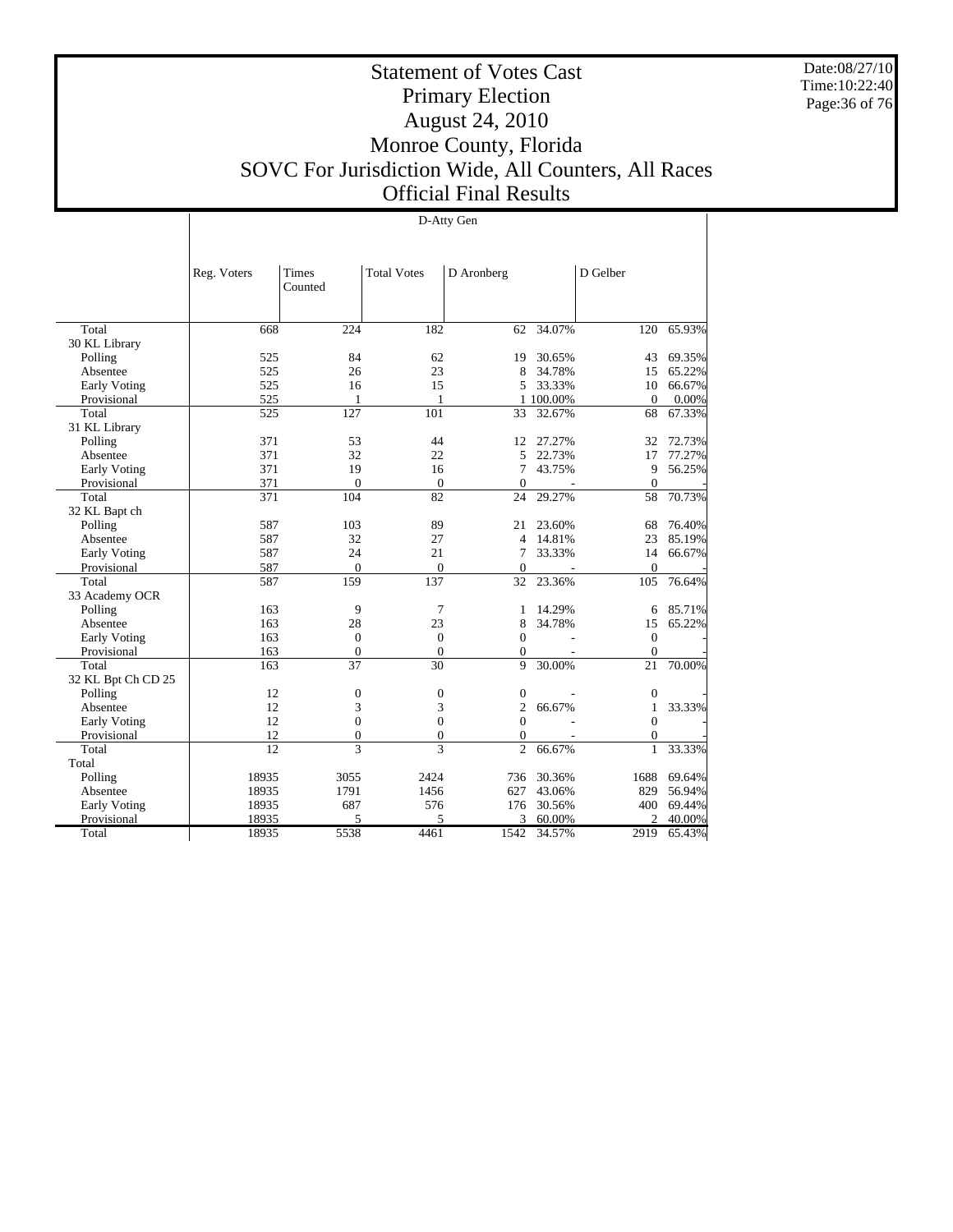# Statement of Votes Cast
## Primary Election
## August 24, 2010
## Monroe County, Florida
## SOVC For Jurisdiction Wide, All Counters, All Races
## Official Final Results

Date:08/27/10
Time:10:22:40

D-Atty Gen

| | Reg. Voters | Times Counted | Total Votes | D Aronberg | | D Gelber | |
|---|---|---|---|---|---|---|---|
| Total | 668 | 224 | 182 | 62 | 34.07% | 120 | 65.93% |
| 30 KL Library | | | | | | | |
| Polling | 525 | 84 | 62 | 19 | 30.65% | 43 | 69.35% |
| Absentee | 525 | 26 | 23 | 8 | 34.78% | 15 | 65.22% |
| Early Voting | 525 | 16 | 15 | 5 | 33.33% | 10 | 66.67% |
| Provisional | 525 | 1 | 1 | 1 | 100.00% | 0 | 0.00% |
| Total | 525 | 127 | 101 | 33 | 32.67% | 68 | 67.33% |
| 31 KL Library | | | | | | | |
| Polling | 371 | 53 | 44 | 12 | 27.27% | 32 | 72.73% |
| Absentee | 371 | 32 | 22 | 5 | 22.73% | 17 | 77.27% |
| Early Voting | 371 | 19 | 16 | 7 | 43.75% | 9 | 56.25% |
| Provisional | 371 | 0 | 0 | 0 | - | 0 | - |
| Total | 371 | 104 | 82 | 24 | 29.27% | 58 | 70.73% |
| 32 KL Bapt ch | | | | | | | |
| Polling | 587 | 103 | 89 | 21 | 23.60% | 68 | 76.40% |
| Absentee | 587 | 32 | 27 | 4 | 14.81% | 23 | 85.19% |
| Early Voting | 587 | 24 | 21 | 7 | 33.33% | 14 | 66.67% |
| Provisional | 587 | 0 | 0 | 0 | - | 0 | - |
| Total | 587 | 159 | 137 | 32 | 23.36% | 105 | 76.64% |
| 33 Academy OCR | | | | | | | |
| Polling | 163 | 9 | 7 | 1 | 14.29% | 6 | 85.71% |
| Absentee | 163 | 28 | 23 | 8 | 34.78% | 15 | 65.22% |
| Early Voting | 163 | 0 | 0 | 0 | - | 0 | - |
| Provisional | 163 | 0 | 0 | 0 | - | 0 | - |
| Total | 163 | 37 | 30 | 9 | 30.00% | 21 | 70.00% |
| 32 KL Bpt Ch CD 25 | | | | | | | |
| Polling | 12 | 0 | 0 | 0 | - | 0 | - |
| Absentee | 12 | 3 | 3 | 2 | 66.67% | 1 | 33.33% |
| Early Voting | 12 | 0 | 0 | 0 | - | 0 | - |
| Provisional | 12 | 0 | 0 | 0 | - | 0 | - |
| Total | 12 | 3 | 3 | 2 | 66.67% | 1 | 33.33% |
| Total | | | | | | | |
| Polling | 18935 | 3055 | 2424 | 736 | 30.36% | 1688 | 69.64% |
| Absentee | 18935 | 1791 | 1456 | 627 | 43.06% | 829 | 56.94% |
| Early Voting | 18935 | 687 | 576 | 176 | 30.56% | 400 | 69.44% |
| Provisional | 18935 | 5 | 5 | 3 | 60.00% | 2 | 40.00% |
| Total | 18935 | 5538 | 4461 | 1542 | 34.57% | 2919 | 65.43% |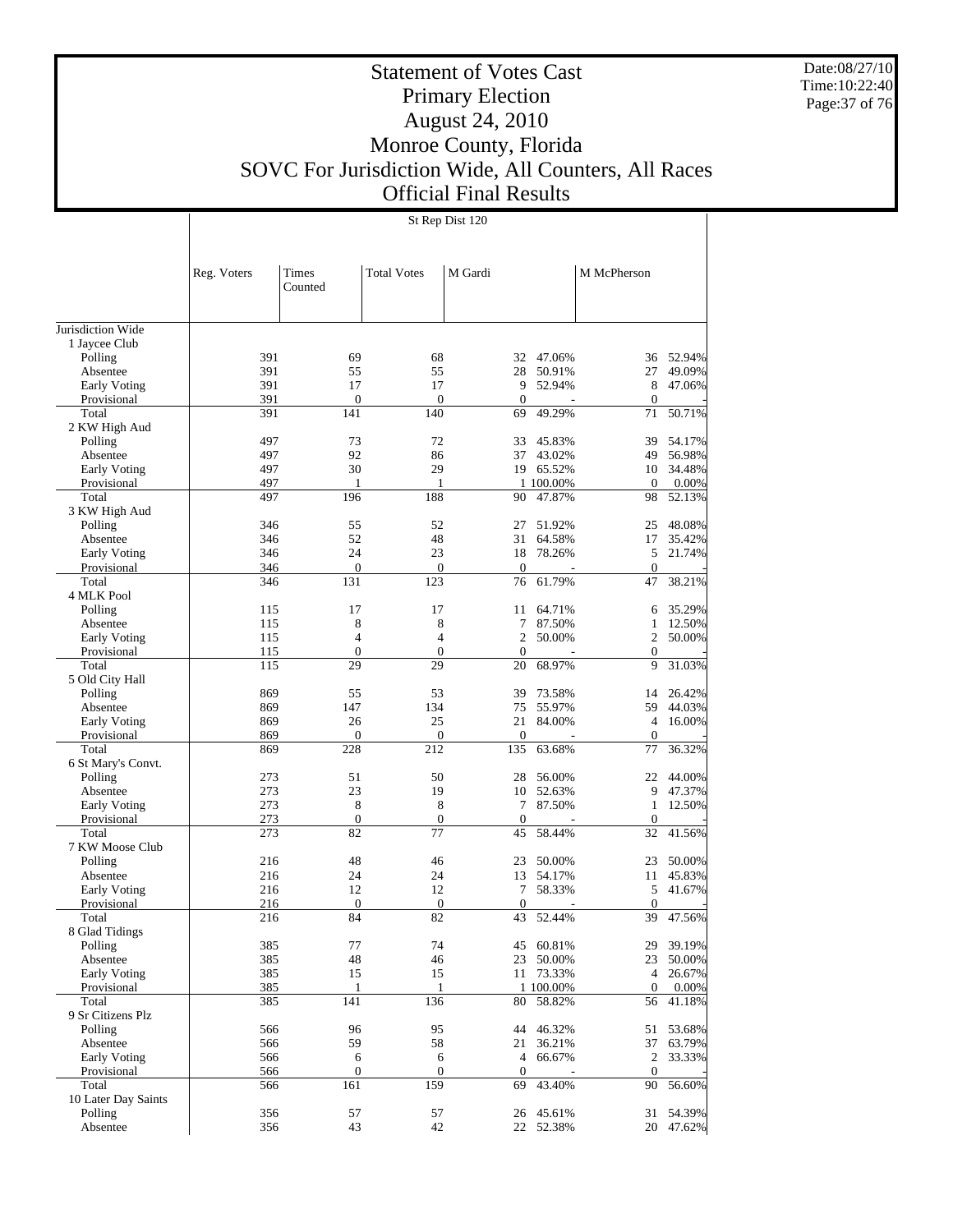# Statement of Votes Cast
## Primary Election
## August 24, 2010
## Monroe County, Florida
## SOVC For Jurisdiction Wide, All Counters, All Races
## Official Final Results

Date:08/27/10
Time:10:22:40

**St Rep Dist 120**

| | Reg. Voters | Times Counted | Total Votes | M Gardi | | M McPherson | |
|---|---|---|---|---|---|---|---|
| Jurisdiction Wide | | | | | | | |
| 1 Jaycee Club | | | | | | | |
| Polling | 391 | 69 | 68 | 32 | 47.06% | 36 | 52.94% |
| Absentee | 391 | 55 | 55 | 28 | 50.91% | 27 | 49.09% |
| Early Voting | 391 | 17 | 17 | 9 | 52.94% | 8 | 47.06% |
| Provisional | 391 | 0 | 0 | 0 | - | 0 | - |
| Total | 391 | 141 | 140 | 69 | 49.29% | 71 | 50.71% |
| 2 KW High Aud | | | | | | | |
| Polling | 497 | 73 | 72 | 33 | 45.83% | 39 | 54.17% |
| Absentee | 497 | 92 | 86 | 37 | 43.02% | 49 | 56.98% |
| Early Voting | 497 | 30 | 29 | 19 | 65.52% | 10 | 34.48% |
| Provisional | 497 | 1 | 1 | 1 | 100.00% | 0 | 0.00% |
| Total | 497 | 196 | 188 | 90 | 47.87% | 98 | 52.13% |
| 3 KW High Aud | | | | | | | |
| Polling | 346 | 55 | 52 | 27 | 51.92% | 25 | 48.08% |
| Absentee | 346 | 52 | 48 | 31 | 64.58% | 17 | 35.42% |
| Early Voting | 346 | 24 | 23 | 18 | 78.26% | 5 | 21.74% |
| Provisional | 346 | 0 | 0 | 0 | - | 0 | - |
| Total | 346 | 131 | 123 | 76 | 61.79% | 47 | 38.21% |
| 4 MLK Pool | | | | | | | |
| Polling | 115 | 17 | 17 | 11 | 64.71% | 6 | 35.29% |
| Absentee | 115 | 8 | 8 | 7 | 87.50% | 1 | 12.50% |
| Early Voting | 115 | 4 | 4 | 2 | 50.00% | 2 | 50.00% |
| Provisional | 115 | 0 | 0 | 0 | - | 0 | - |
| Total | 115 | 29 | 29 | 20 | 68.97% | 9 | 31.03% |
| 5 Old City Hall | | | | | | | |
| Polling | 869 | 55 | 53 | 39 | 73.58% | 14 | 26.42% |
| Absentee | 869 | 147 | 134 | 75 | 55.97% | 59 | 44.03% |
| Early Voting | 869 | 26 | 25 | 21 | 84.00% | 4 | 16.00% |
| Provisional | 869 | 0 | 0 | 0 | - | 0 | - |
| Total | 869 | 228 | 212 | 135 | 63.68% | 77 | 36.32% |
| 6 St Mary's Convt. | | | | | | | |
| Polling | 273 | 51 | 50 | 28 | 56.00% | 22 | 44.00% |
| Absentee | 273 | 23 | 19 | 10 | 52.63% | 9 | 47.37% |
| Early Voting | 273 | 8 | 8 | 7 | 87.50% | 1 | 12.50% |
| Provisional | 273 | 0 | 0 | 0 | - | 0 | - |
| Total | 273 | 82 | 77 | 45 | 58.44% | 32 | 41.56% |
| 7 KW Moose Club | | | | | | | |
| Polling | 216 | 48 | 46 | 23 | 50.00% | 23 | 50.00% |
| Absentee | 216 | 24 | 24 | 13 | 54.17% | 11 | 45.83% |
| Early Voting | 216 | 12 | 12 | 7 | 58.33% | 5 | 41.67% |
| Provisional | 216 | 0 | 0 | 0 | - | 0 | - |
| Total | 216 | 84 | 82 | 43 | 52.44% | 39 | 47.56% |
| 8 Glad Tidings | | | | | | | |
| Polling | 385 | 77 | 74 | 45 | 60.81% | 29 | 39.19% |
| Absentee | 385 | 48 | 46 | 23 | 50.00% | 23 | 50.00% |
| Early Voting | 385 | 15 | 15 | 11 | 73.33% | 4 | 26.67% |
| Provisional | 385 | 1 | 1 | 1 | 100.00% | 0 | 0.00% |
| Total | 385 | 141 | 136 | 80 | 58.82% | 56 | 41.18% |
| 9 Sr Citizens Plz | | | | | | | |
| Polling | 566 | 96 | 95 | 44 | 46.32% | 51 | 53.68% |
| Absentee | 566 | 59 | 58 | 21 | 36.21% | 37 | 63.79% |
| Early Voting | 566 | 6 | 6 | 4 | 66.67% | 2 | 33.33% |
| Provisional | 566 | 0 | 0 | 0 | - | 0 | - |
| Total | 566 | 161 | 159 | 69 | 43.40% | 90 | 56.60% |
| 10 Later Day Saints | | | | | | | |
| Polling | 356 | 57 | 57 | 26 | 45.61% | 31 | 54.39% |
| Absentee | 356 | 43 | 42 | 22 | 52.38% | 20 | 47.62% |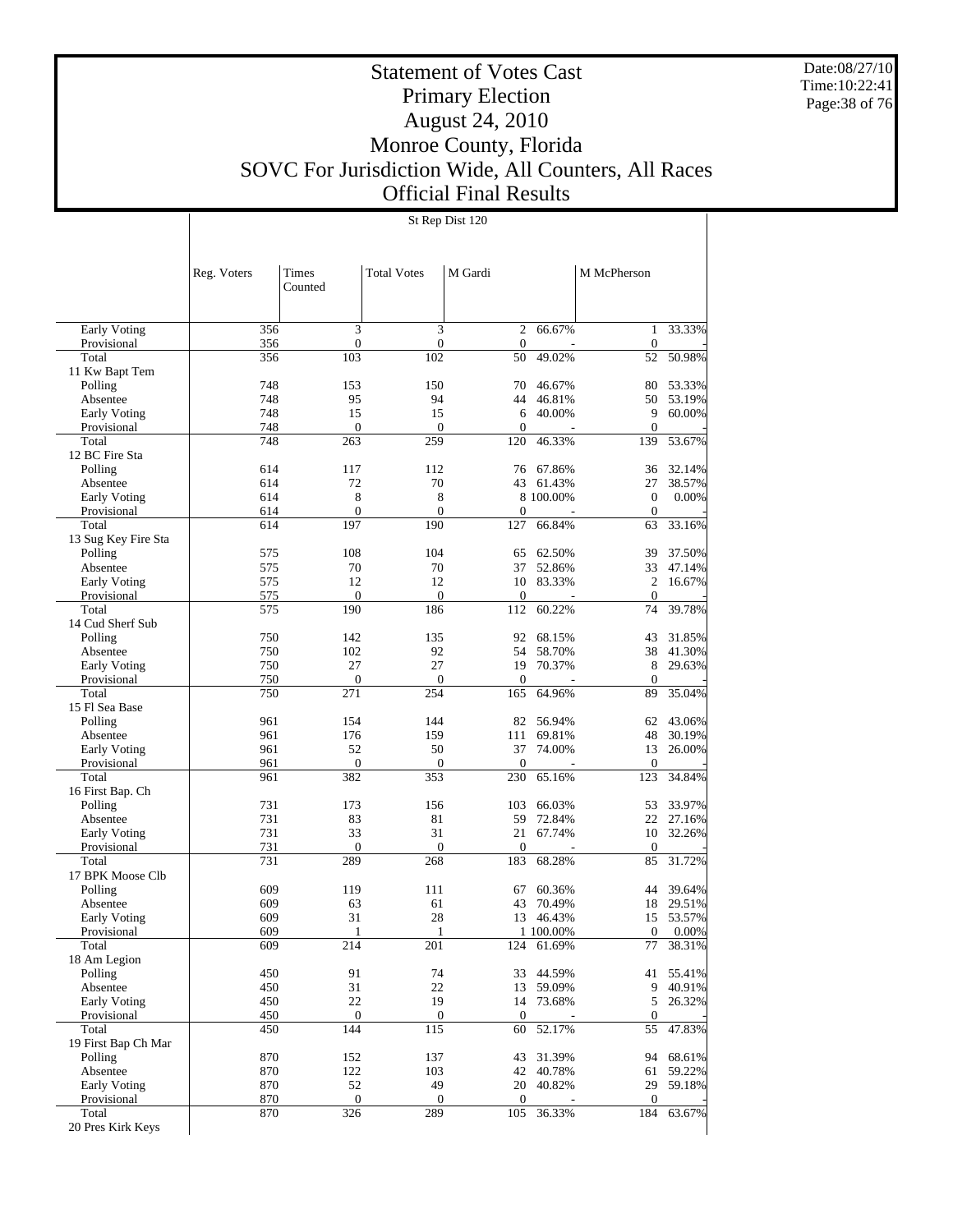# Statement of Votes Cast
## Primary Election
## August 24, 2010
## Monroe County, Florida
## SOVC For Jurisdiction Wide, All Counters, All Races
## Official Final Results

Date:08/27/10
Time:10:22:41

St Rep Dist 120

| | Reg. Voters | Times Counted | Total Votes | M Gardi | | M McPherson | |
|---|---|---|---|---|---|---|---|
| Early Voting | 356 | 3 | 3 | 2 | 66.67% | 1 | 33.33% |
| Provisional | 356 | 0 | 0 | 0 | - | 0 | - |
| Total | 356 | 103 | 102 | 50 | 49.02% | 52 | 50.98% |
| 11 Kw Bapt Tem | | | | | | | |
| Polling | 748 | 153 | 150 | 70 | 46.67% | 80 | 53.33% |
| Absentee | 748 | 95 | 94 | 44 | 46.81% | 50 | 53.19% |
| Early Voting | 748 | 15 | 15 | 6 | 40.00% | 9 | 60.00% |
| Provisional | 748 | 0 | 0 | 0 | - | 0 | - |
| Total | 748 | 263 | 259 | 120 | 46.33% | 139 | 53.67% |
| 12 BC Fire Sta | | | | | | | |
| Polling | 614 | 117 | 112 | 76 | 67.86% | 36 | 32.14% |
| Absentee | 614 | 72 | 70 | 43 | 61.43% | 27 | 38.57% |
| Early Voting | 614 | 8 | 8 | 8 | 100.00% | 0 | 0.00% |
| Provisional | 614 | 0 | 0 | 0 | - | 0 | - |
| Total | 614 | 197 | 190 | 127 | 66.84% | 63 | 33.16% |
| 13 Sug Key Fire Sta | | | | | | | |
| Polling | 575 | 108 | 104 | 65 | 62.50% | 39 | 37.50% |
| Absentee | 575 | 70 | 70 | 37 | 52.86% | 33 | 47.14% |
| Early Voting | 575 | 12 | 12 | 10 | 83.33% | 2 | 16.67% |
| Provisional | 575 | 0 | 0 | 0 | - | 0 | - |
| Total | 575 | 190 | 186 | 112 | 60.22% | 74 | 39.78% |
| 14 Cud Sherf Sub | | | | | | | |
| Polling | 750 | 142 | 135 | 92 | 68.15% | 43 | 31.85% |
| Absentee | 750 | 102 | 92 | 54 | 58.70% | 38 | 41.30% |
| Early Voting | 750 | 27 | 27 | 19 | 70.37% | 8 | 29.63% |
| Provisional | 750 | 0 | 0 | 0 | - | 0 | - |
| Total | 750 | 271 | 254 | 165 | 64.96% | 89 | 35.04% |
| 15 Fl Sea Base | | | | | | | |
| Polling | 961 | 154 | 144 | 82 | 56.94% | 62 | 43.06% |
| Absentee | 961 | 176 | 159 | 111 | 69.81% | 48 | 30.19% |
| Early Voting | 961 | 52 | 50 | 37 | 74.00% | 13 | 26.00% |
| Provisional | 961 | 0 | 0 | 0 | - | 0 | - |
| Total | 961 | 382 | 353 | 230 | 65.16% | 123 | 34.84% |
| 16 First Bap. Ch | | | | | | | |
| Polling | 731 | 173 | 156 | 103 | 66.03% | 53 | 33.97% |
| Absentee | 731 | 83 | 81 | 59 | 72.84% | 22 | 27.16% |
| Early Voting | 731 | 33 | 31 | 21 | 67.74% | 10 | 32.26% |
| Provisional | 731 | 0 | 0 | 0 | - | 0 | - |
| Total | 731 | 289 | 268 | 183 | 68.28% | 85 | 31.72% |
| 17 BPK Moose Clb | | | | | | | |
| Polling | 609 | 119 | 111 | 67 | 60.36% | 44 | 39.64% |
| Absentee | 609 | 63 | 61 | 43 | 70.49% | 18 | 29.51% |
| Early Voting | 609 | 31 | 28 | 13 | 46.43% | 15 | 53.57% |
| Provisional | 609 | 1 | 1 | 1 | 100.00% | 0 | 0.00% |
| Total | 609 | 214 | 201 | 124 | 61.69% | 77 | 38.31% |
| 18 Am Legion | | | | | | | |
| Polling | 450 | 91 | 74 | 33 | 44.59% | 41 | 55.41% |
| Absentee | 450 | 31 | 22 | 13 | 59.09% | 9 | 40.91% |
| Early Voting | 450 | 22 | 19 | 14 | 73.68% | 5 | 26.32% |
| Provisional | 450 | 0 | 0 | 0 | - | 0 | - |
| Total | 450 | 144 | 115 | 60 | 52.17% | 55 | 47.83% |
| 19 First Bap Ch Mar | | | | | | | |
| Polling | 870 | 152 | 137 | 43 | 31.39% | 94 | 68.61% |
| Absentee | 870 | 122 | 103 | 42 | 40.78% | 61 | 59.22% |
| Early Voting | 870 | 52 | 49 | 20 | 40.82% | 29 | 59.18% |
| Provisional | 870 | 0 | 0 | 0 | - | 0 | - |
| Total | 870 | 326 | 289 | 105 | 36.33% | 184 | 63.67% |
| 20 Pres Kirk Keys | | | | | | | |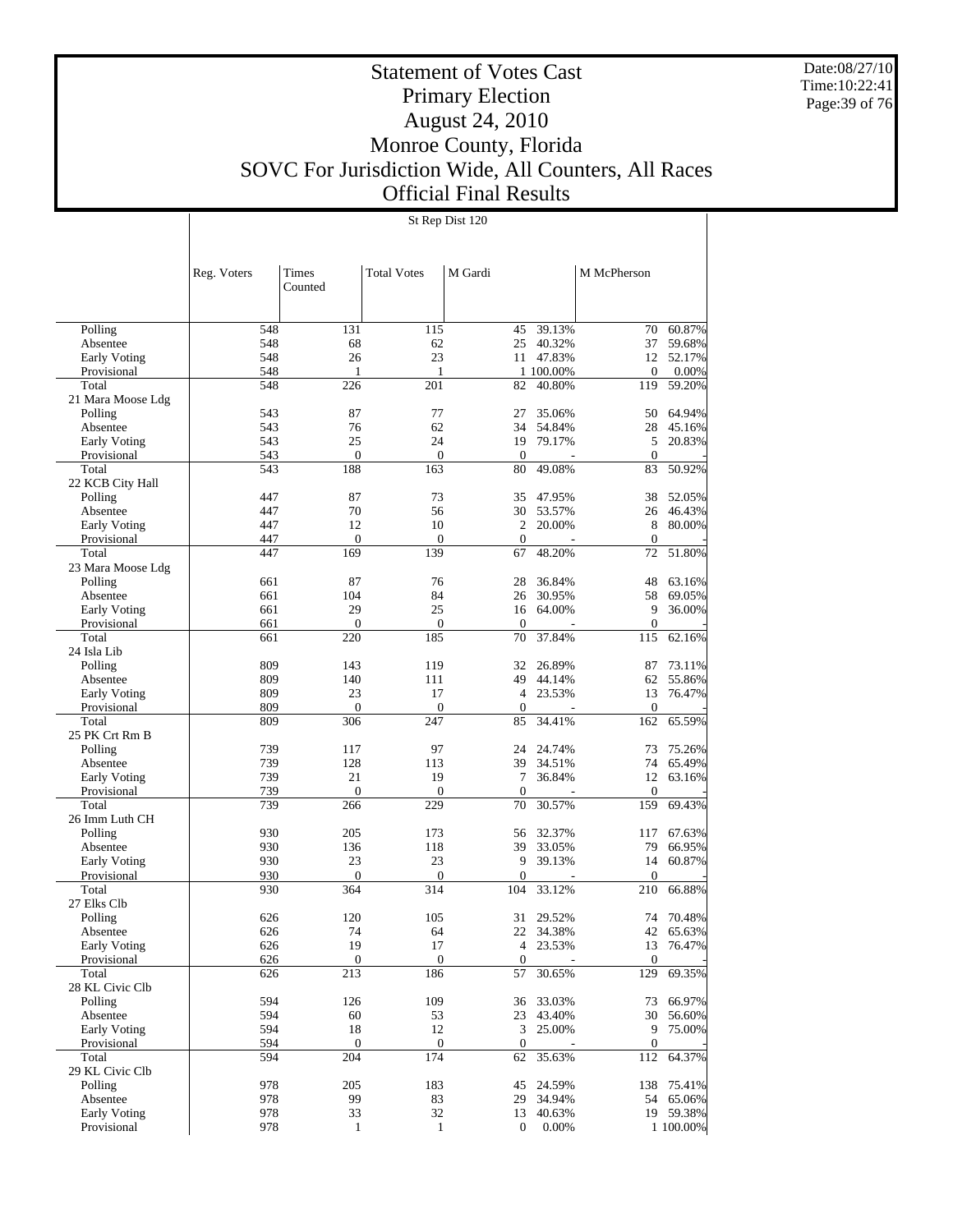# Statement of Votes Cast
## Primary Election
## August 24, 2010
## Monroe County, Florida
## SOVC For Jurisdiction Wide, All Counters, All Races
## Official Final Results

Date:08/27/10
Time:10:22:41

St Rep Dist 120

| | Reg. Voters | Times Counted | Total Votes | M Gardi | | M McPherson | |
|---|---|---|---|---|---|---|---|
| Polling | 548 | 131 | 115 | 45 | 39.13% | 70 | 60.87% |
| Absentee | 548 | 68 | 62 | 25 | 40.32% | 37 | 59.68% |
| Early Voting | 548 | 26 | 23 | 11 | 47.83% | 12 | 52.17% |
| Provisional | 548 | 1 | 1 | 1 | 100.00% | 0 | 0.00% |
| Total | 548 | 226 | 201 | 82 | 40.80% | 119 | 59.20% |
| 21 Mara Moose Ldg | | | | | | | |
| Polling | 543 | 87 | 77 | 27 | 35.06% | 50 | 64.94% |
| Absentee | 543 | 76 | 62 | 34 | 54.84% | 28 | 45.16% |
| Early Voting | 543 | 25 | 24 | 19 | 79.17% | 5 | 20.83% |
| Provisional | 543 | 0 | 0 | 0 | - | 0 | - |
| Total | 543 | 188 | 163 | 80 | 49.08% | 83 | 50.92% |
| 22 KCB City Hall | | | | | | | |
| Polling | 447 | 87 | 73 | 35 | 47.95% | 38 | 52.05% |
| Absentee | 447 | 70 | 56 | 30 | 53.57% | 26 | 46.43% |
| Early Voting | 447 | 12 | 10 | 2 | 20.00% | 8 | 80.00% |
| Provisional | 447 | 0 | 0 | 0 | - | 0 | - |
| Total | 447 | 169 | 139 | 67 | 48.20% | 72 | 51.80% |
| 23 Mara Moose Ldg | | | | | | | |
| Polling | 661 | 87 | 76 | 28 | 36.84% | 48 | 63.16% |
| Absentee | 661 | 104 | 84 | 26 | 30.95% | 58 | 69.05% |
| Early Voting | 661 | 29 | 25 | 16 | 64.00% | 9 | 36.00% |
| Provisional | 661 | 0 | 0 | 0 | - | 0 | - |
| Total | 661 | 220 | 185 | 70 | 37.84% | 115 | 62.16% |
| 24 Isla Lib | | | | | | | |
| Polling | 809 | 143 | 119 | 32 | 26.89% | 87 | 73.11% |
| Absentee | 809 | 140 | 111 | 49 | 44.14% | 62 | 55.86% |
| Early Voting | 809 | 23 | 17 | 4 | 23.53% | 13 | 76.47% |
| Provisional | 809 | 0 | 0 | 0 | - | 0 | - |
| Total | 809 | 306 | 247 | 85 | 34.41% | 162 | 65.59% |
| 25 PK Crt Rm B | | | | | | | |
| Polling | 739 | 117 | 97 | 24 | 24.74% | 73 | 75.26% |
| Absentee | 739 | 128 | 113 | 39 | 34.51% | 74 | 65.49% |
| Early Voting | 739 | 21 | 19 | 7 | 36.84% | 12 | 63.16% |
| Provisional | 739 | 0 | 0 | 0 | - | 0 | - |
| Total | 739 | 266 | 229 | 70 | 30.57% | 159 | 69.43% |
| 26 Imm Luth CH | | | | | | | |
| Polling | 930 | 205 | 173 | 56 | 32.37% | 117 | 67.63% |
| Absentee | 930 | 136 | 118 | 39 | 33.05% | 79 | 66.95% |
| Early Voting | 930 | 23 | 23 | 9 | 39.13% | 14 | 60.87% |
| Provisional | 930 | 0 | 0 | 0 | - | 0 | - |
| Total | 930 | 364 | 314 | 104 | 33.12% | 210 | 66.88% |
| 27 Elks Clb | | | | | | | |
| Polling | 626 | 120 | 105 | 31 | 29.52% | 74 | 70.48% |
| Absentee | 626 | 74 | 64 | 22 | 34.38% | 42 | 65.63% |
| Early Voting | 626 | 19 | 17 | 4 | 23.53% | 13 | 76.47% |
| Provisional | 626 | 0 | 0 | 0 | - | 0 | - |
| Total | 626 | 213 | 186 | 57 | 30.65% | 129 | 69.35% |
| 28 KL Civic Clb | | | | | | | |
| Polling | 594 | 126 | 109 | 36 | 33.03% | 73 | 66.97% |
| Absentee | 594 | 60 | 53 | 23 | 43.40% | 30 | 56.60% |
| Early Voting | 594 | 18 | 12 | 3 | 25.00% | 9 | 75.00% |
| Provisional | 594 | 0 | 0 | 0 | - | 0 | - |
| Total | 594 | 204 | 174 | 62 | 35.63% | 112 | 64.37% |
| 29 KL Civic Clb | | | | | | | |
| Polling | 978 | 205 | 183 | 45 | 24.59% | 138 | 75.41% |
| Absentee | 978 | 99 | 83 | 29 | 34.94% | 54 | 65.06% |
| Early Voting | 978 | 33 | 32 | 13 | 40.63% | 19 | 59.38% |
| Provisional | 978 | 1 | 1 | 0 | 0.00% | 1 | 100.00% |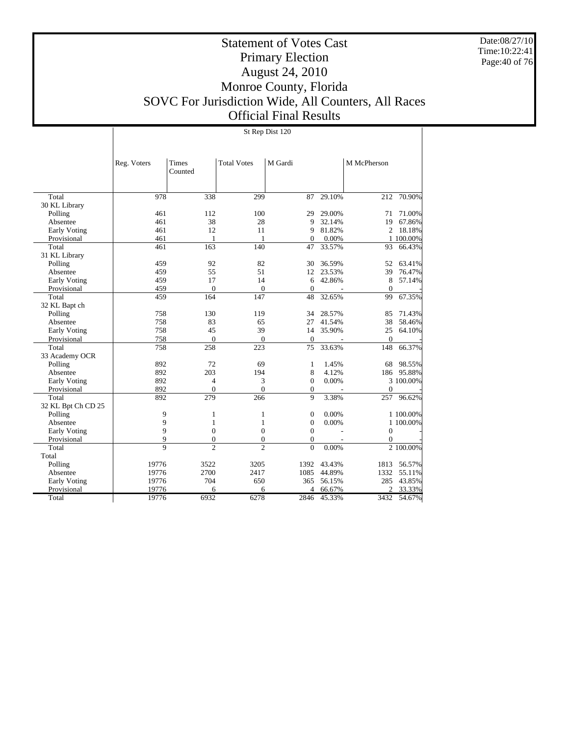# Statement of Votes Cast
## Primary Election
## August 24, 2010
## Monroe County, Florida
## SOVC For Jurisdiction Wide, All Counters, All Races
## Official Final Results

Date:08/27/10
Time:10:22:41

St Rep Dist 120

| | Reg. Voters | Times Counted | Total Votes | M Gardi | | M McPherson | |
|---|---|---|---|---|---|---|---|
| Total | 978 | 338 | 299 | 87 | 29.10% | 212 | 70.90% |
| 30 KL Library | | | | | | | |
| Polling | 461 | 112 | 100 | 29 | 29.00% | 71 | 71.00% |
| Absentee | 461 | 38 | 28 | 9 | 32.14% | 19 | 67.86% |
| Early Voting | 461 | 12 | 11 | 9 | 81.82% | 2 | 18.18% |
| Provisional | 461 | 1 | 1 | 0 | 0.00% | 1 | 100.00% |
| Total | 461 | 163 | 140 | 47 | 33.57% | 93 | 66.43% |
| 31 KL Library | | | | | | | |
| Polling | 459 | 92 | 82 | 30 | 36.59% | 52 | 63.41% |
| Absentee | 459 | 55 | 51 | 12 | 23.53% | 39 | 76.47% |
| Early Voting | 459 | 17 | 14 | 6 | 42.86% | 8 | 57.14% |
| Provisional | 459 | 0 | 0 | 0 | - | 0 | - |
| Total | 459 | 164 | 147 | 48 | 32.65% | 99 | 67.35% |
| 32 KL Bapt ch | | | | | | | |
| Polling | 758 | 130 | 119 | 34 | 28.57% | 85 | 71.43% |
| Absentee | 758 | 83 | 65 | 27 | 41.54% | 38 | 58.46% |
| Early Voting | 758 | 45 | 39 | 14 | 35.90% | 25 | 64.10% |
| Provisional | 758 | 0 | 0 | 0 | - | 0 | - |
| Total | 758 | 258 | 223 | 75 | 33.63% | 148 | 66.37% |
| 33 Academy OCR | | | | | | | |
| Polling | 892 | 72 | 69 | 1 | 1.45% | 68 | 98.55% |
| Absentee | 892 | 203 | 194 | 8 | 4.12% | 186 | 95.88% |
| Early Voting | 892 | 4 | 3 | 0 | 0.00% | 3 | 100.00% |
| Provisional | 892 | 0 | 0 | 0 | - | 0 | - |
| Total | 892 | 279 | 266 | 9 | 3.38% | 257 | 96.62% |
| 32 KL Bpt Ch CD 25 | | | | | | | |
| Polling | 9 | 1 | 1 | 0 | 0.00% | 1 | 100.00% |
| Absentee | 9 | 1 | 1 | 0 | 0.00% | 1 | 100.00% |
| Early Voting | 9 | 0 | 0 | 0 | - | 0 | - |
| Provisional | 9 | 0 | 0 | 0 | - | 0 | - |
| Total | 9 | 2 | 2 | 0 | 0.00% | 2 | 100.00% |
| Total | | | | | | | |
| Polling | 19776 | 3522 | 3205 | 1392 | 43.43% | 1813 | 56.57% |
| Absentee | 19776 | 2700 | 2417 | 1085 | 44.89% | 1332 | 55.11% |
| Early Voting | 19776 | 704 | 650 | 365 | 56.15% | 285 | 43.85% |
| Provisional | 19776 | 6 | 6 | 4 | 66.67% | 2 | 33.33% |
| Total | 19776 | 6932 | 6278 | 2846 | 45.33% | 3432 | 54.67% |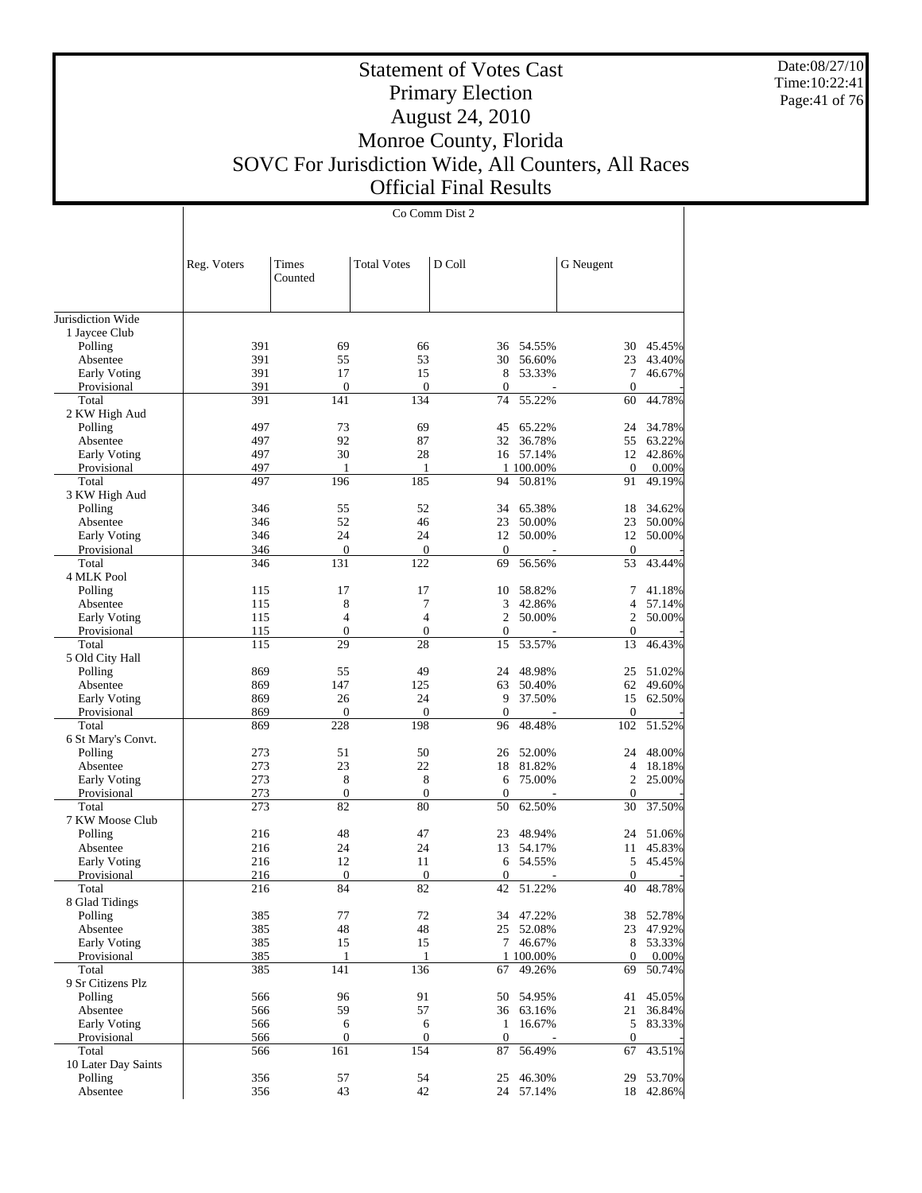# Statement of Votes Cast
## Primary Election
## August 24, 2010
## Monroe County, Florida
## SOVC For Jurisdiction Wide, All Counters, All Races
## Official Final Results

Date:08/27/10
Time:10:22:41

**Co Comm Dist 2**

| | Reg. Voters | Times Counted | Total Votes | D Coll | | G Neugent | |
|---|---|---|---|---|---|---|---|
| Jurisdiction Wide | | | | | | | |
| 1 Jaycee Club | | | | | | | |
| Polling | 391 | 69 | 66 | 36 | 54.55% | 30 | 45.45% |
| Absentee | 391 | 55 | 53 | 30 | 56.60% | 23 | 43.40% |
| Early Voting | 391 | 17 | 15 | 8 | 53.33% | 7 | 46.67% |
| Provisional | 391 | 0 | 0 | 0 | - | 0 | - |
| Total | 391 | 141 | 134 | 74 | 55.22% | 60 | 44.78% |
| 2 KW High Aud | | | | | | | |
| Polling | 497 | 73 | 69 | 45 | 65.22% | 24 | 34.78% |
| Absentee | 497 | 92 | 87 | 32 | 36.78% | 55 | 63.22% |
| Early Voting | 497 | 30 | 28 | 16 | 57.14% | 12 | 42.86% |
| Provisional | 497 | 1 | 1 | 1 | 100.00% | 0 | 0.00% |
| Total | 497 | 196 | 185 | 94 | 50.81% | 91 | 49.19% |
| 3 KW High Aud | | | | | | | |
| Polling | 346 | 55 | 52 | 34 | 65.38% | 18 | 34.62% |
| Absentee | 346 | 52 | 46 | 23 | 50.00% | 23 | 50.00% |
| Early Voting | 346 | 24 | 24 | 12 | 50.00% | 12 | 50.00% |
| Provisional | 346 | 0 | 0 | 0 | - | 0 | - |
| Total | 346 | 131 | 122 | 69 | 56.56% | 53 | 43.44% |
| 4 MLK Pool | | | | | | | |
| Polling | 115 | 17 | 17 | 10 | 58.82% | 7 | 41.18% |
| Absentee | 115 | 8 | 7 | 3 | 42.86% | 4 | 57.14% |
| Early Voting | 115 | 4 | 4 | 2 | 50.00% | 2 | 50.00% |
| Provisional | 115 | 0 | 0 | 0 | - | 0 | - |
| Total | 115 | 29 | 28 | 15 | 53.57% | 13 | 46.43% |
| 5 Old City Hall | | | | | | | |
| Polling | 869 | 55 | 49 | 24 | 48.98% | 25 | 51.02% |
| Absentee | 869 | 147 | 125 | 63 | 50.40% | 62 | 49.60% |
| Early Voting | 869 | 26 | 24 | 9 | 37.50% | 15 | 62.50% |
| Provisional | 869 | 0 | 0 | 0 | - | 0 | - |
| Total | 869 | 228 | 198 | 96 | 48.48% | 102 | 51.52% |
| 6 St Mary's Convt. | | | | | | | |
| Polling | 273 | 51 | 50 | 26 | 52.00% | 24 | 48.00% |
| Absentee | 273 | 23 | 22 | 18 | 81.82% | 4 | 18.18% |
| Early Voting | 273 | 8 | 8 | 6 | 75.00% | 2 | 25.00% |
| Provisional | 273 | 0 | 0 | 0 | - | 0 | - |
| Total | 273 | 82 | 80 | 50 | 62.50% | 30 | 37.50% |
| 7 KW Moose Club | | | | | | | |
| Polling | 216 | 48 | 47 | 23 | 48.94% | 24 | 51.06% |
| Absentee | 216 | 24 | 24 | 13 | 54.17% | 11 | 45.83% |
| Early Voting | 216 | 12 | 11 | 6 | 54.55% | 5 | 45.45% |
| Provisional | 216 | 0 | 0 | 0 | - | 0 | - |
| Total | 216 | 84 | 82 | 42 | 51.22% | 40 | 48.78% |
| 8 Glad Tidings | | | | | | | |
| Polling | 385 | 77 | 72 | 34 | 47.22% | 38 | 52.78% |
| Absentee | 385 | 48 | 48 | 25 | 52.08% | 23 | 47.92% |
| Early Voting | 385 | 15 | 15 | 7 | 46.67% | 8 | 53.33% |
| Provisional | 385 | 1 | 1 | 1 | 100.00% | 0 | 0.00% |
| Total | 385 | 141 | 136 | 67 | 49.26% | 69 | 50.74% |
| 9 Sr Citizens Plz | | | | | | | |
| Polling | 566 | 96 | 91 | 50 | 54.95% | 41 | 45.05% |
| Absentee | 566 | 59 | 57 | 36 | 63.16% | 21 | 36.84% |
| Early Voting | 566 | 6 | 6 | 1 | 16.67% | 5 | 83.33% |
| Provisional | 566 | 0 | 0 | 0 | - | 0 | - |
| Total | 566 | 161 | 154 | 87 | 56.49% | 67 | 43.51% |
| 10 Later Day Saints | | | | | | | |
| Polling | 356 | 57 | 54 | 25 | 46.30% | 29 | 53.70% |
| Absentee | 356 | 43 | 42 | 24 | 57.14% | 18 | 42.86% |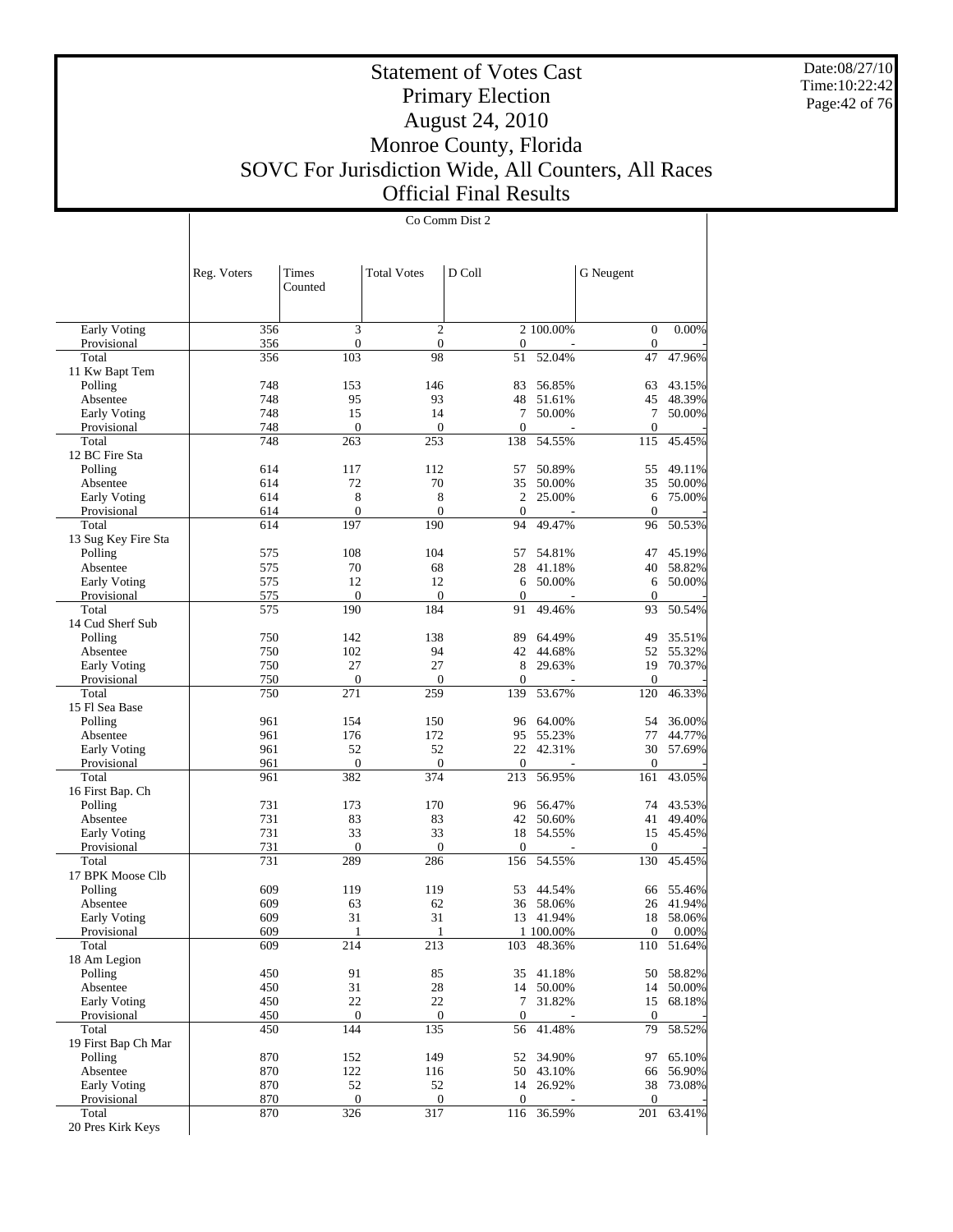# Statement of Votes Cast
# Primary Election
# August 24, 2010
# Monroe County, Florida
# SOVC For Jurisdiction Wide, All Counters, All Races
# Official Final Results

Date:08/27/10
Time:10:22:42

| | Co Comm Dist 2 | | | | | | |
|---|---|---|---|---|---|---|---|
| | Reg. Voters | Times Counted | Total Votes | D Coll | | G Neugent | |
| Early Voting | 356 | 3 | 2 | 2 | 100.00% | 0 | 0.00% |
| Provisional | 356 | 0 | 0 | 0 | - | 0 | - |
| Total | 356 | 103 | 98 | 51 | 52.04% | 47 | 47.96% |
| 11 Kw Bapt Tem | | | | | | | |
| Polling | 748 | 153 | 146 | 83 | 56.85% | 63 | 43.15% |
| Absentee | 748 | 95 | 93 | 48 | 51.61% | 45 | 48.39% |
| Early Voting | 748 | 15 | 14 | 7 | 50.00% | 7 | 50.00% |
| Provisional | 748 | 0 | 0 | 0 | - | 0 | - |
| Total | 748 | 263 | 253 | 138 | 54.55% | 115 | 45.45% |
| 12 BC Fire Sta | | | | | | | |
| Polling | 614 | 117 | 112 | 57 | 50.89% | 55 | 49.11% |
| Absentee | 614 | 72 | 70 | 35 | 50.00% | 35 | 50.00% |
| Early Voting | 614 | 8 | 8 | 2 | 25.00% | 6 | 75.00% |
| Provisional | 614 | 0 | 0 | 0 | - | 0 | - |
| Total | 614 | 197 | 190 | 94 | 49.47% | 96 | 50.53% |
| 13 Sug Key Fire Sta | | | | | | | |
| Polling | 575 | 108 | 104 | 57 | 54.81% | 47 | 45.19% |
| Absentee | 575 | 70 | 68 | 28 | 41.18% | 40 | 58.82% |
| Early Voting | 575 | 12 | 12 | 6 | 50.00% | 6 | 50.00% |
| Provisional | 575 | 0 | 0 | 0 | - | 0 | - |
| Total | 575 | 190 | 184 | 91 | 49.46% | 93 | 50.54% |
| 14 Cud Sherf Sub | | | | | | | |
| Polling | 750 | 142 | 138 | 89 | 64.49% | 49 | 35.51% |
| Absentee | 750 | 102 | 94 | 42 | 44.68% | 52 | 55.32% |
| Early Voting | 750 | 27 | 27 | 8 | 29.63% | 19 | 70.37% |
| Provisional | 750 | 0 | 0 | 0 | - | 0 | - |
| Total | 750 | 271 | 259 | 139 | 53.67% | 120 | 46.33% |
| 15 Fl Sea Base | | | | | | | |
| Polling | 961 | 154 | 150 | 96 | 64.00% | 54 | 36.00% |
| Absentee | 961 | 176 | 172 | 95 | 55.23% | 77 | 44.77% |
| Early Voting | 961 | 52 | 52 | 22 | 42.31% | 30 | 57.69% |
| Provisional | 961 | 0 | 0 | 0 | - | 0 | - |
| Total | 961 | 382 | 374 | 213 | 56.95% | 161 | 43.05% |
| 16 First Bap. Ch | | | | | | | |
| Polling | 731 | 173 | 170 | 96 | 56.47% | 74 | 43.53% |
| Absentee | 731 | 83 | 83 | 42 | 50.60% | 41 | 49.40% |
| Early Voting | 731 | 33 | 33 | 18 | 54.55% | 15 | 45.45% |
| Provisional | 731 | 0 | 0 | 0 | - | 0 | - |
| Total | 731 | 289 | 286 | 156 | 54.55% | 130 | 45.45% |
| 17 BPK Moose Clb | | | | | | | |
| Polling | 609 | 119 | 119 | 53 | 44.54% | 66 | 55.46% |
| Absentee | 609 | 63 | 62 | 36 | 58.06% | 26 | 41.94% |
| Early Voting | 609 | 31 | 31 | 13 | 41.94% | 18 | 58.06% |
| Provisional | 609 | 1 | 1 | 1 | 100.00% | 0 | 0.00% |
| Total | 609 | 214 | 213 | 103 | 48.36% | 110 | 51.64% |
| 18 Am Legion | | | | | | | |
| Polling | 450 | 91 | 85 | 35 | 41.18% | 50 | 58.82% |
| Absentee | 450 | 31 | 28 | 14 | 50.00% | 14 | 50.00% |
| Early Voting | 450 | 22 | 22 | 7 | 31.82% | 15 | 68.18% |
| Provisional | 450 | 0 | 0 | 0 | - | 0 | - |
| Total | 450 | 144 | 135 | 56 | 41.48% | 79 | 58.52% |
| 19 First Bap Ch Mar | | | | | | | |
| Polling | 870 | 152 | 149 | 52 | 34.90% | 97 | 65.10% |
| Absentee | 870 | 122 | 116 | 50 | 43.10% | 66 | 56.90% |
| Early Voting | 870 | 52 | 52 | 14 | 26.92% | 38 | 73.08% |
| Provisional | 870 | 0 | 0 | 0 | - | 0 | - |
| Total | 870 | 326 | 317 | 116 | 36.59% | 201 | 63.41% |
| 20 Pres Kirk Keys | | | | | | | |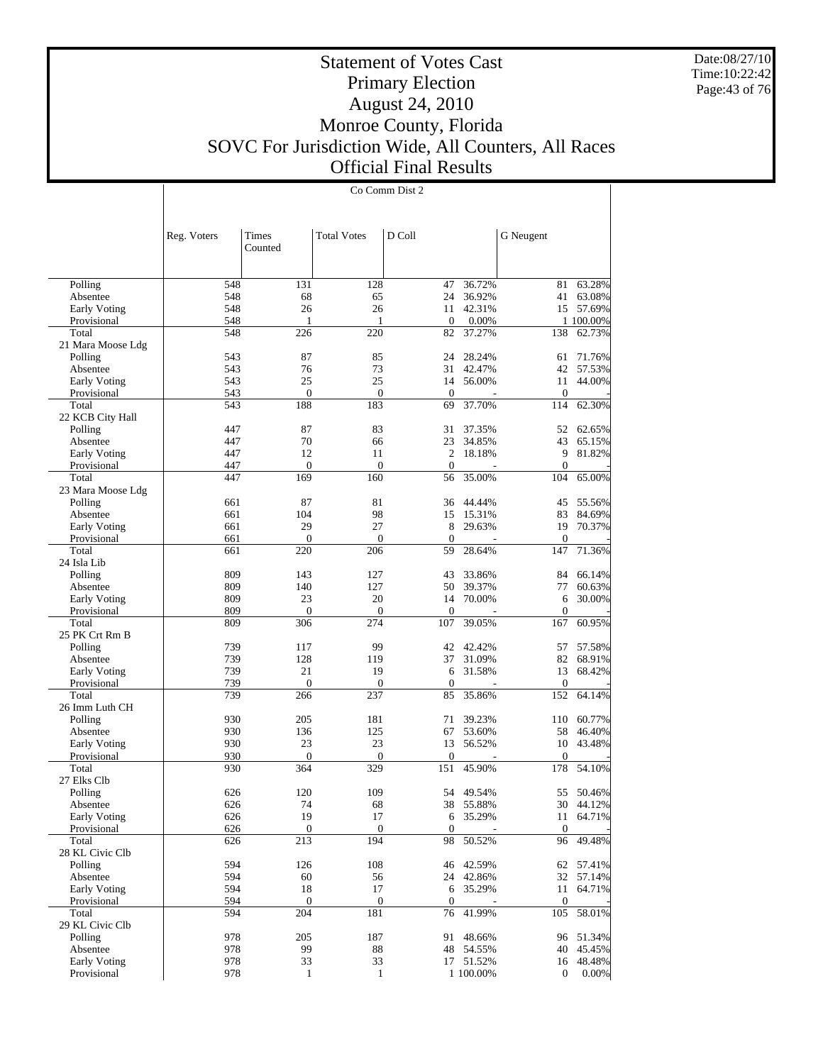# Statement of Votes Cast
## Primary Election
## August 24, 2010
## Monroe County, Florida
## SOVC For Jurisdiction Wide, All Counters, All Races
## Official Final Results

Date:08/27/10
Time:10:22:42

Co Comm Dist 2

| | Reg. Voters | Times Counted | Total Votes | D Coll | | G Neugent | |
|---|---|---|---|---|---|---|---|
| Polling | 548 | 131 | 128 | 47 | 36.72% | 81 | 63.28% |
| Absentee | 548 | 68 | 65 | 24 | 36.92% | 41 | 63.08% |
| Early Voting | 548 | 26 | 26 | 11 | 42.31% | 15 | 57.69% |
| Provisional | 548 | 1 | 1 | 0 | 0.00% | 1 | 100.00% |
| Total | 548 | 226 | 220 | 82 | 37.27% | 138 | 62.73% |
| 21 Mara Moose Ldg | | | | | | | |
| Polling | 543 | 87 | 85 | 24 | 28.24% | 61 | 71.76% |
| Absentee | 543 | 76 | 73 | 31 | 42.47% | 42 | 57.53% |
| Early Voting | 543 | 25 | 25 | 14 | 56.00% | 11 | 44.00% |
| Provisional | 543 | 0 | 0 | 0 | - | 0 | - |
| Total | 543 | 188 | 183 | 69 | 37.70% | 114 | 62.30% |
| 22 KCB City Hall | | | | | | | |
| Polling | 447 | 87 | 83 | 31 | 37.35% | 52 | 62.65% |
| Absentee | 447 | 70 | 66 | 23 | 34.85% | 43 | 65.15% |
| Early Voting | 447 | 12 | 11 | 2 | 18.18% | 9 | 81.82% |
| Provisional | 447 | 0 | 0 | 0 | - | 0 | - |
| Total | 447 | 169 | 160 | 56 | 35.00% | 104 | 65.00% |
| 23 Mara Moose Ldg | | | | | | | |
| Polling | 661 | 87 | 81 | 36 | 44.44% | 45 | 55.56% |
| Absentee | 661 | 104 | 98 | 15 | 15.31% | 83 | 84.69% |
| Early Voting | 661 | 29 | 27 | 8 | 29.63% | 19 | 70.37% |
| Provisional | 661 | 0 | 0 | 0 | - | 0 | - |
| Total | 661 | 220 | 206 | 59 | 28.64% | 147 | 71.36% |
| 24 Isla Lib | | | | | | | |
| Polling | 809 | 143 | 127 | 43 | 33.86% | 84 | 66.14% |
| Absentee | 809 | 140 | 127 | 50 | 39.37% | 77 | 60.63% |
| Early Voting | 809 | 23 | 20 | 14 | 70.00% | 6 | 30.00% |
| Provisional | 809 | 0 | 0 | 0 | - | 0 | - |
| Total | 809 | 306 | 274 | 107 | 39.05% | 167 | 60.95% |
| 25 PK Crt Rm B | | | | | | | |
| Polling | 739 | 117 | 99 | 42 | 42.42% | 57 | 57.58% |
| Absentee | 739 | 128 | 119 | 37 | 31.09% | 82 | 68.91% |
| Early Voting | 739 | 21 | 19 | 6 | 31.58% | 13 | 68.42% |
| Provisional | 739 | 0 | 0 | 0 | - | 0 | - |
| Total | 739 | 266 | 237 | 85 | 35.86% | 152 | 64.14% |
| 26 Imm Luth CH | | | | | | | |
| Polling | 930 | 205 | 181 | 71 | 39.23% | 110 | 60.77% |
| Absentee | 930 | 136 | 125 | 67 | 53.60% | 58 | 46.40% |
| Early Voting | 930 | 23 | 23 | 13 | 56.52% | 10 | 43.48% |
| Provisional | 930 | 0 | 0 | 0 | - | 0 | - |
| Total | 930 | 364 | 329 | 151 | 45.90% | 178 | 54.10% |
| 27 Elks Clb | | | | | | | |
| Polling | 626 | 120 | 109 | 54 | 49.54% | 55 | 50.46% |
| Absentee | 626 | 74 | 68 | 38 | 55.88% | 30 | 44.12% |
| Early Voting | 626 | 19 | 17 | 6 | 35.29% | 11 | 64.71% |
| Provisional | 626 | 0 | 0 | 0 | - | 0 | - |
| Total | 626 | 213 | 194 | 98 | 50.52% | 96 | 49.48% |
| 28 KL Civic Clb | | | | | | | |
| Polling | 594 | 126 | 108 | 46 | 42.59% | 62 | 57.41% |
| Absentee | 594 | 60 | 56 | 24 | 42.86% | 32 | 57.14% |
| Early Voting | 594 | 18 | 17 | 6 | 35.29% | 11 | 64.71% |
| Provisional | 594 | 0 | 0 | 0 | - | 0 | - |
| Total | 594 | 204 | 181 | 76 | 41.99% | 105 | 58.01% |
| 29 KL Civic Clb | | | | | | | |
| Polling | 978 | 205 | 187 | 91 | 48.66% | 96 | 51.34% |
| Absentee | 978 | 99 | 88 | 48 | 54.55% | 40 | 45.45% |
| Early Voting | 978 | 33 | 33 | 17 | 51.52% | 16 | 48.48% |
| Provisional | 978 | 1 | 1 | 1 | 100.00% | 0 | 0.00% |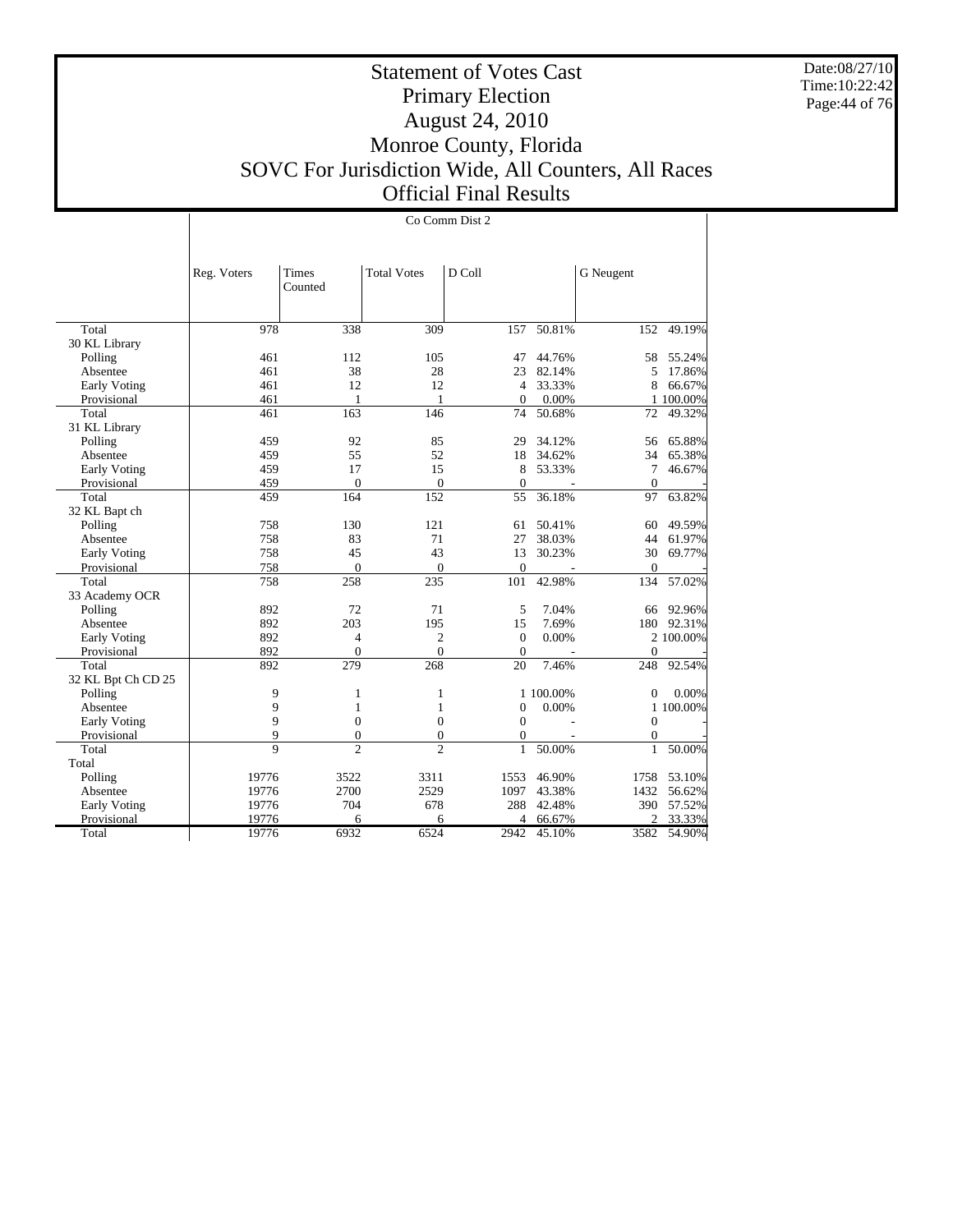# Statement of Votes Cast
## Primary Election
## August 24, 2010
## Monroe County, Florida
## SOVC For Jurisdiction Wide, All Counters, All Races
## Official Final Results

Date:08/27/10
Time:10:22:42

Co Comm Dist 2

| | Reg. Voters | Times Counted | Total Votes | D Coll | | G Neugent | |
|---|---|---|---|---|---|---|---|
| Total | 978 | 338 | 309 | 157 | 50.81% | 152 | 49.19% |
| 30 KL Library | | | | | | | |
| Polling | 461 | 112 | 105 | 47 | 44.76% | 58 | 55.24% |
| Absentee | 461 | 38 | 28 | 23 | 82.14% | 5 | 17.86% |
| Early Voting | 461 | 12 | 12 | 4 | 33.33% | 8 | 66.67% |
| Provisional | 461 | 1 | 1 | 0 | 0.00% | 1 | 100.00% |
| Total | 461 | 163 | 146 | 74 | 50.68% | 72 | 49.32% |
| 31 KL Library | | | | | | | |
| Polling | 459 | 92 | 85 | 29 | 34.12% | 56 | 65.88% |
| Absentee | 459 | 55 | 52 | 18 | 34.62% | 34 | 65.38% |
| Early Voting | 459 | 17 | 15 | 8 | 53.33% | 7 | 46.67% |
| Provisional | 459 | 0 | 0 | 0 | - | 0 | - |
| Total | 459 | 164 | 152 | 55 | 36.18% | 97 | 63.82% |
| 32 KL Bapt ch | | | | | | | |
| Polling | 758 | 130 | 121 | 61 | 50.41% | 60 | 49.59% |
| Absentee | 758 | 83 | 71 | 27 | 38.03% | 44 | 61.97% |
| Early Voting | 758 | 45 | 43 | 13 | 30.23% | 30 | 69.77% |
| Provisional | 758 | 0 | 0 | 0 | - | 0 | - |
| Total | 758 | 258 | 235 | 101 | 42.98% | 134 | 57.02% |
| 33 Academy OCR | | | | | | | |
| Polling | 892 | 72 | 71 | 5 | 7.04% | 66 | 92.96% |
| Absentee | 892 | 203 | 195 | 15 | 7.69% | 180 | 92.31% |
| Early Voting | 892 | 4 | 2 | 0 | 0.00% | 2 | 100.00% |
| Provisional | 892 | 0 | 0 | 0 | - | 0 | - |
| Total | 892 | 279 | 268 | 20 | 7.46% | 248 | 92.54% |
| 32 KL Bpt Ch CD 25 | | | | | | | |
| Polling | 9 | 1 | 1 | 1 | 100.00% | 0 | 0.00% |
| Absentee | 9 | 1 | 1 | 0 | 0.00% | 1 | 100.00% |
| Early Voting | 9 | 0 | 0 | 0 | - | 0 | - |
| Provisional | 9 | 0 | 0 | 0 | - | 0 | - |
| Total | 9 | 2 | 2 | 1 | 50.00% | 1 | 50.00% |
| Total | | | | | | | |
| Polling | 19776 | 3522 | 3311 | 1553 | 46.90% | 1758 | 53.10% |
| Absentee | 19776 | 2700 | 2529 | 1097 | 43.38% | 1432 | 56.62% |
| Early Voting | 19776 | 704 | 678 | 288 | 42.48% | 390 | 57.52% |
| Provisional | 19776 | 6 | 6 | 4 | 66.67% | 2 | 33.33% |
| Total | 19776 | 6932 | 6524 | 2942 | 45.10% | 3582 | 54.90% |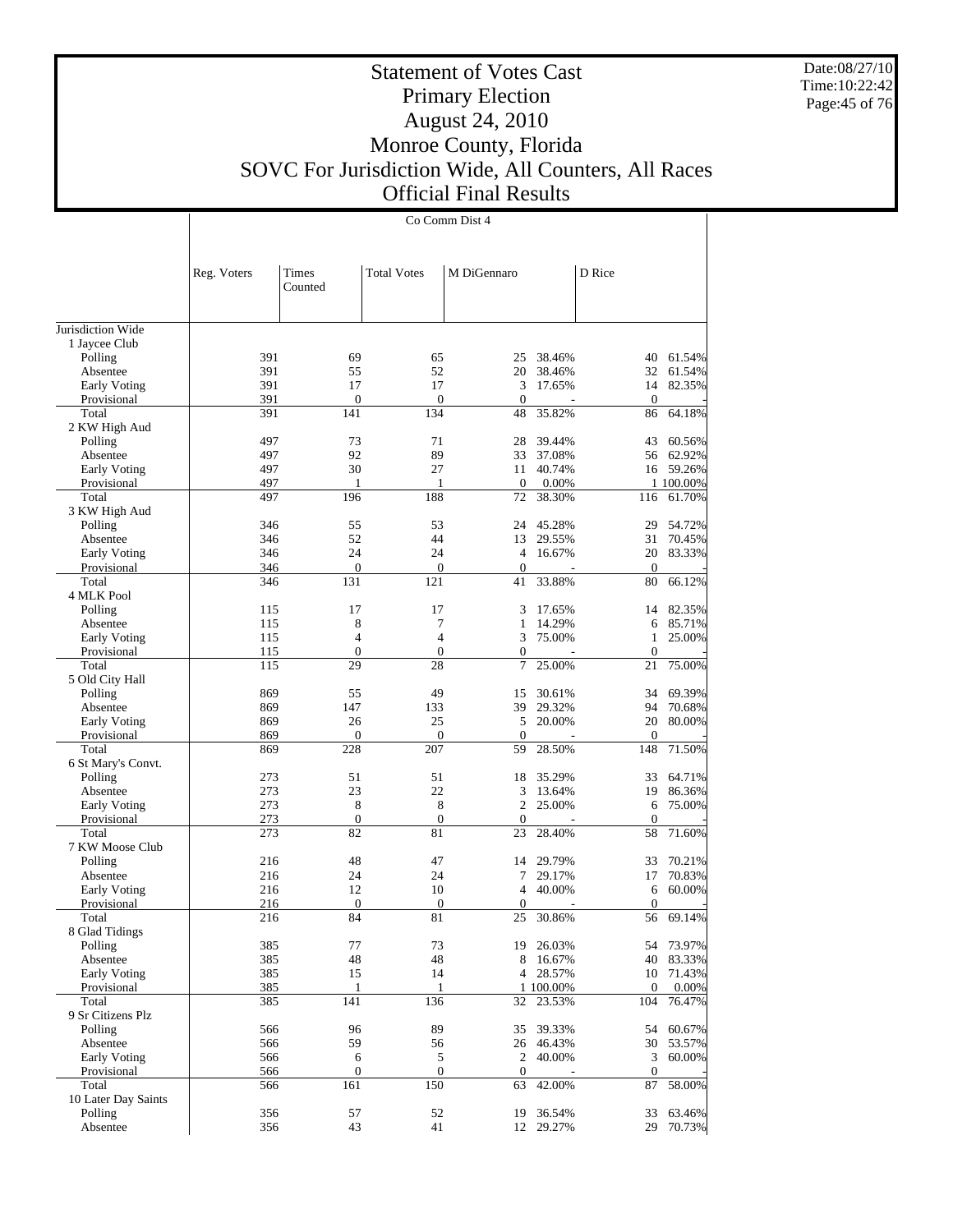# Statement of Votes Cast
## Primary Election
## August 24, 2010
## Monroe County, Florida
## SOVC For Jurisdiction Wide, All Counters, All Races
## Official Final Results

Date:08/27/10
Time:10:22:42

**Co Comm Dist 4**

| | Reg. Voters | Times Counted | Total Votes | M DiGennaro | | D Rice | |
|---|---|---|---|---|---|---|---|
| Jurisdiction Wide | | | | | | | |
| 1 Jaycee Club | | | | | | | |
| Polling | 391 | 69 | 65 | 25 | 38.46% | 40 | 61.54% |
| Absentee | 391 | 55 | 52 | 20 | 38.46% | 32 | 61.54% |
| Early Voting | 391 | 17 | 17 | 3 | 17.65% | 14 | 82.35% |
| Provisional | 391 | 0 | 0 | 0 | - | 0 | - |
| Total | 391 | 141 | 134 | 48 | 35.82% | 86 | 64.18% |
| 2 KW High Aud | | | | | | | |
| Polling | 497 | 73 | 71 | 28 | 39.44% | 43 | 60.56% |
| Absentee | 497 | 92 | 89 | 33 | 37.08% | 56 | 62.92% |
| Early Voting | 497 | 30 | 27 | 11 | 40.74% | 16 | 59.26% |
| Provisional | 497 | 1 | 1 | 0 | 0.00% | 1 | 100.00% |
| Total | 497 | 196 | 188 | 72 | 38.30% | 116 | 61.70% |
| 3 KW High Aud | | | | | | | |
| Polling | 346 | 55 | 53 | 24 | 45.28% | 29 | 54.72% |
| Absentee | 346 | 52 | 44 | 13 | 29.55% | 31 | 70.45% |
| Early Voting | 346 | 24 | 24 | 4 | 16.67% | 20 | 83.33% |
| Provisional | 346 | 0 | 0 | 0 | - | 0 | - |
| Total | 346 | 131 | 121 | 41 | 33.88% | 80 | 66.12% |
| 4 MLK Pool | | | | | | | |
| Polling | 115 | 17 | 17 | 3 | 17.65% | 14 | 82.35% |
| Absentee | 115 | 8 | 7 | 1 | 14.29% | 6 | 85.71% |
| Early Voting | 115 | 4 | 4 | 3 | 75.00% | 1 | 25.00% |
| Provisional | 115 | 0 | 0 | 0 | - | 0 | - |
| Total | 115 | 29 | 28 | 7 | 25.00% | 21 | 75.00% |
| 5 Old City Hall | | | | | | | |
| Polling | 869 | 55 | 49 | 15 | 30.61% | 34 | 69.39% |
| Absentee | 869 | 147 | 133 | 39 | 29.32% | 94 | 70.68% |
| Early Voting | 869 | 26 | 25 | 5 | 20.00% | 20 | 80.00% |
| Provisional | 869 | 0 | 0 | 0 | - | 0 | - |
| Total | 869 | 228 | 207 | 59 | 28.50% | 148 | 71.50% |
| 6 St Mary's Convt. | | | | | | | |
| Polling | 273 | 51 | 51 | 18 | 35.29% | 33 | 64.71% |
| Absentee | 273 | 23 | 22 | 3 | 13.64% | 19 | 86.36% |
| Early Voting | 273 | 8 | 8 | 2 | 25.00% | 6 | 75.00% |
| Provisional | 273 | 0 | 0 | 0 | - | 0 | - |
| Total | 273 | 82 | 81 | 23 | 28.40% | 58 | 71.60% |
| 7 KW Moose Club | | | | | | | |
| Polling | 216 | 48 | 47 | 14 | 29.79% | 33 | 70.21% |
| Absentee | 216 | 24 | 24 | 7 | 29.17% | 17 | 70.83% |
| Early Voting | 216 | 12 | 10 | 4 | 40.00% | 6 | 60.00% |
| Provisional | 216 | 0 | 0 | 0 | - | 0 | - |
| Total | 216 | 84 | 81 | 25 | 30.86% | 56 | 69.14% |
| 8 Glad Tidings | | | | | | | |
| Polling | 385 | 77 | 73 | 19 | 26.03% | 54 | 73.97% |
| Absentee | 385 | 48 | 48 | 8 | 16.67% | 40 | 83.33% |
| Early Voting | 385 | 15 | 14 | 4 | 28.57% | 10 | 71.43% |
| Provisional | 385 | 1 | 1 | 1 | 100.00% | 0 | 0.00% |
| Total | 385 | 141 | 136 | 32 | 23.53% | 104 | 76.47% |
| 9 Sr Citizens Plz | | | | | | | |
| Polling | 566 | 96 | 89 | 35 | 39.33% | 54 | 60.67% |
| Absentee | 566 | 59 | 56 | 26 | 46.43% | 30 | 53.57% |
| Early Voting | 566 | 6 | 5 | 2 | 40.00% | 3 | 60.00% |
| Provisional | 566 | 0 | 0 | 0 | - | 0 | - |
| Total | 566 | 161 | 150 | 63 | 42.00% | 87 | 58.00% |
| 10 Later Day Saints | | | | | | | |
| Polling | 356 | 57 | 52 | 19 | 36.54% | 33 | 63.46% |
| Absentee | 356 | 43 | 41 | 12 | 29.27% | 29 | 70.73% |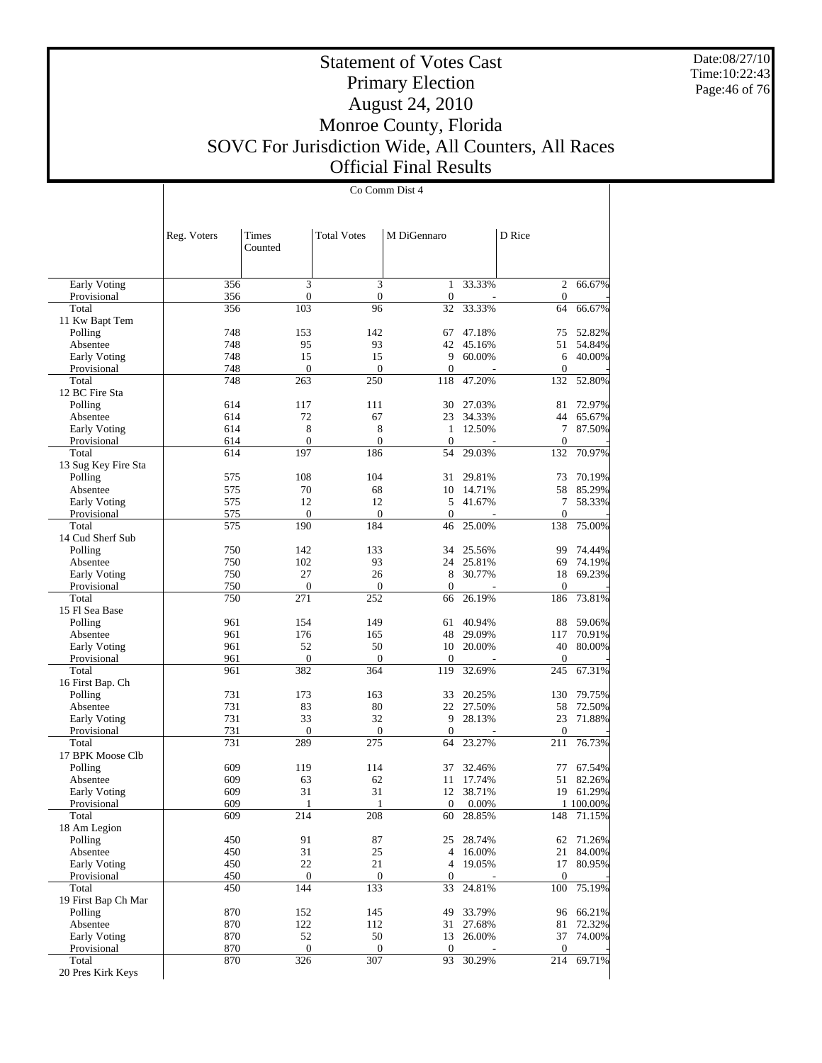# Statement of Votes Cast
# Primary Election
# August 24, 2010
# Monroe County, Florida
# SOVC For Jurisdiction Wide, All Counters, All Races
# Official Final Results

Date:08/27/10
Time:10:22:43

Co Comm Dist 4

| | Reg. Voters | Times Counted | Total Votes | M DiGennaro | | D Rice | |
|---|---|---|---|---|---|---|---|
| Early Voting | 356 | 3 | 3 | 1 | 33.33% | 2 | 66.67% |
| Provisional | 356 | 0 | 0 | 0 | - | 0 | - |
| Total | 356 | 103 | 96 | 32 | 33.33% | 64 | 66.67% |
| 11 Kw Bapt Tem | | | | | | | |
| Polling | 748 | 153 | 142 | 67 | 47.18% | 75 | 52.82% |
| Absentee | 748 | 95 | 93 | 42 | 45.16% | 51 | 54.84% |
| Early Voting | 748 | 15 | 15 | 9 | 60.00% | 6 | 40.00% |
| Provisional | 748 | 0 | 0 | 0 | - | 0 | - |
| Total | 748 | 263 | 250 | 118 | 47.20% | 132 | 52.80% |
| 12 BC Fire Sta | | | | | | | |
| Polling | 614 | 117 | 111 | 30 | 27.03% | 81 | 72.97% |
| Absentee | 614 | 72 | 67 | 23 | 34.33% | 44 | 65.67% |
| Early Voting | 614 | 8 | 8 | 1 | 12.50% | 7 | 87.50% |
| Provisional | 614 | 0 | 0 | 0 | - | 0 | - |
| Total | 614 | 197 | 186 | 54 | 29.03% | 132 | 70.97% |
| 13 Sug Key Fire Sta | | | | | | | |
| Polling | 575 | 108 | 104 | 31 | 29.81% | 73 | 70.19% |
| Absentee | 575 | 70 | 68 | 10 | 14.71% | 58 | 85.29% |
| Early Voting | 575 | 12 | 12 | 5 | 41.67% | 7 | 58.33% |
| Provisional | 575 | 0 | 0 | 0 | - | 0 | - |
| Total | 575 | 190 | 184 | 46 | 25.00% | 138 | 75.00% |
| 14 Cud Sherf Sub | | | | | | | |
| Polling | 750 | 142 | 133 | 34 | 25.56% | 99 | 74.44% |
| Absentee | 750 | 102 | 93 | 24 | 25.81% | 69 | 74.19% |
| Early Voting | 750 | 27 | 26 | 8 | 30.77% | 18 | 69.23% |
| Provisional | 750 | 0 | 0 | 0 | - | 0 | - |
| Total | 750 | 271 | 252 | 66 | 26.19% | 186 | 73.81% |
| 15 Fl Sea Base | | | | | | | |
| Polling | 961 | 154 | 149 | 61 | 40.94% | 88 | 59.06% |
| Absentee | 961 | 176 | 165 | 48 | 29.09% | 117 | 70.91% |
| Early Voting | 961 | 52 | 50 | 10 | 20.00% | 40 | 80.00% |
| Provisional | 961 | 0 | 0 | 0 | - | 0 | - |
| Total | 961 | 382 | 364 | 119 | 32.69% | 245 | 67.31% |
| 16 First Bap. Ch | | | | | | | |
| Polling | 731 | 173 | 163 | 33 | 20.25% | 130 | 79.75% |
| Absentee | 731 | 83 | 80 | 22 | 27.50% | 58 | 72.50% |
| Early Voting | 731 | 33 | 32 | 9 | 28.13% | 23 | 71.88% |
| Provisional | 731 | 0 | 0 | 0 | - | 0 | - |
| Total | 731 | 289 | 275 | 64 | 23.27% | 211 | 76.73% |
| 17 BPK Moose Clb | | | | | | | |
| Polling | 609 | 119 | 114 | 37 | 32.46% | 77 | 67.54% |
| Absentee | 609 | 63 | 62 | 11 | 17.74% | 51 | 82.26% |
| Early Voting | 609 | 31 | 31 | 12 | 38.71% | 19 | 61.29% |
| Provisional | 609 | 1 | 1 | 0 | 0.00% | 1 | 100.00% |
| Total | 609 | 214 | 208 | 60 | 28.85% | 148 | 71.15% |
| 18 Am Legion | | | | | | | |
| Polling | 450 | 91 | 87 | 25 | 28.74% | 62 | 71.26% |
| Absentee | 450 | 31 | 25 | 4 | 16.00% | 21 | 84.00% |
| Early Voting | 450 | 22 | 21 | 4 | 19.05% | 17 | 80.95% |
| Provisional | 450 | 0 | 0 | 0 | - | 0 | - |
| Total | 450 | 144 | 133 | 33 | 24.81% | 100 | 75.19% |
| 19 First Bap Ch Mar | | | | | | | |
| Polling | 870 | 152 | 145 | 49 | 33.79% | 96 | 66.21% |
| Absentee | 870 | 122 | 112 | 31 | 27.68% | 81 | 72.32% |
| Early Voting | 870 | 52 | 50 | 13 | 26.00% | 37 | 74.00% |
| Provisional | 870 | 0 | 0 | 0 | - | 0 | - |
| Total | 870 | 326 | 307 | 93 | 30.29% | 214 | 69.71% |
| 20 Pres Kirk Keys | | | | | | | |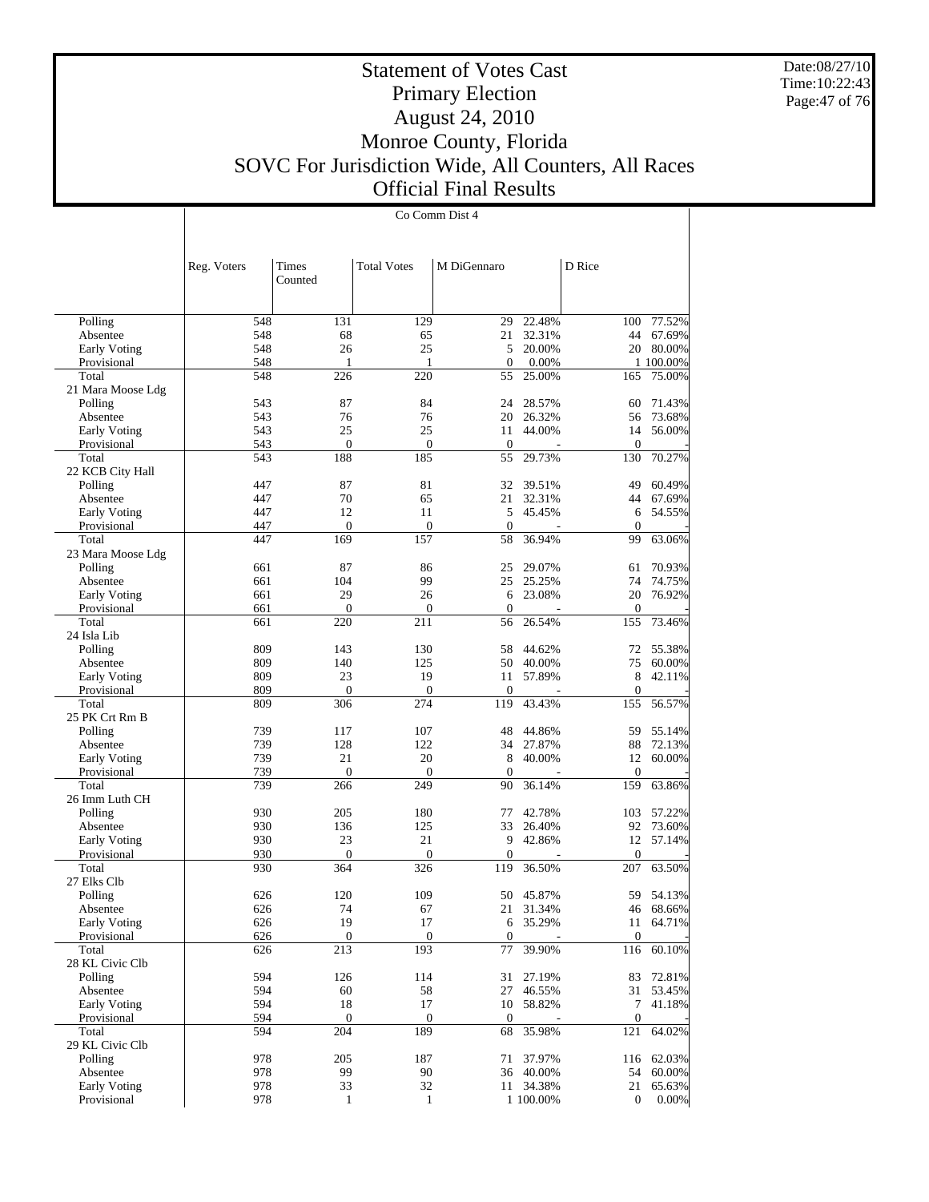# Statement of Votes Cast
## Primary Election
## August 24, 2010
## Monroe County, Florida
## SOVC For Jurisdiction Wide, All Counters, All Races
## Official Final Results

Date:08/27/10
Time:10:22:43

Co Comm Dist 4

| | Reg. Voters | Times Counted | Total Votes | M DiGennaro | | D Rice | |
|---|---|---|---|---|---|---|---|
| Polling | 548 | 131 | 129 | 29 | 22.48% | 100 | 77.52% |
| Absentee | 548 | 68 | 65 | 21 | 32.31% | 44 | 67.69% |
| Early Voting | 548 | 26 | 25 | 5 | 20.00% | 20 | 80.00% |
| Provisional | 548 | 1 | 1 | 0 | 0.00% | 1 | 100.00% |
| Total | 548 | 226 | 220 | 55 | 25.00% | 165 | 75.00% |
| 21 Mara Moose Ldg | | | | | | | |
| Polling | 543 | 87 | 84 | 24 | 28.57% | 60 | 71.43% |
| Absentee | 543 | 76 | 76 | 20 | 26.32% | 56 | 73.68% |
| Early Voting | 543 | 25 | 25 | 11 | 44.00% | 14 | 56.00% |
| Provisional | 543 | 0 | 0 | 0 | - | 0 | - |
| Total | 543 | 188 | 185 | 55 | 29.73% | 130 | 70.27% |
| 22 KCB City Hall | | | | | | | |
| Polling | 447 | 87 | 81 | 32 | 39.51% | 49 | 60.49% |
| Absentee | 447 | 70 | 65 | 21 | 32.31% | 44 | 67.69% |
| Early Voting | 447 | 12 | 11 | 5 | 45.45% | 6 | 54.55% |
| Provisional | 447 | 0 | 0 | 0 | - | 0 | - |
| Total | 447 | 169 | 157 | 58 | 36.94% | 99 | 63.06% |
| 23 Mara Moose Ldg | | | | | | | |
| Polling | 661 | 87 | 86 | 25 | 29.07% | 61 | 70.93% |
| Absentee | 661 | 104 | 99 | 25 | 25.25% | 74 | 74.75% |
| Early Voting | 661 | 29 | 26 | 6 | 23.08% | 20 | 76.92% |
| Provisional | 661 | 0 | 0 | 0 | - | 0 | - |
| Total | 661 | 220 | 211 | 56 | 26.54% | 155 | 73.46% |
| 24 Isla Lib | | | | | | | |
| Polling | 809 | 143 | 130 | 58 | 44.62% | 72 | 55.38% |
| Absentee | 809 | 140 | 125 | 50 | 40.00% | 75 | 60.00% |
| Early Voting | 809 | 23 | 19 | 11 | 57.89% | 8 | 42.11% |
| Provisional | 809 | 0 | 0 | 0 | - | 0 | - |
| Total | 809 | 306 | 274 | 119 | 43.43% | 155 | 56.57% |
| 25 PK Crt Rm B | | | | | | | |
| Polling | 739 | 117 | 107 | 48 | 44.86% | 59 | 55.14% |
| Absentee | 739 | 128 | 122 | 34 | 27.87% | 88 | 72.13% |
| Early Voting | 739 | 21 | 20 | 8 | 40.00% | 12 | 60.00% |
| Provisional | 739 | 0 | 0 | 0 | - | 0 | - |
| Total | 739 | 266 | 249 | 90 | 36.14% | 159 | 63.86% |
| 26 Imm Luth CH | | | | | | | |
| Polling | 930 | 205 | 180 | 77 | 42.78% | 103 | 57.22% |
| Absentee | 930 | 136 | 125 | 33 | 26.40% | 92 | 73.60% |
| Early Voting | 930 | 23 | 21 | 9 | 42.86% | 12 | 57.14% |
| Provisional | 930 | 0 | 0 | 0 | - | 0 | - |
| Total | 930 | 364 | 326 | 119 | 36.50% | 207 | 63.50% |
| 27 Elks Clb | | | | | | | |
| Polling | 626 | 120 | 109 | 50 | 45.87% | 59 | 54.13% |
| Absentee | 626 | 74 | 67 | 21 | 31.34% | 46 | 68.66% |
| Early Voting | 626 | 19 | 17 | 6 | 35.29% | 11 | 64.71% |
| Provisional | 626 | 0 | 0 | 0 | - | 0 | - |
| Total | 626 | 213 | 193 | 77 | 39.90% | 116 | 60.10% |
| 28 KL Civic Clb | | | | | | | |
| Polling | 594 | 126 | 114 | 31 | 27.19% | 83 | 72.81% |
| Absentee | 594 | 60 | 58 | 27 | 46.55% | 31 | 53.45% |
| Early Voting | 594 | 18 | 17 | 10 | 58.82% | 7 | 41.18% |
| Provisional | 594 | 0 | 0 | 0 | - | 0 | - |
| Total | 594 | 204 | 189 | 68 | 35.98% | 121 | 64.02% |
| 29 KL Civic Clb | | | | | | | |
| Polling | 978 | 205 | 187 | 71 | 37.97% | 116 | 62.03% |
| Absentee | 978 | 99 | 90 | 36 | 40.00% | 54 | 60.00% |
| Early Voting | 978 | 33 | 32 | 11 | 34.38% | 21 | 65.63% |
| Provisional | 978 | 1 | 1 | 1 | 100.00% | 0 | 0.00% |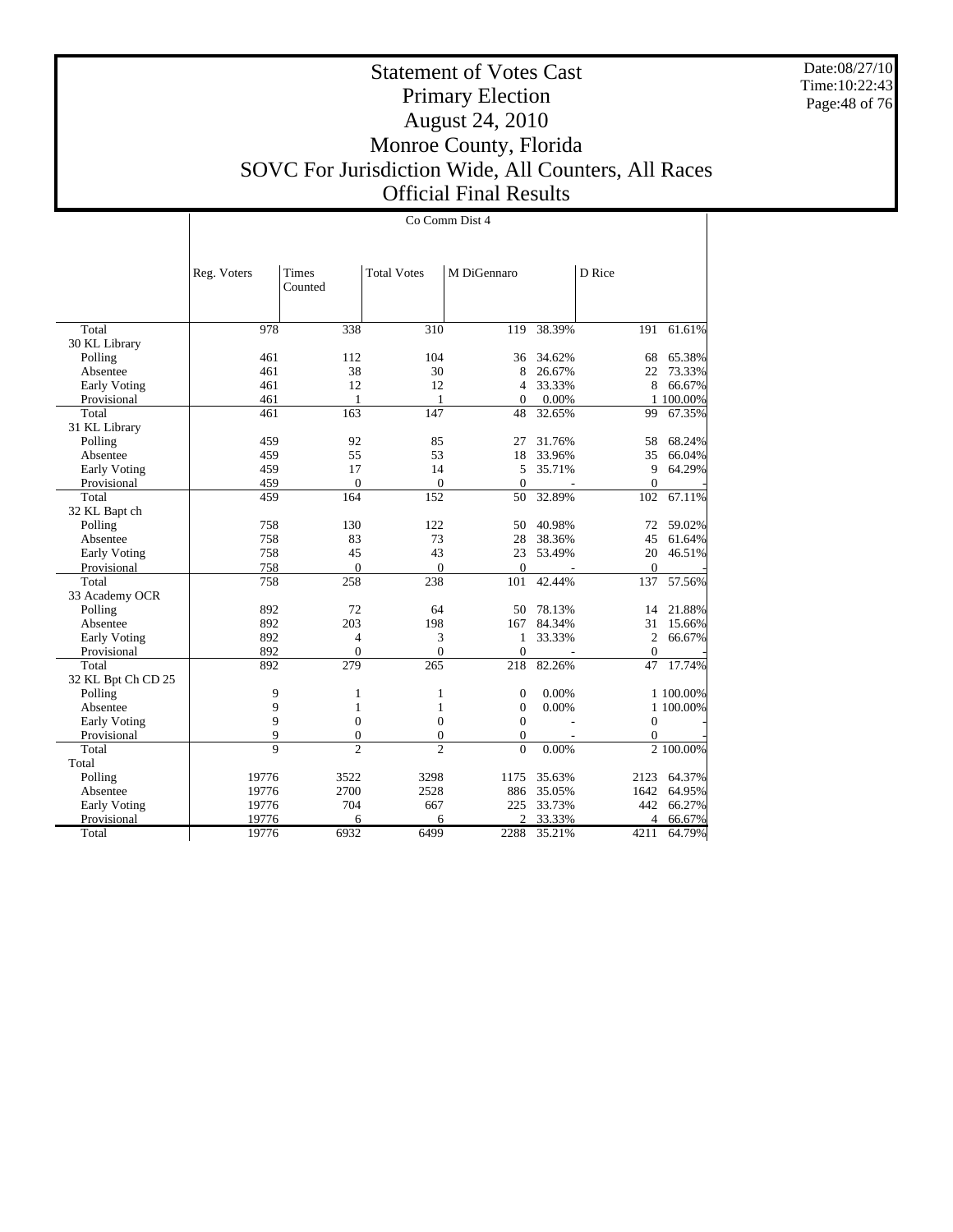# Statement of Votes Cast
# Primary Election
# August 24, 2010
# Monroe County, Florida
# SOVC For Jurisdiction Wide, All Counters, All Races
# Official Final Results

Co Comm Dist 4

| | Reg. Voters | Times Counted | Total Votes | M DiGennaro | | D Rice | |
|---|---|---|---|---|---|---|---|
| Total | 978 | 338 | 310 | 119 | 38.39% | 191 | 61.61% |
| 30 KL Library | | | | | | | |
| Polling | 461 | 112 | 104 | 36 | 34.62% | 68 | 65.38% |
| Absentee | 461 | 38 | 30 | 8 | 26.67% | 22 | 73.33% |
| Early Voting | 461 | 12 | 12 | 4 | 33.33% | 8 | 66.67% |
| Provisional | 461 | 1 | 1 | 0 | 0.00% | 1 | 100.00% |
| Total | 461 | 163 | 147 | 48 | 32.65% | 99 | 67.35% |
| 31 KL Library | | | | | | | |
| Polling | 459 | 92 | 85 | 27 | 31.76% | 58 | 68.24% |
| Absentee | 459 | 55 | 53 | 18 | 33.96% | 35 | 66.04% |
| Early Voting | 459 | 17 | 14 | 5 | 35.71% | 9 | 64.29% |
| Provisional | 459 | 0 | 0 | 0 | - | 0 | - |
| Total | 459 | 164 | 152 | 50 | 32.89% | 102 | 67.11% |
| 32 KL Bapt ch | | | | | | | |
| Polling | 758 | 130 | 122 | 50 | 40.98% | 72 | 59.02% |
| Absentee | 758 | 83 | 73 | 28 | 38.36% | 45 | 61.64% |
| Early Voting | 758 | 45 | 43 | 23 | 53.49% | 20 | 46.51% |
| Provisional | 758 | 0 | 0 | 0 | - | 0 | - |
| Total | 758 | 258 | 238 | 101 | 42.44% | 137 | 57.56% |
| 33 Academy OCR | | | | | | | |
| Polling | 892 | 72 | 64 | 50 | 78.13% | 14 | 21.88% |
| Absentee | 892 | 203 | 198 | 167 | 84.34% | 31 | 15.66% |
| Early Voting | 892 | 4 | 3 | 1 | 33.33% | 2 | 66.67% |
| Provisional | 892 | 0 | 0 | 0 | - | 0 | - |
| Total | 892 | 279 | 265 | 218 | 82.26% | 47 | 17.74% |
| 32 KL Bpt Ch CD 25 | | | | | | | |
| Polling | 9 | 1 | 1 | 0 | 0.00% | 1 | 100.00% |
| Absentee | 9 | 1 | 1 | 0 | 0.00% | 1 | 100.00% |
| Early Voting | 9 | 0 | 0 | 0 | - | 0 | - |
| Provisional | 9 | 0 | 0 | 0 | - | 0 | - |
| Total | 9 | 2 | 2 | 0 | 0.00% | 2 | 100.00% |
| Total | | | | | | | |
| Polling | 19776 | 3522 | 3298 | 1175 | 35.63% | 2123 | 64.37% |
| Absentee | 19776 | 2700 | 2528 | 886 | 35.05% | 1642 | 64.95% |
| Early Voting | 19776 | 704 | 667 | 225 | 33.73% | 442 | 66.27% |
| Provisional | 19776 | 6 | 6 | 2 | 33.33% | 4 | 66.67% |
| Total | 19776 | 6932 | 6499 | 2288 | 35.21% | 4211 | 64.79% |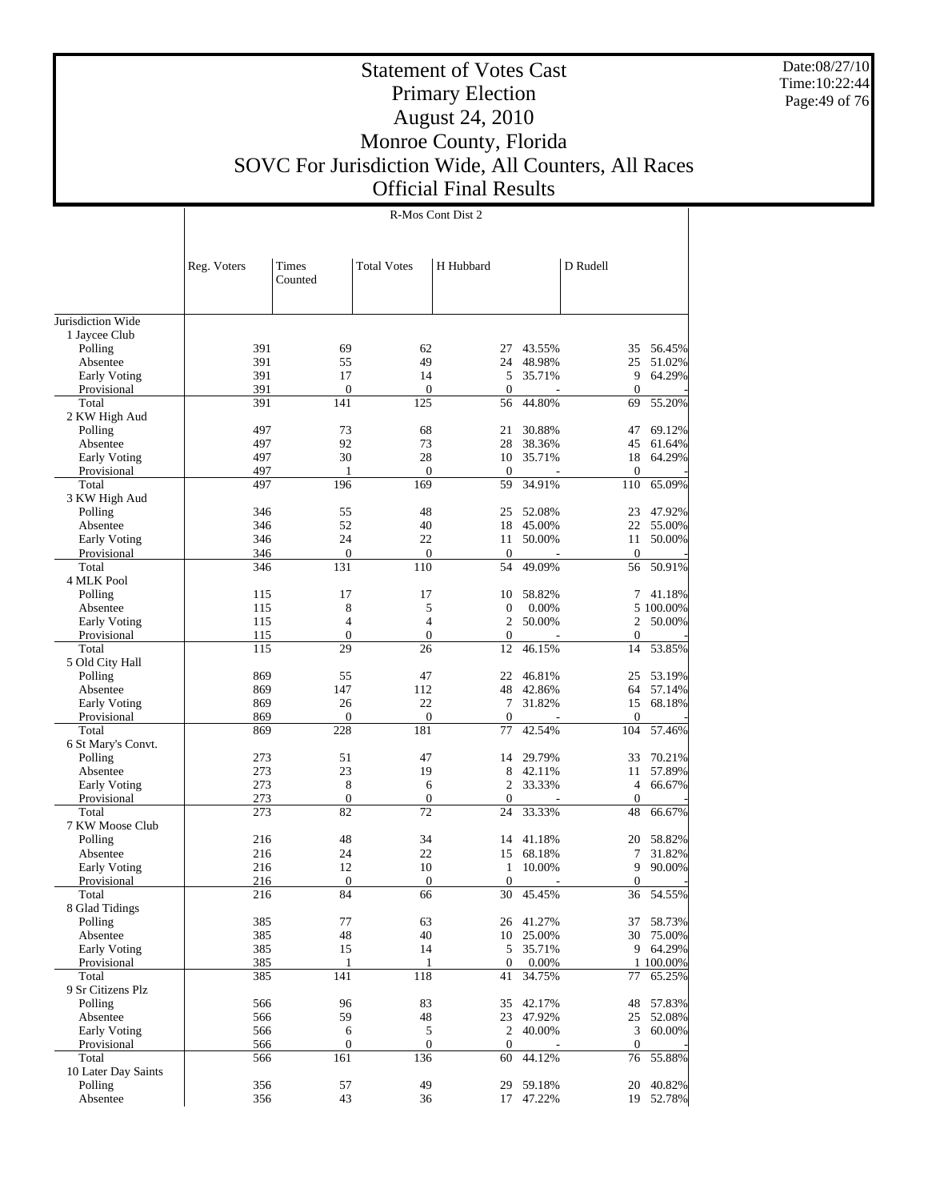# Statement of Votes Cast
## Primary Election
## August 24, 2010
## Monroe County, Florida
## SOVC For Jurisdiction Wide, All Counters, All Races
## Official Final Results

Date:08/27/10
Time:10:22:44

R-Mos Cont Dist 2

| | Reg. Voters | Times Counted | Total Votes | H Hubbard | | D Rudell | |
|---|---|---|---|---|---|---|---|
| Jurisdiction Wide | | | | | | | |
| 1 Jaycee Club | | | | | | | |
| Polling | 391 | 69 | 62 | 27 | 43.55% | 35 | 56.45% |
| Absentee | 391 | 55 | 49 | 24 | 48.98% | 25 | 51.02% |
| Early Voting | 391 | 17 | 14 | 5 | 35.71% | 9 | 64.29% |
| Provisional | 391 | 0 | 0 | 0 | - | 0 | - |
| Total | 391 | 141 | 125 | 56 | 44.80% | 69 | 55.20% |
| 2 KW High Aud | | | | | | | |
| Polling | 497 | 73 | 68 | 21 | 30.88% | 47 | 69.12% |
| Absentee | 497 | 92 | 73 | 28 | 38.36% | 45 | 61.64% |
| Early Voting | 497 | 30 | 28 | 10 | 35.71% | 18 | 64.29% |
| Provisional | 497 | 1 | 0 | 0 | - | 0 | - |
| Total | 497 | 196 | 169 | 59 | 34.91% | 110 | 65.09% |
| 3 KW High Aud | | | | | | | |
| Polling | 346 | 55 | 48 | 25 | 52.08% | 23 | 47.92% |
| Absentee | 346 | 52 | 40 | 18 | 45.00% | 22 | 55.00% |
| Early Voting | 346 | 24 | 22 | 11 | 50.00% | 11 | 50.00% |
| Provisional | 346 | 0 | 0 | 0 | - | 0 | - |
| Total | 346 | 131 | 110 | 54 | 49.09% | 56 | 50.91% |
| 4 MLK Pool | | | | | | | |
| Polling | 115 | 17 | 17 | 10 | 58.82% | 7 | 41.18% |
| Absentee | 115 | 8 | 5 | 0 | 0.00% | 5 | 100.00% |
| Early Voting | 115 | 4 | 4 | 2 | 50.00% | 2 | 50.00% |
| Provisional | 115 | 0 | 0 | 0 | - | 0 | - |
| Total | 115 | 29 | 26 | 12 | 46.15% | 14 | 53.85% |
| 5 Old City Hall | | | | | | | |
| Polling | 869 | 55 | 47 | 22 | 46.81% | 25 | 53.19% |
| Absentee | 869 | 147 | 112 | 48 | 42.86% | 64 | 57.14% |
| Early Voting | 869 | 26 | 22 | 7 | 31.82% | 15 | 68.18% |
| Provisional | 869 | 0 | 0 | 0 | - | 0 | - |
| Total | 869 | 228 | 181 | 77 | 42.54% | 104 | 57.46% |
| 6 St Mary's Convt. | | | | | | | |
| Polling | 273 | 51 | 47 | 14 | 29.79% | 33 | 70.21% |
| Absentee | 273 | 23 | 19 | 8 | 42.11% | 11 | 57.89% |
| Early Voting | 273 | 8 | 6 | 2 | 33.33% | 4 | 66.67% |
| Provisional | 273 | 0 | 0 | 0 | - | 0 | - |
| Total | 273 | 82 | 72 | 24 | 33.33% | 48 | 66.67% |
| 7 KW Moose Club | | | | | | | |
| Polling | 216 | 48 | 34 | 14 | 41.18% | 20 | 58.82% |
| Absentee | 216 | 24 | 22 | 15 | 68.18% | 7 | 31.82% |
| Early Voting | 216 | 12 | 10 | 1 | 10.00% | 9 | 90.00% |
| Provisional | 216 | 0 | 0 | 0 | - | 0 | - |
| Total | 216 | 84 | 66 | 30 | 45.45% | 36 | 54.55% |
| 8 Glad Tidings | | | | | | | |
| Polling | 385 | 77 | 63 | 26 | 41.27% | 37 | 58.73% |
| Absentee | 385 | 48 | 40 | 10 | 25.00% | 30 | 75.00% |
| Early Voting | 385 | 15 | 14 | 5 | 35.71% | 9 | 64.29% |
| Provisional | 385 | 1 | 1 | 0 | 0.00% | 1 | 100.00% |
| Total | 385 | 141 | 118 | 41 | 34.75% | 77 | 65.25% |
| 9 Sr Citizens Plz | | | | | | | |
| Polling | 566 | 96 | 83 | 35 | 42.17% | 48 | 57.83% |
| Absentee | 566 | 59 | 48 | 23 | 47.92% | 25 | 52.08% |
| Early Voting | 566 | 6 | 5 | 2 | 40.00% | 3 | 60.00% |
| Provisional | 566 | 0 | 0 | 0 | - | 0 | - |
| Total | 566 | 161 | 136 | 60 | 44.12% | 76 | 55.88% |
| 10 Later Day Saints | | | | | | | |
| Polling | 356 | 57 | 49 | 29 | 59.18% | 20 | 40.82% |
| Absentee | 356 | 43 | 36 | 17 | 47.22% | 19 | 52.78% |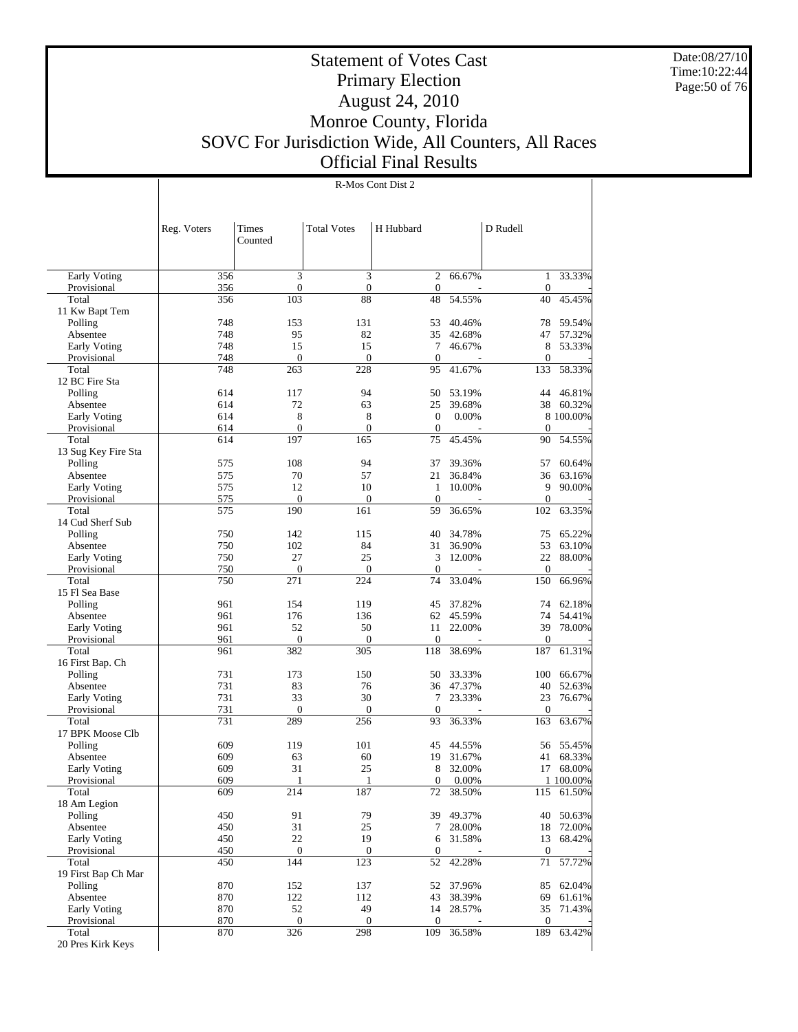# Statement of Votes Cast
# Primary Election
# August 24, 2010
# Monroe County, Florida
# SOVC For Jurisdiction Wide, All Counters, All Races
# Official Final Results

Date:08/27/10
Time:10:22:44

R-Mos Cont Dist 2

| | Reg. Voters | Times Counted | Total Votes | H Hubbard | | D Rudell | |
|---|---|---|---|---|---|---|---|
| Early Voting | 356 | 3 | 3 | 2 | 66.67% | 1 | 33.33% |
| Provisional | 356 | 0 | 0 | 0 | - | 0 | - |
| Total | 356 | 103 | 88 | 48 | 54.55% | 40 | 45.45% |
| 11 Kw Bapt Tem | | | | | | | |
| Polling | 748 | 153 | 131 | 53 | 40.46% | 78 | 59.54% |
| Absentee | 748 | 95 | 82 | 35 | 42.68% | 47 | 57.32% |
| Early Voting | 748 | 15 | 15 | 7 | 46.67% | 8 | 53.33% |
| Provisional | 748 | 0 | 0 | 0 | - | 0 | - |
| Total | 748 | 263 | 228 | 95 | 41.67% | 133 | 58.33% |
| 12 BC Fire Sta | | | | | | | |
| Polling | 614 | 117 | 94 | 50 | 53.19% | 44 | 46.81% |
| Absentee | 614 | 72 | 63 | 25 | 39.68% | 38 | 60.32% |
| Early Voting | 614 | 8 | 8 | 0 | 0.00% | 8 | 100.00% |
| Provisional | 614 | 0 | 0 | 0 | - | 0 | - |
| Total | 614 | 197 | 165 | 75 | 45.45% | 90 | 54.55% |
| 13 Sug Key Fire Sta | | | | | | | |
| Polling | 575 | 108 | 94 | 37 | 39.36% | 57 | 60.64% |
| Absentee | 575 | 70 | 57 | 21 | 36.84% | 36 | 63.16% |
| Early Voting | 575 | 12 | 10 | 1 | 10.00% | 9 | 90.00% |
| Provisional | 575 | 0 | 0 | 0 | - | 0 | - |
| Total | 575 | 190 | 161 | 59 | 36.65% | 102 | 63.35% |
| 14 Cud Sherf Sub | | | | | | | |
| Polling | 750 | 142 | 115 | 40 | 34.78% | 75 | 65.22% |
| Absentee | 750 | 102 | 84 | 31 | 36.90% | 53 | 63.10% |
| Early Voting | 750 | 27 | 25 | 3 | 12.00% | 22 | 88.00% |
| Provisional | 750 | 0 | 0 | 0 | - | 0 | - |
| Total | 750 | 271 | 224 | 74 | 33.04% | 150 | 66.96% |
| 15 Fl Sea Base | | | | | | | |
| Polling | 961 | 154 | 119 | 45 | 37.82% | 74 | 62.18% |
| Absentee | 961 | 176 | 136 | 62 | 45.59% | 74 | 54.41% |
| Early Voting | 961 | 52 | 50 | 11 | 22.00% | 39 | 78.00% |
| Provisional | 961 | 0 | 0 | 0 | - | 0 | - |
| Total | 961 | 382 | 305 | 118 | 38.69% | 187 | 61.31% |
| 16 First Bap. Ch | | | | | | | |
| Polling | 731 | 173 | 150 | 50 | 33.33% | 100 | 66.67% |
| Absentee | 731 | 83 | 76 | 36 | 47.37% | 40 | 52.63% |
| Early Voting | 731 | 33 | 30 | 7 | 23.33% | 23 | 76.67% |
| Provisional | 731 | 0 | 0 | 0 | - | 0 | - |
| Total | 731 | 289 | 256 | 93 | 36.33% | 163 | 63.67% |
| 17 BPK Moose Clb | | | | | | | |
| Polling | 609 | 119 | 101 | 45 | 44.55% | 56 | 55.45% |
| Absentee | 609 | 63 | 60 | 19 | 31.67% | 41 | 68.33% |
| Early Voting | 609 | 31 | 25 | 8 | 32.00% | 17 | 68.00% |
| Provisional | 609 | 1 | 1 | 0 | 0.00% | 1 | 100.00% |
| Total | 609 | 214 | 187 | 72 | 38.50% | 115 | 61.50% |
| 18 Am Legion | | | | | | | |
| Polling | 450 | 91 | 79 | 39 | 49.37% | 40 | 50.63% |
| Absentee | 450 | 31 | 25 | 7 | 28.00% | 18 | 72.00% |
| Early Voting | 450 | 22 | 19 | 6 | 31.58% | 13 | 68.42% |
| Provisional | 450 | 0 | 0 | 0 | - | 0 | - |
| Total | 450 | 144 | 123 | 52 | 42.28% | 71 | 57.72% |
| 19 First Bap Ch Mar | | | | | | | |
| Polling | 870 | 152 | 137 | 52 | 37.96% | 85 | 62.04% |
| Absentee | 870 | 122 | 112 | 43 | 38.39% | 69 | 61.61% |
| Early Voting | 870 | 52 | 49 | 14 | 28.57% | 35 | 71.43% |
| Provisional | 870 | 0 | 0 | 0 | - | 0 | - |
| Total | 870 | 326 | 298 | 109 | 36.58% | 189 | 63.42% |
| 20 Pres Kirk Keys | | | | | | | |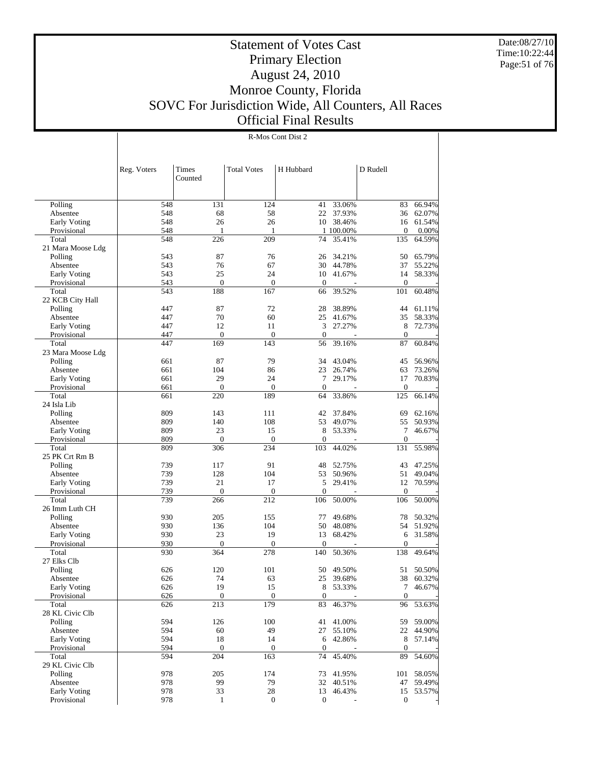# Statement of Votes Cast
# Primary Election
# August 24, 2010
# Monroe County, Florida
# SOVC For Jurisdiction Wide, All Counters, All Races
# Official Final Results

Date:08/27/10
Time:10:22:44

R-Mos Cont Dist 2

| | Reg. Voters | Times Counted | Total Votes | H Hubbard | | D Rudell | |
|---|---|---|---|---|---|---|---|
| Polling | 548 | 131 | 124 | 41 | 33.06% | 83 | 66.94% |
| Absentee | 548 | 68 | 58 | 22 | 37.93% | 36 | 62.07% |
| Early Voting | 548 | 26 | 26 | 10 | 38.46% | 16 | 61.54% |
| Provisional | 548 | 1 | 1 | 1 | 100.00% | 0 | 0.00% |
| Total | 548 | 226 | 209 | 74 | 35.41% | 135 | 64.59% |
| 21 Mara Moose Ldg | | | | | | | |
| Polling | 543 | 87 | 76 | 26 | 34.21% | 50 | 65.79% |
| Absentee | 543 | 76 | 67 | 30 | 44.78% | 37 | 55.22% |
| Early Voting | 543 | 25 | 24 | 10 | 41.67% | 14 | 58.33% |
| Provisional | 543 | 0 | 0 | 0 | - | 0 | - |
| Total | 543 | 188 | 167 | 66 | 39.52% | 101 | 60.48% |
| 22 KCB City Hall | | | | | | | |
| Polling | 447 | 87 | 72 | 28 | 38.89% | 44 | 61.11% |
| Absentee | 447 | 70 | 60 | 25 | 41.67% | 35 | 58.33% |
| Early Voting | 447 | 12 | 11 | 3 | 27.27% | 8 | 72.73% |
| Provisional | 447 | 0 | 0 | 0 | - | 0 | - |
| Total | 447 | 169 | 143 | 56 | 39.16% | 87 | 60.84% |
| 23 Mara Moose Ldg | | | | | | | |
| Polling | 661 | 87 | 79 | 34 | 43.04% | 45 | 56.96% |
| Absentee | 661 | 104 | 86 | 23 | 26.74% | 63 | 73.26% |
| Early Voting | 661 | 29 | 24 | 7 | 29.17% | 17 | 70.83% |
| Provisional | 661 | 0 | 0 | 0 | - | 0 | - |
| Total | 661 | 220 | 189 | 64 | 33.86% | 125 | 66.14% |
| 24 Isla Lib | | | | | | | |
| Polling | 809 | 143 | 111 | 42 | 37.84% | 69 | 62.16% |
| Absentee | 809 | 140 | 108 | 53 | 49.07% | 55 | 50.93% |
| Early Voting | 809 | 23 | 15 | 8 | 53.33% | 7 | 46.67% |
| Provisional | 809 | 0 | 0 | 0 | - | 0 | - |
| Total | 809 | 306 | 234 | 103 | 44.02% | 131 | 55.98% |
| 25 PK Crt Rm B | | | | | | | |
| Polling | 739 | 117 | 91 | 48 | 52.75% | 43 | 47.25% |
| Absentee | 739 | 128 | 104 | 53 | 50.96% | 51 | 49.04% |
| Early Voting | 739 | 21 | 17 | 5 | 29.41% | 12 | 70.59% |
| Provisional | 739 | 0 | 0 | 0 | - | 0 | - |
| Total | 739 | 266 | 212 | 106 | 50.00% | 106 | 50.00% |
| 26 Imm Luth CH | | | | | | | |
| Polling | 930 | 205 | 155 | 77 | 49.68% | 78 | 50.32% |
| Absentee | 930 | 136 | 104 | 50 | 48.08% | 54 | 51.92% |
| Early Voting | 930 | 23 | 19 | 13 | 68.42% | 6 | 31.58% |
| Provisional | 930 | 0 | 0 | 0 | - | 0 | - |
| Total | 930 | 364 | 278 | 140 | 50.36% | 138 | 49.64% |
| 27 Elks Clb | | | | | | | |
| Polling | 626 | 120 | 101 | 50 | 49.50% | 51 | 50.50% |
| Absentee | 626 | 74 | 63 | 25 | 39.68% | 38 | 60.32% |
| Early Voting | 626 | 19 | 15 | 8 | 53.33% | 7 | 46.67% |
| Provisional | 626 | 0 | 0 | 0 | - | 0 | - |
| Total | 626 | 213 | 179 | 83 | 46.37% | 96 | 53.63% |
| 28 KL Civic Clb | | | | | | | |
| Polling | 594 | 126 | 100 | 41 | 41.00% | 59 | 59.00% |
| Absentee | 594 | 60 | 49 | 27 | 55.10% | 22 | 44.90% |
| Early Voting | 594 | 18 | 14 | 6 | 42.86% | 8 | 57.14% |
| Provisional | 594 | 0 | 0 | 0 | - | 0 | - |
| Total | 594 | 204 | 163 | 74 | 45.40% | 89 | 54.60% |
| 29 KL Civic Clb | | | | | | | |
| Polling | 978 | 205 | 174 | 73 | 41.95% | 101 | 58.05% |
| Absentee | 978 | 99 | 79 | 32 | 40.51% | 47 | 59.49% |
| Early Voting | 978 | 33 | 28 | 13 | 46.43% | 15 | 53.57% |
| Provisional | 978 | 1 | 0 | 0 | - | 0 | - |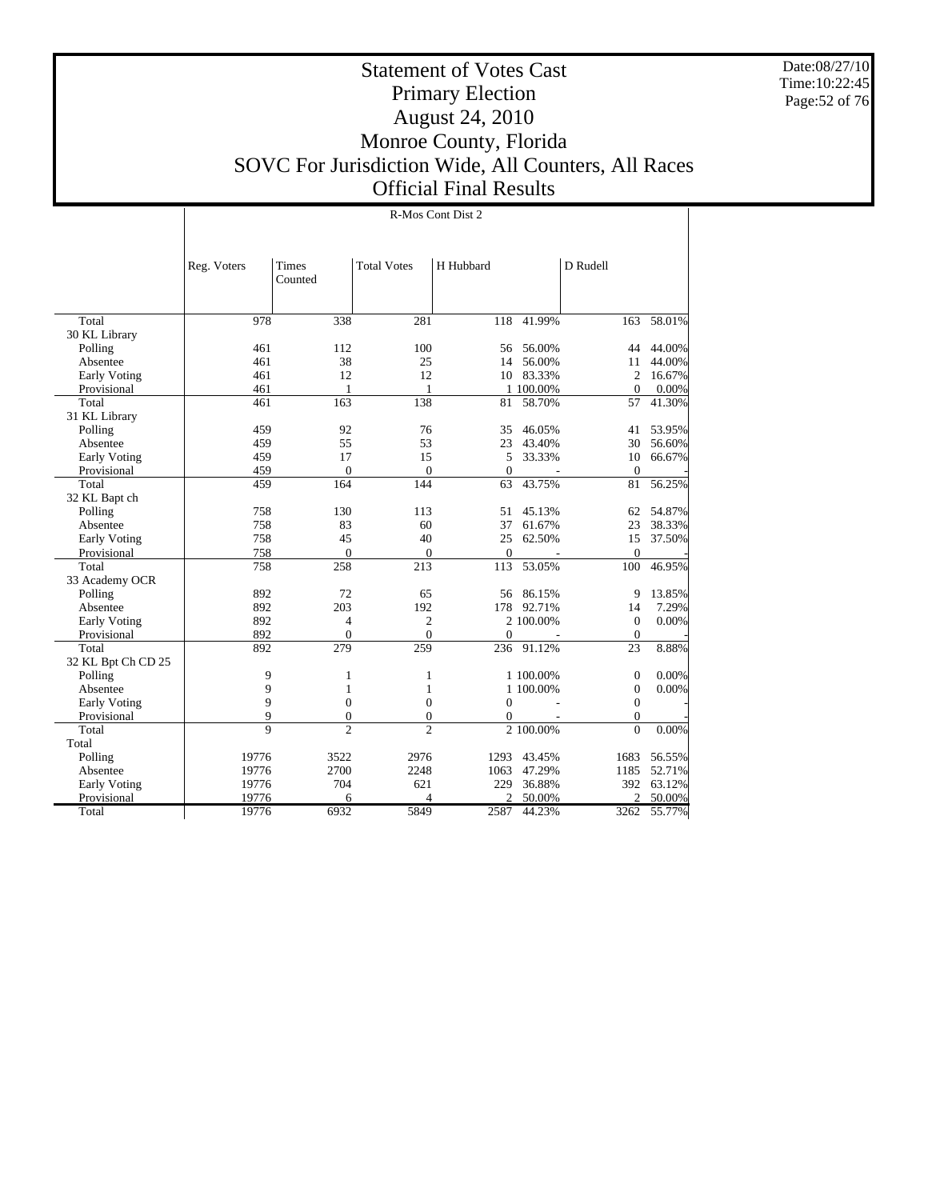# Statement of Votes Cast
# Primary Election
# August 24, 2010
# Monroe County, Florida
# SOVC For Jurisdiction Wide, All Counters, All Races
# Official Final Results

Date:08/27/10
Time:10:22:45

| | R-Mos Cont Dist 2 | | | | | | |
|---|---|---|---|---|---|---|---|
| | Reg. Voters | Times Counted | Total Votes | H Hubbard | | D Rudell | |
| Total | 978 | 338 | 281 | 118 | 41.99% | 163 | 58.01% |
| 30 KL Library | | | | | | | |
| Polling | 461 | 112 | 100 | 56 | 56.00% | 44 | 44.00% |
| Absentee | 461 | 38 | 25 | 14 | 56.00% | 11 | 44.00% |
| Early Voting | 461 | 12 | 12 | 10 | 83.33% | 2 | 16.67% |
| Provisional | 461 | 1 | 1 | 1 | 100.00% | 0 | 0.00% |
| Total | 461 | 163 | 138 | 81 | 58.70% | 57 | 41.30% |
| 31 KL Library | | | | | | | |
| Polling | 459 | 92 | 76 | 35 | 46.05% | 41 | 53.95% |
| Absentee | 459 | 55 | 53 | 23 | 43.40% | 30 | 56.60% |
| Early Voting | 459 | 17 | 15 | 5 | 33.33% | 10 | 66.67% |
| Provisional | 459 | 0 | 0 | 0 | - | 0 | - |
| Total | 459 | 164 | 144 | 63 | 43.75% | 81 | 56.25% |
| 32 KL Bapt ch | | | | | | | |
| Polling | 758 | 130 | 113 | 51 | 45.13% | 62 | 54.87% |
| Absentee | 758 | 83 | 60 | 37 | 61.67% | 23 | 38.33% |
| Early Voting | 758 | 45 | 40 | 25 | 62.50% | 15 | 37.50% |
| Provisional | 758 | 0 | 0 | 0 | - | 0 | - |
| Total | 758 | 258 | 213 | 113 | 53.05% | 100 | 46.95% |
| 33 Academy OCR | | | | | | | |
| Polling | 892 | 72 | 65 | 56 | 86.15% | 9 | 13.85% |
| Absentee | 892 | 203 | 192 | 178 | 92.71% | 14 | 7.29% |
| Early Voting | 892 | 4 | 2 | 2 | 100.00% | 0 | 0.00% |
| Provisional | 892 | 0 | 0 | 0 | - | 0 | - |
| Total | 892 | 279 | 259 | 236 | 91.12% | 23 | 8.88% |
| 32 KL Bpt Ch CD 25 | | | | | | | |
| Polling | 9 | 1 | 1 | 1 | 100.00% | 0 | 0.00% |
| Absentee | 9 | 1 | 1 | 1 | 100.00% | 0 | 0.00% |
| Early Voting | 9 | 0 | 0 | 0 | - | 0 | - |
| Provisional | 9 | 0 | 0 | 0 | - | 0 | - |
| Total | 9 | 2 | 2 | 2 | 100.00% | 0 | 0.00% |
| Total | | | | | | | |
| Polling | 19776 | 3522 | 2976 | 1293 | 43.45% | 1683 | 56.55% |
| Absentee | 19776 | 2700 | 2248 | 1063 | 47.29% | 1185 | 52.71% |
| Early Voting | 19776 | 704 | 621 | 229 | 36.88% | 392 | 63.12% |
| Provisional | 19776 | 6 | 4 | 2 | 50.00% | 2 | 50.00% |
| Total | 19776 | 6932 | 5849 | 2587 | 44.23% | 3262 | 55.77% |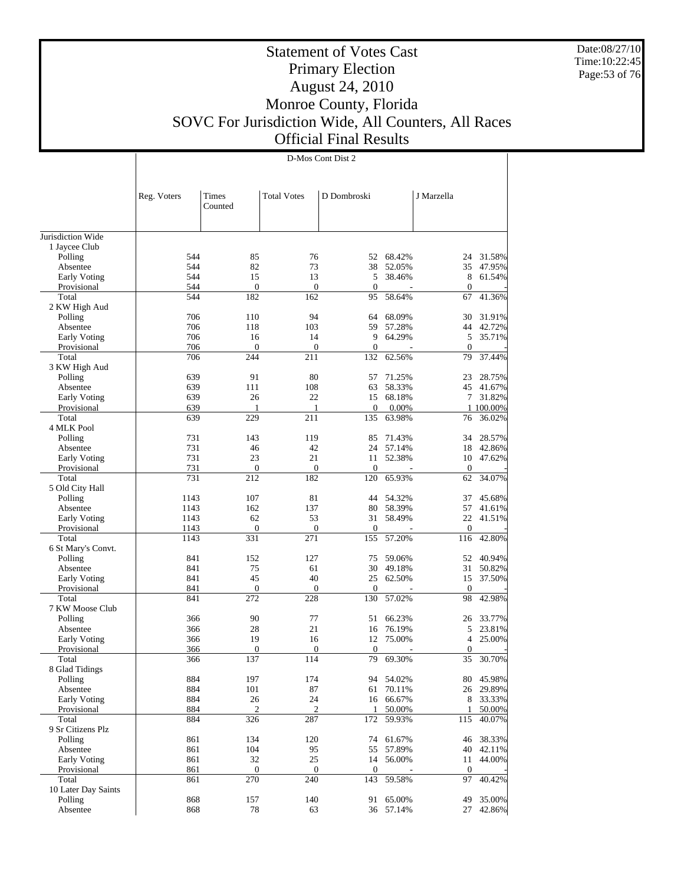# Statement of Votes Cast
# Primary Election
# August 24, 2010
# Monroe County, Florida
# SOVC For Jurisdiction Wide, All Counters, All Races
# Official Final Results

Date:08/27/10
Time:10:22:45

**D-Mos Cont Dist 2**

| | Reg. Voters | Times Counted | Total Votes | D Dombroski | | J Marzella | |
|---|---|---|---|---|---|---|---|
| Jurisdiction Wide | | | | | | | |
| 1 Jaycee Club | | | | | | | |
| Polling | 544 | 85 | 76 | 52 | 68.42% | 24 | 31.58% |
| Absentee | 544 | 82 | 73 | 38 | 52.05% | 35 | 47.95% |
| Early Voting | 544 | 15 | 13 | 5 | 38.46% | 8 | 61.54% |
| Provisional | 544 | 0 | 0 | 0 | - | 0 | - |
| Total | 544 | 182 | 162 | 95 | 58.64% | 67 | 41.36% |
| 2 KW High Aud | | | | | | | |
| Polling | 706 | 110 | 94 | 64 | 68.09% | 30 | 31.91% |
| Absentee | 706 | 118 | 103 | 59 | 57.28% | 44 | 42.72% |
| Early Voting | 706 | 16 | 14 | 9 | 64.29% | 5 | 35.71% |
| Provisional | 706 | 0 | 0 | 0 | - | 0 | - |
| Total | 706 | 244 | 211 | 132 | 62.56% | 79 | 37.44% |
| 3 KW High Aud | | | | | | | |
| Polling | 639 | 91 | 80 | 57 | 71.25% | 23 | 28.75% |
| Absentee | 639 | 111 | 108 | 63 | 58.33% | 45 | 41.67% |
| Early Voting | 639 | 26 | 22 | 15 | 68.18% | 7 | 31.82% |
| Provisional | 639 | 1 | 1 | 0 | 0.00% | 1 | 100.00% |
| Total | 639 | 229 | 211 | 135 | 63.98% | 76 | 36.02% |
| 4 MLK Pool | | | | | | | |
| Polling | 731 | 143 | 119 | 85 | 71.43% | 34 | 28.57% |
| Absentee | 731 | 46 | 42 | 24 | 57.14% | 18 | 42.86% |
| Early Voting | 731 | 23 | 21 | 11 | 52.38% | 10 | 47.62% |
| Provisional | 731 | 0 | 0 | 0 | - | 0 | - |
| Total | 731 | 212 | 182 | 120 | 65.93% | 62 | 34.07% |
| 5 Old City Hall | | | | | | | |
| Polling | 1143 | 107 | 81 | 44 | 54.32% | 37 | 45.68% |
| Absentee | 1143 | 162 | 137 | 80 | 58.39% | 57 | 41.61% |
| Early Voting | 1143 | 62 | 53 | 31 | 58.49% | 22 | 41.51% |
| Provisional | 1143 | 0 | 0 | 0 | - | 0 | - |
| Total | 1143 | 331 | 271 | 155 | 57.20% | 116 | 42.80% |
| 6 St Mary's Convt. | | | | | | | |
| Polling | 841 | 152 | 127 | 75 | 59.06% | 52 | 40.94% |
| Absentee | 841 | 75 | 61 | 30 | 49.18% | 31 | 50.82% |
| Early Voting | 841 | 45 | 40 | 25 | 62.50% | 15 | 37.50% |
| Provisional | 841 | 0 | 0 | 0 | - | 0 | - |
| Total | 841 | 272 | 228 | 130 | 57.02% | 98 | 42.98% |
| 7 KW Moose Club | | | | | | | |
| Polling | 366 | 90 | 77 | 51 | 66.23% | 26 | 33.77% |
| Absentee | 366 | 28 | 21 | 16 | 76.19% | 5 | 23.81% |
| Early Voting | 366 | 19 | 16 | 12 | 75.00% | 4 | 25.00% |
| Provisional | 366 | 0 | 0 | 0 | - | 0 | - |
| Total | 366 | 137 | 114 | 79 | 69.30% | 35 | 30.70% |
| 8 Glad Tidings | | | | | | | |
| Polling | 884 | 197 | 174 | 94 | 54.02% | 80 | 45.98% |
| Absentee | 884 | 101 | 87 | 61 | 70.11% | 26 | 29.89% |
| Early Voting | 884 | 26 | 24 | 16 | 66.67% | 8 | 33.33% |
| Provisional | 884 | 2 | 2 | 1 | 50.00% | 1 | 50.00% |
| Total | 884 | 326 | 287 | 172 | 59.93% | 115 | 40.07% |
| 9 Sr Citizens Plz | | | | | | | |
| Polling | 861 | 134 | 120 | 74 | 61.67% | 46 | 38.33% |
| Absentee | 861 | 104 | 95 | 55 | 57.89% | 40 | 42.11% |
| Early Voting | 861 | 32 | 25 | 14 | 56.00% | 11 | 44.00% |
| Provisional | 861 | 0 | 0 | 0 | - | 0 | - |
| Total | 861 | 270 | 240 | 143 | 59.58% | 97 | 40.42% |
| 10 Later Day Saints | | | | | | | |
| Polling | 868 | 157 | 140 | 91 | 65.00% | 49 | 35.00% |
| Absentee | 868 | 78 | 63 | 36 | 57.14% | 27 | 42.86% |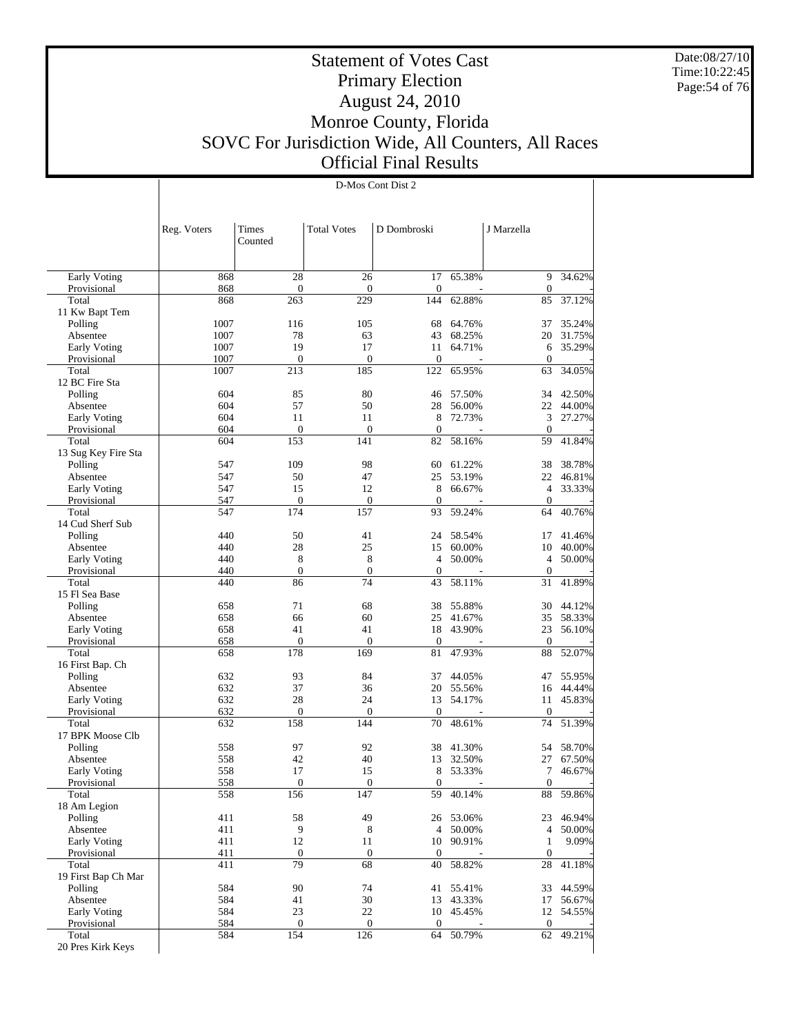# Statement of Votes Cast
## Primary Election
## August 24, 2010
## Monroe County, Florida
## SOVC For Jurisdiction Wide, All Counters, All Races
## Official Final Results

Date:08/27/10
Time:10:22:45

D-Mos Cont Dist 2

| | Reg. Voters | Times Counted | Total Votes | D Dombroski | | J Marzella | |
|---|---|---|---|---|---|---|---|
| Early Voting | 868 | 28 | 26 | 17 | 65.38% | 9 | 34.62% |
| Provisional | 868 | 0 | 0 | 0 | - | 0 | - |
| Total | 868 | 263 | 229 | 144 | 62.88% | 85 | 37.12% |
| 11 Kw Bapt Tem | | | | | | | |
| Polling | 1007 | 116 | 105 | 68 | 64.76% | 37 | 35.24% |
| Absentee | 1007 | 78 | 63 | 43 | 68.25% | 20 | 31.75% |
| Early Voting | 1007 | 19 | 17 | 11 | 64.71% | 6 | 35.29% |
| Provisional | 1007 | 0 | 0 | 0 | - | 0 | - |
| Total | 1007 | 213 | 185 | 122 | 65.95% | 63 | 34.05% |
| 12 BC Fire Sta | | | | | | | |
| Polling | 604 | 85 | 80 | 46 | 57.50% | 34 | 42.50% |
| Absentee | 604 | 57 | 50 | 28 | 56.00% | 22 | 44.00% |
| Early Voting | 604 | 11 | 11 | 8 | 72.73% | 3 | 27.27% |
| Provisional | 604 | 0 | 0 | 0 | - | 0 | - |
| Total | 604 | 153 | 141 | 82 | 58.16% | 59 | 41.84% |
| 13 Sug Key Fire Sta | | | | | | | |
| Polling | 547 | 109 | 98 | 60 | 61.22% | 38 | 38.78% |
| Absentee | 547 | 50 | 47 | 25 | 53.19% | 22 | 46.81% |
| Early Voting | 547 | 15 | 12 | 8 | 66.67% | 4 | 33.33% |
| Provisional | 547 | 0 | 0 | 0 | - | 0 | - |
| Total | 547 | 174 | 157 | 93 | 59.24% | 64 | 40.76% |
| 14 Cud Sherf Sub | | | | | | | |
| Polling | 440 | 50 | 41 | 24 | 58.54% | 17 | 41.46% |
| Absentee | 440 | 28 | 25 | 15 | 60.00% | 10 | 40.00% |
| Early Voting | 440 | 8 | 8 | 4 | 50.00% | 4 | 50.00% |
| Provisional | 440 | 0 | 0 | 0 | - | 0 | - |
| Total | 440 | 86 | 74 | 43 | 58.11% | 31 | 41.89% |
| 15 Fl Sea Base | | | | | | | |
| Polling | 658 | 71 | 68 | 38 | 55.88% | 30 | 44.12% |
| Absentee | 658 | 66 | 60 | 25 | 41.67% | 35 | 58.33% |
| Early Voting | 658 | 41 | 41 | 18 | 43.90% | 23 | 56.10% |
| Provisional | 658 | 0 | 0 | 0 | - | 0 | - |
| Total | 658 | 178 | 169 | 81 | 47.93% | 88 | 52.07% |
| 16 First Bap. Ch | | | | | | | |
| Polling | 632 | 93 | 84 | 37 | 44.05% | 47 | 55.95% |
| Absentee | 632 | 37 | 36 | 20 | 55.56% | 16 | 44.44% |
| Early Voting | 632 | 28 | 24 | 13 | 54.17% | 11 | 45.83% |
| Provisional | 632 | 0 | 0 | 0 | - | 0 | - |
| Total | 632 | 158 | 144 | 70 | 48.61% | 74 | 51.39% |
| 17 BPK Moose Clb | | | | | | | |
| Polling | 558 | 97 | 92 | 38 | 41.30% | 54 | 58.70% |
| Absentee | 558 | 42 | 40 | 13 | 32.50% | 27 | 67.50% |
| Early Voting | 558 | 17 | 15 | 8 | 53.33% | 7 | 46.67% |
| Provisional | 558 | 0 | 0 | 0 | - | 0 | - |
| Total | 558 | 156 | 147 | 59 | 40.14% | 88 | 59.86% |
| 18 Am Legion | | | | | | | |
| Polling | 411 | 58 | 49 | 26 | 53.06% | 23 | 46.94% |
| Absentee | 411 | 9 | 8 | 4 | 50.00% | 4 | 50.00% |
| Early Voting | 411 | 12 | 11 | 10 | 90.91% | 1 | 9.09% |
| Provisional | 411 | 0 | 0 | 0 | - | 0 | - |
| Total | 411 | 79 | 68 | 40 | 58.82% | 28 | 41.18% |
| 19 First Bap Ch Mar | | | | | | | |
| Polling | 584 | 90 | 74 | 41 | 55.41% | 33 | 44.59% |
| Absentee | 584 | 41 | 30 | 13 | 43.33% | 17 | 56.67% |
| Early Voting | 584 | 23 | 22 | 10 | 45.45% | 12 | 54.55% |
| Provisional | 584 | 0 | 0 | 0 | - | 0 | - |
| Total | 584 | 154 | 126 | 64 | 50.79% | 62 | 49.21% |
| 20 Pres Kirk Keys | | | | | | | |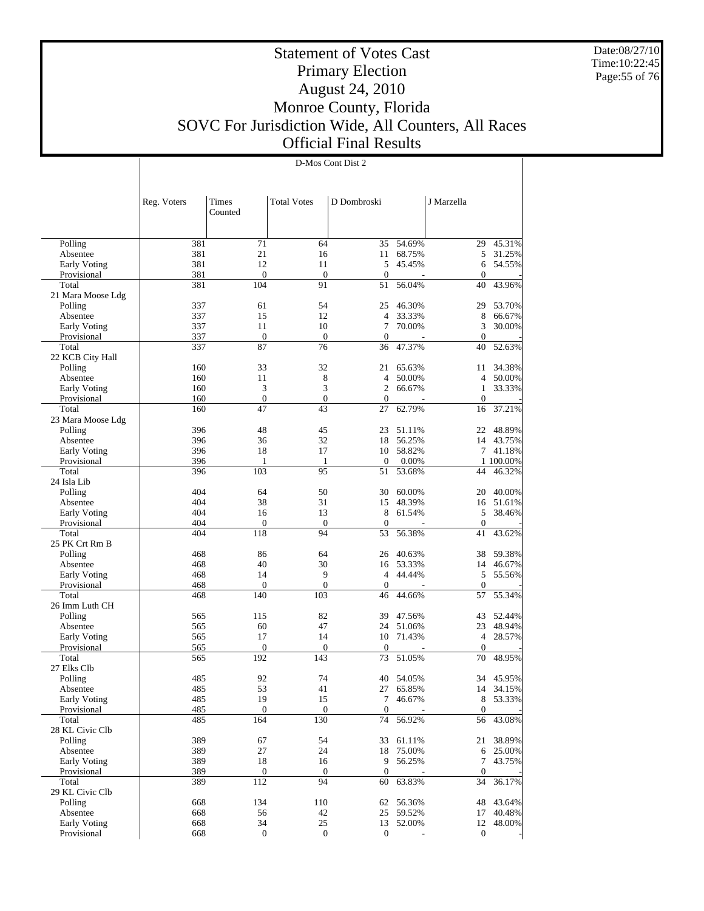# Statement of Votes Cast
## Primary Election
## August 24, 2010
## Monroe County, Florida
## SOVC For Jurisdiction Wide, All Counters, All Races
## Official Final Results

Date:08/27/10
Time:10:22:45

D-Mos Cont Dist 2

| | Reg. Voters | Times Counted | Total Votes | D Dombroski | | J Marzella | |
|---|---|---|---|---|---|---|---|
| Polling | 381 | 71 | 64 | 35 | 54.69% | 29 | 45.31% |
| Absentee | 381 | 21 | 16 | 11 | 68.75% | 5 | 31.25% |
| Early Voting | 381 | 12 | 11 | 5 | 45.45% | 6 | 54.55% |
| Provisional | 381 | 0 | 0 | 0 | - | 0 | - |
| Total | 381 | 104 | 91 | 51 | 56.04% | 40 | 43.96% |
| 21 Mara Moose Ldg | | | | | | | |
| Polling | 337 | 61 | 54 | 25 | 46.30% | 29 | 53.70% |
| Absentee | 337 | 15 | 12 | 4 | 33.33% | 8 | 66.67% |
| Early Voting | 337 | 11 | 10 | 7 | 70.00% | 3 | 30.00% |
| Provisional | 337 | 0 | 0 | 0 | - | 0 | - |
| Total | 337 | 87 | 76 | 36 | 47.37% | 40 | 52.63% |
| 22 KCB City Hall | | | | | | | |
| Polling | 160 | 33 | 32 | 21 | 65.63% | 11 | 34.38% |
| Absentee | 160 | 11 | 8 | 4 | 50.00% | 4 | 50.00% |
| Early Voting | 160 | 3 | 3 | 2 | 66.67% | 1 | 33.33% |
| Provisional | 160 | 0 | 0 | 0 | - | 0 | - |
| Total | 160 | 47 | 43 | 27 | 62.79% | 16 | 37.21% |
| 23 Mara Moose Ldg | | | | | | | |
| Polling | 396 | 48 | 45 | 23 | 51.11% | 22 | 48.89% |
| Absentee | 396 | 36 | 32 | 18 | 56.25% | 14 | 43.75% |
| Early Voting | 396 | 18 | 17 | 10 | 58.82% | 7 | 41.18% |
| Provisional | 396 | 1 | 1 | 0 | 0.00% | 1 | 100.00% |
| Total | 396 | 103 | 95 | 51 | 53.68% | 44 | 46.32% |
| 24 Isla Lib | | | | | | | |
| Polling | 404 | 64 | 50 | 30 | 60.00% | 20 | 40.00% |
| Absentee | 404 | 38 | 31 | 15 | 48.39% | 16 | 51.61% |
| Early Voting | 404 | 16 | 13 | 8 | 61.54% | 5 | 38.46% |
| Provisional | 404 | 0 | 0 | 0 | - | 0 | - |
| Total | 404 | 118 | 94 | 53 | 56.38% | 41 | 43.62% |
| 25 PK Crt Rm B | | | | | | | |
| Polling | 468 | 86 | 64 | 26 | 40.63% | 38 | 59.38% |
| Absentee | 468 | 40 | 30 | 16 | 53.33% | 14 | 46.67% |
| Early Voting | 468 | 14 | 9 | 4 | 44.44% | 5 | 55.56% |
| Provisional | 468 | 0 | 0 | 0 | - | 0 | - |
| Total | 468 | 140 | 103 | 46 | 44.66% | 57 | 55.34% |
| 26 Imm Luth CH | | | | | | | |
| Polling | 565 | 115 | 82 | 39 | 47.56% | 43 | 52.44% |
| Absentee | 565 | 60 | 47 | 24 | 51.06% | 23 | 48.94% |
| Early Voting | 565 | 17 | 14 | 10 | 71.43% | 4 | 28.57% |
| Provisional | 565 | 0 | 0 | 0 | - | 0 | - |
| Total | 565 | 192 | 143 | 73 | 51.05% | 70 | 48.95% |
| 27 Elks Clb | | | | | | | |
| Polling | 485 | 92 | 74 | 40 | 54.05% | 34 | 45.95% |
| Absentee | 485 | 53 | 41 | 27 | 65.85% | 14 | 34.15% |
| Early Voting | 485 | 19 | 15 | 7 | 46.67% | 8 | 53.33% |
| Provisional | 485 | 0 | 0 | 0 | - | 0 | - |
| Total | 485 | 164 | 130 | 74 | 56.92% | 56 | 43.08% |
| 28 KL Civic Clb | | | | | | | |
| Polling | 389 | 67 | 54 | 33 | 61.11% | 21 | 38.89% |
| Absentee | 389 | 27 | 24 | 18 | 75.00% | 6 | 25.00% |
| Early Voting | 389 | 18 | 16 | 9 | 56.25% | 7 | 43.75% |
| Provisional | 389 | 0 | 0 | 0 | - | 0 | - |
| Total | 389 | 112 | 94 | 60 | 63.83% | 34 | 36.17% |
| 29 KL Civic Clb | | | | | | | |
| Polling | 668 | 134 | 110 | 62 | 56.36% | 48 | 43.64% |
| Absentee | 668 | 56 | 42 | 25 | 59.52% | 17 | 40.48% |
| Early Voting | 668 | 34 | 25 | 13 | 52.00% | 12 | 48.00% |
| Provisional | 668 | 0 | 0 | 0 | - | 0 | - |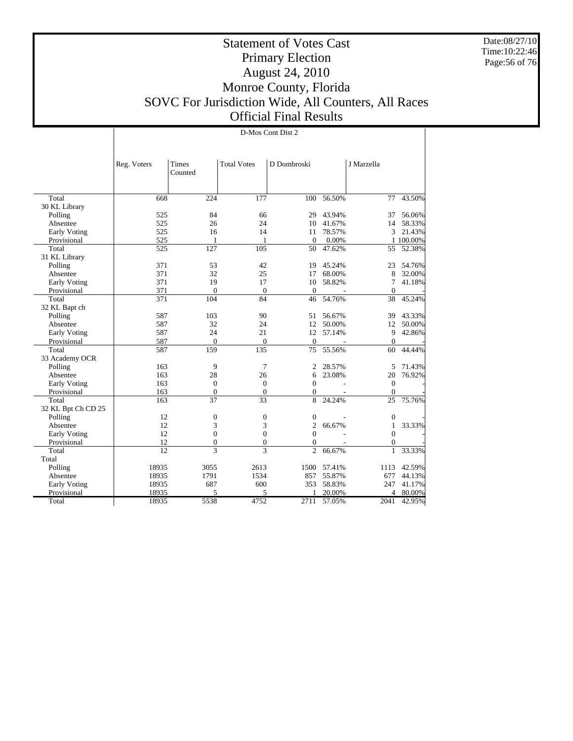# Statement of Votes Cast
## Primary Election
## August 24, 2010
## Monroe County, Florida
## SOVC For Jurisdiction Wide, All Counters, All Races
## Official Final Results

Date:08/27/10
Time:10:22:46

D-Mos Cont Dist 2

| | Reg. Voters | Times Counted | Total Votes | D Dombroski | | J Marzella | |
|---|---|---|---|---|---|---|---|
| Total | 668 | 224 | 177 | 100 | 56.50% | 77 | 43.50% |
| 30 KL Library | | | | | | | |
| Polling | 525 | 84 | 66 | 29 | 43.94% | 37 | 56.06% |
| Absentee | 525 | 26 | 24 | 10 | 41.67% | 14 | 58.33% |
| Early Voting | 525 | 16 | 14 | 11 | 78.57% | 3 | 21.43% |
| Provisional | 525 | 1 | 1 | 0 | 0.00% | 1 | 100.00% |
| Total | 525 | 127 | 105 | 50 | 47.62% | 55 | 52.38% |
| 31 KL Library | | | | | | | |
| Polling | 371 | 53 | 42 | 19 | 45.24% | 23 | 54.76% |
| Absentee | 371 | 32 | 25 | 17 | 68.00% | 8 | 32.00% |
| Early Voting | 371 | 19 | 17 | 10 | 58.82% | 7 | 41.18% |
| Provisional | 371 | 0 | 0 | 0 | - | 0 | - |
| Total | 371 | 104 | 84 | 46 | 54.76% | 38 | 45.24% |
| 32 KL Bapt ch | | | | | | | |
| Polling | 587 | 103 | 90 | 51 | 56.67% | 39 | 43.33% |
| Absentee | 587 | 32 | 24 | 12 | 50.00% | 12 | 50.00% |
| Early Voting | 587 | 24 | 21 | 12 | 57.14% | 9 | 42.86% |
| Provisional | 587 | 0 | 0 | 0 | - | 0 | - |
| Total | 587 | 159 | 135 | 75 | 55.56% | 60 | 44.44% |
| 33 Academy OCR | | | | | | | |
| Polling | 163 | 9 | 7 | 2 | 28.57% | 5 | 71.43% |
| Absentee | 163 | 28 | 26 | 6 | 23.08% | 20 | 76.92% |
| Early Voting | 163 | 0 | 0 | 0 | - | 0 | - |
| Provisional | 163 | 0 | 0 | 0 | - | 0 | - |
| Total | 163 | 37 | 33 | 8 | 24.24% | 25 | 75.76% |
| 32 KL Bpt Ch CD 25 | | | | | | | |
| Polling | 12 | 0 | 0 | 0 | - | 0 | - |
| Absentee | 12 | 3 | 3 | 2 | 66.67% | 1 | 33.33% |
| Early Voting | 12 | 0 | 0 | 0 | - | 0 | - |
| Provisional | 12 | 0 | 0 | 0 | - | 0 | - |
| Total | 12 | 3 | 3 | 2 | 66.67% | 1 | 33.33% |
| Total | | | | | | | |
| Polling | 18935 | 3055 | 2613 | 1500 | 57.41% | 1113 | 42.59% |
| Absentee | 18935 | 1791 | 1534 | 857 | 55.87% | 677 | 44.13% |
| Early Voting | 18935 | 687 | 600 | 353 | 58.83% | 247 | 41.17% |
| Provisional | 18935 | 5 | 5 | 1 | 20.00% | 4 | 80.00% |
| Total | 18935 | 5538 | 4752 | 2711 | 57.05% | 2041 | 42.95% |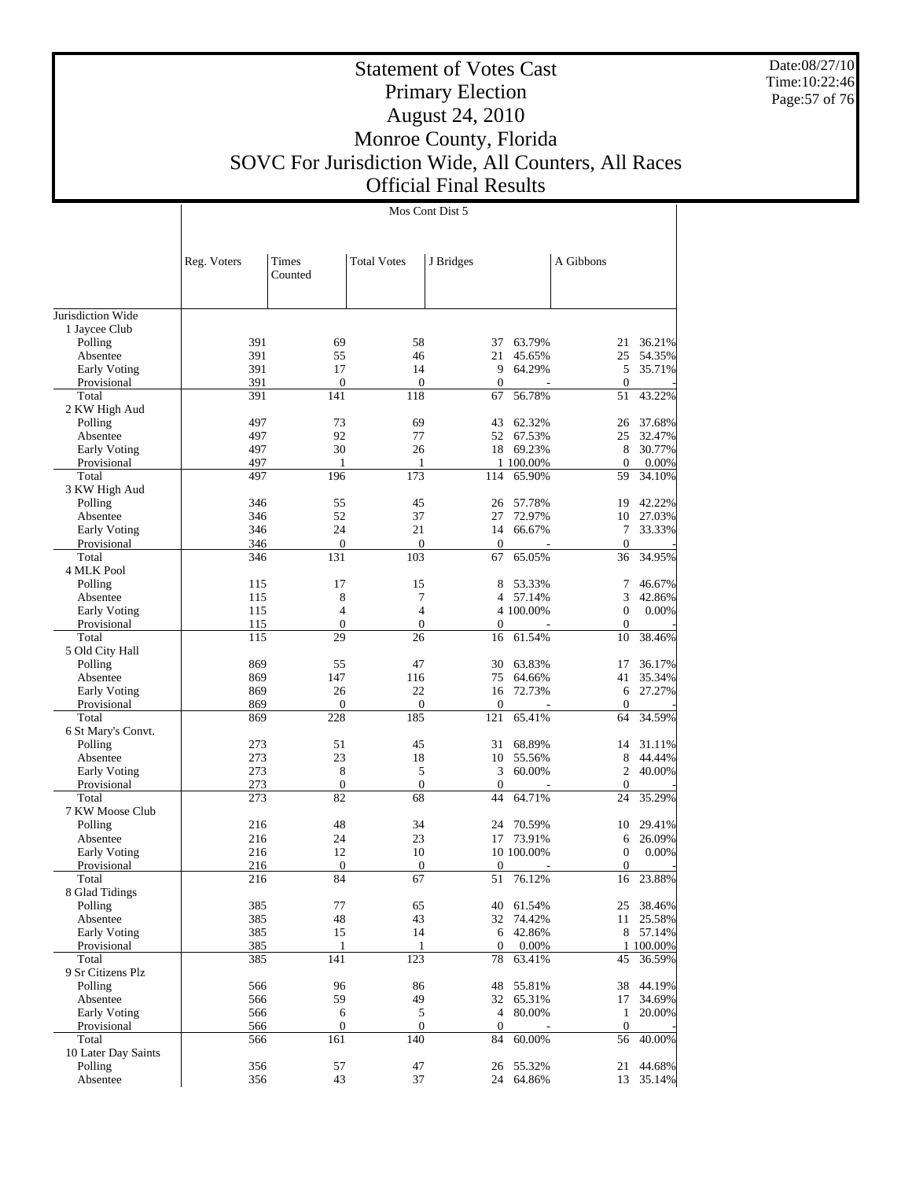# Statement of Votes Cast
## Primary Election
## August 24, 2010
## Monroe County, Florida
## SOVC For Jurisdiction Wide, All Counters, All Races
## Official Final Results

Date:08/27/10
Time:10:22:46

**Mos Cont Dist 5**

| | Reg. Voters | Times Counted | Total Votes | J Bridges | | A Gibbons | |
|---|---|---|---|---|---|---|---|
| Jurisdiction Wide | | | | | | | |
| 1 Jaycee Club | | | | | | | |
| Polling | 391 | 69 | 58 | 37 | 63.79% | 21 | 36.21% |
| Absentee | 391 | 55 | 46 | 21 | 45.65% | 25 | 54.35% |
| Early Voting | 391 | 17 | 14 | 9 | 64.29% | 5 | 35.71% |
| Provisional | 391 | 0 | 0 | 0 | - | 0 | - |
| Total | 391 | 141 | 118 | 67 | 56.78% | 51 | 43.22% |
| 2 KW High Aud | | | | | | | |
| Polling | 497 | 73 | 69 | 43 | 62.32% | 26 | 37.68% |
| Absentee | 497 | 92 | 77 | 52 | 67.53% | 25 | 32.47% |
| Early Voting | 497 | 30 | 26 | 18 | 69.23% | 8 | 30.77% |
| Provisional | 497 | 1 | 1 | 1 | 100.00% | 0 | 0.00% |
| Total | 497 | 196 | 173 | 114 | 65.90% | 59 | 34.10% |
| 3 KW High Aud | | | | | | | |
| Polling | 346 | 55 | 45 | 26 | 57.78% | 19 | 42.22% |
| Absentee | 346 | 52 | 37 | 27 | 72.97% | 10 | 27.03% |
| Early Voting | 346 | 24 | 21 | 14 | 66.67% | 7 | 33.33% |
| Provisional | 346 | 0 | 0 | 0 | - | 0 | - |
| Total | 346 | 131 | 103 | 67 | 65.05% | 36 | 34.95% |
| 4 MLK Pool | | | | | | | |
| Polling | 115 | 17 | 15 | 8 | 53.33% | 7 | 46.67% |
| Absentee | 115 | 8 | 7 | 4 | 57.14% | 3 | 42.86% |
| Early Voting | 115 | 4 | 4 | 4 | 100.00% | 0 | 0.00% |
| Provisional | 115 | 0 | 0 | 0 | - | 0 | - |
| Total | 115 | 29 | 26 | 16 | 61.54% | 10 | 38.46% |
| 5 Old City Hall | | | | | | | |
| Polling | 869 | 55 | 47 | 30 | 63.83% | 17 | 36.17% |
| Absentee | 869 | 147 | 116 | 75 | 64.66% | 41 | 35.34% |
| Early Voting | 869 | 26 | 22 | 16 | 72.73% | 6 | 27.27% |
| Provisional | 869 | 0 | 0 | 0 | - | 0 | - |
| Total | 869 | 228 | 185 | 121 | 65.41% | 64 | 34.59% |
| 6 St Mary's Convt. | | | | | | | |
| Polling | 273 | 51 | 45 | 31 | 68.89% | 14 | 31.11% |
| Absentee | 273 | 23 | 18 | 10 | 55.56% | 8 | 44.44% |
| Early Voting | 273 | 8 | 5 | 3 | 60.00% | 2 | 40.00% |
| Provisional | 273 | 0 | 0 | 0 | - | 0 | - |
| Total | 273 | 82 | 68 | 44 | 64.71% | 24 | 35.29% |
| 7 KW Moose Club | | | | | | | |
| Polling | 216 | 48 | 34 | 24 | 70.59% | 10 | 29.41% |
| Absentee | 216 | 24 | 23 | 17 | 73.91% | 6 | 26.09% |
| Early Voting | 216 | 12 | 10 | 10 | 100.00% | 0 | 0.00% |
| Provisional | 216 | 0 | 0 | 0 | - | 0 | - |
| Total | 216 | 84 | 67 | 51 | 76.12% | 16 | 23.88% |
| 8 Glad Tidings | | | | | | | |
| Polling | 385 | 77 | 65 | 40 | 61.54% | 25 | 38.46% |
| Absentee | 385 | 48 | 43 | 32 | 74.42% | 11 | 25.58% |
| Early Voting | 385 | 15 | 14 | 6 | 42.86% | 8 | 57.14% |
| Provisional | 385 | 1 | 1 | 0 | 0.00% | 1 | 100.00% |
| Total | 385 | 141 | 123 | 78 | 63.41% | 45 | 36.59% |
| 9 Sr Citizens Plz | | | | | | | |
| Polling | 566 | 96 | 86 | 48 | 55.81% | 38 | 44.19% |
| Absentee | 566 | 59 | 49 | 32 | 65.31% | 17 | 34.69% |
| Early Voting | 566 | 6 | 5 | 4 | 80.00% | 1 | 20.00% |
| Provisional | 566 | 0 | 0 | 0 | - | 0 | - |
| Total | 566 | 161 | 140 | 84 | 60.00% | 56 | 40.00% |
| 10 Later Day Saints | | | | | | | |
| Polling | 356 | 57 | 47 | 26 | 55.32% | 21 | 44.68% |
| Absentee | 356 | 43 | 37 | 24 | 64.86% | 13 | 35.14% |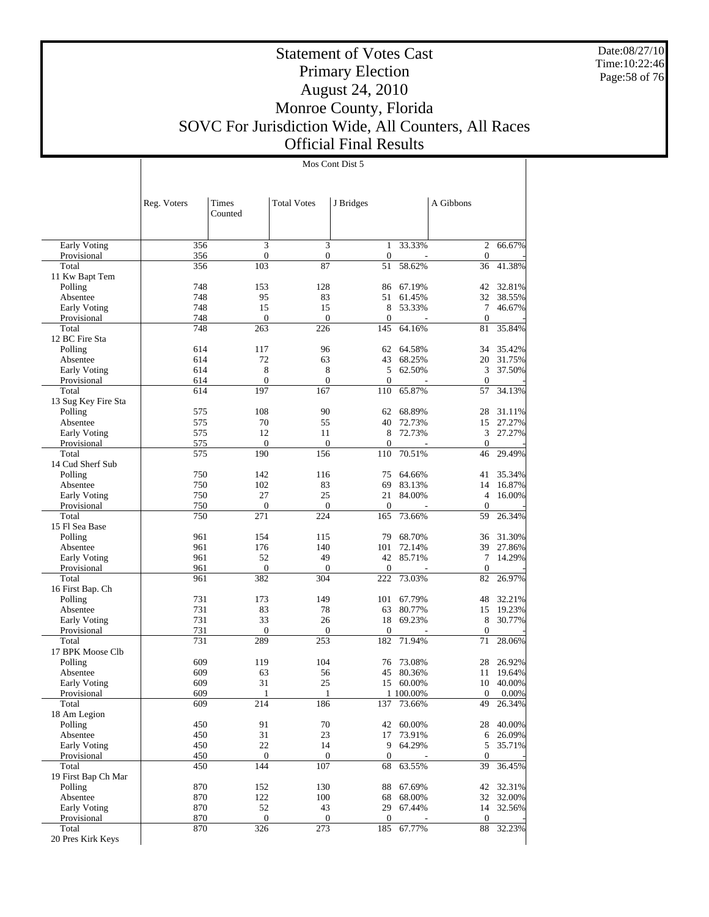# Statement of Votes Cast
## Primary Election
## August 24, 2010
## Monroe County, Florida
## SOVC For Jurisdiction Wide, All Counters, All Races
## Official Final Results

Date:08/27/10
Time:10:22:46

Mos Cont Dist 5

| | Reg. Voters | Times Counted | Total Votes | J Bridges | | A Gibbons | |
|---|---|---|---|---|---|---|---|
| Early Voting | 356 | 3 | 3 | 1 | 33.33% | 2 | 66.67% |
| Provisional | 356 | 0 | 0 | 0 | - | 0 | - |
| Total | 356 | 103 | 87 | 51 | 58.62% | 36 | 41.38% |
| 11 Kw Bapt Tem | | | | | | | |
| Polling | 748 | 153 | 128 | 86 | 67.19% | 42 | 32.81% |
| Absentee | 748 | 95 | 83 | 51 | 61.45% | 32 | 38.55% |
| Early Voting | 748 | 15 | 15 | 8 | 53.33% | 7 | 46.67% |
| Provisional | 748 | 0 | 0 | 0 | - | 0 | - |
| Total | 748 | 263 | 226 | 145 | 64.16% | 81 | 35.84% |
| 12 BC Fire Sta | | | | | | | |
| Polling | 614 | 117 | 96 | 62 | 64.58% | 34 | 35.42% |
| Absentee | 614 | 72 | 63 | 43 | 68.25% | 20 | 31.75% |
| Early Voting | 614 | 8 | 8 | 5 | 62.50% | 3 | 37.50% |
| Provisional | 614 | 0 | 0 | 0 | - | 0 | - |
| Total | 614 | 197 | 167 | 110 | 65.87% | 57 | 34.13% |
| 13 Sug Key Fire Sta | | | | | | | |
| Polling | 575 | 108 | 90 | 62 | 68.89% | 28 | 31.11% |
| Absentee | 575 | 70 | 55 | 40 | 72.73% | 15 | 27.27% |
| Early Voting | 575 | 12 | 11 | 8 | 72.73% | 3 | 27.27% |
| Provisional | 575 | 0 | 0 | 0 | - | 0 | - |
| Total | 575 | 190 | 156 | 110 | 70.51% | 46 | 29.49% |
| 14 Cud Sherf Sub | | | | | | | |
| Polling | 750 | 142 | 116 | 75 | 64.66% | 41 | 35.34% |
| Absentee | 750 | 102 | 83 | 69 | 83.13% | 14 | 16.87% |
| Early Voting | 750 | 27 | 25 | 21 | 84.00% | 4 | 16.00% |
| Provisional | 750 | 0 | 0 | 0 | - | 0 | - |
| Total | 750 | 271 | 224 | 165 | 73.66% | 59 | 26.34% |
| 15 Fl Sea Base | | | | | | | |
| Polling | 961 | 154 | 115 | 79 | 68.70% | 36 | 31.30% |
| Absentee | 961 | 176 | 140 | 101 | 72.14% | 39 | 27.86% |
| Early Voting | 961 | 52 | 49 | 42 | 85.71% | 7 | 14.29% |
| Provisional | 961 | 0 | 0 | 0 | - | 0 | - |
| Total | 961 | 382 | 304 | 222 | 73.03% | 82 | 26.97% |
| 16 First Bap. Ch | | | | | | | |
| Polling | 731 | 173 | 149 | 101 | 67.79% | 48 | 32.21% |
| Absentee | 731 | 83 | 78 | 63 | 80.77% | 15 | 19.23% |
| Early Voting | 731 | 33 | 26 | 18 | 69.23% | 8 | 30.77% |
| Provisional | 731 | 0 | 0 | 0 | - | 0 | - |
| Total | 731 | 289 | 253 | 182 | 71.94% | 71 | 28.06% |
| 17 BPK Moose Clb | | | | | | | |
| Polling | 609 | 119 | 104 | 76 | 73.08% | 28 | 26.92% |
| Absentee | 609 | 63 | 56 | 45 | 80.36% | 11 | 19.64% |
| Early Voting | 609 | 31 | 25 | 15 | 60.00% | 10 | 40.00% |
| Provisional | 609 | 1 | 1 | 1 | 100.00% | 0 | 0.00% |
| Total | 609 | 214 | 186 | 137 | 73.66% | 49 | 26.34% |
| 18 Am Legion | | | | | | | |
| Polling | 450 | 91 | 70 | 42 | 60.00% | 28 | 40.00% |
| Absentee | 450 | 31 | 23 | 17 | 73.91% | 6 | 26.09% |
| Early Voting | 450 | 22 | 14 | 9 | 64.29% | 5 | 35.71% |
| Provisional | 450 | 0 | 0 | 0 | - | 0 | - |
| Total | 450 | 144 | 107 | 68 | 63.55% | 39 | 36.45% |
| 19 First Bap Ch Mar | | | | | | | |
| Polling | 870 | 152 | 130 | 88 | 67.69% | 42 | 32.31% |
| Absentee | 870 | 122 | 100 | 68 | 68.00% | 32 | 32.00% |
| Early Voting | 870 | 52 | 43 | 29 | 67.44% | 14 | 32.56% |
| Provisional | 870 | 0 | 0 | 0 | - | 0 | - |
| Total | 870 | 326 | 273 | 185 | 67.77% | 88 | 32.23% |
| 20 Pres Kirk Keys | | | | | | | |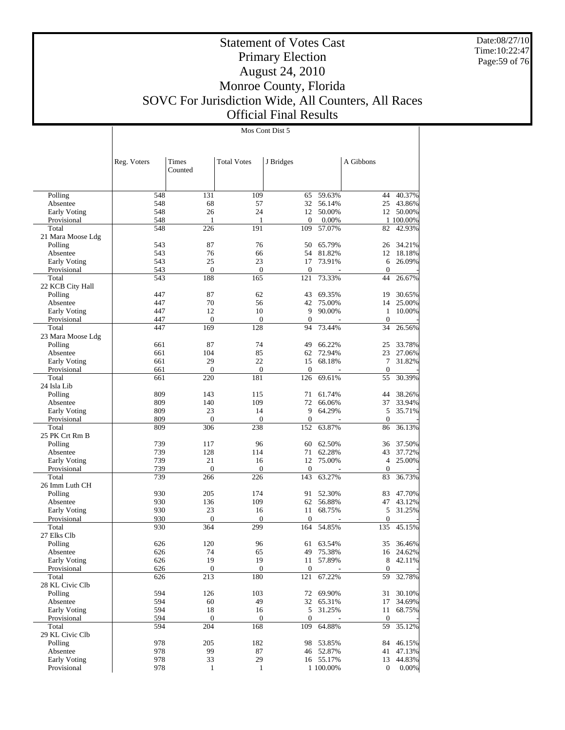# Statement of Votes Cast
## Primary Election
## August 24, 2010
## Monroe County, Florida
## SOVC For Jurisdiction Wide, All Counters, All Races
## Official Final Results

Date:08/27/10
Time:10:22:47

**Mos Cont Dist 5**

| | Reg. Voters | Times Counted | Total Votes | J Bridges | | A Gibbons | |
|---|---|---|---|---|---|---|---|
| Polling | 548 | 131 | 109 | 65 | 59.63% | 44 | 40.37% |
| Absentee | 548 | 68 | 57 | 32 | 56.14% | 25 | 43.86% |
| Early Voting | 548 | 26 | 24 | 12 | 50.00% | 12 | 50.00% |
| Provisional | 548 | 1 | 1 | 0 | 0.00% | 1 | 100.00% |
| Total | 548 | 226 | 191 | 109 | 57.07% | 82 | 42.93% |
| 21 Mara Moose Ldg | | | | | | | |
| Polling | 543 | 87 | 76 | 50 | 65.79% | 26 | 34.21% |
| Absentee | 543 | 76 | 66 | 54 | 81.82% | 12 | 18.18% |
| Early Voting | 543 | 25 | 23 | 17 | 73.91% | 6 | 26.09% |
| Provisional | 543 | 0 | 0 | 0 | - | 0 | - |
| Total | 543 | 188 | 165 | 121 | 73.33% | 44 | 26.67% |
| 22 KCB City Hall | | | | | | | |
| Polling | 447 | 87 | 62 | 43 | 69.35% | 19 | 30.65% |
| Absentee | 447 | 70 | 56 | 42 | 75.00% | 14 | 25.00% |
| Early Voting | 447 | 12 | 10 | 9 | 90.00% | 1 | 10.00% |
| Provisional | 447 | 0 | 0 | 0 | - | 0 | - |
| Total | 447 | 169 | 128 | 94 | 73.44% | 34 | 26.56% |
| 23 Mara Moose Ldg | | | | | | | |
| Polling | 661 | 87 | 74 | 49 | 66.22% | 25 | 33.78% |
| Absentee | 661 | 104 | 85 | 62 | 72.94% | 23 | 27.06% |
| Early Voting | 661 | 29 | 22 | 15 | 68.18% | 7 | 31.82% |
| Provisional | 661 | 0 | 0 | 0 | - | 0 | - |
| Total | 661 | 220 | 181 | 126 | 69.61% | 55 | 30.39% |
| 24 Isla Lib | | | | | | | |
| Polling | 809 | 143 | 115 | 71 | 61.74% | 44 | 38.26% |
| Absentee | 809 | 140 | 109 | 72 | 66.06% | 37 | 33.94% |
| Early Voting | 809 | 23 | 14 | 9 | 64.29% | 5 | 35.71% |
| Provisional | 809 | 0 | 0 | 0 | - | 0 | - |
| Total | 809 | 306 | 238 | 152 | 63.87% | 86 | 36.13% |
| 25 PK Crt Rm B | | | | | | | |
| Polling | 739 | 117 | 96 | 60 | 62.50% | 36 | 37.50% |
| Absentee | 739 | 128 | 114 | 71 | 62.28% | 43 | 37.72% |
| Early Voting | 739 | 21 | 16 | 12 | 75.00% | 4 | 25.00% |
| Provisional | 739 | 0 | 0 | 0 | - | 0 | - |
| Total | 739 | 266 | 226 | 143 | 63.27% | 83 | 36.73% |
| 26 Imm Luth CH | | | | | | | |
| Polling | 930 | 205 | 174 | 91 | 52.30% | 83 | 47.70% |
| Absentee | 930 | 136 | 109 | 62 | 56.88% | 47 | 43.12% |
| Early Voting | 930 | 23 | 16 | 11 | 68.75% | 5 | 31.25% |
| Provisional | 930 | 0 | 0 | 0 | - | 0 | - |
| Total | 930 | 364 | 299 | 164 | 54.85% | 135 | 45.15% |
| 27 Elks Clb | | | | | | | |
| Polling | 626 | 120 | 96 | 61 | 63.54% | 35 | 36.46% |
| Absentee | 626 | 74 | 65 | 49 | 75.38% | 16 | 24.62% |
| Early Voting | 626 | 19 | 19 | 11 | 57.89% | 8 | 42.11% |
| Provisional | 626 | 0 | 0 | 0 | - | 0 | - |
| Total | 626 | 213 | 180 | 121 | 67.22% | 59 | 32.78% |
| 28 KL Civic Clb | | | | | | | |
| Polling | 594 | 126 | 103 | 72 | 69.90% | 31 | 30.10% |
| Absentee | 594 | 60 | 49 | 32 | 65.31% | 17 | 34.69% |
| Early Voting | 594 | 18 | 16 | 5 | 31.25% | 11 | 68.75% |
| Provisional | 594 | 0 | 0 | 0 | - | 0 | - |
| Total | 594 | 204 | 168 | 109 | 64.88% | 59 | 35.12% |
| 29 KL Civic Clb | | | | | | | |
| Polling | 978 | 205 | 182 | 98 | 53.85% | 84 | 46.15% |
| Absentee | 978 | 99 | 87 | 46 | 52.87% | 41 | 47.13% |
| Early Voting | 978 | 33 | 29 | 16 | 55.17% | 13 | 44.83% |
| Provisional | 978 | 1 | 1 | 1 | 100.00% | 0 | 0.00% |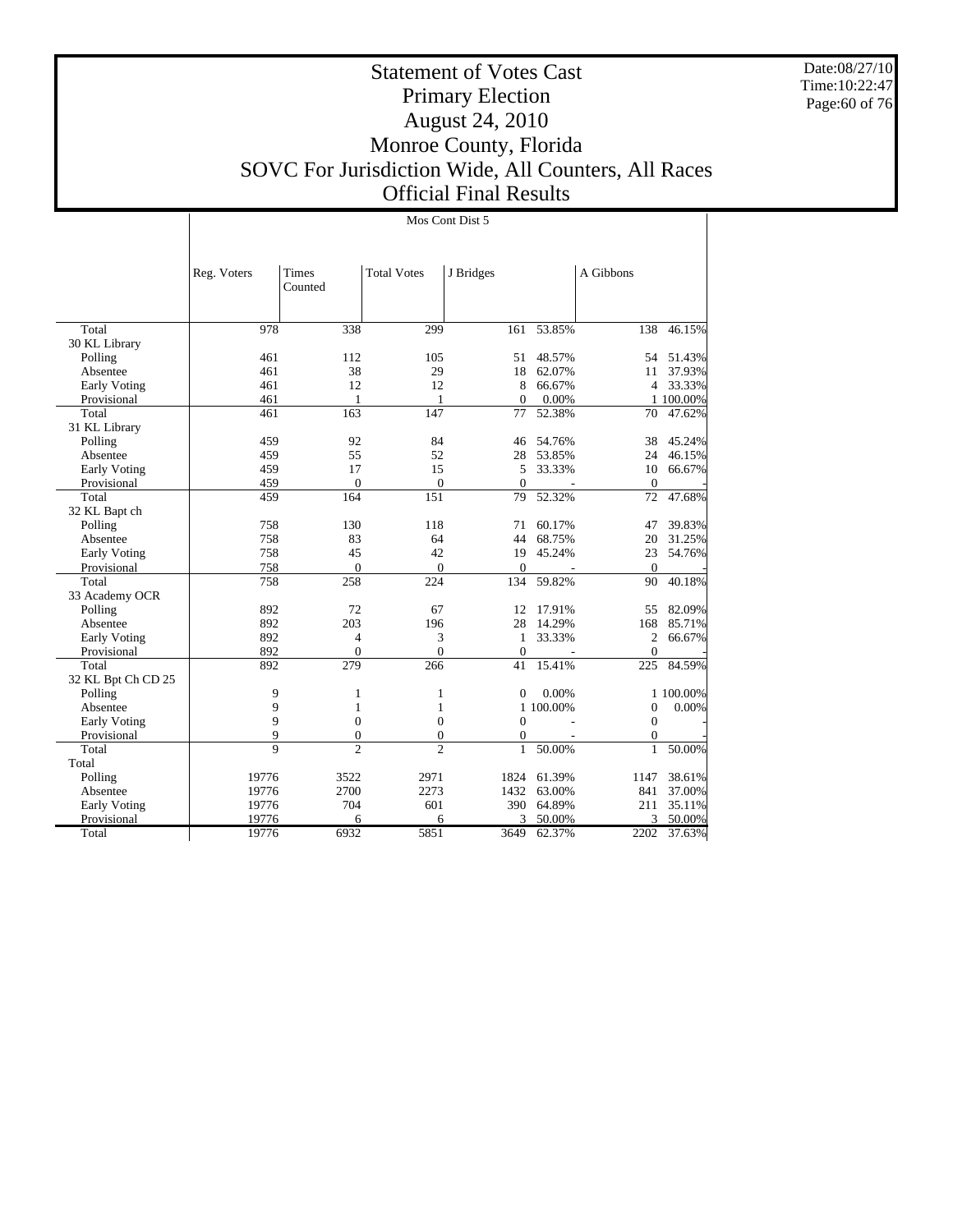# Statement of Votes Cast
## Primary Election
## August 24, 2010
## Monroe County, Florida
## SOVC For Jurisdiction Wide, All Counters, All Races
## Official Final Results

Date:08/27/10
Time:10:22:47

| | Mos Cont Dist 5 | | | | | | |
|---|---|---|---|---|---|---|---|
| | Reg. Voters | Times Counted | Total Votes | J Bridges | | A Gibbons | |
| Total | 978 | 338 | 299 | 161 | 53.85% | 138 | 46.15% |
| 30 KL Library | | | | | | | |
| Polling | 461 | 112 | 105 | 51 | 48.57% | 54 | 51.43% |
| Absentee | 461 | 38 | 29 | 18 | 62.07% | 11 | 37.93% |
| Early Voting | 461 | 12 | 12 | 8 | 66.67% | 4 | 33.33% |
| Provisional | 461 | 1 | 1 | 0 | 0.00% | 1 | 100.00% |
| Total | 461 | 163 | 147 | 77 | 52.38% | 70 | 47.62% |
| 31 KL Library | | | | | | | |
| Polling | 459 | 92 | 84 | 46 | 54.76% | 38 | 45.24% |
| Absentee | 459 | 55 | 52 | 28 | 53.85% | 24 | 46.15% |
| Early Voting | 459 | 17 | 15 | 5 | 33.33% | 10 | 66.67% |
| Provisional | 459 | 0 | 0 | 0 | - | 0 | - |
| Total | 459 | 164 | 151 | 79 | 52.32% | 72 | 47.68% |
| 32 KL Bapt ch | | | | | | | |
| Polling | 758 | 130 | 118 | 71 | 60.17% | 47 | 39.83% |
| Absentee | 758 | 83 | 64 | 44 | 68.75% | 20 | 31.25% |
| Early Voting | 758 | 45 | 42 | 19 | 45.24% | 23 | 54.76% |
| Provisional | 758 | 0 | 0 | 0 | - | 0 | - |
| Total | 758 | 258 | 224 | 134 | 59.82% | 90 | 40.18% |
| 33 Academy OCR | | | | | | | |
| Polling | 892 | 72 | 67 | 12 | 17.91% | 55 | 82.09% |
| Absentee | 892 | 203 | 196 | 28 | 14.29% | 168 | 85.71% |
| Early Voting | 892 | 4 | 3 | 1 | 33.33% | 2 | 66.67% |
| Provisional | 892 | 0 | 0 | 0 | - | 0 | - |
| Total | 892 | 279 | 266 | 41 | 15.41% | 225 | 84.59% |
| 32 KL Bpt Ch CD 25 | | | | | | | |
| Polling | 9 | 1 | 1 | 0 | 0.00% | 1 | 100.00% |
| Absentee | 9 | 1 | 1 | 1 | 100.00% | 0 | 0.00% |
| Early Voting | 9 | 0 | 0 | 0 | - | 0 | - |
| Provisional | 9 | 0 | 0 | 0 | - | 0 | - |
| Total | 9 | 2 | 2 | 1 | 50.00% | 1 | 50.00% |
| Total | | | | | | | |
| Polling | 19776 | 3522 | 2971 | 1824 | 61.39% | 1147 | 38.61% |
| Absentee | 19776 | 2700 | 2273 | 1432 | 63.00% | 841 | 37.00% |
| Early Voting | 19776 | 704 | 601 | 390 | 64.89% | 211 | 35.11% |
| Provisional | 19776 | 6 | 6 | 3 | 50.00% | 3 | 50.00% |
| Total | 19776 | 6932 | 5851 | 3649 | 62.37% | 2202 | 37.63% |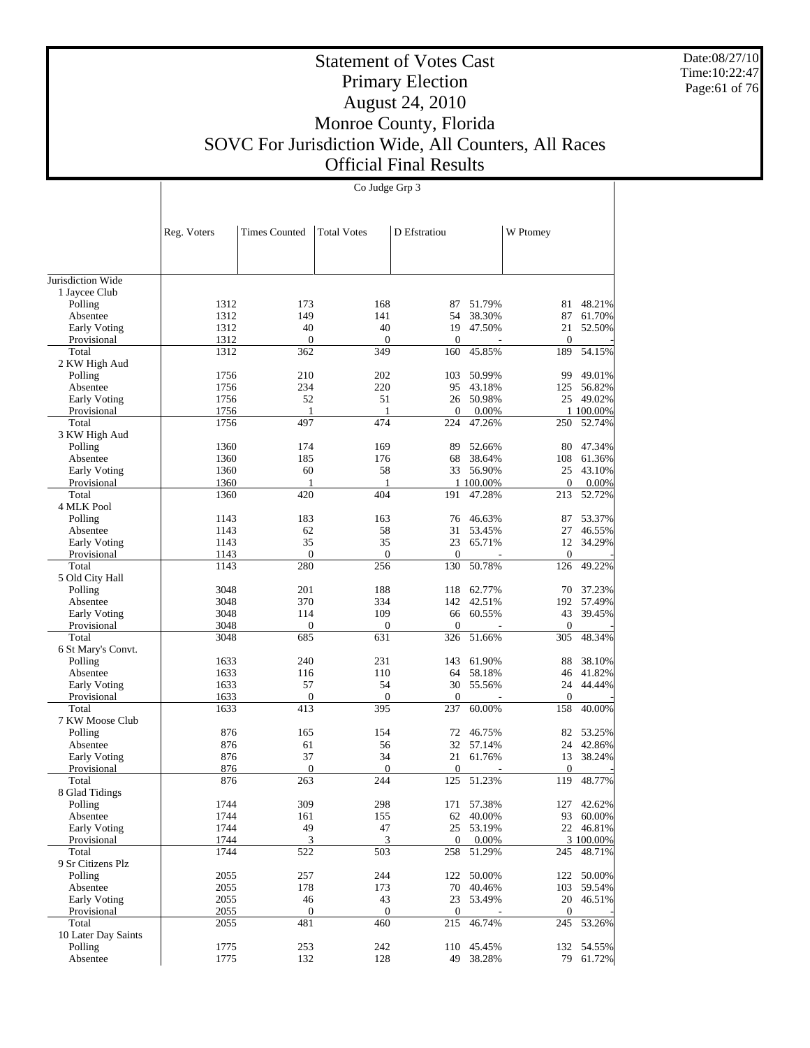# Statement of Votes Cast
## Primary Election
## August 24, 2010
## Monroe County, Florida
## SOVC For Jurisdiction Wide, All Counters, All Races
## Official Final Results

Date:08/27/10
Time:10:22:47

**Co Judge Grp 3**

| | Reg. Voters | Times Counted | Total Votes | D Efstratiou | | W Ptomey | |
|---|---|---|---|---|---|---|---|
| Jurisdiction Wide | | | | | | | |
| 1 Jaycee Club | | | | | | | |
| Polling | 1312 | 173 | 168 | 87 | 51.79% | 81 | 48.21% |
| Absentee | 1312 | 149 | 141 | 54 | 38.30% | 87 | 61.70% |
| Early Voting | 1312 | 40 | 40 | 19 | 47.50% | 21 | 52.50% |
| Provisional | 1312 | 0 | 0 | 0 | - | 0 | - |
| Total | 1312 | 362 | 349 | 160 | 45.85% | 189 | 54.15% |
| 2 KW High Aud | | | | | | | |
| Polling | 1756 | 210 | 202 | 103 | 50.99% | 99 | 49.01% |
| Absentee | 1756 | 234 | 220 | 95 | 43.18% | 125 | 56.82% |
| Early Voting | 1756 | 52 | 51 | 26 | 50.98% | 25 | 49.02% |
| Provisional | 1756 | 1 | 1 | 0 | 0.00% | 1 | 100.00% |
| Total | 1756 | 497 | 474 | 224 | 47.26% | 250 | 52.74% |
| 3 KW High Aud | | | | | | | |
| Polling | 1360 | 174 | 169 | 89 | 52.66% | 80 | 47.34% |
| Absentee | 1360 | 185 | 176 | 68 | 38.64% | 108 | 61.36% |
| Early Voting | 1360 | 60 | 58 | 33 | 56.90% | 25 | 43.10% |
| Provisional | 1360 | 1 | 1 | 1 | 100.00% | 0 | 0.00% |
| Total | 1360 | 420 | 404 | 191 | 47.28% | 213 | 52.72% |
| 4 MLK Pool | | | | | | | |
| Polling | 1143 | 183 | 163 | 76 | 46.63% | 87 | 53.37% |
| Absentee | 1143 | 62 | 58 | 31 | 53.45% | 27 | 46.55% |
| Early Voting | 1143 | 35 | 35 | 23 | 65.71% | 12 | 34.29% |
| Provisional | 1143 | 0 | 0 | 0 | - | 0 | - |
| Total | 1143 | 280 | 256 | 130 | 50.78% | 126 | 49.22% |
| 5 Old City Hall | | | | | | | |
| Polling | 3048 | 201 | 188 | 118 | 62.77% | 70 | 37.23% |
| Absentee | 3048 | 370 | 334 | 142 | 42.51% | 192 | 57.49% |
| Early Voting | 3048 | 114 | 109 | 66 | 60.55% | 43 | 39.45% |
| Provisional | 3048 | 0 | 0 | 0 | - | 0 | - |
| Total | 3048 | 685 | 631 | 326 | 51.66% | 305 | 48.34% |
| 6 St Mary's Convt. | | | | | | | |
| Polling | 1633 | 240 | 231 | 143 | 61.90% | 88 | 38.10% |
| Absentee | 1633 | 116 | 110 | 64 | 58.18% | 46 | 41.82% |
| Early Voting | 1633 | 57 | 54 | 30 | 55.56% | 24 | 44.44% |
| Provisional | 1633 | 0 | 0 | 0 | - | 0 | - |
| Total | 1633 | 413 | 395 | 237 | 60.00% | 158 | 40.00% |
| 7 KW Moose Club | | | | | | | |
| Polling | 876 | 165 | 154 | 72 | 46.75% | 82 | 53.25% |
| Absentee | 876 | 61 | 56 | 32 | 57.14% | 24 | 42.86% |
| Early Voting | 876 | 37 | 34 | 21 | 61.76% | 13 | 38.24% |
| Provisional | 876 | 0 | 0 | 0 | - | 0 | - |
| Total | 876 | 263 | 244 | 125 | 51.23% | 119 | 48.77% |
| 8 Glad Tidings | | | | | | | |
| Polling | 1744 | 309 | 298 | 171 | 57.38% | 127 | 42.62% |
| Absentee | 1744 | 161 | 155 | 62 | 40.00% | 93 | 60.00% |
| Early Voting | 1744 | 49 | 47 | 25 | 53.19% | 22 | 46.81% |
| Provisional | 1744 | 3 | 3 | 0 | 0.00% | 3 | 100.00% |
| Total | 1744 | 522 | 503 | 258 | 51.29% | 245 | 48.71% |
| 9 Sr Citizens Plz | | | | | | | |
| Polling | 2055 | 257 | 244 | 122 | 50.00% | 122 | 50.00% |
| Absentee | 2055 | 178 | 173 | 70 | 40.46% | 103 | 59.54% |
| Early Voting | 2055 | 46 | 43 | 23 | 53.49% | 20 | 46.51% |
| Provisional | 2055 | 0 | 0 | 0 | - | 0 | - |
| Total | 2055 | 481 | 460 | 215 | 46.74% | 245 | 53.26% |
| 10 Later Day Saints | | | | | | | |
| Polling | 1775 | 253 | 242 | 110 | 45.45% | 132 | 54.55% |
| Absentee | 1775 | 132 | 128 | 49 | 38.28% | 79 | 61.72% |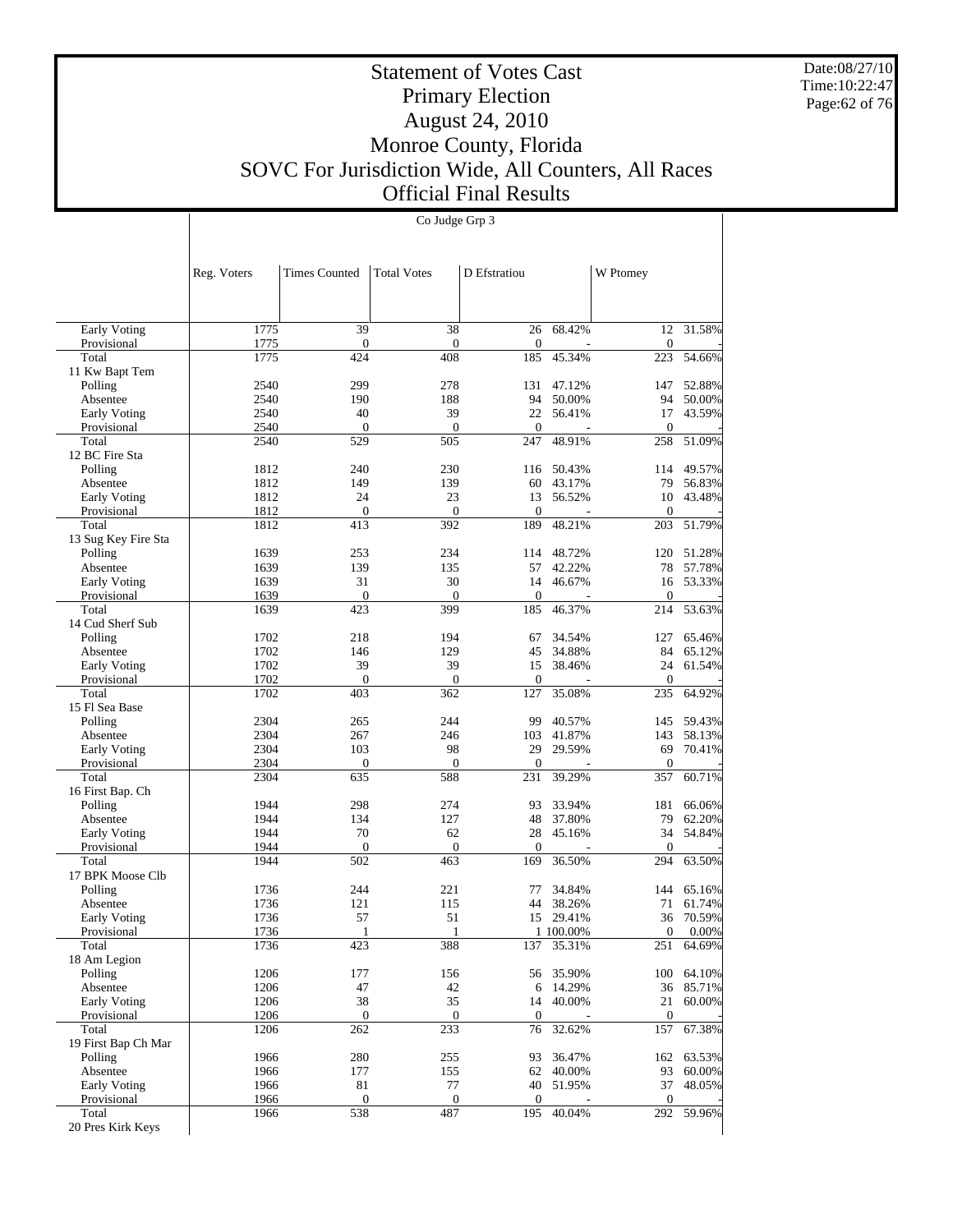# Statement of Votes Cast
## Primary Election
## August 24, 2010
## Monroe County, Florida
## SOVC For Jurisdiction Wide, All Counters, All Races
## Official Final Results

Date:08/27/10
Time:10:22:47

Co Judge Grp 3

| | Reg. Voters | Times Counted | Total Votes | D Efstratiou | | W Ptomey | |
|---|---|---|---|---|---|---|---|
| Early Voting | 1775 | 39 | 38 | 26 | 68.42% | 12 | 31.58% |
| Provisional | 1775 | 0 | 0 | 0 | - | 0 | - |
| Total | 1775 | 424 | 408 | 185 | 45.34% | 223 | 54.66% |
| 11 Kw Bapt Tem | | | | | | | |
| Polling | 2540 | 299 | 278 | 131 | 47.12% | 147 | 52.88% |
| Absentee | 2540 | 190 | 188 | 94 | 50.00% | 94 | 50.00% |
| Early Voting | 2540 | 40 | 39 | 22 | 56.41% | 17 | 43.59% |
| Provisional | 2540 | 0 | 0 | 0 | - | 0 | - |
| Total | 2540 | 529 | 505 | 247 | 48.91% | 258 | 51.09% |
| 12 BC Fire Sta | | | | | | | |
| Polling | 1812 | 240 | 230 | 116 | 50.43% | 114 | 49.57% |
| Absentee | 1812 | 149 | 139 | 60 | 43.17% | 79 | 56.83% |
| Early Voting | 1812 | 24 | 23 | 13 | 56.52% | 10 | 43.48% |
| Provisional | 1812 | 0 | 0 | 0 | - | 0 | - |
| Total | 1812 | 413 | 392 | 189 | 48.21% | 203 | 51.79% |
| 13 Sug Key Fire Sta | | | | | | | |
| Polling | 1639 | 253 | 234 | 114 | 48.72% | 120 | 51.28% |
| Absentee | 1639 | 139 | 135 | 57 | 42.22% | 78 | 57.78% |
| Early Voting | 1639 | 31 | 30 | 14 | 46.67% | 16 | 53.33% |
| Provisional | 1639 | 0 | 0 | 0 | - | 0 | - |
| Total | 1639 | 423 | 399 | 185 | 46.37% | 214 | 53.63% |
| 14 Cud Sherf Sub | | | | | | | |
| Polling | 1702 | 218 | 194 | 67 | 34.54% | 127 | 65.46% |
| Absentee | 1702 | 146 | 129 | 45 | 34.88% | 84 | 65.12% |
| Early Voting | 1702 | 39 | 39 | 15 | 38.46% | 24 | 61.54% |
| Provisional | 1702 | 0 | 0 | 0 | - | 0 | - |
| Total | 1702 | 403 | 362 | 127 | 35.08% | 235 | 64.92% |
| 15 Fl Sea Base | | | | | | | |
| Polling | 2304 | 265 | 244 | 99 | 40.57% | 145 | 59.43% |
| Absentee | 2304 | 267 | 246 | 103 | 41.87% | 143 | 58.13% |
| Early Voting | 2304 | 103 | 98 | 29 | 29.59% | 69 | 70.41% |
| Provisional | 2304 | 0 | 0 | 0 | - | 0 | - |
| Total | 2304 | 635 | 588 | 231 | 39.29% | 357 | 60.71% |
| 16 First Bap. Ch | | | | | | | |
| Polling | 1944 | 298 | 274 | 93 | 33.94% | 181 | 66.06% |
| Absentee | 1944 | 134 | 127 | 48 | 37.80% | 79 | 62.20% |
| Early Voting | 1944 | 70 | 62 | 28 | 45.16% | 34 | 54.84% |
| Provisional | 1944 | 0 | 0 | 0 | - | 0 | - |
| Total | 1944 | 502 | 463 | 169 | 36.50% | 294 | 63.50% |
| 17 BPK Moose Clb | | | | | | | |
| Polling | 1736 | 244 | 221 | 77 | 34.84% | 144 | 65.16% |
| Absentee | 1736 | 121 | 115 | 44 | 38.26% | 71 | 61.74% |
| Early Voting | 1736 | 57 | 51 | 15 | 29.41% | 36 | 70.59% |
| Provisional | 1736 | 1 | 1 | 1 | 100.00% | 0 | 0.00% |
| Total | 1736 | 423 | 388 | 137 | 35.31% | 251 | 64.69% |
| 18 Am Legion | | | | | | | |
| Polling | 1206 | 177 | 156 | 56 | 35.90% | 100 | 64.10% |
| Absentee | 1206 | 47 | 42 | 6 | 14.29% | 36 | 85.71% |
| Early Voting | 1206 | 38 | 35 | 14 | 40.00% | 21 | 60.00% |
| Provisional | 1206 | 0 | 0 | 0 | - | 0 | - |
| Total | 1206 | 262 | 233 | 76 | 32.62% | 157 | 67.38% |
| 19 First Bap Ch Mar | | | | | | | |
| Polling | 1966 | 280 | 255 | 93 | 36.47% | 162 | 63.53% |
| Absentee | 1966 | 177 | 155 | 62 | 40.00% | 93 | 60.00% |
| Early Voting | 1966 | 81 | 77 | 40 | 51.95% | 37 | 48.05% |
| Provisional | 1966 | 0 | 0 | 0 | - | 0 | - |
| Total | 1966 | 538 | 487 | 195 | 40.04% | 292 | 59.96% |
| 20 Pres Kirk Keys | | | | | | | |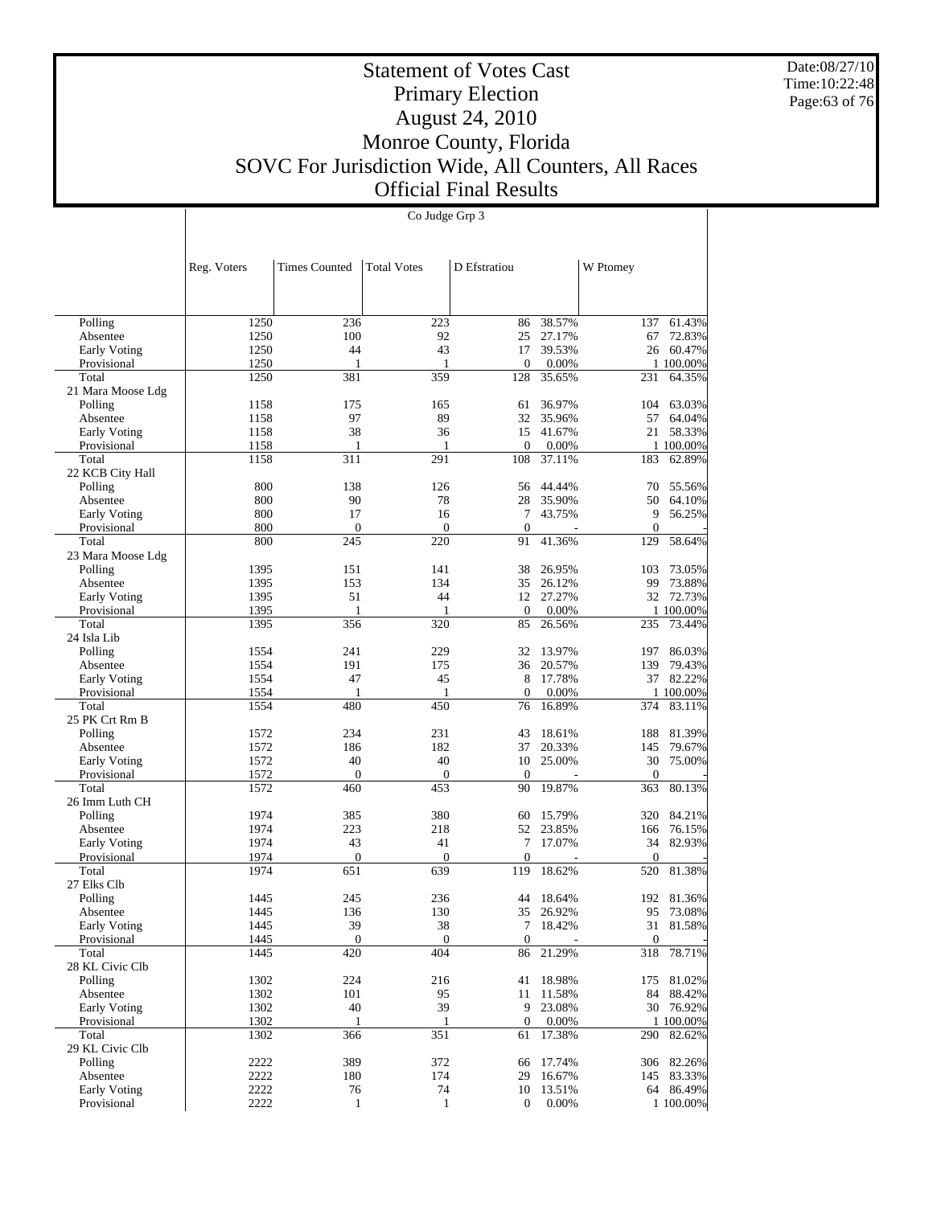# Statement of Votes Cast
# Primary Election
# August 24, 2010
# Monroe County, Florida
# SOVC For Jurisdiction Wide, All Counters, All Races
# Official Final Results

Date:08/27/10
Time:10:22:48

## Co Judge Grp 3

| | Reg. Voters | Times Counted | Total Votes | D Efstratiou | | W Ptomey | |
|---|---|---|---|---|---|---|---|
| Polling | 1250 | 236 | 223 | 86 | 38.57% | 137 | 61.43% |
| Absentee | 1250 | 100 | 92 | 25 | 27.17% | 67 | 72.83% |
| Early Voting | 1250 | 44 | 43 | 17 | 39.53% | 26 | 60.47% |
| Provisional | 1250 | 1 | 1 | 0 | 0.00% | 1 | 100.00% |
| Total | 1250 | 381 | 359 | 128 | 35.65% | 231 | 64.35% |
| 21 Mara Moose Ldg | | | | | | | |
| Polling | 1158 | 175 | 165 | 61 | 36.97% | 104 | 63.03% |
| Absentee | 1158 | 97 | 89 | 32 | 35.96% | 57 | 64.04% |
| Early Voting | 1158 | 38 | 36 | 15 | 41.67% | 21 | 58.33% |
| Provisional | 1158 | 1 | 1 | 0 | 0.00% | 1 | 100.00% |
| Total | 1158 | 311 | 291 | 108 | 37.11% | 183 | 62.89% |
| 22 KCB City Hall | | | | | | | |
| Polling | 800 | 138 | 126 | 56 | 44.44% | 70 | 55.56% |
| Absentee | 800 | 90 | 78 | 28 | 35.90% | 50 | 64.10% |
| Early Voting | 800 | 17 | 16 | 7 | 43.75% | 9 | 56.25% |
| Provisional | 800 | 0 | 0 | 0 | - | 0 | - |
| Total | 800 | 245 | 220 | 91 | 41.36% | 129 | 58.64% |
| 23 Mara Moose Ldg | | | | | | | |
| Polling | 1395 | 151 | 141 | 38 | 26.95% | 103 | 73.05% |
| Absentee | 1395 | 153 | 134 | 35 | 26.12% | 99 | 73.88% |
| Early Voting | 1395 | 51 | 44 | 12 | 27.27% | 32 | 72.73% |
| Provisional | 1395 | 1 | 1 | 0 | 0.00% | 1 | 100.00% |
| Total | 1395 | 356 | 320 | 85 | 26.56% | 235 | 73.44% |
| 24 Isla Lib | | | | | | | |
| Polling | 1554 | 241 | 229 | 32 | 13.97% | 197 | 86.03% |
| Absentee | 1554 | 191 | 175 | 36 | 20.57% | 139 | 79.43% |
| Early Voting | 1554 | 47 | 45 | 8 | 17.78% | 37 | 82.22% |
| Provisional | 1554 | 1 | 1 | 0 | 0.00% | 1 | 100.00% |
| Total | 1554 | 480 | 450 | 76 | 16.89% | 374 | 83.11% |
| 25 PK Crt Rm B | | | | | | | |
| Polling | 1572 | 234 | 231 | 43 | 18.61% | 188 | 81.39% |
| Absentee | 1572 | 186 | 182 | 37 | 20.33% | 145 | 79.67% |
| Early Voting | 1572 | 40 | 40 | 10 | 25.00% | 30 | 75.00% |
| Provisional | 1572 | 0 | 0 | 0 | - | 0 | - |
| Total | 1572 | 460 | 453 | 90 | 19.87% | 363 | 80.13% |
| 26 Imm Luth CH | | | | | | | |
| Polling | 1974 | 385 | 380 | 60 | 15.79% | 320 | 84.21% |
| Absentee | 1974 | 223 | 218 | 52 | 23.85% | 166 | 76.15% |
| Early Voting | 1974 | 43 | 41 | 7 | 17.07% | 34 | 82.93% |
| Provisional | 1974 | 0 | 0 | 0 | - | 0 | - |
| Total | 1974 | 651 | 639 | 119 | 18.62% | 520 | 81.38% |
| 27 Elks Clb | | | | | | | |
| Polling | 1445 | 245 | 236 | 44 | 18.64% | 192 | 81.36% |
| Absentee | 1445 | 136 | 130 | 35 | 26.92% | 95 | 73.08% |
| Early Voting | 1445 | 39 | 38 | 7 | 18.42% | 31 | 81.58% |
| Provisional | 1445 | 0 | 0 | 0 | - | 0 | - |
| Total | 1445 | 420 | 404 | 86 | 21.29% | 318 | 78.71% |
| 28 KL Civic Clb | | | | | | | |
| Polling | 1302 | 224 | 216 | 41 | 18.98% | 175 | 81.02% |
| Absentee | 1302 | 101 | 95 | 11 | 11.58% | 84 | 88.42% |
| Early Voting | 1302 | 40 | 39 | 9 | 23.08% | 30 | 76.92% |
| Provisional | 1302 | 1 | 1 | 0 | 0.00% | 1 | 100.00% |
| Total | 1302 | 366 | 351 | 61 | 17.38% | 290 | 82.62% |
| 29 KL Civic Clb | | | | | | | |
| Polling | 2222 | 389 | 372 | 66 | 17.74% | 306 | 82.26% |
| Absentee | 2222 | 180 | 174 | 29 | 16.67% | 145 | 83.33% |
| Early Voting | 2222 | 76 | 74 | 10 | 13.51% | 64 | 86.49% |
| Provisional | 2222 | 1 | 1 | 0 | 0.00% | 1 | 100.00% |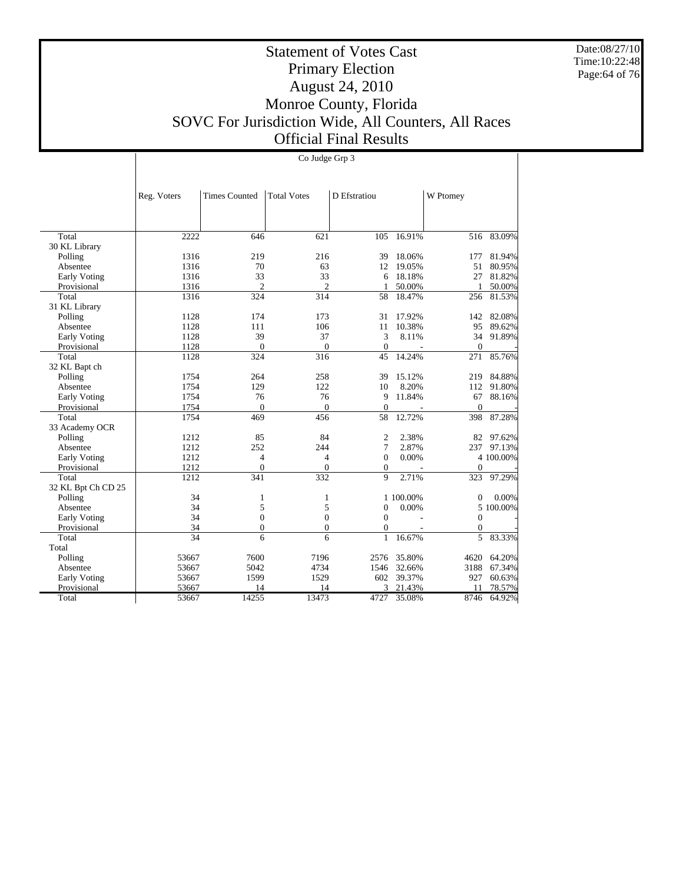# Statement of Votes Cast
## Primary Election
## August 24, 2010
## Monroe County, Florida
## SOVC For Jurisdiction Wide, All Counters, All Races
## Official Final Results

Date:08/27/10
Time:10:22:48

| | Co Judge Grp 3 | | | | | | |
|---|---|---|---|---|---|---|---|
| | Reg. Voters | Times Counted | Total Votes | D Efstratiou | | W Ptomey | |
| Total | 2222 | 646 | 621 | 105 | 16.91% | 516 | 83.09% |
| 30 KL Library | | | | | | | |
| Polling | 1316 | 219 | 216 | 39 | 18.06% | 177 | 81.94% |
| Absentee | 1316 | 70 | 63 | 12 | 19.05% | 51 | 80.95% |
| Early Voting | 1316 | 33 | 33 | 6 | 18.18% | 27 | 81.82% |
| Provisional | 1316 | 2 | 2 | 1 | 50.00% | 1 | 50.00% |
| Total | 1316 | 324 | 314 | 58 | 18.47% | 256 | 81.53% |
| 31 KL Library | | | | | | | |
| Polling | 1128 | 174 | 173 | 31 | 17.92% | 142 | 82.08% |
| Absentee | 1128 | 111 | 106 | 11 | 10.38% | 95 | 89.62% |
| Early Voting | 1128 | 39 | 37 | 3 | 8.11% | 34 | 91.89% |
| Provisional | 1128 | 0 | 0 | 0 | - | 0 | - |
| Total | 1128 | 324 | 316 | 45 | 14.24% | 271 | 85.76% |
| 32 KL Bapt ch | | | | | | | |
| Polling | 1754 | 264 | 258 | 39 | 15.12% | 219 | 84.88% |
| Absentee | 1754 | 129 | 122 | 10 | 8.20% | 112 | 91.80% |
| Early Voting | 1754 | 76 | 76 | 9 | 11.84% | 67 | 88.16% |
| Provisional | 1754 | 0 | 0 | 0 | - | 0 | - |
| Total | 1754 | 469 | 456 | 58 | 12.72% | 398 | 87.28% |
| 33 Academy OCR | | | | | | | |
| Polling | 1212 | 85 | 84 | 2 | 2.38% | 82 | 97.62% |
| Absentee | 1212 | 252 | 244 | 7 | 2.87% | 237 | 97.13% |
| Early Voting | 1212 | 4 | 4 | 0 | 0.00% | 4 | 100.00% |
| Provisional | 1212 | 0 | 0 | 0 | - | 0 | - |
| Total | 1212 | 341 | 332 | 9 | 2.71% | 323 | 97.29% |
| 32 KL Bpt Ch CD 25 | | | | | | | |
| Polling | 34 | 1 | 1 | 1 | 100.00% | 0 | 0.00% |
| Absentee | 34 | 5 | 5 | 0 | 0.00% | 5 | 100.00% |
| Early Voting | 34 | 0 | 0 | 0 | - | 0 | - |
| Provisional | 34 | 0 | 0 | 0 | - | 0 | - |
| Total | 34 | 6 | 6 | 1 | 16.67% | 5 | 83.33% |
| Total | | | | | | | |
| Polling | 53667 | 7600 | 7196 | 2576 | 35.80% | 4620 | 64.20% |
| Absentee | 53667 | 5042 | 4734 | 1546 | 32.66% | 3188 | 67.34% |
| Early Voting | 53667 | 1599 | 1529 | 602 | 39.37% | 927 | 60.63% |
| Provisional | 53667 | 14 | 14 | 3 | 21.43% | 11 | 78.57% |
| Total | 53667 | 14255 | 13473 | 4727 | 35.08% | 8746 | 64.92% |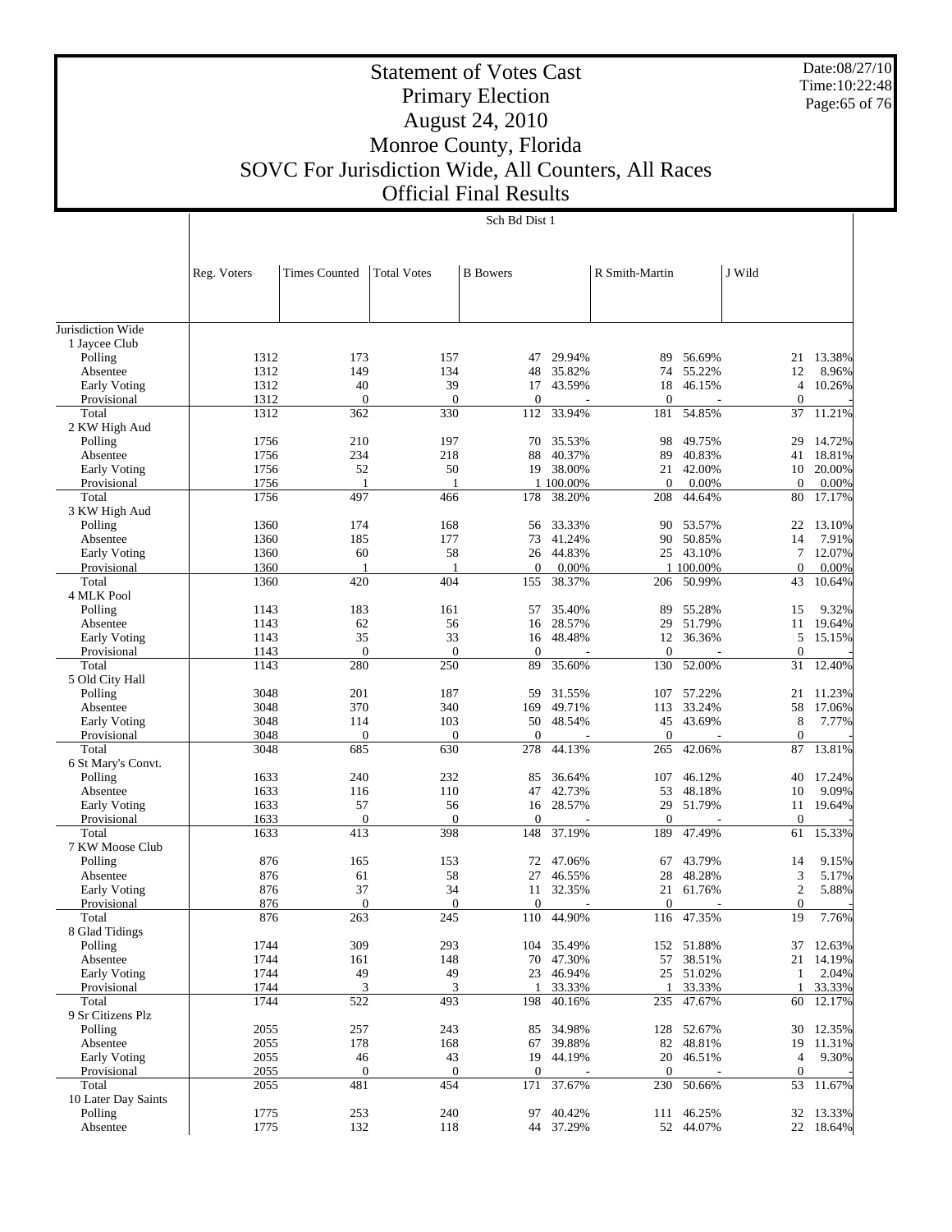# Statement of Votes Cast
## Primary Election
## August 24, 2010
## Monroe County, Florida
## SOVC For Jurisdiction Wide, All Counters, All Races
## Official Final Results

Date:08/27/10
Time:10:22:48

Sch Bd Dist 1

| | Reg. Voters | Times Counted | Total Votes | B Bowers | | R Smith-Martin | | J Wild | |
|---|---|---|---|---|---|---|---|---|---|
| Jurisdiction Wide | | | | | | | | | |
| 1 Jaycee Club | | | | | | | | | |
| Polling | 1312 | 173 | 157 | 47 | 29.94% | 89 | 56.69% | 21 | 13.38% |
| Absentee | 1312 | 149 | 134 | 48 | 35.82% | 74 | 55.22% | 12 | 8.96% |
| Early Voting | 1312 | 40 | 39 | 17 | 43.59% | 18 | 46.15% | 4 | 10.26% |
| Provisional | 1312 | 0 | 0 | 0 | - | 0 | - | 0 | - |
| Total | 1312 | 362 | 330 | 112 | 33.94% | 181 | 54.85% | 37 | 11.21% |
| 2 KW High Aud | | | | | | | | | |
| Polling | 1756 | 210 | 197 | 70 | 35.53% | 98 | 49.75% | 29 | 14.72% |
| Absentee | 1756 | 234 | 218 | 88 | 40.37% | 89 | 40.83% | 41 | 18.81% |
| Early Voting | 1756 | 52 | 50 | 19 | 38.00% | 21 | 42.00% | 10 | 20.00% |
| Provisional | 1756 | 1 | 1 | 1 | 100.00% | 0 | 0.00% | 0 | 0.00% |
| Total | 1756 | 497 | 466 | 178 | 38.20% | 208 | 44.64% | 80 | 17.17% |
| 3 KW High Aud | | | | | | | | | |
| Polling | 1360 | 174 | 168 | 56 | 33.33% | 90 | 53.57% | 22 | 13.10% |
| Absentee | 1360 | 185 | 177 | 73 | 41.24% | 90 | 50.85% | 14 | 7.91% |
| Early Voting | 1360 | 60 | 58 | 26 | 44.83% | 25 | 43.10% | 7 | 12.07% |
| Provisional | 1360 | 1 | 1 | 0 | 0.00% | 1 | 100.00% | 0 | 0.00% |
| Total | 1360 | 420 | 404 | 155 | 38.37% | 206 | 50.99% | 43 | 10.64% |
| 4 MLK Pool | | | | | | | | | |
| Polling | 1143 | 183 | 161 | 57 | 35.40% | 89 | 55.28% | 15 | 9.32% |
| Absentee | 1143 | 62 | 56 | 16 | 28.57% | 29 | 51.79% | 11 | 19.64% |
| Early Voting | 1143 | 35 | 33 | 16 | 48.48% | 12 | 36.36% | 5 | 15.15% |
| Provisional | 1143 | 0 | 0 | 0 | - | 0 | - | 0 | - |
| Total | 1143 | 280 | 250 | 89 | 35.60% | 130 | 52.00% | 31 | 12.40% |
| 5 Old City Hall | | | | | | | | | |
| Polling | 3048 | 201 | 187 | 59 | 31.55% | 107 | 57.22% | 21 | 11.23% |
| Absentee | 3048 | 370 | 340 | 169 | 49.71% | 113 | 33.24% | 58 | 17.06% |
| Early Voting | 3048 | 114 | 103 | 50 | 48.54% | 45 | 43.69% | 8 | 7.77% |
| Provisional | 3048 | 0 | 0 | 0 | - | 0 | - | 0 | - |
| Total | 3048 | 685 | 630 | 278 | 44.13% | 265 | 42.06% | 87 | 13.81% |
| 6 St Mary's Convt. | | | | | | | | | |
| Polling | 1633 | 240 | 232 | 85 | 36.64% | 107 | 46.12% | 40 | 17.24% |
| Absentee | 1633 | 116 | 110 | 47 | 42.73% | 53 | 48.18% | 10 | 9.09% |
| Early Voting | 1633 | 57 | 56 | 16 | 28.57% | 29 | 51.79% | 11 | 19.64% |
| Provisional | 1633 | 0 | 0 | 0 | - | 0 | - | 0 | - |
| Total | 1633 | 413 | 398 | 148 | 37.19% | 189 | 47.49% | 61 | 15.33% |
| 7 KW Moose Club | | | | | | | | | |
| Polling | 876 | 165 | 153 | 72 | 47.06% | 67 | 43.79% | 14 | 9.15% |
| Absentee | 876 | 61 | 58 | 27 | 46.55% | 28 | 48.28% | 3 | 5.17% |
| Early Voting | 876 | 37 | 34 | 11 | 32.35% | 21 | 61.76% | 2 | 5.88% |
| Provisional | 876 | 0 | 0 | 0 | - | 0 | - | 0 | - |
| Total | 876 | 263 | 245 | 110 | 44.90% | 116 | 47.35% | 19 | 7.76% |
| 8 Glad Tidings | | | | | | | | | |
| Polling | 1744 | 309 | 293 | 104 | 35.49% | 152 | 51.88% | 37 | 12.63% |
| Absentee | 1744 | 161 | 148 | 70 | 47.30% | 57 | 38.51% | 21 | 14.19% |
| Early Voting | 1744 | 49 | 49 | 23 | 46.94% | 25 | 51.02% | 1 | 2.04% |
| Provisional | 1744 | 3 | 3 | 1 | 33.33% | 1 | 33.33% | 1 | 33.33% |
| Total | 1744 | 522 | 493 | 198 | 40.16% | 235 | 47.67% | 60 | 12.17% |
| 9 Sr Citizens Plz | | | | | | | | | |
| Polling | 2055 | 257 | 243 | 85 | 34.98% | 128 | 52.67% | 30 | 12.35% |
| Absentee | 2055 | 178 | 168 | 67 | 39.88% | 82 | 48.81% | 19 | 11.31% |
| Early Voting | 2055 | 46 | 43 | 19 | 44.19% | 20 | 46.51% | 4 | 9.30% |
| Provisional | 2055 | 0 | 0 | 0 | - | 0 | - | 0 | - |
| Total | 2055 | 481 | 454 | 171 | 37.67% | 230 | 50.66% | 53 | 11.67% |
| 10 Later Day Saints | | | | | | | | | |
| Polling | 1775 | 253 | 240 | 97 | 40.42% | 111 | 46.25% | 32 | 13.33% |
| Absentee | 1775 | 132 | 118 | 44 | 37.29% | 52 | 44.07% | 22 | 18.64% |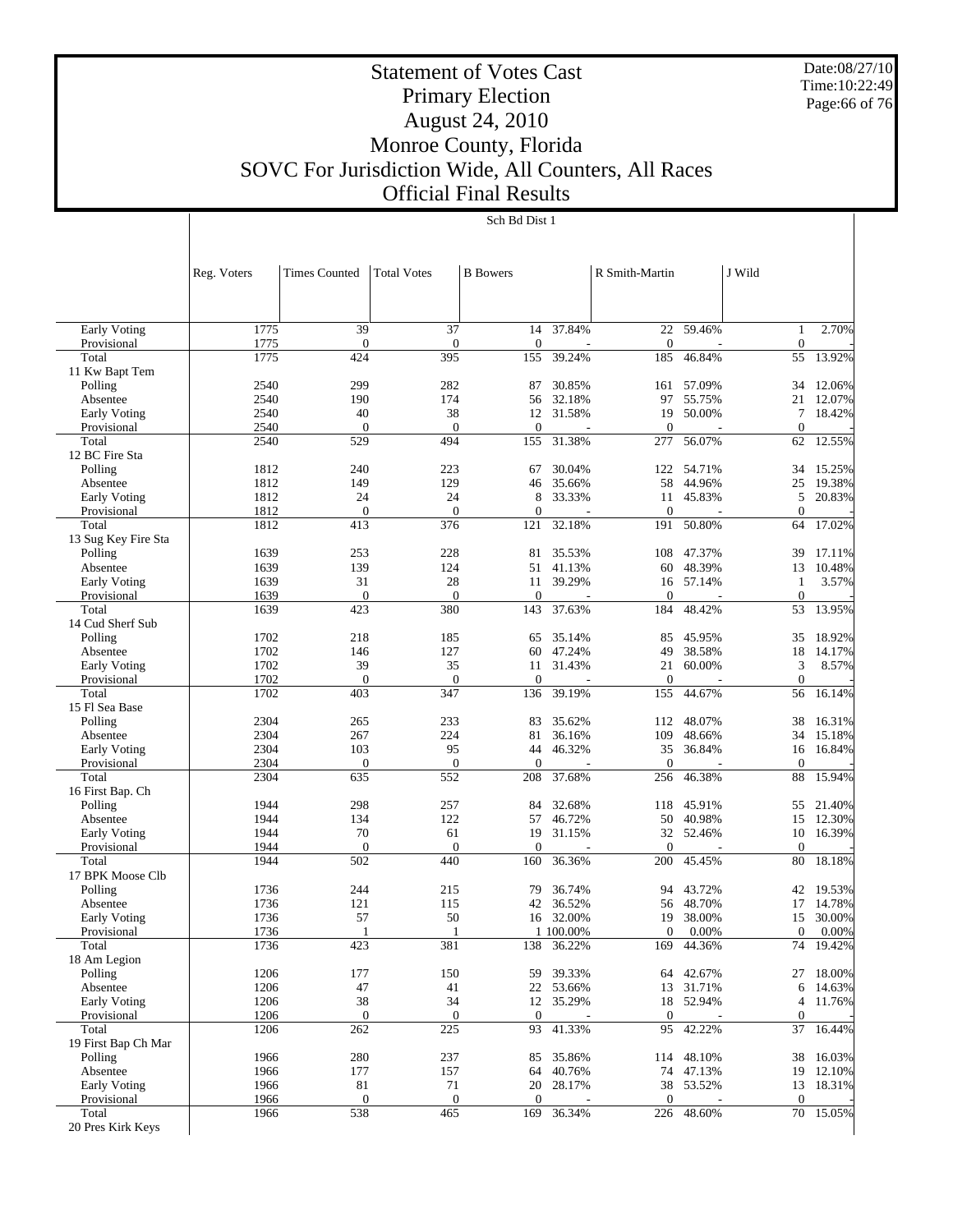# Statement of Votes Cast
# Primary Election
# August 24, 2010
# Monroe County, Florida
# SOVC For Jurisdiction Wide, All Counters, All Races
# Official Final Results

Date:08/27/10
Time:10:22:49

Sch Bd Dist 1

| | Reg. Voters | Times Counted | Total Votes | B Bowers | | R Smith-Martin | | J Wild | |
|---|---|---|---|---|---|---|---|---|---|
| Early Voting | 1775 | 39 | 37 | 14 | 37.84% | 22 | 59.46% | 1 | 2.70% |
| Provisional | 1775 | 0 | 0 | 0 | - | 0 | - | 0 | - |
| Total | 1775 | 424 | 395 | 155 | 39.24% | 185 | 46.84% | 55 | 13.92% |
| 11 Kw Bapt Tem | | | | | | | | | |
| Polling | 2540 | 299 | 282 | 87 | 30.85% | 161 | 57.09% | 34 | 12.06% |
| Absentee | 2540 | 190 | 174 | 56 | 32.18% | 97 | 55.75% | 21 | 12.07% |
| Early Voting | 2540 | 40 | 38 | 12 | 31.58% | 19 | 50.00% | 7 | 18.42% |
| Provisional | 2540 | 0 | 0 | 0 | - | 0 | - | 0 | - |
| Total | 2540 | 529 | 494 | 155 | 31.38% | 277 | 56.07% | 62 | 12.55% |
| 12 BC Fire Sta | | | | | | | | | |
| Polling | 1812 | 240 | 223 | 67 | 30.04% | 122 | 54.71% | 34 | 15.25% |
| Absentee | 1812 | 149 | 129 | 46 | 35.66% | 58 | 44.96% | 25 | 19.38% |
| Early Voting | 1812 | 24 | 24 | 8 | 33.33% | 11 | 45.83% | 5 | 20.83% |
| Provisional | 1812 | 0 | 0 | 0 | - | 0 | - | 0 | - |
| Total | 1812 | 413 | 376 | 121 | 32.18% | 191 | 50.80% | 64 | 17.02% |
| 13 Sug Key Fire Sta | | | | | | | | | |
| Polling | 1639 | 253 | 228 | 81 | 35.53% | 108 | 47.37% | 39 | 17.11% |
| Absentee | 1639 | 139 | 124 | 51 | 41.13% | 60 | 48.39% | 13 | 10.48% |
| Early Voting | 1639 | 31 | 28 | 11 | 39.29% | 16 | 57.14% | 1 | 3.57% |
| Provisional | 1639 | 0 | 0 | 0 | - | 0 | - | 0 | - |
| Total | 1639 | 423 | 380 | 143 | 37.63% | 184 | 48.42% | 53 | 13.95% |
| 14 Cud Sherf Sub | | | | | | | | | |
| Polling | 1702 | 218 | 185 | 65 | 35.14% | 85 | 45.95% | 35 | 18.92% |
| Absentee | 1702 | 146 | 127 | 60 | 47.24% | 49 | 38.58% | 18 | 14.17% |
| Early Voting | 1702 | 39 | 35 | 11 | 31.43% | 21 | 60.00% | 3 | 8.57% |
| Provisional | 1702 | 0 | 0 | 0 | - | 0 | - | 0 | - |
| Total | 1702 | 403 | 347 | 136 | 39.19% | 155 | 44.67% | 56 | 16.14% |
| 15 Fl Sea Base | | | | | | | | | |
| Polling | 2304 | 265 | 233 | 83 | 35.62% | 112 | 48.07% | 38 | 16.31% |
| Absentee | 2304 | 267 | 224 | 81 | 36.16% | 109 | 48.66% | 34 | 15.18% |
| Early Voting | 2304 | 103 | 95 | 44 | 46.32% | 35 | 36.84% | 16 | 16.84% |
| Provisional | 2304 | 0 | 0 | 0 | - | 0 | - | 0 | - |
| Total | 2304 | 635 | 552 | 208 | 37.68% | 256 | 46.38% | 88 | 15.94% |
| 16 First Bap. Ch | | | | | | | | | |
| Polling | 1944 | 298 | 257 | 84 | 32.68% | 118 | 45.91% | 55 | 21.40% |
| Absentee | 1944 | 134 | 122 | 57 | 46.72% | 50 | 40.98% | 15 | 12.30% |
| Early Voting | 1944 | 70 | 61 | 19 | 31.15% | 32 | 52.46% | 10 | 16.39% |
| Provisional | 1944 | 0 | 0 | 0 | - | 0 | - | 0 | - |
| Total | 1944 | 502 | 440 | 160 | 36.36% | 200 | 45.45% | 80 | 18.18% |
| 17 BPK Moose Clb | | | | | | | | | |
| Polling | 1736 | 244 | 215 | 79 | 36.74% | 94 | 43.72% | 42 | 19.53% |
| Absentee | 1736 | 121 | 115 | 42 | 36.52% | 56 | 48.70% | 17 | 14.78% |
| Early Voting | 1736 | 57 | 50 | 16 | 32.00% | 19 | 38.00% | 15 | 30.00% |
| Provisional | 1736 | 1 | 1 | 1 | 100.00% | 0 | 0.00% | 0 | 0.00% |
| Total | 1736 | 423 | 381 | 138 | 36.22% | 169 | 44.36% | 74 | 19.42% |
| 18 Am Legion | | | | | | | | | |
| Polling | 1206 | 177 | 150 | 59 | 39.33% | 64 | 42.67% | 27 | 18.00% |
| Absentee | 1206 | 47 | 41 | 22 | 53.66% | 13 | 31.71% | 6 | 14.63% |
| Early Voting | 1206 | 38 | 34 | 12 | 35.29% | 18 | 52.94% | 4 | 11.76% |
| Provisional | 1206 | 0 | 0 | 0 | - | 0 | - | 0 | - |
| Total | 1206 | 262 | 225 | 93 | 41.33% | 95 | 42.22% | 37 | 16.44% |
| 19 First Bap Ch Mar | | | | | | | | | |
| Polling | 1966 | 280 | 237 | 85 | 35.86% | 114 | 48.10% | 38 | 16.03% |
| Absentee | 1966 | 177 | 157 | 64 | 40.76% | 74 | 47.13% | 19 | 12.10% |
| Early Voting | 1966 | 81 | 71 | 20 | 28.17% | 38 | 53.52% | 13 | 18.31% |
| Provisional | 1966 | 0 | 0 | 0 | - | 0 | - | 0 | - |
| Total | 1966 | 538 | 465 | 169 | 36.34% | 226 | 48.60% | 70 | 15.05% |
| 20 Pres Kirk Keys | | | | | | | | | |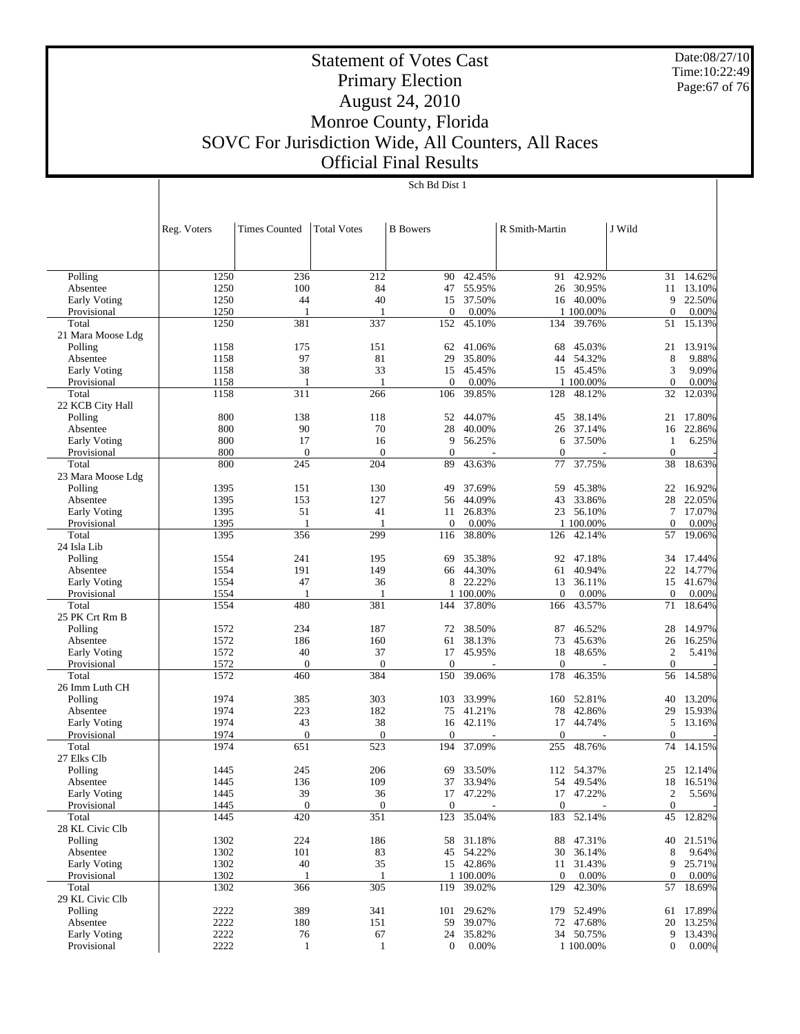# Statement of Votes Cast
## Primary Election
## August 24, 2010
## Monroe County, Florida
## SOVC For Jurisdiction Wide, All Counters, All Races
## Official Final Results

Date:08/27/10
Time:10:22:49

Sch Bd Dist 1

| | Reg. Voters | Times Counted | Total Votes | B Bowers | | R Smith-Martin | | J Wild | |
|---|---|---|---|---|---|---|---|---|---|
| Polling | 1250 | 236 | 212 | 90 | 42.45% | 91 | 42.92% | 31 | 14.62% |
| Absentee | 1250 | 100 | 84 | 47 | 55.95% | 26 | 30.95% | 11 | 13.10% |
| Early Voting | 1250 | 44 | 40 | 15 | 37.50% | 16 | 40.00% | 9 | 22.50% |
| Provisional | 1250 | 1 | 1 | 0 | 0.00% | 1 | 100.00% | 0 | 0.00% |
| Total | 1250 | 381 | 337 | 152 | 45.10% | 134 | 39.76% | 51 | 15.13% |
| 21 Mara Moose Ldg | | | | | | | | | |
| Polling | 1158 | 175 | 151 | 62 | 41.06% | 68 | 45.03% | 21 | 13.91% |
| Absentee | 1158 | 97 | 81 | 29 | 35.80% | 44 | 54.32% | 8 | 9.88% |
| Early Voting | 1158 | 38 | 33 | 15 | 45.45% | 15 | 45.45% | 3 | 9.09% |
| Provisional | 1158 | 1 | 1 | 0 | 0.00% | 1 | 100.00% | 0 | 0.00% |
| Total | 1158 | 311 | 266 | 106 | 39.85% | 128 | 48.12% | 32 | 12.03% |
| 22 KCB City Hall | | | | | | | | | |
| Polling | 800 | 138 | 118 | 52 | 44.07% | 45 | 38.14% | 21 | 17.80% |
| Absentee | 800 | 90 | 70 | 28 | 40.00% | 26 | 37.14% | 16 | 22.86% |
| Early Voting | 800 | 17 | 16 | 9 | 56.25% | 6 | 37.50% | 1 | 6.25% |
| Provisional | 800 | 0 | 0 | 0 | - | 0 | - | 0 | - |
| Total | 800 | 245 | 204 | 89 | 43.63% | 77 | 37.75% | 38 | 18.63% |
| 23 Mara Moose Ldg | | | | | | | | | |
| Polling | 1395 | 151 | 130 | 49 | 37.69% | 59 | 45.38% | 22 | 16.92% |
| Absentee | 1395 | 153 | 127 | 56 | 44.09% | 43 | 33.86% | 28 | 22.05% |
| Early Voting | 1395 | 51 | 41 | 11 | 26.83% | 23 | 56.10% | 7 | 17.07% |
| Provisional | 1395 | 1 | 1 | 0 | 0.00% | 1 | 100.00% | 0 | 0.00% |
| Total | 1395 | 356 | 299 | 116 | 38.80% | 126 | 42.14% | 57 | 19.06% |
| 24 Isla Lib | | | | | | | | | |
| Polling | 1554 | 241 | 195 | 69 | 35.38% | 92 | 47.18% | 34 | 17.44% |
| Absentee | 1554 | 191 | 149 | 66 | 44.30% | 61 | 40.94% | 22 | 14.77% |
| Early Voting | 1554 | 47 | 36 | 8 | 22.22% | 13 | 36.11% | 15 | 41.67% |
| Provisional | 1554 | 1 | 1 | 1 | 100.00% | 0 | 0.00% | 0 | 0.00% |
| Total | 1554 | 480 | 381 | 144 | 37.80% | 166 | 43.57% | 71 | 18.64% |
| 25 PK Crt Rm B | | | | | | | | | |
| Polling | 1572 | 234 | 187 | 72 | 38.50% | 87 | 46.52% | 28 | 14.97% |
| Absentee | 1572 | 186 | 160 | 61 | 38.13% | 73 | 45.63% | 26 | 16.25% |
| Early Voting | 1572 | 40 | 37 | 17 | 45.95% | 18 | 48.65% | 2 | 5.41% |
| Provisional | 1572 | 0 | 0 | 0 | - | 0 | - | 0 | - |
| Total | 1572 | 460 | 384 | 150 | 39.06% | 178 | 46.35% | 56 | 14.58% |
| 26 Imm Luth CH | | | | | | | | | |
| Polling | 1974 | 385 | 303 | 103 | 33.99% | 160 | 52.81% | 40 | 13.20% |
| Absentee | 1974 | 223 | 182 | 75 | 41.21% | 78 | 42.86% | 29 | 15.93% |
| Early Voting | 1974 | 43 | 38 | 16 | 42.11% | 17 | 44.74% | 5 | 13.16% |
| Provisional | 1974 | 0 | 0 | 0 | - | 0 | - | 0 | - |
| Total | 1974 | 651 | 523 | 194 | 37.09% | 255 | 48.76% | 74 | 14.15% |
| 27 Elks Clb | | | | | | | | | |
| Polling | 1445 | 245 | 206 | 69 | 33.50% | 112 | 54.37% | 25 | 12.14% |
| Absentee | 1445 | 136 | 109 | 37 | 33.94% | 54 | 49.54% | 18 | 16.51% |
| Early Voting | 1445 | 39 | 36 | 17 | 47.22% | 17 | 47.22% | 2 | 5.56% |
| Provisional | 1445 | 0 | 0 | 0 | - | 0 | - | 0 | - |
| Total | 1445 | 420 | 351 | 123 | 35.04% | 183 | 52.14% | 45 | 12.82% |
| 28 KL Civic Clb | | | | | | | | | |
| Polling | 1302 | 224 | 186 | 58 | 31.18% | 88 | 47.31% | 40 | 21.51% |
| Absentee | 1302 | 101 | 83 | 45 | 54.22% | 30 | 36.14% | 8 | 9.64% |
| Early Voting | 1302 | 40 | 35 | 15 | 42.86% | 11 | 31.43% | 9 | 25.71% |
| Provisional | 1302 | 1 | 1 | 1 | 100.00% | 0 | 0.00% | 0 | 0.00% |
| Total | 1302 | 366 | 305 | 119 | 39.02% | 129 | 42.30% | 57 | 18.69% |
| 29 KL Civic Clb | | | | | | | | | |
| Polling | 2222 | 389 | 341 | 101 | 29.62% | 179 | 52.49% | 61 | 17.89% |
| Absentee | 2222 | 180 | 151 | 59 | 39.07% | 72 | 47.68% | 20 | 13.25% |
| Early Voting | 2222 | 76 | 67 | 24 | 35.82% | 34 | 50.75% | 9 | 13.43% |
| Provisional | 2222 | 1 | 1 | 0 | 0.00% | 1 | 100.00% | 0 | 0.00% |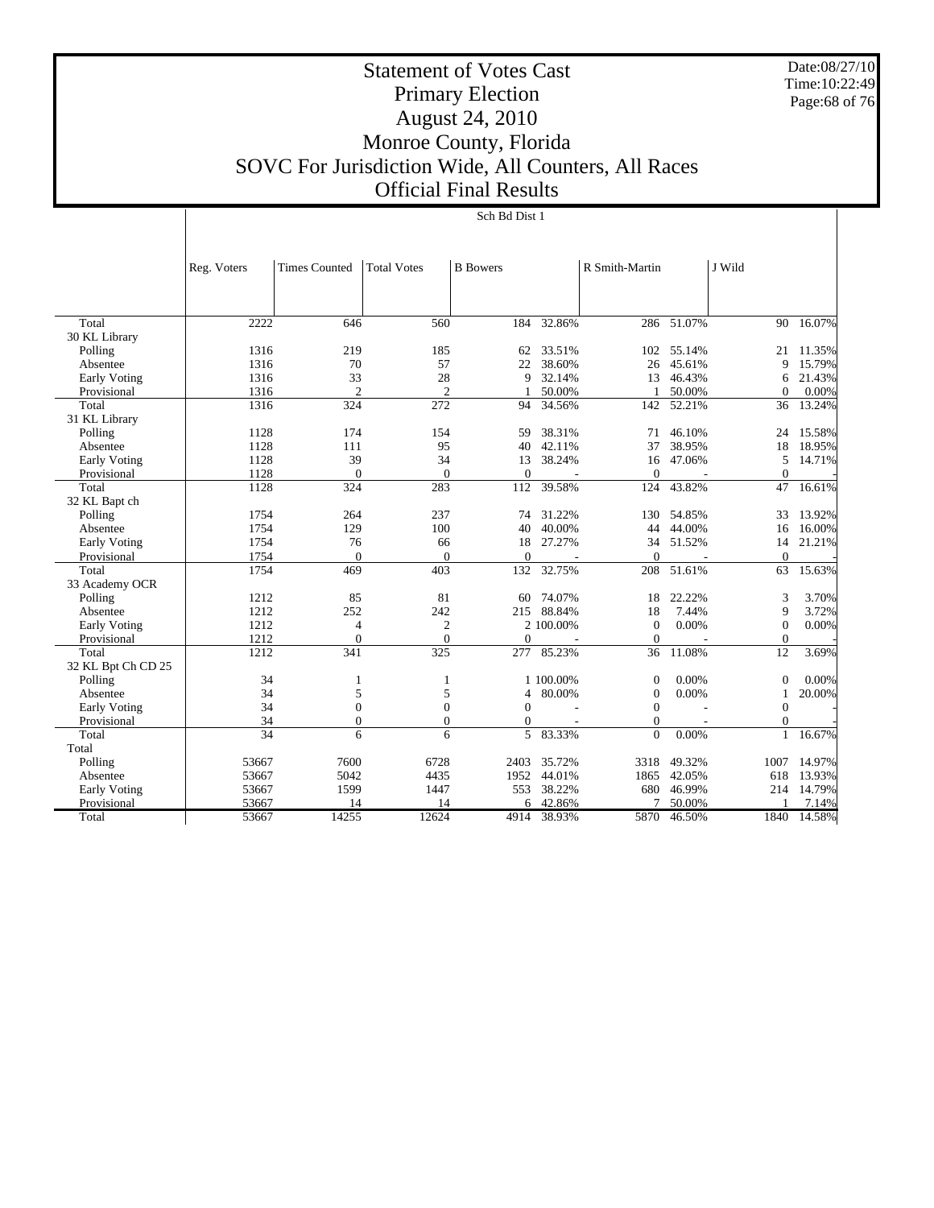# Statement of Votes Cast
## Primary Election
## August 24, 2010
## Monroe County, Florida
## SOVC For Jurisdiction Wide, All Counters, All Races
## Official Final Results

Date:08/27/10
Time:10:22:49

Sch Bd Dist 1

| | Reg. Voters | Times Counted | Total Votes | B Bowers | | R Smith-Martin | | J Wild | |
|---|---|---|---|---|---|---|---|---|---|
| Total | 2222 | 646 | 560 | 184 | 32.86% | 286 | 51.07% | 90 | 16.07% |
| 30 KL Library | | | | | | | | | |
| Polling | 1316 | 219 | 185 | 62 | 33.51% | 102 | 55.14% | 21 | 11.35% |
| Absentee | 1316 | 70 | 57 | 22 | 38.60% | 26 | 45.61% | 9 | 15.79% |
| Early Voting | 1316 | 33 | 28 | 9 | 32.14% | 13 | 46.43% | 6 | 21.43% |
| Provisional | 1316 | 2 | 2 | 1 | 50.00% | 1 | 50.00% | 0 | 0.00% |
| Total | 1316 | 324 | 272 | 94 | 34.56% | 142 | 52.21% | 36 | 13.24% |
| 31 KL Library | | | | | | | | | |
| Polling | 1128 | 174 | 154 | 59 | 38.31% | 71 | 46.10% | 24 | 15.58% |
| Absentee | 1128 | 111 | 95 | 40 | 42.11% | 37 | 38.95% | 18 | 18.95% |
| Early Voting | 1128 | 39 | 34 | 13 | 38.24% | 16 | 47.06% | 5 | 14.71% |
| Provisional | 1128 | 0 | 0 | 0 | - | 0 | - | 0 | - |
| Total | 1128 | 324 | 283 | 112 | 39.58% | 124 | 43.82% | 47 | 16.61% |
| 32 KL Bapt ch | | | | | | | | | |
| Polling | 1754 | 264 | 237 | 74 | 31.22% | 130 | 54.85% | 33 | 13.92% |
| Absentee | 1754 | 129 | 100 | 40 | 40.00% | 44 | 44.00% | 16 | 16.00% |
| Early Voting | 1754 | 76 | 66 | 18 | 27.27% | 34 | 51.52% | 14 | 21.21% |
| Provisional | 1754 | 0 | 0 | 0 | - | 0 | - | 0 | - |
| Total | 1754 | 469 | 403 | 132 | 32.75% | 208 | 51.61% | 63 | 15.63% |
| 33 Academy OCR | | | | | | | | | |
| Polling | 1212 | 85 | 81 | 60 | 74.07% | 18 | 22.22% | 3 | 3.70% |
| Absentee | 1212 | 252 | 242 | 215 | 88.84% | 18 | 7.44% | 9 | 3.72% |
| Early Voting | 1212 | 4 | 2 | 2 | 100.00% | 0 | 0.00% | 0 | 0.00% |
| Provisional | 1212 | 0 | 0 | 0 | - | 0 | - | 0 | - |
| Total | 1212 | 341 | 325 | 277 | 85.23% | 36 | 11.08% | 12 | 3.69% |
| 32 KL Bpt Ch CD 25 | | | | | | | | | |
| Polling | 34 | 1 | 1 | 1 | 100.00% | 0 | 0.00% | 0 | 0.00% |
| Absentee | 34 | 5 | 5 | 4 | 80.00% | 0 | 0.00% | 1 | 20.00% |
| Early Voting | 34 | 0 | 0 | 0 | - | 0 | - | 0 | - |
| Provisional | 34 | 0 | 0 | 0 | - | 0 | - | 0 | - |
| Total | 34 | 6 | 6 | 5 | 83.33% | 0 | 0.00% | 1 | 16.67% |
| Total | | | | | | | | | |
| Polling | 53667 | 7600 | 6728 | 2403 | 35.72% | 3318 | 49.32% | 1007 | 14.97% |
| Absentee | 53667 | 5042 | 4435 | 1952 | 44.01% | 1865 | 42.05% | 618 | 13.93% |
| Early Voting | 53667 | 1599 | 1447 | 553 | 38.22% | 680 | 46.99% | 214 | 14.79% |
| Provisional | 53667 | 14 | 14 | 6 | 42.86% | 7 | 50.00% | 1 | 7.14% |
| Total | 53667 | 14255 | 12624 | 4914 | 38.93% | 5870 | 46.50% | 1840 | 14.58% |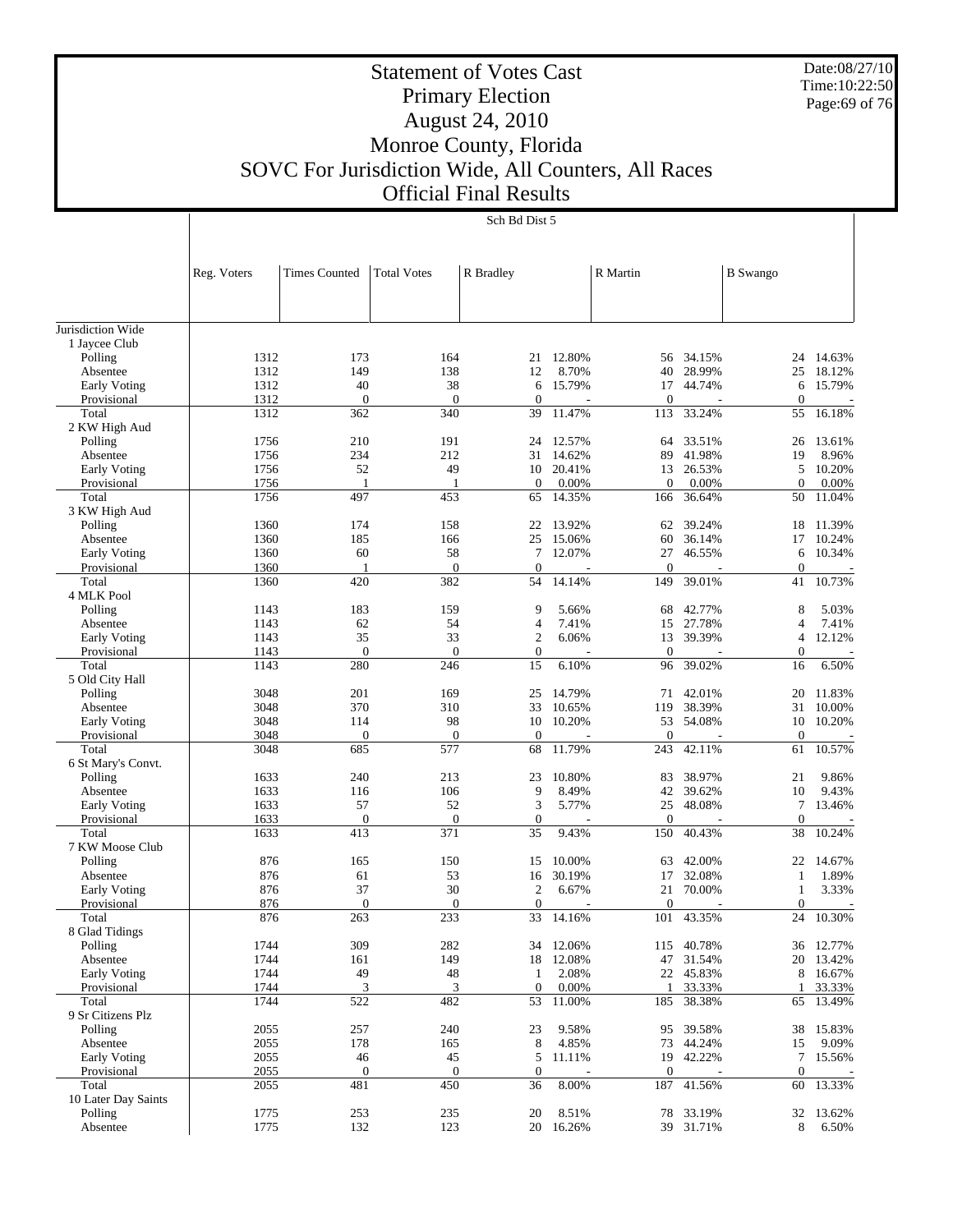# Statement of Votes Cast
## Primary Election
## August 24, 2010
## Monroe County, Florida
## SOVC For Jurisdiction Wide, All Counters, All Races
## Official Final Results

Date:08/27/10
Time:10:22:50

Sch Bd Dist 5

| | Reg. Voters | Times Counted | Total Votes | R Bradley | | R Martin | | B Swango | |
|---|---|---|---|---|---|---|---|---|---|
| Jurisdiction Wide | | | | | | | | | |
| 1 Jaycee Club | | | | | | | | | |
| Polling | 1312 | 173 | 164 | 21 | 12.80% | 56 | 34.15% | 24 | 14.63% |
| Absentee | 1312 | 149 | 138 | 12 | 8.70% | 40 | 28.99% | 25 | 18.12% |
| Early Voting | 1312 | 40 | 38 | 6 | 15.79% | 17 | 44.74% | 6 | 15.79% |
| Provisional | 1312 | 0 | 0 | 0 | - | 0 | - | 0 | - |
| Total | 1312 | 362 | 340 | 39 | 11.47% | 113 | 33.24% | 55 | 16.18% |
| 2 KW High Aud | | | | | | | | | |
| Polling | 1756 | 210 | 191 | 24 | 12.57% | 64 | 33.51% | 26 | 13.61% |
| Absentee | 1756 | 234 | 212 | 31 | 14.62% | 89 | 41.98% | 19 | 8.96% |
| Early Voting | 1756 | 52 | 49 | 10 | 20.41% | 13 | 26.53% | 5 | 10.20% |
| Provisional | 1756 | 1 | 1 | 0 | 0.00% | 0 | 0.00% | 0 | 0.00% |
| Total | 1756 | 497 | 453 | 65 | 14.35% | 166 | 36.64% | 50 | 11.04% |
| 3 KW High Aud | | | | | | | | | |
| Polling | 1360 | 174 | 158 | 22 | 13.92% | 62 | 39.24% | 18 | 11.39% |
| Absentee | 1360 | 185 | 166 | 25 | 15.06% | 60 | 36.14% | 17 | 10.24% |
| Early Voting | 1360 | 60 | 58 | 7 | 12.07% | 27 | 46.55% | 6 | 10.34% |
| Provisional | 1360 | 1 | 0 | 0 | - | 0 | - | 0 | - |
| Total | 1360 | 420 | 382 | 54 | 14.14% | 149 | 39.01% | 41 | 10.73% |
| 4 MLK Pool | | | | | | | | | |
| Polling | 1143 | 183 | 159 | 9 | 5.66% | 68 | 42.77% | 8 | 5.03% |
| Absentee | 1143 | 62 | 54 | 4 | 7.41% | 15 | 27.78% | 4 | 7.41% |
| Early Voting | 1143 | 35 | 33 | 2 | 6.06% | 13 | 39.39% | 4 | 12.12% |
| Provisional | 1143 | 0 | 0 | 0 | - | 0 | - | 0 | - |
| Total | 1143 | 280 | 246 | 15 | 6.10% | 96 | 39.02% | 16 | 6.50% |
| 5 Old City Hall | | | | | | | | | |
| Polling | 3048 | 201 | 169 | 25 | 14.79% | 71 | 42.01% | 20 | 11.83% |
| Absentee | 3048 | 370 | 310 | 33 | 10.65% | 119 | 38.39% | 31 | 10.00% |
| Early Voting | 3048 | 114 | 98 | 10 | 10.20% | 53 | 54.08% | 10 | 10.20% |
| Provisional | 3048 | 0 | 0 | 0 | - | 0 | - | 0 | - |
| Total | 3048 | 685 | 577 | 68 | 11.79% | 243 | 42.11% | 61 | 10.57% |
| 6 St Mary's Convt. | | | | | | | | | |
| Polling | 1633 | 240 | 213 | 23 | 10.80% | 83 | 38.97% | 21 | 9.86% |
| Absentee | 1633 | 116 | 106 | 9 | 8.49% | 42 | 39.62% | 10 | 9.43% |
| Early Voting | 1633 | 57 | 52 | 3 | 5.77% | 25 | 48.08% | 7 | 13.46% |
| Provisional | 1633 | 0 | 0 | 0 | - | 0 | - | 0 | - |
| Total | 1633 | 413 | 371 | 35 | 9.43% | 150 | 40.43% | 38 | 10.24% |
| 7 KW Moose Club | | | | | | | | | |
| Polling | 876 | 165 | 150 | 15 | 10.00% | 63 | 42.00% | 22 | 14.67% |
| Absentee | 876 | 61 | 53 | 16 | 30.19% | 17 | 32.08% | 1 | 1.89% |
| Early Voting | 876 | 37 | 30 | 2 | 6.67% | 21 | 70.00% | 1 | 3.33% |
| Provisional | 876 | 0 | 0 | 0 | - | 0 | - | 0 | - |
| Total | 876 | 263 | 233 | 33 | 14.16% | 101 | 43.35% | 24 | 10.30% |
| 8 Glad Tidings | | | | | | | | | |
| Polling | 1744 | 309 | 282 | 34 | 12.06% | 115 | 40.78% | 36 | 12.77% |
| Absentee | 1744 | 161 | 149 | 18 | 12.08% | 47 | 31.54% | 20 | 13.42% |
| Early Voting | 1744 | 49 | 48 | 1 | 2.08% | 22 | 45.83% | 8 | 16.67% |
| Provisional | 1744 | 3 | 3 | 0 | 0.00% | 1 | 33.33% | 1 | 33.33% |
| Total | 1744 | 522 | 482 | 53 | 11.00% | 185 | 38.38% | 65 | 13.49% |
| 9 Sr Citizens Plz | | | | | | | | | |
| Polling | 2055 | 257 | 240 | 23 | 9.58% | 95 | 39.58% | 38 | 15.83% |
| Absentee | 2055 | 178 | 165 | 8 | 4.85% | 73 | 44.24% | 15 | 9.09% |
| Early Voting | 2055 | 46 | 45 | 5 | 11.11% | 19 | 42.22% | 7 | 15.56% |
| Provisional | 2055 | 0 | 0 | 0 | - | 0 | - | 0 | - |
| Total | 2055 | 481 | 450 | 36 | 8.00% | 187 | 41.56% | 60 | 13.33% |
| 10 Later Day Saints | | | | | | | | | |
| Polling | 1775 | 253 | 235 | 20 | 8.51% | 78 | 33.19% | 32 | 13.62% |
| Absentee | 1775 | 132 | 123 | 20 | 16.26% | 39 | 31.71% | 8 | 6.50% |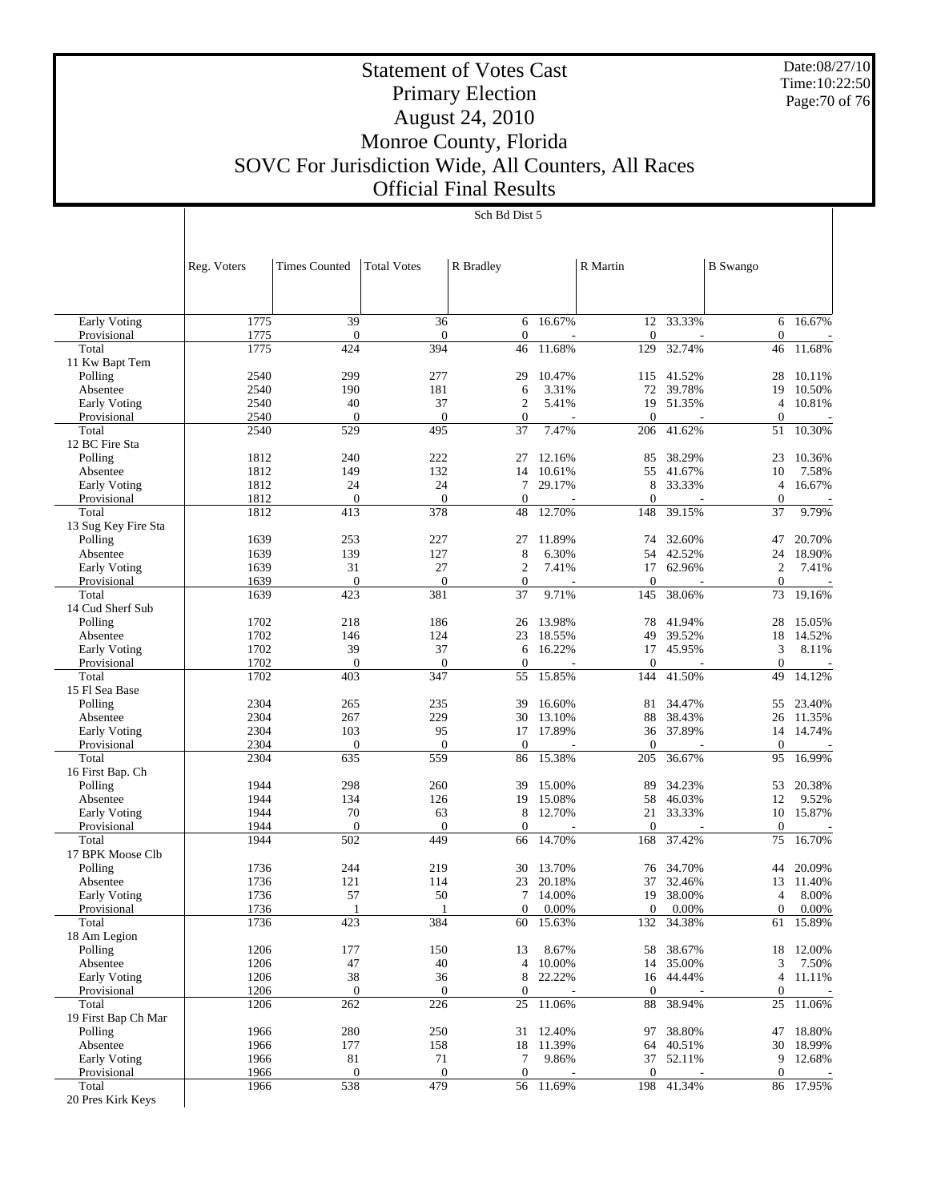# Statement of Votes Cast
## Primary Election
## August 24, 2010
## Monroe County, Florida
## SOVC For Jurisdiction Wide, All Counters, All Races
## Official Final Results

Date:08/27/10
Time:10:22:50

Sch Bd Dist 5

| | Reg. Voters | Times Counted | Total Votes | R Bradley | | R Martin | | B Swango | |
|---|---|---|---|---|---|---|---|---|---|
| Early Voting | 1775 | 39 | 36 | 6 | 16.67% | 12 | 33.33% | 6 | 16.67% |
| Provisional | 1775 | 0 | 0 | 0 | - | 0 | - | 0 | - |
| Total | 1775 | 424 | 394 | 46 | 11.68% | 129 | 32.74% | 46 | 11.68% |
| 11 Kw Bapt Tem | | | | | | | | | |
| Polling | 2540 | 299 | 277 | 29 | 10.47% | 115 | 41.52% | 28 | 10.11% |
| Absentee | 2540 | 190 | 181 | 6 | 3.31% | 72 | 39.78% | 19 | 10.50% |
| Early Voting | 2540 | 40 | 37 | 2 | 5.41% | 19 | 51.35% | 4 | 10.81% |
| Provisional | 2540 | 0 | 0 | 0 | - | 0 | - | 0 | - |
| Total | 2540 | 529 | 495 | 37 | 7.47% | 206 | 41.62% | 51 | 10.30% |
| 12 BC Fire Sta | | | | | | | | | |
| Polling | 1812 | 240 | 222 | 27 | 12.16% | 85 | 38.29% | 23 | 10.36% |
| Absentee | 1812 | 149 | 132 | 14 | 10.61% | 55 | 41.67% | 10 | 7.58% |
| Early Voting | 1812 | 24 | 24 | 7 | 29.17% | 8 | 33.33% | 4 | 16.67% |
| Provisional | 1812 | 0 | 0 | 0 | - | 0 | - | 0 | - |
| Total | 1812 | 413 | 378 | 48 | 12.70% | 148 | 39.15% | 37 | 9.79% |
| 13 Sug Key Fire Sta | | | | | | | | | |
| Polling | 1639 | 253 | 227 | 27 | 11.89% | 74 | 32.60% | 47 | 20.70% |
| Absentee | 1639 | 139 | 127 | 8 | 6.30% | 54 | 42.52% | 24 | 18.90% |
| Early Voting | 1639 | 31 | 27 | 2 | 7.41% | 17 | 62.96% | 2 | 7.41% |
| Provisional | 1639 | 0 | 0 | 0 | - | 0 | - | 0 | - |
| Total | 1639 | 423 | 381 | 37 | 9.71% | 145 | 38.06% | 73 | 19.16% |
| 14 Cud Sherf Sub | | | | | | | | | |
| Polling | 1702 | 218 | 186 | 26 | 13.98% | 78 | 41.94% | 28 | 15.05% |
| Absentee | 1702 | 146 | 124 | 23 | 18.55% | 49 | 39.52% | 18 | 14.52% |
| Early Voting | 1702 | 39 | 37 | 6 | 16.22% | 17 | 45.95% | 3 | 8.11% |
| Provisional | 1702 | 0 | 0 | 0 | - | 0 | - | 0 | - |
| Total | 1702 | 403 | 347 | 55 | 15.85% | 144 | 41.50% | 49 | 14.12% |
| 15 Fl Sea Base | | | | | | | | | |
| Polling | 2304 | 265 | 235 | 39 | 16.60% | 81 | 34.47% | 55 | 23.40% |
| Absentee | 2304 | 267 | 229 | 30 | 13.10% | 88 | 38.43% | 26 | 11.35% |
| Early Voting | 2304 | 103 | 95 | 17 | 17.89% | 36 | 37.89% | 14 | 14.74% |
| Provisional | 2304 | 0 | 0 | 0 | - | 0 | - | 0 | - |
| Total | 2304 | 635 | 559 | 86 | 15.38% | 205 | 36.67% | 95 | 16.99% |
| 16 First Bap. Ch | | | | | | | | | |
| Polling | 1944 | 298 | 260 | 39 | 15.00% | 89 | 34.23% | 53 | 20.38% |
| Absentee | 1944 | 134 | 126 | 19 | 15.08% | 58 | 46.03% | 12 | 9.52% |
| Early Voting | 1944 | 70 | 63 | 8 | 12.70% | 21 | 33.33% | 10 | 15.87% |
| Provisional | 1944 | 0 | 0 | 0 | - | 0 | - | 0 | - |
| Total | 1944 | 502 | 449 | 66 | 14.70% | 168 | 37.42% | 75 | 16.70% |
| 17 BPK Moose Clb | | | | | | | | | |
| Polling | 1736 | 244 | 219 | 30 | 13.70% | 76 | 34.70% | 44 | 20.09% |
| Absentee | 1736 | 121 | 114 | 23 | 20.18% | 37 | 32.46% | 13 | 11.40% |
| Early Voting | 1736 | 57 | 50 | 7 | 14.00% | 19 | 38.00% | 4 | 8.00% |
| Provisional | 1736 | 1 | 1 | 0 | 0.00% | 0 | 0.00% | 0 | 0.00% |
| Total | 1736 | 423 | 384 | 60 | 15.63% | 132 | 34.38% | 61 | 15.89% |
| 18 Am Legion | | | | | | | | | |
| Polling | 1206 | 177 | 150 | 13 | 8.67% | 58 | 38.67% | 18 | 12.00% |
| Absentee | 1206 | 47 | 40 | 4 | 10.00% | 14 | 35.00% | 3 | 7.50% |
| Early Voting | 1206 | 38 | 36 | 8 | 22.22% | 16 | 44.44% | 4 | 11.11% |
| Provisional | 1206 | 0 | 0 | 0 | - | 0 | - | 0 | - |
| Total | 1206 | 262 | 226 | 25 | 11.06% | 88 | 38.94% | 25 | 11.06% |
| 19 First Bap Ch Mar | | | | | | | | | |
| Polling | 1966 | 280 | 250 | 31 | 12.40% | 97 | 38.80% | 47 | 18.80% |
| Absentee | 1966 | 177 | 158 | 18 | 11.39% | 64 | 40.51% | 30 | 18.99% |
| Early Voting | 1966 | 81 | 71 | 7 | 9.86% | 37 | 52.11% | 9 | 12.68% |
| Provisional | 1966 | 0 | 0 | 0 | - | 0 | - | 0 | - |
| Total | 1966 | 538 | 479 | 56 | 11.69% | 198 | 41.34% | 86 | 17.95% |
| 20 Pres Kirk Keys | | | | | | | | | |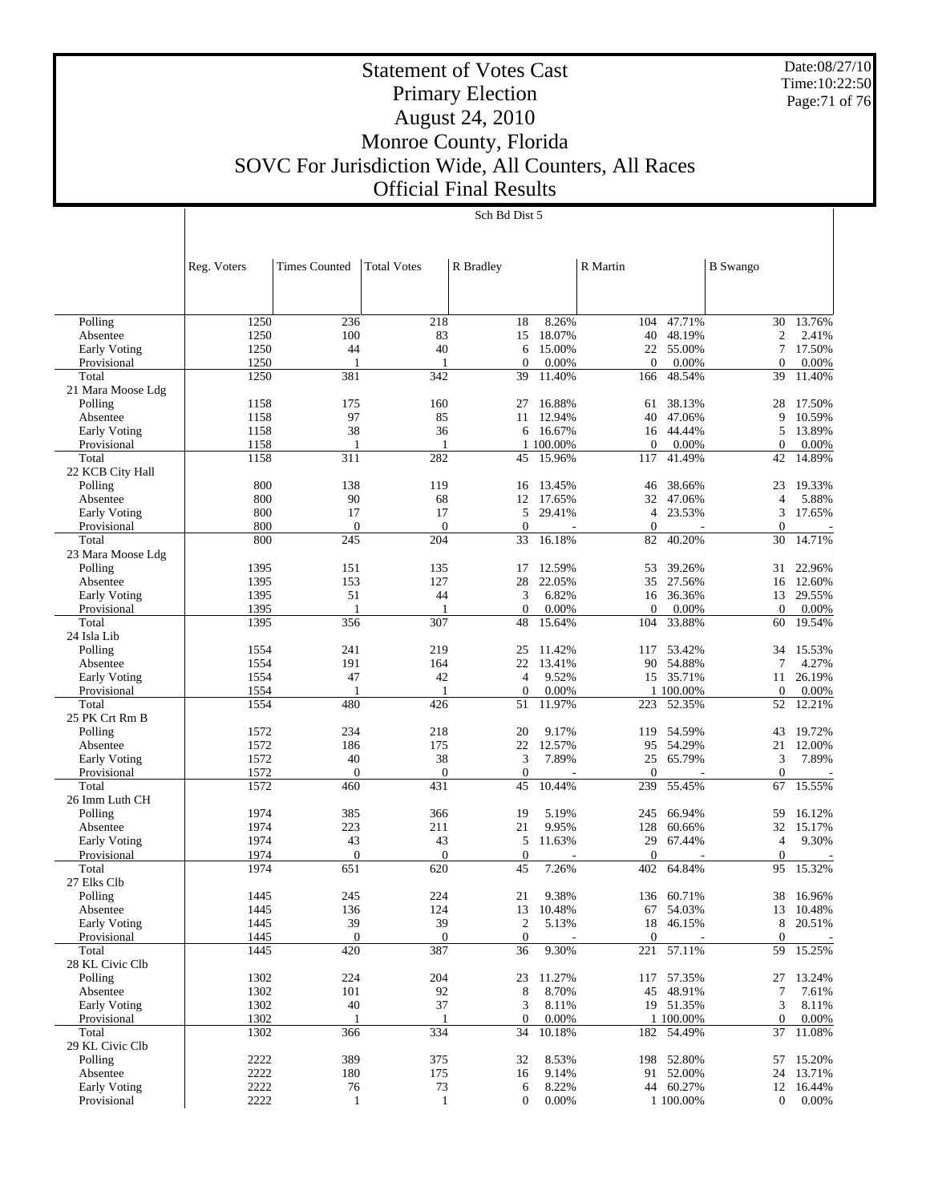# Statement of Votes Cast
# Primary Election
# August 24, 2010
# Monroe County, Florida
# SOVC For Jurisdiction Wide, All Counters, All Races
# Official Final Results

Date:08/27/10
Time:10:22:50

Sch Bd Dist 5

| | Reg. Voters | Times Counted | Total Votes | R Bradley | | R Martin | | B Swango | |
|---|---|---|---|---|---|---|---|---|---|
| Polling | 1250 | 236 | 218 | 18 | 8.26% | 104 | 47.71% | 30 | 13.76% |
| Absentee | 1250 | 100 | 83 | 15 | 18.07% | 40 | 48.19% | 2 | 2.41% |
| Early Voting | 1250 | 44 | 40 | 6 | 15.00% | 22 | 55.00% | 7 | 17.50% |
| Provisional | 1250 | 1 | 1 | 0 | 0.00% | 0 | 0.00% | 0 | 0.00% |
| Total | 1250 | 381 | 342 | 39 | 11.40% | 166 | 48.54% | 39 | 11.40% |
| 21 Mara Moose Ldg | | | | | | | | | |
| Polling | 1158 | 175 | 160 | 27 | 16.88% | 61 | 38.13% | 28 | 17.50% |
| Absentee | 1158 | 97 | 85 | 11 | 12.94% | 40 | 47.06% | 9 | 10.59% |
| Early Voting | 1158 | 38 | 36 | 6 | 16.67% | 16 | 44.44% | 5 | 13.89% |
| Provisional | 1158 | 1 | 1 | 1 | 100.00% | 0 | 0.00% | 0 | 0.00% |
| Total | 1158 | 311 | 282 | 45 | 15.96% | 117 | 41.49% | 42 | 14.89% |
| 22 KCB City Hall | | | | | | | | | |
| Polling | 800 | 138 | 119 | 16 | 13.45% | 46 | 38.66% | 23 | 19.33% |
| Absentee | 800 | 90 | 68 | 12 | 17.65% | 32 | 47.06% | 4 | 5.88% |
| Early Voting | 800 | 17 | 17 | 5 | 29.41% | 4 | 23.53% | 3 | 17.65% |
| Provisional | 800 | 0 | 0 | 0 | - | 0 | - | 0 | - |
| Total | 800 | 245 | 204 | 33 | 16.18% | 82 | 40.20% | 30 | 14.71% |
| 23 Mara Moose Ldg | | | | | | | | | |
| Polling | 1395 | 151 | 135 | 17 | 12.59% | 53 | 39.26% | 31 | 22.96% |
| Absentee | 1395 | 153 | 127 | 28 | 22.05% | 35 | 27.56% | 16 | 12.60% |
| Early Voting | 1395 | 51 | 44 | 3 | 6.82% | 16 | 36.36% | 13 | 29.55% |
| Provisional | 1395 | 1 | 1 | 0 | 0.00% | 0 | 0.00% | 0 | 0.00% |
| Total | 1395 | 356 | 307 | 48 | 15.64% | 104 | 33.88% | 60 | 19.54% |
| 24 Isla Lib | | | | | | | | | |
| Polling | 1554 | 241 | 219 | 25 | 11.42% | 117 | 53.42% | 34 | 15.53% |
| Absentee | 1554 | 191 | 164 | 22 | 13.41% | 90 | 54.88% | 7 | 4.27% |
| Early Voting | 1554 | 47 | 42 | 4 | 9.52% | 15 | 35.71% | 11 | 26.19% |
| Provisional | 1554 | 1 | 1 | 0 | 0.00% | 1 | 100.00% | 0 | 0.00% |
| Total | 1554 | 480 | 426 | 51 | 11.97% | 223 | 52.35% | 52 | 12.21% |
| 25 PK Crt Rm B | | | | | | | | | |
| Polling | 1572 | 234 | 218 | 20 | 9.17% | 119 | 54.59% | 43 | 19.72% |
| Absentee | 1572 | 186 | 175 | 22 | 12.57% | 95 | 54.29% | 21 | 12.00% |
| Early Voting | 1572 | 40 | 38 | 3 | 7.89% | 25 | 65.79% | 3 | 7.89% |
| Provisional | 1572 | 0 | 0 | 0 | - | 0 | - | 0 | - |
| Total | 1572 | 460 | 431 | 45 | 10.44% | 239 | 55.45% | 67 | 15.55% |
| 26 Imm Luth CH | | | | | | | | | |
| Polling | 1974 | 385 | 366 | 19 | 5.19% | 245 | 66.94% | 59 | 16.12% |
| Absentee | 1974 | 223 | 211 | 21 | 9.95% | 128 | 60.66% | 32 | 15.17% |
| Early Voting | 1974 | 43 | 43 | 5 | 11.63% | 29 | 67.44% | 4 | 9.30% |
| Provisional | 1974 | 0 | 0 | 0 | - | 0 | - | 0 | - |
| Total | 1974 | 651 | 620 | 45 | 7.26% | 402 | 64.84% | 95 | 15.32% |
| 27 Elks Clb | | | | | | | | | |
| Polling | 1445 | 245 | 224 | 21 | 9.38% | 136 | 60.71% | 38 | 16.96% |
| Absentee | 1445 | 136 | 124 | 13 | 10.48% | 67 | 54.03% | 13 | 10.48% |
| Early Voting | 1445 | 39 | 39 | 2 | 5.13% | 18 | 46.15% | 8 | 20.51% |
| Provisional | 1445 | 0 | 0 | 0 | - | 0 | - | 0 | - |
| Total | 1445 | 420 | 387 | 36 | 9.30% | 221 | 57.11% | 59 | 15.25% |
| 28 KL Civic Clb | | | | | | | | | |
| Polling | 1302 | 224 | 204 | 23 | 11.27% | 117 | 57.35% | 27 | 13.24% |
| Absentee | 1302 | 101 | 92 | 8 | 8.70% | 45 | 48.91% | 7 | 7.61% |
| Early Voting | 1302 | 40 | 37 | 3 | 8.11% | 19 | 51.35% | 3 | 8.11% |
| Provisional | 1302 | 1 | 1 | 0 | 0.00% | 1 | 100.00% | 0 | 0.00% |
| Total | 1302 | 366 | 334 | 34 | 10.18% | 182 | 54.49% | 37 | 11.08% |
| 29 KL Civic Clb | | | | | | | | | |
| Polling | 2222 | 389 | 375 | 32 | 8.53% | 198 | 52.80% | 57 | 15.20% |
| Absentee | 2222 | 180 | 175 | 16 | 9.14% | 91 | 52.00% | 24 | 13.71% |
| Early Voting | 2222 | 76 | 73 | 6 | 8.22% | 44 | 60.27% | 12 | 16.44% |
| Provisional | 2222 | 1 | 1 | 0 | 0.00% | 1 | 100.00% | 0 | 0.00% |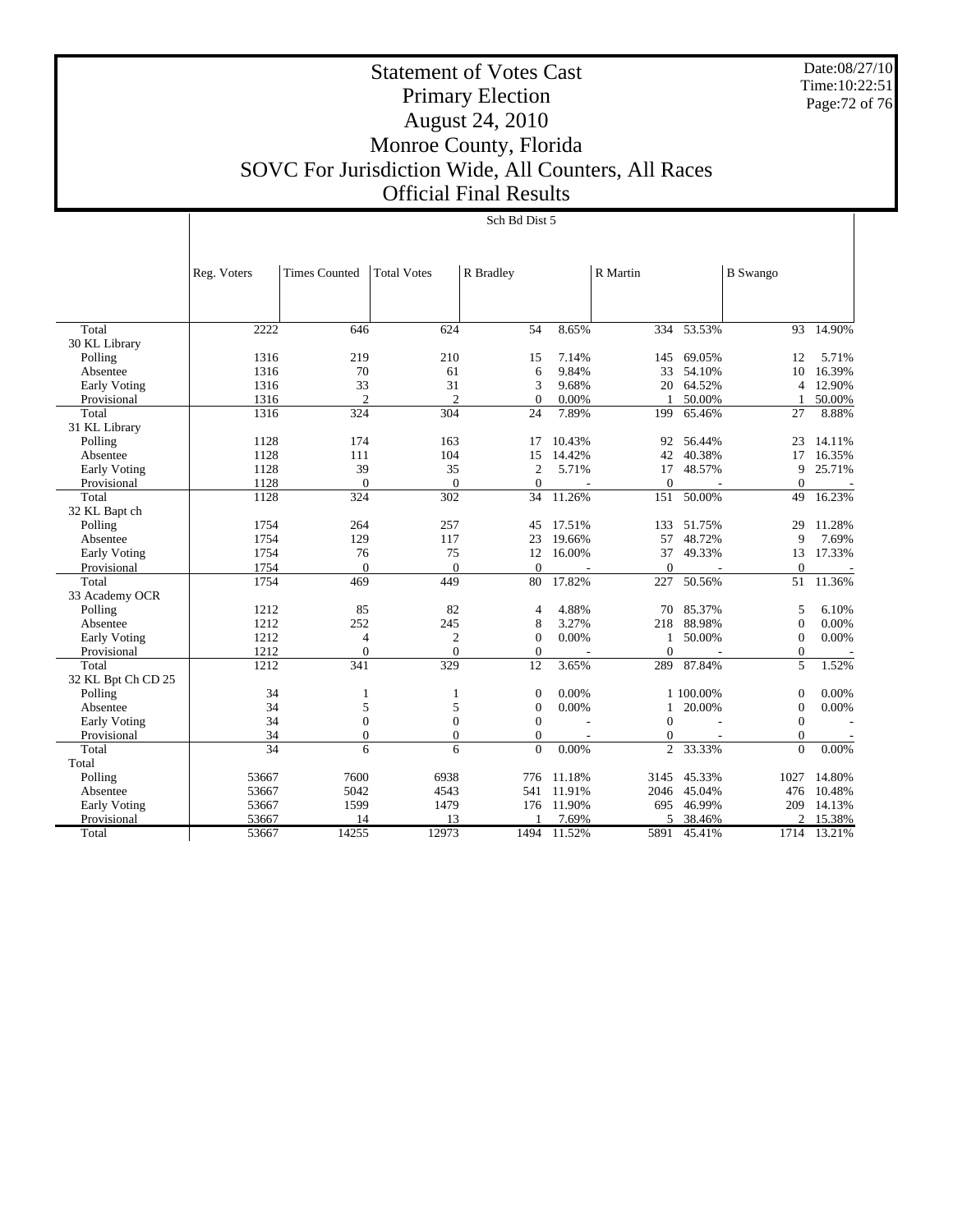# Statement of Votes Cast
## Primary Election
## August 24, 2010
## Monroe County, Florida
## SOVC For Jurisdiction Wide, All Counters, All Races
## Official Final Results

Date:08/27/10
Time:10:22:51

**Sch Bd Dist 5**

| | Reg. Voters | Times Counted | Total Votes | R Bradley | | R Martin | | B Swango | |
|---|---|---|---|---|---|---|---|---|---|
| Total | 2222 | 646 | 624 | 54 | 8.65% | 334 | 53.53% | 93 | 14.90% |
| 30 KL Library | | | | | | | | | |
| Polling | 1316 | 219 | 210 | 15 | 7.14% | 145 | 69.05% | 12 | 5.71% |
| Absentee | 1316 | 70 | 61 | 6 | 9.84% | 33 | 54.10% | 10 | 16.39% |
| Early Voting | 1316 | 33 | 31 | 3 | 9.68% | 20 | 64.52% | 4 | 12.90% |
| Provisional | 1316 | 2 | 2 | 0 | 0.00% | 1 | 50.00% | 1 | 50.00% |
| Total | 1316 | 324 | 304 | 24 | 7.89% | 199 | 65.46% | 27 | 8.88% |
| 31 KL Library | | | | | | | | | |
| Polling | 1128 | 174 | 163 | 17 | 10.43% | 92 | 56.44% | 23 | 14.11% |
| Absentee | 1128 | 111 | 104 | 15 | 14.42% | 42 | 40.38% | 17 | 16.35% |
| Early Voting | 1128 | 39 | 35 | 2 | 5.71% | 17 | 48.57% | 9 | 25.71% |
| Provisional | 1128 | 0 | 0 | 0 | - | 0 | - | 0 | - |
| Total | 1128 | 324 | 302 | 34 | 11.26% | 151 | 50.00% | 49 | 16.23% |
| 32 KL Bapt ch | | | | | | | | | |
| Polling | 1754 | 264 | 257 | 45 | 17.51% | 133 | 51.75% | 29 | 11.28% |
| Absentee | 1754 | 129 | 117 | 23 | 19.66% | 57 | 48.72% | 9 | 7.69% |
| Early Voting | 1754 | 76 | 75 | 12 | 16.00% | 37 | 49.33% | 13 | 17.33% |
| Provisional | 1754 | 0 | 0 | 0 | - | 0 | - | 0 | - |
| Total | 1754 | 469 | 449 | 80 | 17.82% | 227 | 50.56% | 51 | 11.36% |
| 33 Academy OCR | | | | | | | | | |
| Polling | 1212 | 85 | 82 | 4 | 4.88% | 70 | 85.37% | 5 | 6.10% |
| Absentee | 1212 | 252 | 245 | 8 | 3.27% | 218 | 88.98% | 0 | 0.00% |
| Early Voting | 1212 | 4 | 2 | 0 | 0.00% | 1 | 50.00% | 0 | 0.00% |
| Provisional | 1212 | 0 | 0 | 0 | - | 0 | - | 0 | - |
| Total | 1212 | 341 | 329 | 12 | 3.65% | 289 | 87.84% | 5 | 1.52% |
| 32 KL Bpt Ch CD 25 | | | | | | | | | |
| Polling | 34 | 1 | 1 | 0 | 0.00% | 1 | 100.00% | 0 | 0.00% |
| Absentee | 34 | 5 | 5 | 0 | 0.00% | 1 | 20.00% | 0 | 0.00% |
| Early Voting | 34 | 0 | 0 | 0 | - | 0 | - | 0 | - |
| Provisional | 34 | 0 | 0 | 0 | - | 0 | - | 0 | - |
| Total | 34 | 6 | 6 | 0 | 0.00% | 2 | 33.33% | 0 | 0.00% |
| Total | | | | | | | | | |
| Polling | 53667 | 7600 | 6938 | 776 | 11.18% | 3145 | 45.33% | 1027 | 14.80% |
| Absentee | 53667 | 5042 | 4543 | 541 | 11.91% | 2046 | 45.04% | 476 | 10.48% |
| Early Voting | 53667 | 1599 | 1479 | 176 | 11.90% | 695 | 46.99% | 209 | 14.13% |
| Provisional | 53667 | 14 | 13 | 1 | 7.69% | 5 | 38.46% | 2 | 15.38% |
| Total | 53667 | 14255 | 12973 | 1494 | 11.52% | 5891 | 45.41% | 1714 | 13.21% |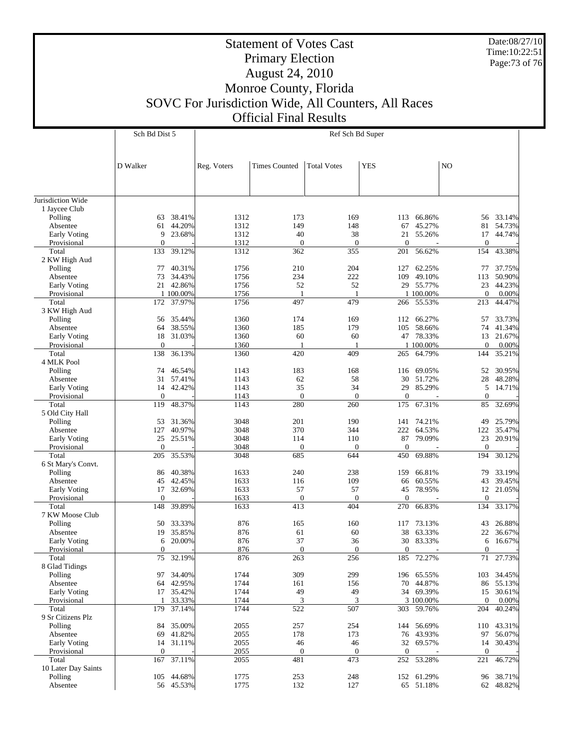# Statement of Votes Cast
## Primary Election
## August 24, 2010
## Monroe County, Florida
## SOVC For Jurisdiction Wide, All Counters, All Races
## Official Final Results

Date:08/27/10
Time:10:22:51

| | Sch Bd Dist 5 | | Ref Sch Bd Super | | | | | | |
|---|---|---|---|---|---|---|---|---|---|
| | D Walker | | Reg. Voters | Times Counted | Total Votes | YES | | NO | |
| Jurisdiction Wide | | | | | | | | | |
| 1 Jaycee Club | | | | | | | | | |
| Polling | 63 | 38.41% | 1312 | 173 | 169 | 113 | 66.86% | 56 | 33.14% |
| Absentee | 61 | 44.20% | 1312 | 149 | 148 | 67 | 45.27% | 81 | 54.73% |
| Early Voting | 9 | 23.68% | 1312 | 40 | 38 | 21 | 55.26% | 17 | 44.74% |
| Provisional | 0 | - | 1312 | 0 | 0 | 0 | - | 0 | - |
| Total | 133 | 39.12% | 1312 | 362 | 355 | 201 | 56.62% | 154 | 43.38% |
| 2 KW High Aud | | | | | | | | | |
| Polling | 77 | 40.31% | 1756 | 210 | 204 | 127 | 62.25% | 77 | 37.75% |
| Absentee | 73 | 34.43% | 1756 | 234 | 222 | 109 | 49.10% | 113 | 50.90% |
| Early Voting | 21 | 42.86% | 1756 | 52 | 52 | 29 | 55.77% | 23 | 44.23% |
| Provisional | 1 | 100.00% | 1756 | 1 | 1 | 1 | 100.00% | 0 | 0.00% |
| Total | 172 | 37.97% | 1756 | 497 | 479 | 266 | 55.53% | 213 | 44.47% |
| 3 KW High Aud | | | | | | | | | |
| Polling | 56 | 35.44% | 1360 | 174 | 169 | 112 | 66.27% | 57 | 33.73% |
| Absentee | 64 | 38.55% | 1360 | 185 | 179 | 105 | 58.66% | 74 | 41.34% |
| Early Voting | 18 | 31.03% | 1360 | 60 | 60 | 47 | 78.33% | 13 | 21.67% |
| Provisional | 0 | - | 1360 | 1 | 1 | 1 | 100.00% | 0 | 0.00% |
| Total | 138 | 36.13% | 1360 | 420 | 409 | 265 | 64.79% | 144 | 35.21% |
| 4 MLK Pool | | | | | | | | | |
| Polling | 74 | 46.54% | 1143 | 183 | 168 | 116 | 69.05% | 52 | 30.95% |
| Absentee | 31 | 57.41% | 1143 | 62 | 58 | 30 | 51.72% | 28 | 48.28% |
| Early Voting | 14 | 42.42% | 1143 | 35 | 34 | 29 | 85.29% | 5 | 14.71% |
| Provisional | 0 | - | 1143 | 0 | 0 | 0 | - | 0 | - |
| Total | 119 | 48.37% | 1143 | 280 | 260 | 175 | 67.31% | 85 | 32.69% |
| 5 Old City Hall | | | | | | | | | |
| Polling | 53 | 31.36% | 3048 | 201 | 190 | 141 | 74.21% | 49 | 25.79% |
| Absentee | 127 | 40.97% | 3048 | 370 | 344 | 222 | 64.53% | 122 | 35.47% |
| Early Voting | 25 | 25.51% | 3048 | 114 | 110 | 87 | 79.09% | 23 | 20.91% |
| Provisional | 0 | - | 3048 | 0 | 0 | 0 | - | 0 | - |
| Total | 205 | 35.53% | 3048 | 685 | 644 | 450 | 69.88% | 194 | 30.12% |
| 6 St Mary's Convt. | | | | | | | | | |
| Polling | 86 | 40.38% | 1633 | 240 | 238 | 159 | 66.81% | 79 | 33.19% |
| Absentee | 45 | 42.45% | 1633 | 116 | 109 | 66 | 60.55% | 43 | 39.45% |
| Early Voting | 17 | 32.69% | 1633 | 57 | 57 | 45 | 78.95% | 12 | 21.05% |
| Provisional | 0 | - | 1633 | 0 | 0 | 0 | - | 0 | - |
| Total | 148 | 39.89% | 1633 | 413 | 404 | 270 | 66.83% | 134 | 33.17% |
| 7 KW Moose Club | | | | | | | | | |
| Polling | 50 | 33.33% | 876 | 165 | 160 | 117 | 73.13% | 43 | 26.88% |
| Absentee | 19 | 35.85% | 876 | 61 | 60 | 38 | 63.33% | 22 | 36.67% |
| Early Voting | 6 | 20.00% | 876 | 37 | 36 | 30 | 83.33% | 6 | 16.67% |
| Provisional | 0 | - | 876 | 0 | 0 | 0 | - | 0 | - |
| Total | 75 | 32.19% | 876 | 263 | 256 | 185 | 72.27% | 71 | 27.73% |
| 8 Glad Tidings | | | | | | | | | |
| Polling | 97 | 34.40% | 1744 | 309 | 299 | 196 | 65.55% | 103 | 34.45% |
| Absentee | 64 | 42.95% | 1744 | 161 | 156 | 70 | 44.87% | 86 | 55.13% |
| Early Voting | 17 | 35.42% | 1744 | 49 | 49 | 34 | 69.39% | 15 | 30.61% |
| Provisional | 1 | 33.33% | 1744 | 3 | 3 | 3 | 100.00% | 0 | 0.00% |
| Total | 179 | 37.14% | 1744 | 522 | 507 | 303 | 59.76% | 204 | 40.24% |
| 9 Sr Citizens Plz | | | | | | | | | |
| Polling | 84 | 35.00% | 2055 | 257 | 254 | 144 | 56.69% | 110 | 43.31% |
| Absentee | 69 | 41.82% | 2055 | 178 | 173 | 76 | 43.93% | 97 | 56.07% |
| Early Voting | 14 | 31.11% | 2055 | 46 | 46 | 32 | 69.57% | 14 | 30.43% |
| Provisional | 0 | - | 2055 | 0 | 0 | 0 | - | 0 | - |
| Total | 167 | 37.11% | 2055 | 481 | 473 | 252 | 53.28% | 221 | 46.72% |
| 10 Later Day Saints | | | | | | | | | |
| Polling | 105 | 44.68% | 1775 | 253 | 248 | 152 | 61.29% | 96 | 38.71% |
| Absentee | 56 | 45.53% | 1775 | 132 | 127 | 65 | 51.18% | 62 | 48.82% |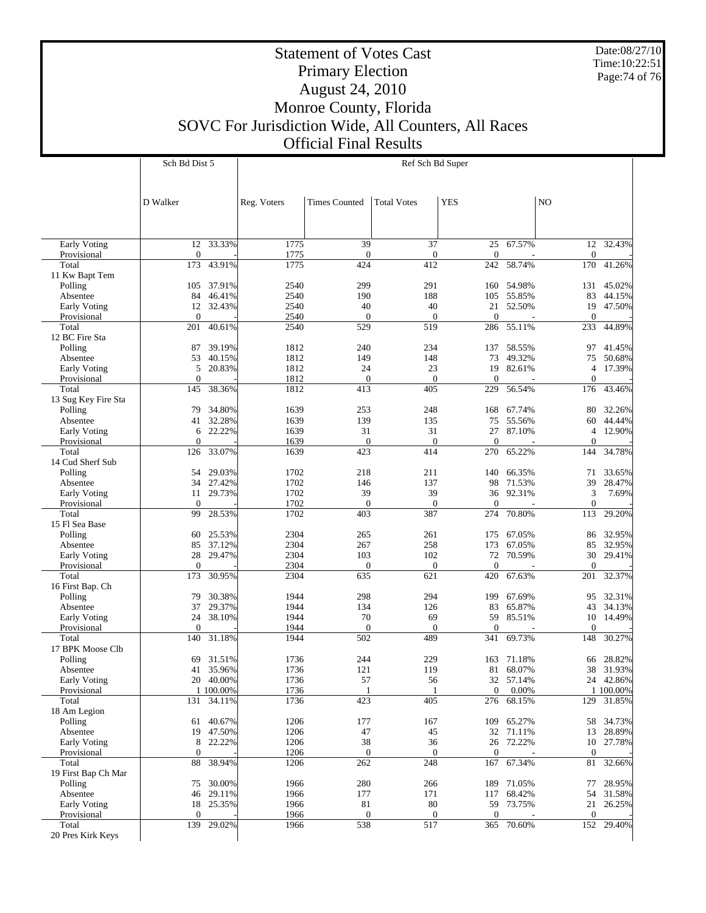# Statement of Votes Cast
## Primary Election
## August 24, 2010
## Monroe County, Florida
## SOVC For Jurisdiction Wide, All Counters, All Races
## Official Final Results

Date:08/27/10
Time:10:22:51

| | Sch Bd Dist 5 | | Ref Sch Bd Super | | | | | | |
|---|---|---|---|---|---|---|---|---|---|
| | D Walker | | Reg. Voters | Times Counted | Total Votes | YES | | NO | |
| Early Voting | 12 | 33.33% | 1775 | 39 | 37 | 25 | 67.57% | 12 | 32.43% |
| Provisional | 0 | - | 1775 | 0 | 0 | 0 | - | 0 | - |
| Total | 173 | 43.91% | 1775 | 424 | 412 | 242 | 58.74% | 170 | 41.26% |
| 11 Kw Bapt Tem | | | | | | | | | |
| Polling | 105 | 37.91% | 2540 | 299 | 291 | 160 | 54.98% | 131 | 45.02% |
| Absentee | 84 | 46.41% | 2540 | 190 | 188 | 105 | 55.85% | 83 | 44.15% |
| Early Voting | 12 | 32.43% | 2540 | 40 | 40 | 21 | 52.50% | 19 | 47.50% |
| Provisional | 0 | - | 2540 | 0 | 0 | 0 | - | 0 | - |
| Total | 201 | 40.61% | 2540 | 529 | 519 | 286 | 55.11% | 233 | 44.89% |
| 12 BC Fire Sta | | | | | | | | | |
| Polling | 87 | 39.19% | 1812 | 240 | 234 | 137 | 58.55% | 97 | 41.45% |
| Absentee | 53 | 40.15% | 1812 | 149 | 148 | 73 | 49.32% | 75 | 50.68% |
| Early Voting | 5 | 20.83% | 1812 | 24 | 23 | 19 | 82.61% | 4 | 17.39% |
| Provisional | 0 | - | 1812 | 0 | 0 | 0 | - | 0 | - |
| Total | 145 | 38.36% | 1812 | 413 | 405 | 229 | 56.54% | 176 | 43.46% |
| 13 Sug Key Fire Sta | | | | | | | | | |
| Polling | 79 | 34.80% | 1639 | 253 | 248 | 168 | 67.74% | 80 | 32.26% |
| Absentee | 41 | 32.28% | 1639 | 139 | 135 | 75 | 55.56% | 60 | 44.44% |
| Early Voting | 6 | 22.22% | 1639 | 31 | 31 | 27 | 87.10% | 4 | 12.90% |
| Provisional | 0 | - | 1639 | 0 | 0 | 0 | - | 0 | - |
| Total | 126 | 33.07% | 1639 | 423 | 414 | 270 | 65.22% | 144 | 34.78% |
| 14 Cud Sherf Sub | | | | | | | | | |
| Polling | 54 | 29.03% | 1702 | 218 | 211 | 140 | 66.35% | 71 | 33.65% |
| Absentee | 34 | 27.42% | 1702 | 146 | 137 | 98 | 71.53% | 39 | 28.47% |
| Early Voting | 11 | 29.73% | 1702 | 39 | 39 | 36 | 92.31% | 3 | 7.69% |
| Provisional | 0 | - | 1702 | 0 | 0 | 0 | - | 0 | - |
| Total | 99 | 28.53% | 1702 | 403 | 387 | 274 | 70.80% | 113 | 29.20% |
| 15 Fl Sea Base | | | | | | | | | |
| Polling | 60 | 25.53% | 2304 | 265 | 261 | 175 | 67.05% | 86 | 32.95% |
| Absentee | 85 | 37.12% | 2304 | 267 | 258 | 173 | 67.05% | 85 | 32.95% |
| Early Voting | 28 | 29.47% | 2304 | 103 | 102 | 72 | 70.59% | 30 | 29.41% |
| Provisional | 0 | - | 2304 | 0 | 0 | 0 | - | 0 | - |
| Total | 173 | 30.95% | 2304 | 635 | 621 | 420 | 67.63% | 201 | 32.37% |
| 16 First Bap. Ch | | | | | | | | | |
| Polling | 79 | 30.38% | 1944 | 298 | 294 | 199 | 67.69% | 95 | 32.31% |
| Absentee | 37 | 29.37% | 1944 | 134 | 126 | 83 | 65.87% | 43 | 34.13% |
| Early Voting | 24 | 38.10% | 1944 | 70 | 69 | 59 | 85.51% | 10 | 14.49% |
| Provisional | 0 | - | 1944 | 0 | 0 | 0 | - | 0 | - |
| Total | 140 | 31.18% | 1944 | 502 | 489 | 341 | 69.73% | 148 | 30.27% |
| 17 BPK Moose Clb | | | | | | | | | |
| Polling | 69 | 31.51% | 1736 | 244 | 229 | 163 | 71.18% | 66 | 28.82% |
| Absentee | 41 | 35.96% | 1736 | 121 | 119 | 81 | 68.07% | 38 | 31.93% |
| Early Voting | 20 | 40.00% | 1736 | 57 | 56 | 32 | 57.14% | 24 | 42.86% |
| Provisional | 1 | 100.00% | 1736 | 1 | 1 | 0 | 0.00% | 1 | 100.00% |
| Total | 131 | 34.11% | 1736 | 423 | 405 | 276 | 68.15% | 129 | 31.85% |
| 18 Am Legion | | | | | | | | | |
| Polling | 61 | 40.67% | 1206 | 177 | 167 | 109 | 65.27% | 58 | 34.73% |
| Absentee | 19 | 47.50% | 1206 | 47 | 45 | 32 | 71.11% | 13 | 28.89% |
| Early Voting | 8 | 22.22% | 1206 | 38 | 36 | 26 | 72.22% | 10 | 27.78% |
| Provisional | 0 | - | 1206 | 0 | 0 | 0 | - | 0 | - |
| Total | 88 | 38.94% | 1206 | 262 | 248 | 167 | 67.34% | 81 | 32.66% |
| 19 First Bap Ch Mar | | | | | | | | | |
| Polling | 75 | 30.00% | 1966 | 280 | 266 | 189 | 71.05% | 77 | 28.95% |
| Absentee | 46 | 29.11% | 1966 | 177 | 171 | 117 | 68.42% | 54 | 31.58% |
| Early Voting | 18 | 25.35% | 1966 | 81 | 80 | 59 | 73.75% | 21 | 26.25% |
| Provisional | 0 | - | 1966 | 0 | 0 | 0 | - | 0 | - |
| Total | 139 | 29.02% | 1966 | 538 | 517 | 365 | 70.60% | 152 | 29.40% |
| 20 Pres Kirk Keys | | | | | | | | | |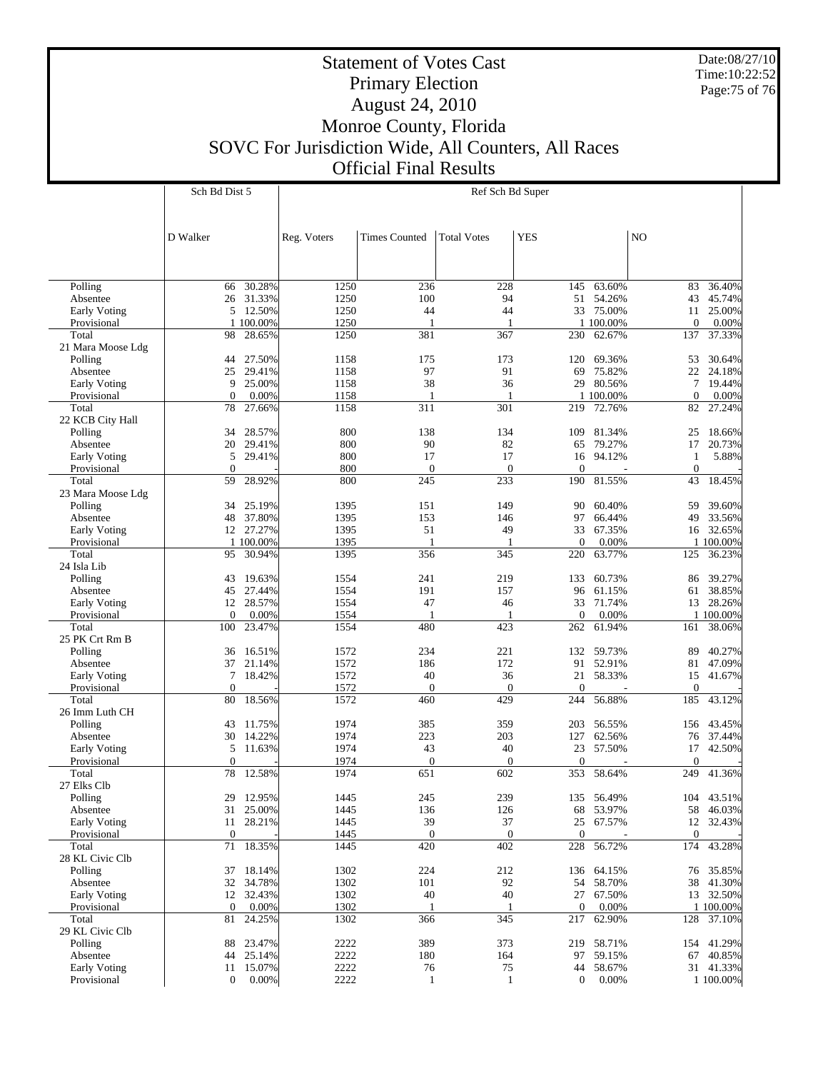# Statement of Votes Cast
## Primary Election
## August 24, 2010
## Monroe County, Florida
## SOVC For Jurisdiction Wide, All Counters, All Races
## Official Final Results

Date:08/27/10
Time:10:22:52

| | Sch Bd Dist 5 | | Ref Sch Bd Super | | | | | | |
|---|---|---|---|---|---|---|---|---|---|
| | D Walker | | Reg. Voters | Times Counted | Total Votes | YES | | NO | |
| Polling | 66 | 30.28% | 1250 | 236 | 228 | 145 | 63.60% | 83 | 36.40% |
| Absentee | 26 | 31.33% | 1250 | 100 | 94 | 51 | 54.26% | 43 | 45.74% |
| Early Voting | 5 | 12.50% | 1250 | 44 | 44 | 33 | 75.00% | 11 | 25.00% |
| Provisional | 1 | 100.00% | 1250 | 1 | 1 | 1 | 100.00% | 0 | 0.00% |
| Total | 98 | 28.65% | 1250 | 381 | 367 | 230 | 62.67% | 137 | 37.33% |
| 21 Mara Moose Ldg | | | | | | | | | |
| Polling | 44 | 27.50% | 1158 | 175 | 173 | 120 | 69.36% | 53 | 30.64% |
| Absentee | 25 | 29.41% | 1158 | 97 | 91 | 69 | 75.82% | 22 | 24.18% |
| Early Voting | 9 | 25.00% | 1158 | 38 | 36 | 29 | 80.56% | 7 | 19.44% |
| Provisional | 0 | 0.00% | 1158 | 1 | 1 | 1 | 100.00% | 0 | 0.00% |
| Total | 78 | 27.66% | 1158 | 311 | 301 | 219 | 72.76% | 82 | 27.24% |
| 22 KCB City Hall | | | | | | | | | |
| Polling | 34 | 28.57% | 800 | 138 | 134 | 109 | 81.34% | 25 | 18.66% |
| Absentee | 20 | 29.41% | 800 | 90 | 82 | 65 | 79.27% | 17 | 20.73% |
| Early Voting | 5 | 29.41% | 800 | 17 | 17 | 16 | 94.12% | 1 | 5.88% |
| Provisional | 0 | - | 800 | 0 | 0 | 0 | - | 0 | - |
| Total | 59 | 28.92% | 800 | 245 | 233 | 190 | 81.55% | 43 | 18.45% |
| 23 Mara Moose Ldg | | | | | | | | | |
| Polling | 34 | 25.19% | 1395 | 151 | 149 | 90 | 60.40% | 59 | 39.60% |
| Absentee | 48 | 37.80% | 1395 | 153 | 146 | 97 | 66.44% | 49 | 33.56% |
| Early Voting | 12 | 27.27% | 1395 | 51 | 49 | 33 | 67.35% | 16 | 32.65% |
| Provisional | 1 | 100.00% | 1395 | 1 | 1 | 0 | 0.00% | 1 | 100.00% |
| Total | 95 | 30.94% | 1395 | 356 | 345 | 220 | 63.77% | 125 | 36.23% |
| 24 Isla Lib | | | | | | | | | |
| Polling | 43 | 19.63% | 1554 | 241 | 219 | 133 | 60.73% | 86 | 39.27% |
| Absentee | 45 | 27.44% | 1554 | 191 | 157 | 96 | 61.15% | 61 | 38.85% |
| Early Voting | 12 | 28.57% | 1554 | 47 | 46 | 33 | 71.74% | 13 | 28.26% |
| Provisional | 0 | 0.00% | 1554 | 1 | 1 | 0 | 0.00% | 1 | 100.00% |
| Total | 100 | 23.47% | 1554 | 480 | 423 | 262 | 61.94% | 161 | 38.06% |
| 25 PK Crt Rm B | | | | | | | | | |
| Polling | 36 | 16.51% | 1572 | 234 | 221 | 132 | 59.73% | 89 | 40.27% |
| Absentee | 37 | 21.14% | 1572 | 186 | 172 | 91 | 52.91% | 81 | 47.09% |
| Early Voting | 7 | 18.42% | 1572 | 40 | 36 | 21 | 58.33% | 15 | 41.67% |
| Provisional | 0 | - | 1572 | 0 | 0 | 0 | - | 0 | - |
| Total | 80 | 18.56% | 1572 | 460 | 429 | 244 | 56.88% | 185 | 43.12% |
| 26 Imm Luth CH | | | | | | | | | |
| Polling | 43 | 11.75% | 1974 | 385 | 359 | 203 | 56.55% | 156 | 43.45% |
| Absentee | 30 | 14.22% | 1974 | 223 | 203 | 127 | 62.56% | 76 | 37.44% |
| Early Voting | 5 | 11.63% | 1974 | 43 | 40 | 23 | 57.50% | 17 | 42.50% |
| Provisional | 0 | - | 1974 | 0 | 0 | 0 | - | 0 | - |
| Total | 78 | 12.58% | 1974 | 651 | 602 | 353 | 58.64% | 249 | 41.36% |
| 27 Elks Clb | | | | | | | | | |
| Polling | 29 | 12.95% | 1445 | 245 | 239 | 135 | 56.49% | 104 | 43.51% |
| Absentee | 31 | 25.00% | 1445 | 136 | 126 | 68 | 53.97% | 58 | 46.03% |
| Early Voting | 11 | 28.21% | 1445 | 39 | 37 | 25 | 67.57% | 12 | 32.43% |
| Provisional | 0 | - | 1445 | 0 | 0 | 0 | - | 0 | - |
| Total | 71 | 18.35% | 1445 | 420 | 402 | 228 | 56.72% | 174 | 43.28% |
| 28 KL Civic Clb | | | | | | | | | |
| Polling | 37 | 18.14% | 1302 | 224 | 212 | 136 | 64.15% | 76 | 35.85% |
| Absentee | 32 | 34.78% | 1302 | 101 | 92 | 54 | 58.70% | 38 | 41.30% |
| Early Voting | 12 | 32.43% | 1302 | 40 | 40 | 27 | 67.50% | 13 | 32.50% |
| Provisional | 0 | 0.00% | 1302 | 1 | 1 | 0 | 0.00% | 1 | 100.00% |
| Total | 81 | 24.25% | 1302 | 366 | 345 | 217 | 62.90% | 128 | 37.10% |
| 29 KL Civic Clb | | | | | | | | | |
| Polling | 88 | 23.47% | 2222 | 389 | 373 | 219 | 58.71% | 154 | 41.29% |
| Absentee | 44 | 25.14% | 2222 | 180 | 164 | 97 | 59.15% | 67 | 40.85% |
| Early Voting | 11 | 15.07% | 2222 | 76 | 75 | 44 | 58.67% | 31 | 41.33% |
| Provisional | 0 | 0.00% | 2222 | 1 | 1 | 0 | 0.00% | 1 | 100.00% |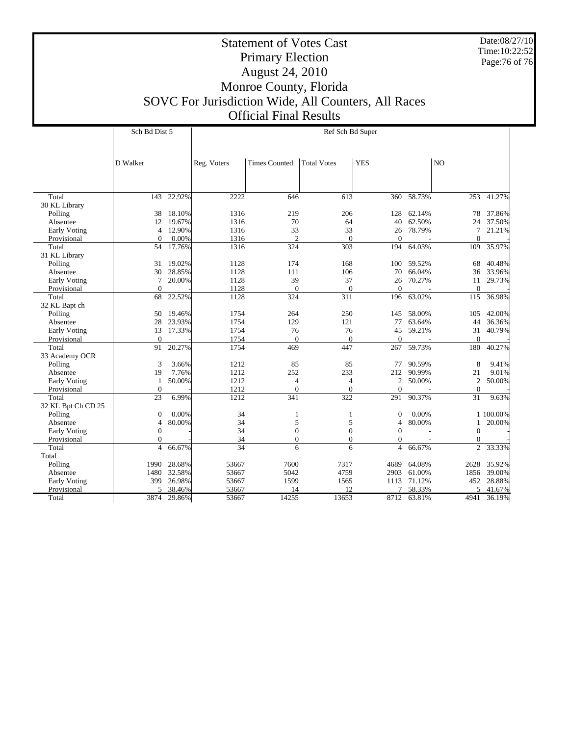# Statement of Votes Cast
# Primary Election
# August 24, 2010
# Monroe County, Florida
# SOVC For Jurisdiction Wide, All Counters, All Races
# Official Final Results

Date:08/27/10
Time:10:22:52

| | Sch Bd Dist 5 | | Ref Sch Bd Super | | | | | | |
|---|---|---|---|---|---|---|---|---|---|
| | D Walker | | Reg. Voters | Times Counted | Total Votes | YES | | NO | |
| Total | 143 | 22.92% | 2222 | 646 | 613 | 360 | 58.73% | 253 | 41.27% |
| 30 KL Library | | | | | | | | | |
| Polling | 38 | 18.10% | 1316 | 219 | 206 | 128 | 62.14% | 78 | 37.86% |
| Absentee | 12 | 19.67% | 1316 | 70 | 64 | 40 | 62.50% | 24 | 37.50% |
| Early Voting | 4 | 12.90% | 1316 | 33 | 33 | 26 | 78.79% | 7 | 21.21% |
| Provisional | 0 | 0.00% | 1316 | 2 | 0 | 0 | - | 0 | - |
| Total | 54 | 17.76% | 1316 | 324 | 303 | 194 | 64.03% | 109 | 35.97% |
| 31 KL Library | | | | | | | | | |
| Polling | 31 | 19.02% | 1128 | 174 | 168 | 100 | 59.52% | 68 | 40.48% |
| Absentee | 30 | 28.85% | 1128 | 111 | 106 | 70 | 66.04% | 36 | 33.96% |
| Early Voting | 7 | 20.00% | 1128 | 39 | 37 | 26 | 70.27% | 11 | 29.73% |
| Provisional | 0 | - | 1128 | 0 | 0 | 0 | - | 0 | - |
| Total | 68 | 22.52% | 1128 | 324 | 311 | 196 | 63.02% | 115 | 36.98% |
| 32 KL Bapt ch | | | | | | | | | |
| Polling | 50 | 19.46% | 1754 | 264 | 250 | 145 | 58.00% | 105 | 42.00% |
| Absentee | 28 | 23.93% | 1754 | 129 | 121 | 77 | 63.64% | 44 | 36.36% |
| Early Voting | 13 | 17.33% | 1754 | 76 | 76 | 45 | 59.21% | 31 | 40.79% |
| Provisional | 0 | - | 1754 | 0 | 0 | 0 | - | 0 | - |
| Total | 91 | 20.27% | 1754 | 469 | 447 | 267 | 59.73% | 180 | 40.27% |
| 33 Academy OCR | | | | | | | | | |
| Polling | 3 | 3.66% | 1212 | 85 | 85 | 77 | 90.59% | 8 | 9.41% |
| Absentee | 19 | 7.76% | 1212 | 252 | 233 | 212 | 90.99% | 21 | 9.01% |
| Early Voting | 1 | 50.00% | 1212 | 4 | 4 | 2 | 50.00% | 2 | 50.00% |
| Provisional | 0 | - | 1212 | 0 | 0 | 0 | - | 0 | - |
| Total | 23 | 6.99% | 1212 | 341 | 322 | 291 | 90.37% | 31 | 9.63% |
| 32 KL Bpt Ch CD 25 | | | | | | | | | |
| Polling | 0 | 0.00% | 34 | 1 | 1 | 0 | 0.00% | 1 | 100.00% |
| Absentee | 4 | 80.00% | 34 | 5 | 5 | 4 | 80.00% | 1 | 20.00% |
| Early Voting | 0 | - | 34 | 0 | 0 | 0 | - | 0 | - |
| Provisional | 0 | - | 34 | 0 | 0 | 0 | - | 0 | - |
| Total | 4 | 66.67% | 34 | 6 | 6 | 4 | 66.67% | 2 | 33.33% |
| Total | | | | | | | | | |
| Polling | 1990 | 28.68% | 53667 | 7600 | 7317 | 4689 | 64.08% | 2628 | 35.92% |
| Absentee | 1480 | 32.58% | 53667 | 5042 | 4759 | 2903 | 61.00% | 1856 | 39.00% |
| Early Voting | 399 | 26.98% | 53667 | 1599 | 1565 | 1113 | 71.12% | 452 | 28.88% |
| Provisional | 5 | 38.46% | 53667 | 14 | 12 | 7 | 58.33% | 5 | 41.67% |
| Total | 3874 | 29.86% | 53667 | 14255 | 13653 | 8712 | 63.81% | 4941 | 36.19% |